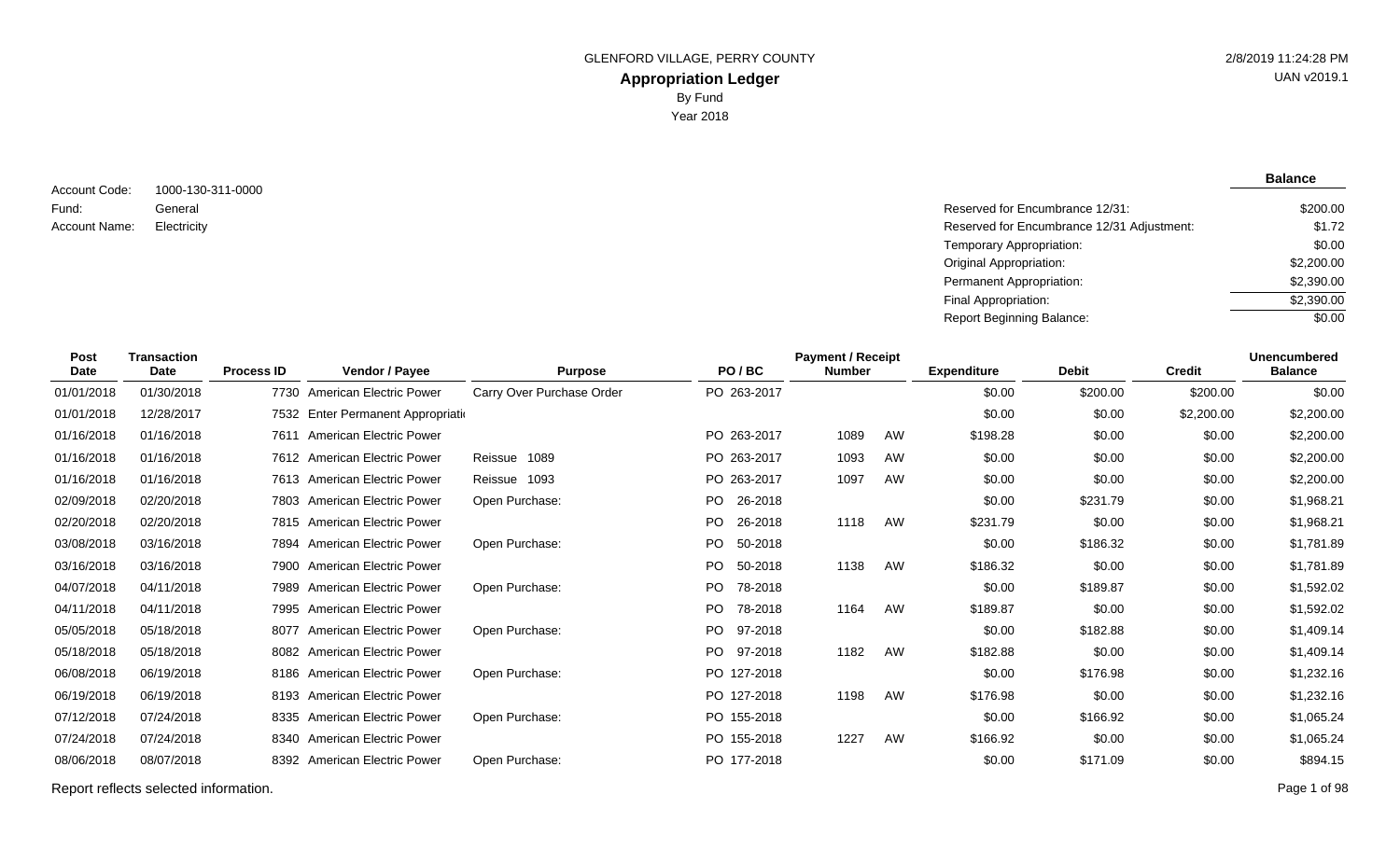GLENFORD VILLAGE, PERRY COUNTY

# Appropriation Ledger

By Fund

Year 2018

2/8/2019 11:24:28 PM

UAN v2019.1

Account Code: 1000-130-311-0000

Fund: General

Account Name: Electricity

| | Balance |
|---|---|
| Reserved for Encumbrance 12/31: | $200.00 |
| Reserved for Encumbrance 12/31 Adjustment: | $1.72 |
| Temporary Appropriation: | $0.00 |
| Original Appropriation: | $2,200.00 |
| Permanent Appropriation: | $2,390.00 |
| Final Appropriation: | $2,390.00 |
| Report Beginning Balance: | $0.00 |

| Post Date | Transaction Date | Process ID | Vendor / Payee | Purpose | PO / BC | Payment / Receipt Number | | Expenditure | Debit | Credit | Unencumbered Balance |
|---|---|---|---|---|---|---|---|---|---|---|---|
| 01/01/2018 | 01/30/2018 | 7730 | American Electric Power | Carry Over Purchase Order | PO 263-2017 | | | $0.00 | $200.00 | $200.00 | $0.00 |
| 01/01/2018 | 12/28/2017 | 7532 | Enter Permanent Appropriati | | | | | $0.00 | $0.00 | $2,200.00 | $2,200.00 |
| 01/16/2018 | 01/16/2018 | 7611 | American Electric Power | | PO 263-2017 | 1089 | AW | $198.28 | $0.00 | $0.00 | $2,200.00 |
| 01/16/2018 | 01/16/2018 | 7612 | American Electric Power | Reissue 1089 | PO 263-2017 | 1093 | AW | $0.00 | $0.00 | $0.00 | $2,200.00 |
| 01/16/2018 | 01/16/2018 | 7613 | American Electric Power | Reissue 1093 | PO 263-2017 | 1097 | AW | $0.00 | $0.00 | $0.00 | $2,200.00 |
| 02/09/2018 | 02/20/2018 | 7803 | American Electric Power | Open Purchase: | PO 26-2018 | | | $0.00 | $231.79 | $0.00 | $1,968.21 |
| 02/20/2018 | 02/20/2018 | 7815 | American Electric Power | | PO 26-2018 | 1118 | AW | $231.79 | $0.00 | $0.00 | $1,968.21 |
| 03/08/2018 | 03/16/2018 | 7894 | American Electric Power | Open Purchase: | PO 50-2018 | | | $0.00 | $186.32 | $0.00 | $1,781.89 |
| 03/16/2018 | 03/16/2018 | 7900 | American Electric Power | | PO 50-2018 | 1138 | AW | $186.32 | $0.00 | $0.00 | $1,781.89 |
| 04/07/2018 | 04/11/2018 | 7989 | American Electric Power | Open Purchase: | PO 78-2018 | | | $0.00 | $189.87 | $0.00 | $1,592.02 |
| 04/11/2018 | 04/11/2018 | 7995 | American Electric Power | | PO 78-2018 | 1164 | AW | $189.87 | $0.00 | $0.00 | $1,592.02 |
| 05/05/2018 | 05/18/2018 | 8077 | American Electric Power | Open Purchase: | PO 97-2018 | | | $0.00 | $182.88 | $0.00 | $1,409.14 |
| 05/18/2018 | 05/18/2018 | 8082 | American Electric Power | | PO 97-2018 | 1182 | AW | $182.88 | $0.00 | $0.00 | $1,409.14 |
| 06/08/2018 | 06/19/2018 | 8186 | American Electric Power | Open Purchase: | PO 127-2018 | | | $0.00 | $176.98 | $0.00 | $1,232.16 |
| 06/19/2018 | 06/19/2018 | 8193 | American Electric Power | | PO 127-2018 | 1198 | AW | $176.98 | $0.00 | $0.00 | $1,232.16 |
| 07/12/2018 | 07/24/2018 | 8335 | American Electric Power | Open Purchase: | PO 155-2018 | | | $0.00 | $166.92 | $0.00 | $1,065.24 |
| 07/24/2018 | 07/24/2018 | 8340 | American Electric Power | | PO 155-2018 | 1227 | AW | $166.92 | $0.00 | $0.00 | $1,065.24 |
| 08/06/2018 | 08/07/2018 | 8392 | American Electric Power | Open Purchase: | PO 177-2018 | | | $0.00 | $171.09 | $0.00 | $894.15 |

Report reflects selected information.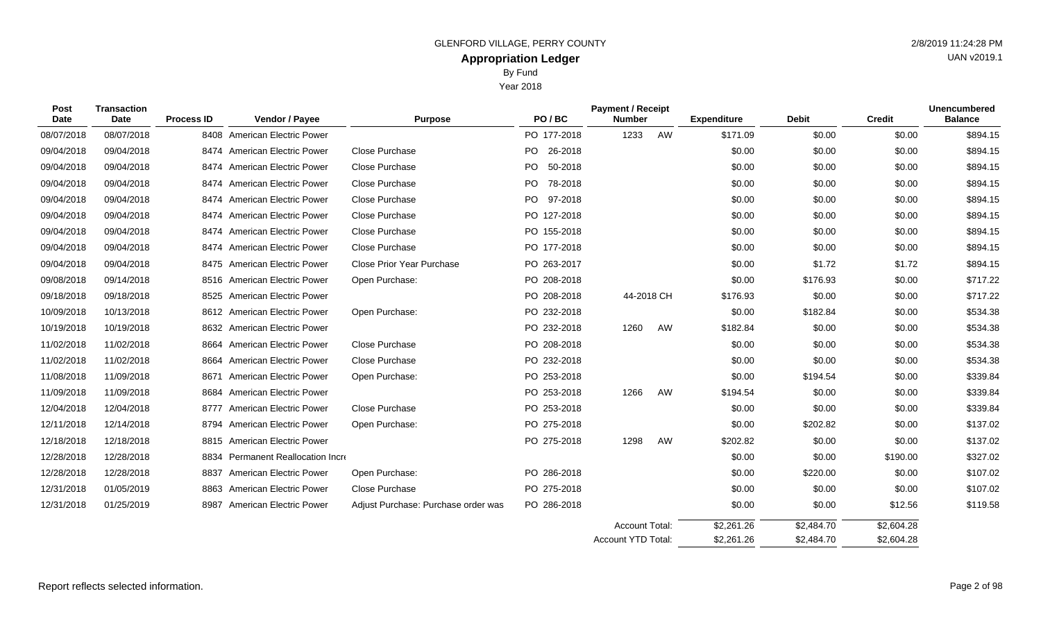GLENFORD VILLAGE, PERRY COUNTY

**Appropriation Ledger**

By Fund

Year 2018

2/8/2019 11:24:28 PM

UAN v2019.1

| Post Date | Transaction Date | Process ID | Vendor / Payee | Purpose | PO / BC | Payment / Receipt Number | | Expenditure | Debit | Credit | Unencumbered Balance |
|---|---|---|---|---|---|---|---|---|---|---|---|
| 08/07/2018 | 08/07/2018 | 8408 | American Electric Power | | PO 177-2018 | 1233 | AW | $171.09 | $0.00 | $0.00 | $894.15 |
| 09/04/2018 | 09/04/2018 | 8474 | American Electric Power | Close Purchase | PO 26-2018 | | | $0.00 | $0.00 | $0.00 | $894.15 |
| 09/04/2018 | 09/04/2018 | 8474 | American Electric Power | Close Purchase | PO 50-2018 | | | $0.00 | $0.00 | $0.00 | $894.15 |
| 09/04/2018 | 09/04/2018 | 8474 | American Electric Power | Close Purchase | PO 78-2018 | | | $0.00 | $0.00 | $0.00 | $894.15 |
| 09/04/2018 | 09/04/2018 | 8474 | American Electric Power | Close Purchase | PO 97-2018 | | | $0.00 | $0.00 | $0.00 | $894.15 |
| 09/04/2018 | 09/04/2018 | 8474 | American Electric Power | Close Purchase | PO 127-2018 | | | $0.00 | $0.00 | $0.00 | $894.15 |
| 09/04/2018 | 09/04/2018 | 8474 | American Electric Power | Close Purchase | PO 155-2018 | | | $0.00 | $0.00 | $0.00 | $894.15 |
| 09/04/2018 | 09/04/2018 | 8474 | American Electric Power | Close Purchase | PO 177-2018 | | | $0.00 | $0.00 | $0.00 | $894.15 |
| 09/04/2018 | 09/04/2018 | 8475 | American Electric Power | Close Prior Year Purchase | PO 263-2017 | | | $0.00 | $1.72 | $1.72 | $894.15 |
| 09/08/2018 | 09/14/2018 | 8516 | American Electric Power | Open Purchase: | PO 208-2018 | | | $0.00 | $176.93 | $0.00 | $717.22 |
| 09/18/2018 | 09/18/2018 | 8525 | American Electric Power | | PO 208-2018 | 44-2018 | CH | $176.93 | $0.00 | $0.00 | $717.22 |
| 10/09/2018 | 10/13/2018 | 8612 | American Electric Power | Open Purchase: | PO 232-2018 | | | $0.00 | $182.84 | $0.00 | $534.38 |
| 10/19/2018 | 10/19/2018 | 8632 | American Electric Power | | PO 232-2018 | 1260 | AW | $182.84 | $0.00 | $0.00 | $534.38 |
| 11/02/2018 | 11/02/2018 | 8664 | American Electric Power | Close Purchase | PO 208-2018 | | | $0.00 | $0.00 | $0.00 | $534.38 |
| 11/02/2018 | 11/02/2018 | 8664 | American Electric Power | Close Purchase | PO 232-2018 | | | $0.00 | $0.00 | $0.00 | $534.38 |
| 11/08/2018 | 11/09/2018 | 8671 | American Electric Power | Open Purchase: | PO 253-2018 | | | $0.00 | $194.54 | $0.00 | $339.84 |
| 11/09/2018 | 11/09/2018 | 8684 | American Electric Power | | PO 253-2018 | 1266 | AW | $194.54 | $0.00 | $0.00 | $339.84 |
| 12/04/2018 | 12/04/2018 | 8777 | American Electric Power | Close Purchase | PO 253-2018 | | | $0.00 | $0.00 | $0.00 | $339.84 |
| 12/11/2018 | 12/14/2018 | 8794 | American Electric Power | Open Purchase: | PO 275-2018 | | | $0.00 | $202.82 | $0.00 | $137.02 |
| 12/18/2018 | 12/18/2018 | 8815 | American Electric Power | | PO 275-2018 | 1298 | AW | $202.82 | $0.00 | $0.00 | $137.02 |
| 12/28/2018 | 12/28/2018 | 8834 | Permanent Reallocation Incr | | | | | $0.00 | $0.00 | $190.00 | $327.02 |
| 12/28/2018 | 12/28/2018 | 8837 | American Electric Power | Open Purchase: | PO 286-2018 | | | $0.00 | $220.00 | $0.00 | $107.02 |
| 12/31/2018 | 01/05/2019 | 8863 | American Electric Power | Close Purchase | PO 275-2018 | | | $0.00 | $0.00 | $0.00 | $107.02 |
| 12/31/2018 | 01/25/2019 | 8987 | American Electric Power | Adjust Purchase: Purchase order was | PO 286-2018 | | | $0.00 | $0.00 | $12.56 | $119.58 |
| | | | | | | Account Total: | | $2,261.26 | $2,484.70 | $2,604.28 | |
| | | | | | | Account YTD Total: | | $2,261.26 | $2,484.70 | $2,604.28 | |

Report reflects selected information.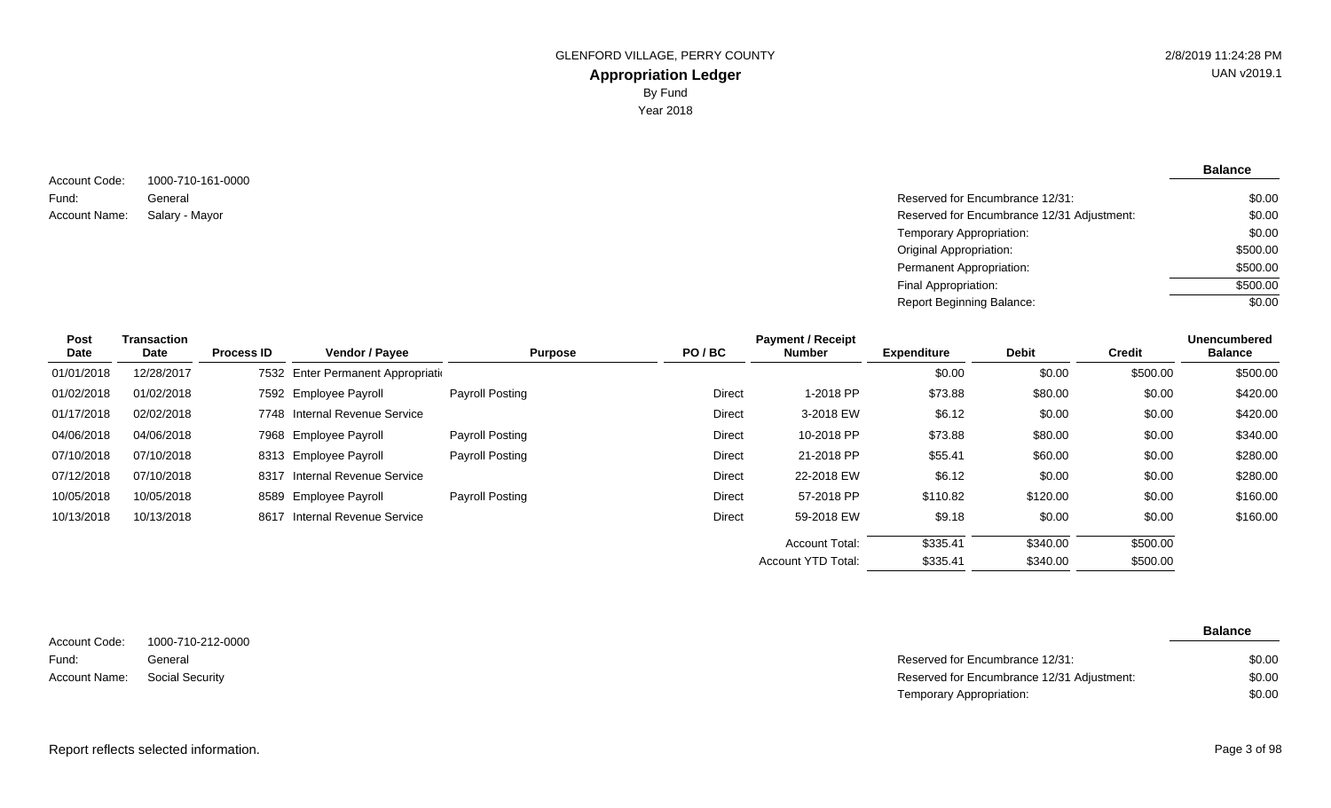GLENFORD VILLAGE, PERRY COUNTY

# Appropriation Ledger

By Fund

Year 2018

2/8/2019 11:24:28 PM

UAN v2019.1

Account Code: 1000-710-161-0000
Fund: General
Account Name: Salary - Mayor

| | Balance |
|---|---|
| Reserved for Encumbrance 12/31: | $0.00 |
| Reserved for Encumbrance 12/31 Adjustment: | $0.00 |
| Temporary Appropriation: | $0.00 |
| Original Appropriation: | $500.00 |
| Permanent Appropriation: | $500.00 |
| Final Appropriation: | $500.00 |
| Report Beginning Balance: | $0.00 |

| Post Date | Transaction Date | Process ID | Vendor / Payee | Purpose | PO / BC | Payment / Receipt Number | Expenditure | Debit | Credit | Unencumbered Balance |
|---|---|---|---|---|---|---|---|---|---|---|
| 01/01/2018 | 12/28/2017 | 7532 | Enter Permanent Appropriati | | | | $0.00 | $0.00 | $500.00 | $500.00 |
| 01/02/2018 | 01/02/2018 | 7592 | Employee Payroll | Payroll Posting | Direct | 1-2018 PP | $73.88 | $80.00 | $0.00 | $420.00 |
| 01/17/2018 | 02/02/2018 | 7748 | Internal Revenue Service | | Direct | 3-2018 EW | $6.12 | $0.00 | $0.00 | $420.00 |
| 04/06/2018 | 04/06/2018 | 7968 | Employee Payroll | Payroll Posting | Direct | 10-2018 PP | $73.88 | $80.00 | $0.00 | $340.00 |
| 07/10/2018 | 07/10/2018 | 8313 | Employee Payroll | Payroll Posting | Direct | 21-2018 PP | $55.41 | $60.00 | $0.00 | $280.00 |
| 07/12/2018 | 07/10/2018 | 8317 | Internal Revenue Service | | Direct | 22-2018 EW | $6.12 | $0.00 | $0.00 | $280.00 |
| 10/05/2018 | 10/05/2018 | 8589 | Employee Payroll | Payroll Posting | Direct | 57-2018 PP | $110.82 | $120.00 | $0.00 | $160.00 |
| 10/13/2018 | 10/13/2018 | 8617 | Internal Revenue Service | | Direct | 59-2018 EW | $9.18 | $0.00 | $0.00 | $160.00 |
| | | | | | | Account Total: | $335.41 | $340.00 | $500.00 | |
| | | | | | | Account YTD Total: | $335.41 | $340.00 | $500.00 | |

Account Code: 1000-710-212-0000
Fund: General
Account Name: Social Security

| | Balance |
|---|---|
| Reserved for Encumbrance 12/31: | $0.00 |
| Reserved for Encumbrance 12/31 Adjustment: | $0.00 |
| Temporary Appropriation: | $0.00 |

Report reflects selected information.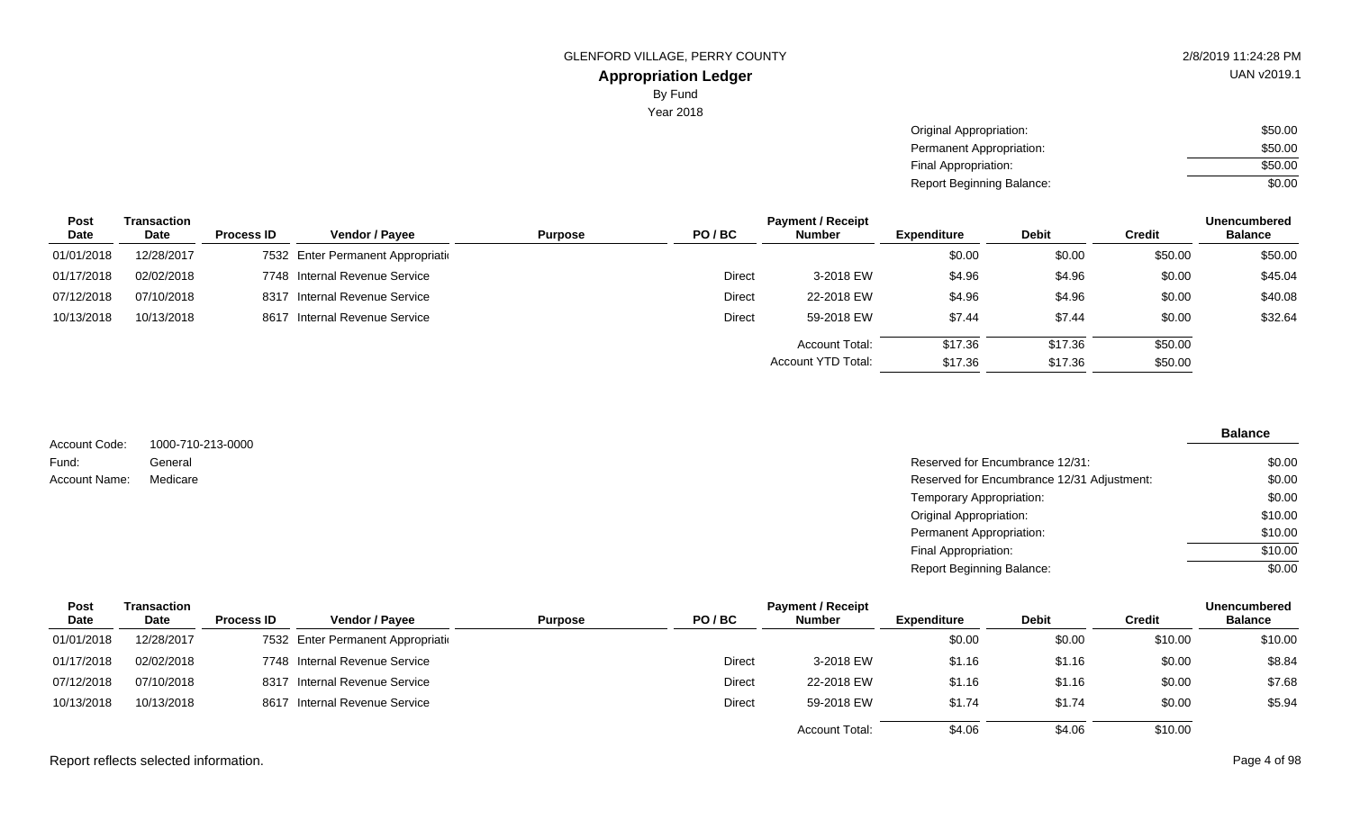GLENFORD VILLAGE, PERRY COUNTY

**Appropriation Ledger**

By Fund

Year 2018

| | |
|---|---|
| Original Appropriation: | $50.00 |
| Permanent Appropriation: | $50.00 |
| Final Appropriation: | $50.00 |
| Report Beginning Balance: | $0.00 |

| Post Date | Transaction Date | Process ID | Vendor / Payee | Purpose | PO / BC | Payment / Receipt Number | Expenditure | Debit | Credit | Unencumbered Balance |
|---|---|---|---|---|---|---|---|---|---|---|
| 01/01/2018 | 12/28/2017 | 7532 | Enter Permanent Appropriati | | | | $0.00 | $0.00 | $50.00 | $50.00 |
| 01/17/2018 | 02/02/2018 | 7748 | Internal Revenue Service | | Direct | 3-2018 EW | $4.96 | $4.96 | $0.00 | $45.04 |
| 07/12/2018 | 07/10/2018 | 8317 | Internal Revenue Service | | Direct | 22-2018 EW | $4.96 | $4.96 | $0.00 | $40.08 |
| 10/13/2018 | 10/13/2018 | 8617 | Internal Revenue Service | | Direct | 59-2018 EW | $7.44 | $7.44 | $0.00 | $32.64 |
| | | | | | | Account Total: | $17.36 | $17.36 | $50.00 | |
| | | | | | | Account YTD Total: | $17.36 | $17.36 | $50.00 | |

Account Code: 1000-710-213-0000

Fund: General

Account Name: Medicare

| | Balance |
|---|---|
| Reserved for Encumbrance 12/31: | $0.00 |
| Reserved for Encumbrance 12/31 Adjustment: | $0.00 |
| Temporary Appropriation: | $0.00 |
| Original Appropriation: | $10.00 |
| Permanent Appropriation: | $10.00 |
| Final Appropriation: | $10.00 |
| Report Beginning Balance: | $0.00 |

| Post Date | Transaction Date | Process ID | Vendor / Payee | Purpose | PO / BC | Payment / Receipt Number | Expenditure | Debit | Credit | Unencumbered Balance |
|---|---|---|---|---|---|---|---|---|---|---|
| 01/01/2018 | 12/28/2017 | 7532 | Enter Permanent Appropriati | | | | $0.00 | $0.00 | $10.00 | $10.00 |
| 01/17/2018 | 02/02/2018 | 7748 | Internal Revenue Service | | Direct | 3-2018 EW | $1.16 | $1.16 | $0.00 | $8.84 |
| 07/12/2018 | 07/10/2018 | 8317 | Internal Revenue Service | | Direct | 22-2018 EW | $1.16 | $1.16 | $0.00 | $7.68 |
| 10/13/2018 | 10/13/2018 | 8617 | Internal Revenue Service | | Direct | 59-2018 EW | $1.74 | $1.74 | $0.00 | $5.94 |
| | | | | | | Account Total: | $4.06 | $4.06 | $10.00 | |

Report reflects selected information.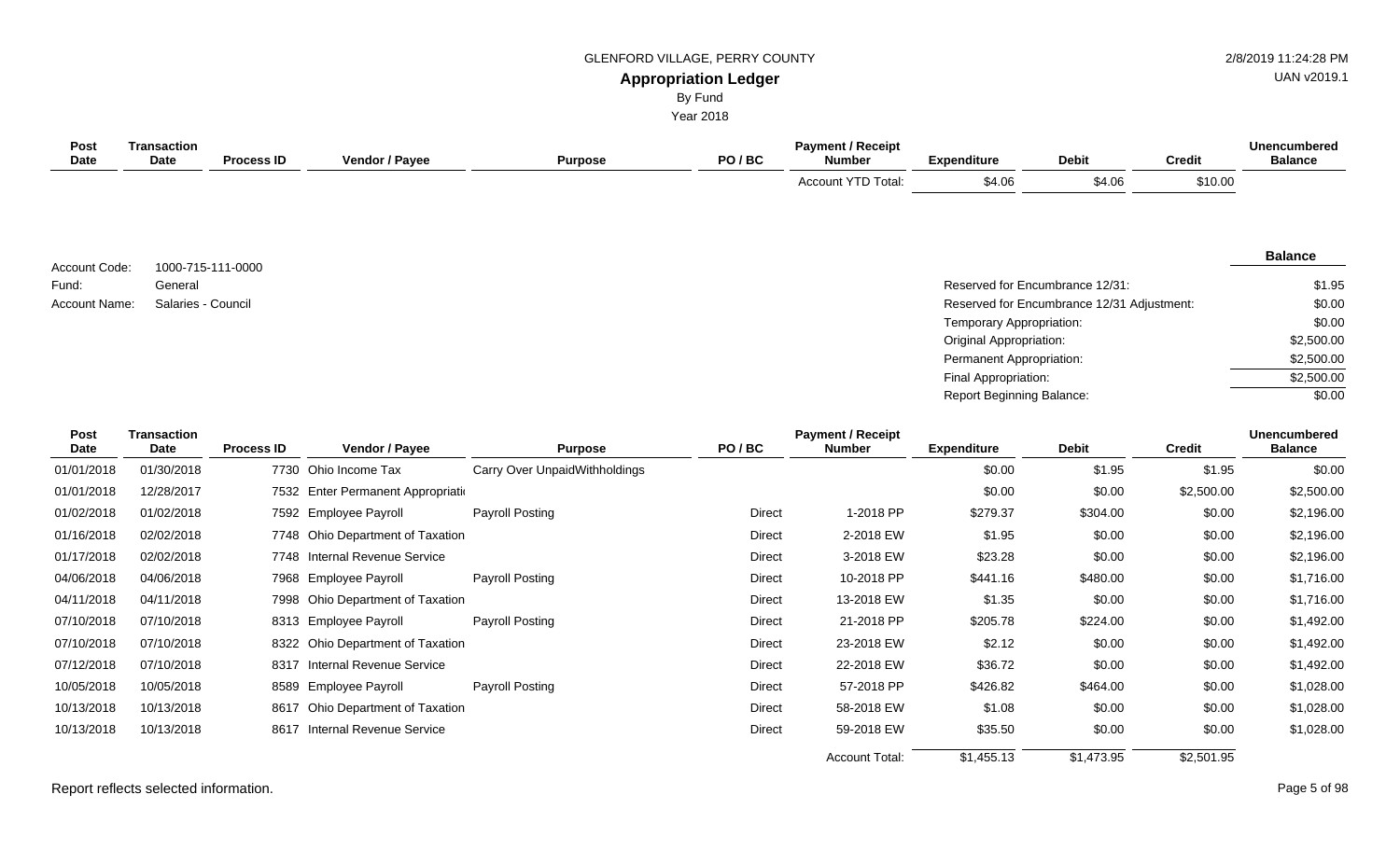GLENFORD VILLAGE, PERRY COUNTY

## Appropriation Ledger

By Fund

Year 2018

| Post Date | Transaction Date | Process ID | Vendor / Payee | Purpose | PO / BC | Payment / Receipt Number | Expenditure | Debit | Credit | Unencumbered Balance |
|---|---|---|---|---|---|---|---|---|---|---|
| | | | | | | Account YTD Total: | $4.06 | $4.06 | $10.00 | |

Account Code: 1000-715-111-0000
Fund: General
Account Name: Salaries - Council

| | Balance |
|---|---|
| Reserved for Encumbrance 12/31: | $1.95 |
| Reserved for Encumbrance 12/31 Adjustment: | $0.00 |
| Temporary Appropriation: | $0.00 |
| Original Appropriation: | $2,500.00 |
| Permanent Appropriation: | $2,500.00 |
| Final Appropriation: | $2,500.00 |
| Report Beginning Balance: | $0.00 |

| Post Date | Transaction Date | Process ID | Vendor / Payee | Purpose | PO / BC | Payment / Receipt Number | Expenditure | Debit | Credit | Unencumbered Balance |
|---|---|---|---|---|---|---|---|---|---|---|
| 01/01/2018 | 01/30/2018 | 7730 | Ohio Income Tax | Carry Over UnpaidWithholdings | | | $0.00 | $1.95 | $1.95 | $0.00 |
| 01/01/2018 | 12/28/2017 | 7532 | Enter Permanent Appropriati | | | | $0.00 | $0.00 | $2,500.00 | $2,500.00 |
| 01/02/2018 | 01/02/2018 | 7592 | Employee Payroll | Payroll Posting | Direct | 1-2018 PP | $279.37 | $304.00 | $0.00 | $2,196.00 |
| 01/16/2018 | 02/02/2018 | 7748 | Ohio Department of Taxation | | Direct | 2-2018 EW | $1.95 | $0.00 | $0.00 | $2,196.00 |
| 01/17/2018 | 02/02/2018 | 7748 | Internal Revenue Service | | Direct | 3-2018 EW | $23.28 | $0.00 | $0.00 | $2,196.00 |
| 04/06/2018 | 04/06/2018 | 7968 | Employee Payroll | Payroll Posting | Direct | 10-2018 PP | $441.16 | $480.00 | $0.00 | $1,716.00 |
| 04/11/2018 | 04/11/2018 | 7998 | Ohio Department of Taxation | | Direct | 13-2018 EW | $1.35 | $0.00 | $0.00 | $1,716.00 |
| 07/10/2018 | 07/10/2018 | 8313 | Employee Payroll | Payroll Posting | Direct | 21-2018 PP | $205.78 | $224.00 | $0.00 | $1,492.00 |
| 07/10/2018 | 07/10/2018 | 8322 | Ohio Department of Taxation | | Direct | 23-2018 EW | $2.12 | $0.00 | $0.00 | $1,492.00 |
| 07/12/2018 | 07/10/2018 | 8317 | Internal Revenue Service | | Direct | 22-2018 EW | $36.72 | $0.00 | $0.00 | $1,492.00 |
| 10/05/2018 | 10/05/2018 | 8589 | Employee Payroll | Payroll Posting | Direct | 57-2018 PP | $426.82 | $464.00 | $0.00 | $1,028.00 |
| 10/13/2018 | 10/13/2018 | 8617 | Ohio Department of Taxation | | Direct | 58-2018 EW | $1.08 | $0.00 | $0.00 | $1,028.00 |
| 10/13/2018 | 10/13/2018 | 8617 | Internal Revenue Service | | Direct | 59-2018 EW | $35.50 | $0.00 | $0.00 | $1,028.00 |
| | | | | | | Account Total: | $1,455.13 | $1,473.95 | $2,501.95 | |

Report reflects selected information.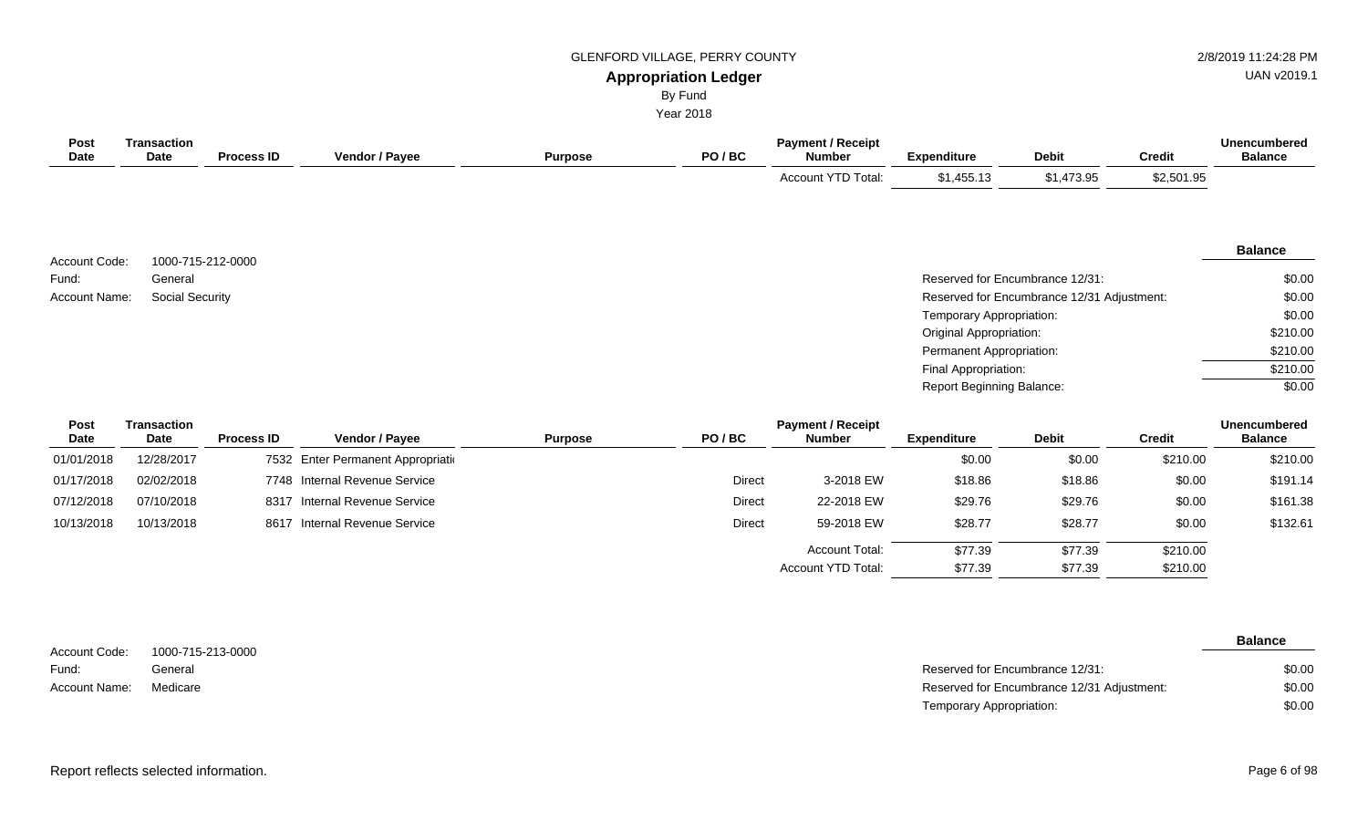| Post Date | Transaction Date | Process ID | Vendor / Payee | Purpose | PO / BC | Payment / Receipt Number | Expenditure | Debit | Credit | Unencumbered Balance |
|---|---|---|---|---|---|---|---|---|---|---|
| | | | | | | Account YTD Total: | $1,455.13 | $1,473.95 | $2,501.95 | |

Account Code: 1000-715-212-0000
Fund: General
Account Name: Social Security

| | Balance |
|---|---|
| Reserved for Encumbrance 12/31: | $0.00 |
| Reserved for Encumbrance 12/31 Adjustment: | $0.00 |
| Temporary Appropriation: | $0.00 |
| Original Appropriation: | $210.00 |
| Permanent Appropriation: | $210.00 |
| Final Appropriation: | $210.00 |
| Report Beginning Balance: | $0.00 |

| Post Date | Transaction Date | Process ID | Vendor / Payee | Purpose | PO / BC | Payment / Receipt Number | Expenditure | Debit | Credit | Unencumbered Balance |
|---|---|---|---|---|---|---|---|---|---|---|
| 01/01/2018 | 12/28/2017 | 7532 | Enter Permanent Appropriati | | | | $0.00 | $0.00 | $210.00 | $210.00 |
| 01/17/2018 | 02/02/2018 | 7748 | Internal Revenue Service | | Direct | 3-2018 EW | $18.86 | $18.86 | $0.00 | $191.14 |
| 07/12/2018 | 07/10/2018 | 8317 | Internal Revenue Service | | Direct | 22-2018 EW | $29.76 | $29.76 | $0.00 | $161.38 |
| 10/13/2018 | 10/13/2018 | 8617 | Internal Revenue Service | | Direct | 59-2018 EW | $28.77 | $28.77 | $0.00 | $132.61 |
| | | | | | | Account Total: | $77.39 | $77.39 | $210.00 | |
| | | | | | | Account YTD Total: | $77.39 | $77.39 | $210.00 | |

Account Code: 1000-715-213-0000
Fund: General
Account Name: Medicare

| | Balance |
|---|---|
| Reserved for Encumbrance 12/31: | $0.00 |
| Reserved for Encumbrance 12/31 Adjustment: | $0.00 |
| Temporary Appropriation: | $0.00 |

Report reflects selected information.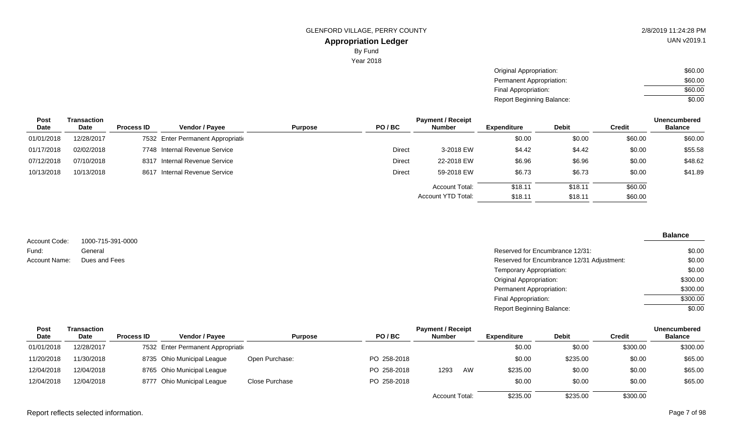GLENFORD VILLAGE, PERRY COUNTY

**Appropriation Ledger**

By Fund

Year 2018

2/8/2019 11:24:28 PM

UAN v2019.1

| | |
|---|---|
| Original Appropriation: | $60.00 |
| Permanent Appropriation: | $60.00 |
| Final Appropriation: | $60.00 |
| Report Beginning Balance: | $0.00 |

| Post Date | Transaction Date | Process ID | Vendor / Payee | Purpose | PO / BC | Payment / Receipt Number | Expenditure | Debit | Credit | Unencumbered Balance |
|---|---|---|---|---|---|---|---|---|---|---|
| 01/01/2018 | 12/28/2017 | 7532 | Enter Permanent Appropriati | | | | $0.00 | $0.00 | $60.00 | $60.00 |
| 01/17/2018 | 02/02/2018 | 7748 | Internal Revenue Service | | Direct | 3-2018 EW | $4.42 | $4.42 | $0.00 | $55.58 |
| 07/12/2018 | 07/10/2018 | 8317 | Internal Revenue Service | | Direct | 22-2018 EW | $6.96 | $6.96 | $0.00 | $48.62 |
| 10/13/2018 | 10/13/2018 | 8617 | Internal Revenue Service | | Direct | 59-2018 EW | $6.73 | $6.73 | $0.00 | $41.89 |
| | | | | | | Account Total: | $18.11 | $18.11 | $60.00 | |
| | | | | | | Account YTD Total: | $18.11 | $18.11 | $60.00 | |

Account Code: 1000-715-391-0000

Fund: General

Account Name: Dues and Fees

| | Balance |
|---|---|
| Reserved for Encumbrance 12/31: | $0.00 |
| Reserved for Encumbrance 12/31 Adjustment: | $0.00 |
| Temporary Appropriation: | $0.00 |
| Original Appropriation: | $300.00 |
| Permanent Appropriation: | $300.00 |
| Final Appropriation: | $300.00 |
| Report Beginning Balance: | $0.00 |

| Post Date | Transaction Date | Process ID | Vendor / Payee | Purpose | PO / BC | Payment / Receipt Number | Expenditure | Debit | Credit | Unencumbered Balance |
|---|---|---|---|---|---|---|---|---|---|---|
| 01/01/2018 | 12/28/2017 | 7532 | Enter Permanent Appropriati | | | | $0.00 | $0.00 | $300.00 | $300.00 |
| 11/20/2018 | 11/30/2018 | 8735 | Ohio Municipal League | Open Purchase: | PO 258-2018 | | $0.00 | $235.00 | $0.00 | $65.00 |
| 12/04/2018 | 12/04/2018 | 8765 | Ohio Municipal League | | PO 258-2018 | 1293 AW | $235.00 | $0.00 | $0.00 | $65.00 |
| 12/04/2018 | 12/04/2018 | 8777 | Ohio Municipal League | Close Purchase | PO 258-2018 | | $0.00 | $0.00 | $0.00 | $65.00 |
| | | | | | | Account Total: | $235.00 | $235.00 | $300.00 | |

Report reflects selected information.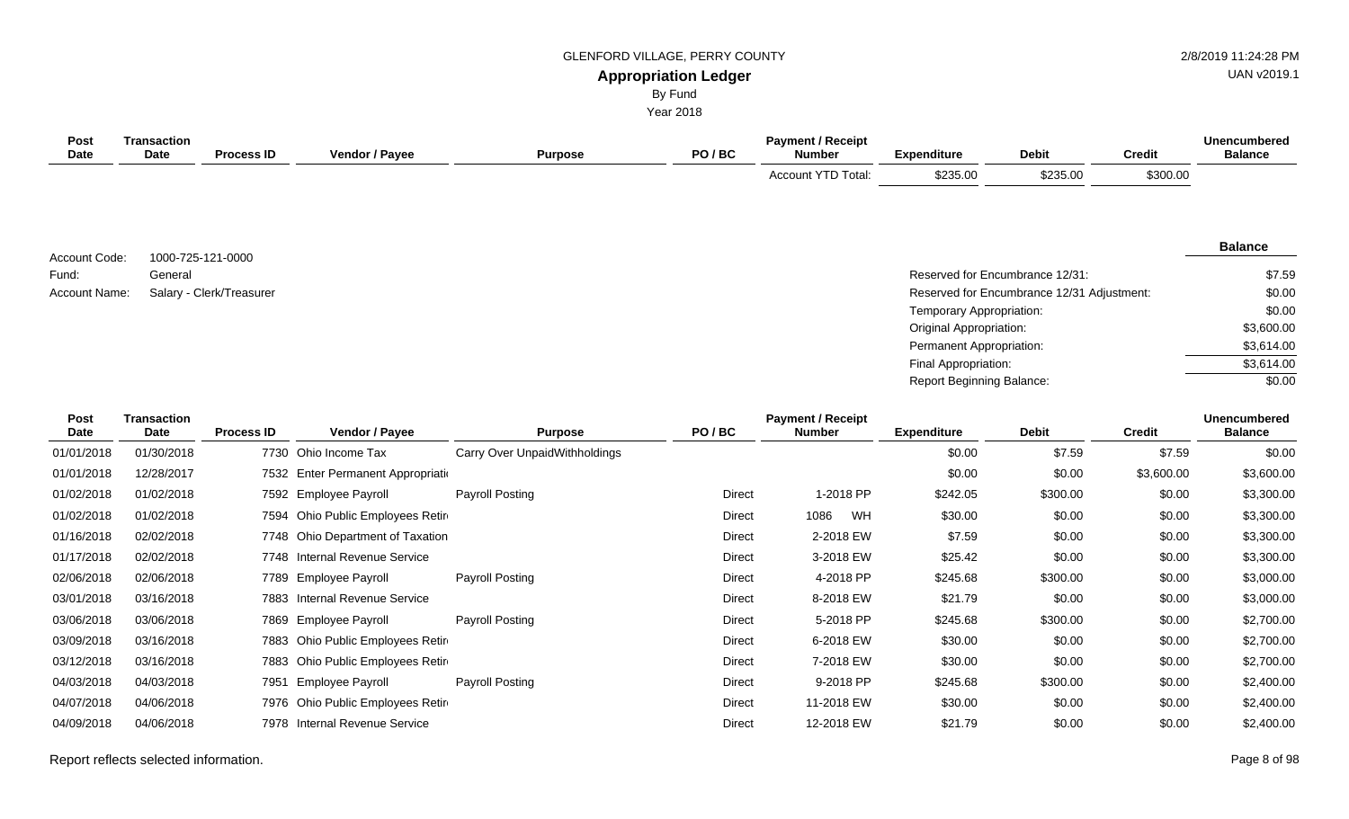| Post Date | Transaction Date | Process ID | Vendor / Payee | Purpose | PO / BC | Payment / Receipt Number | Expenditure | Debit | Credit | Unencumbered Balance |
|---|---|---|---|---|---|---|---|---|---|---|
| | | | | | | Account YTD Total: | $235.00 | $235.00 | $300.00 | |

Account Code: 1000-725-121-0000
Fund: General
Account Name: Salary - Clerk/Treasurer

| | Balance |
|---|---|
| Reserved for Encumbrance 12/31: | $7.59 |
| Reserved for Encumbrance 12/31 Adjustment: | $0.00 |
| Temporary Appropriation: | $0.00 |
| Original Appropriation: | $3,600.00 |
| Permanent Appropriation: | $3,614.00 |
| Final Appropriation: | $3,614.00 |
| Report Beginning Balance: | $0.00 |

| Post Date | Transaction Date | Process ID | Vendor / Payee | Purpose | PO / BC | Payment / Receipt Number | Expenditure | Debit | Credit | Unencumbered Balance |
|---|---|---|---|---|---|---|---|---|---|---|
| 01/01/2018 | 01/30/2018 | 7730 | Ohio Income Tax | Carry Over UnpaidWithholdings | | | $0.00 | $7.59 | $7.59 | $0.00 |
| 01/01/2018 | 12/28/2017 | 7532 | Enter Permanent Appropriati | | | | $0.00 | $0.00 | $3,600.00 | $3,600.00 |
| 01/02/2018 | 01/02/2018 | 7592 | Employee Payroll | Payroll Posting | Direct | 1-2018 PP | $242.05 | $300.00 | $0.00 | $3,300.00 |
| 01/02/2018 | 01/02/2018 | 7594 | Ohio Public Employees Retir | | Direct | 1086 WH | $30.00 | $0.00 | $0.00 | $3,300.00 |
| 01/16/2018 | 02/02/2018 | 7748 | Ohio Department of Taxation | | Direct | 2-2018 EW | $7.59 | $0.00 | $0.00 | $3,300.00 |
| 01/17/2018 | 02/02/2018 | 7748 | Internal Revenue Service | | Direct | 3-2018 EW | $25.42 | $0.00 | $0.00 | $3,300.00 |
| 02/06/2018 | 02/06/2018 | 7789 | Employee Payroll | Payroll Posting | Direct | 4-2018 PP | $245.68 | $300.00 | $0.00 | $3,000.00 |
| 03/01/2018 | 03/16/2018 | 7883 | Internal Revenue Service | | Direct | 8-2018 EW | $21.79 | $0.00 | $0.00 | $3,000.00 |
| 03/06/2018 | 03/06/2018 | 7869 | Employee Payroll | Payroll Posting | Direct | 5-2018 PP | $245.68 | $300.00 | $0.00 | $2,700.00 |
| 03/09/2018 | 03/16/2018 | 7883 | Ohio Public Employees Retir | | Direct | 6-2018 EW | $30.00 | $0.00 | $0.00 | $2,700.00 |
| 03/12/2018 | 03/16/2018 | 7883 | Ohio Public Employees Retir | | Direct | 7-2018 EW | $30.00 | $0.00 | $0.00 | $2,700.00 |
| 04/03/2018 | 04/03/2018 | 7951 | Employee Payroll | Payroll Posting | Direct | 9-2018 PP | $245.68 | $300.00 | $0.00 | $2,400.00 |
| 04/07/2018 | 04/06/2018 | 7976 | Ohio Public Employees Retir | | Direct | 11-2018 EW | $30.00 | $0.00 | $0.00 | $2,400.00 |
| 04/09/2018 | 04/06/2018 | 7978 | Internal Revenue Service | | Direct | 12-2018 EW | $21.79 | $0.00 | $0.00 | $2,400.00 |

Report reflects selected information.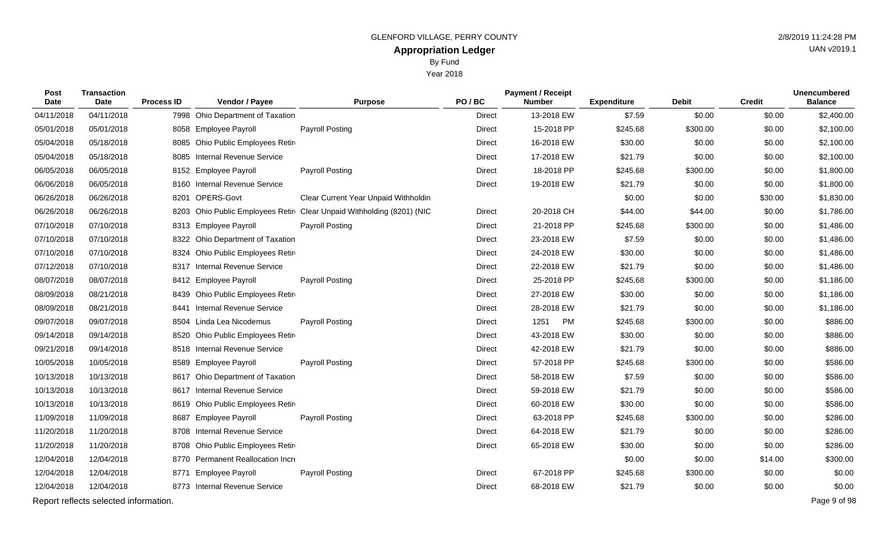GLENFORD VILLAGE, PERRY COUNTY

# Appropriation Ledger

By Fund

Year 2018

2/8/2019 11:24:28 PM

UAN v2019.1

| Post Date | Transaction Date | Process ID | Vendor / Payee | Purpose | PO / BC | Payment / Receipt Number | Expenditure | Debit | Credit | Unencumbered Balance |
|---|---|---|---|---|---|---|---|---|---|---|
| 04/11/2018 | 04/11/2018 | 7998 | Ohio Department of Taxation | | Direct | 13-2018 EW | $7.59 | $0.00 | $0.00 | $2,400.00 |
| 05/01/2018 | 05/01/2018 | 8058 | Employee Payroll | Payroll Posting | Direct | 15-2018 PP | $245.68 | $300.00 | $0.00 | $2,100.00 |
| 05/04/2018 | 05/18/2018 | 8085 | Ohio Public Employees Retir | | Direct | 16-2018 EW | $30.00 | $0.00 | $0.00 | $2,100.00 |
| 05/04/2018 | 05/18/2018 | 8085 | Internal Revenue Service | | Direct | 17-2018 EW | $21.79 | $0.00 | $0.00 | $2,100.00 |
| 06/05/2018 | 06/05/2018 | 8152 | Employee Payroll | Payroll Posting | Direct | 18-2018 PP | $245.68 | $300.00 | $0.00 | $1,800.00 |
| 06/06/2018 | 06/05/2018 | 8160 | Internal Revenue Service | | Direct | 19-2018 EW | $21.79 | $0.00 | $0.00 | $1,800.00 |
| 06/26/2018 | 06/26/2018 | 8201 | OPERS-Govt | Clear Current Year Unpaid Withholdin | | | $0.00 | $0.00 | $30.00 | $1,830.00 |
| 06/26/2018 | 06/26/2018 | 8203 | Ohio Public Employees Retir | Clear Unpaid Withholding (8201) (NIC | Direct | 20-2018 CH | $44.00 | $44.00 | $0.00 | $1,786.00 |
| 07/10/2018 | 07/10/2018 | 8313 | Employee Payroll | Payroll Posting | Direct | 21-2018 PP | $245.68 | $300.00 | $0.00 | $1,486.00 |
| 07/10/2018 | 07/10/2018 | 8322 | Ohio Department of Taxation | | Direct | 23-2018 EW | $7.59 | $0.00 | $0.00 | $1,486.00 |
| 07/10/2018 | 07/10/2018 | 8324 | Ohio Public Employees Retir | | Direct | 24-2018 EW | $30.00 | $0.00 | $0.00 | $1,486.00 |
| 07/12/2018 | 07/10/2018 | 8317 | Internal Revenue Service | | Direct | 22-2018 EW | $21.79 | $0.00 | $0.00 | $1,486.00 |
| 08/07/2018 | 08/07/2018 | 8412 | Employee Payroll | Payroll Posting | Direct | 25-2018 PP | $245.68 | $300.00 | $0.00 | $1,186.00 |
| 08/09/2018 | 08/21/2018 | 8439 | Ohio Public Employees Retir | | Direct | 27-2018 EW | $30.00 | $0.00 | $0.00 | $1,186.00 |
| 08/09/2018 | 08/21/2018 | 8441 | Internal Revenue Service | | Direct | 28-2018 EW | $21.79 | $0.00 | $0.00 | $1,186.00 |
| 09/07/2018 | 09/07/2018 | 8504 | Linda Lea Nicodemus | Payroll Posting | Direct | 1251 PM | $245.68 | $300.00 | $0.00 | $886.00 |
| 09/14/2018 | 09/14/2018 | 8520 | Ohio Public Employees Retir | | Direct | 43-2018 EW | $30.00 | $0.00 | $0.00 | $886.00 |
| 09/21/2018 | 09/14/2018 | 8518 | Internal Revenue Service | | Direct | 42-2018 EW | $21.79 | $0.00 | $0.00 | $886.00 |
| 10/05/2018 | 10/05/2018 | 8589 | Employee Payroll | Payroll Posting | Direct | 57-2018 PP | $245.68 | $300.00 | $0.00 | $586.00 |
| 10/13/2018 | 10/13/2018 | 8617 | Ohio Department of Taxation | | Direct | 58-2018 EW | $7.59 | $0.00 | $0.00 | $586.00 |
| 10/13/2018 | 10/13/2018 | 8617 | Internal Revenue Service | | Direct | 59-2018 EW | $21.79 | $0.00 | $0.00 | $586.00 |
| 10/13/2018 | 10/13/2018 | 8619 | Ohio Public Employees Retir | | Direct | 60-2018 EW | $30.00 | $0.00 | $0.00 | $586.00 |
| 11/09/2018 | 11/09/2018 | 8687 | Employee Payroll | Payroll Posting | Direct | 63-2018 PP | $245.68 | $300.00 | $0.00 | $286.00 |
| 11/20/2018 | 11/20/2018 | 8708 | Internal Revenue Service | | Direct | 64-2018 EW | $21.79 | $0.00 | $0.00 | $286.00 |
| 11/20/2018 | 11/20/2018 | 8708 | Ohio Public Employees Retir | | Direct | 65-2018 EW | $30.00 | $0.00 | $0.00 | $286.00 |
| 12/04/2018 | 12/04/2018 | 8770 | Permanent Reallocation Incr | | | | $0.00 | $0.00 | $14.00 | $300.00 |
| 12/04/2018 | 12/04/2018 | 8771 | Employee Payroll | Payroll Posting | Direct | 67-2018 PP | $245.68 | $300.00 | $0.00 | $0.00 |
| 12/04/2018 | 12/04/2018 | 8773 | Internal Revenue Service | | Direct | 68-2018 EW | $21.79 | $0.00 | $0.00 | $0.00 |

Report reflects selected information.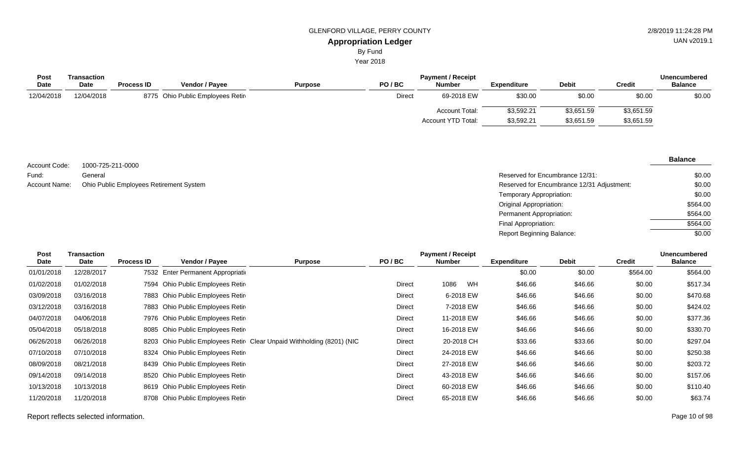| Post Date | Transaction Date | Process ID | Vendor / Payee | Purpose | PO / BC | Payment / Receipt Number | Expenditure | Debit | Credit | Unencumbered Balance |
|---|---|---|---|---|---|---|---|---|---|---|
| 12/04/2018 | 12/04/2018 | 8775 | Ohio Public Employees Retir | | Direct | 69-2018 EW | $30.00 | $0.00 | $0.00 | $0.00 |
| | | | | | | Account Total: | $3,592.21 | $3,651.59 | $3,651.59 | |
| | | | | | | Account YTD Total: | $3,592.21 | $3,651.59 | $3,651.59 | |

Account Code: 1000-725-211-0000

Fund: General

Account Name: Ohio Public Employees Retirement System

| | Balance |
|---|---|
| Reserved for Encumbrance 12/31: | $0.00 |
| Reserved for Encumbrance 12/31 Adjustment: | $0.00 |
| Temporary Appropriation: | $0.00 |
| Original Appropriation: | $564.00 |
| Permanent Appropriation: | $564.00 |
| Final Appropriation: | $564.00 |
| Report Beginning Balance: | $0.00 |

| Post Date | Transaction Date | Process ID | Vendor / Payee | Purpose | PO / BC | Payment / Receipt Number | Expenditure | Debit | Credit | Unencumbered Balance |
|---|---|---|---|---|---|---|---|---|---|---|
| 01/01/2018 | 12/28/2017 | 7532 | Enter Permanent Appropriati | | | | $0.00 | $0.00 | $564.00 | $564.00 |
| 01/02/2018 | 01/02/2018 | 7594 | Ohio Public Employees Retir | | Direct | 1086 WH | $46.66 | $46.66 | $0.00 | $517.34 |
| 03/09/2018 | 03/16/2018 | 7883 | Ohio Public Employees Retir | | Direct | 6-2018 EW | $46.66 | $46.66 | $0.00 | $470.68 |
| 03/12/2018 | 03/16/2018 | 7883 | Ohio Public Employees Retir | | Direct | 7-2018 EW | $46.66 | $46.66 | $0.00 | $424.02 |
| 04/07/2018 | 04/06/2018 | 7976 | Ohio Public Employees Retir | | Direct | 11-2018 EW | $46.66 | $46.66 | $0.00 | $377.36 |
| 05/04/2018 | 05/18/2018 | 8085 | Ohio Public Employees Retir | | Direct | 16-2018 EW | $46.66 | $46.66 | $0.00 | $330.70 |
| 06/26/2018 | 06/26/2018 | 8203 | Ohio Public Employees Retir | Clear Unpaid Withholding (8201) (NIC | Direct | 20-2018 CH | $33.66 | $33.66 | $0.00 | $297.04 |
| 07/10/2018 | 07/10/2018 | 8324 | Ohio Public Employees Retir | | Direct | 24-2018 EW | $46.66 | $46.66 | $0.00 | $250.38 |
| 08/09/2018 | 08/21/2018 | 8439 | Ohio Public Employees Retir | | Direct | 27-2018 EW | $46.66 | $46.66 | $0.00 | $203.72 |
| 09/14/2018 | 09/14/2018 | 8520 | Ohio Public Employees Retir | | Direct | 43-2018 EW | $46.66 | $46.66 | $0.00 | $157.06 |
| 10/13/2018 | 10/13/2018 | 8619 | Ohio Public Employees Retir | | Direct | 60-2018 EW | $46.66 | $46.66 | $0.00 | $110.40 |
| 11/20/2018 | 11/20/2018 | 8708 | Ohio Public Employees Retir | | Direct | 65-2018 EW | $46.66 | $46.66 | $0.00 | $63.74 |

Report reflects selected information.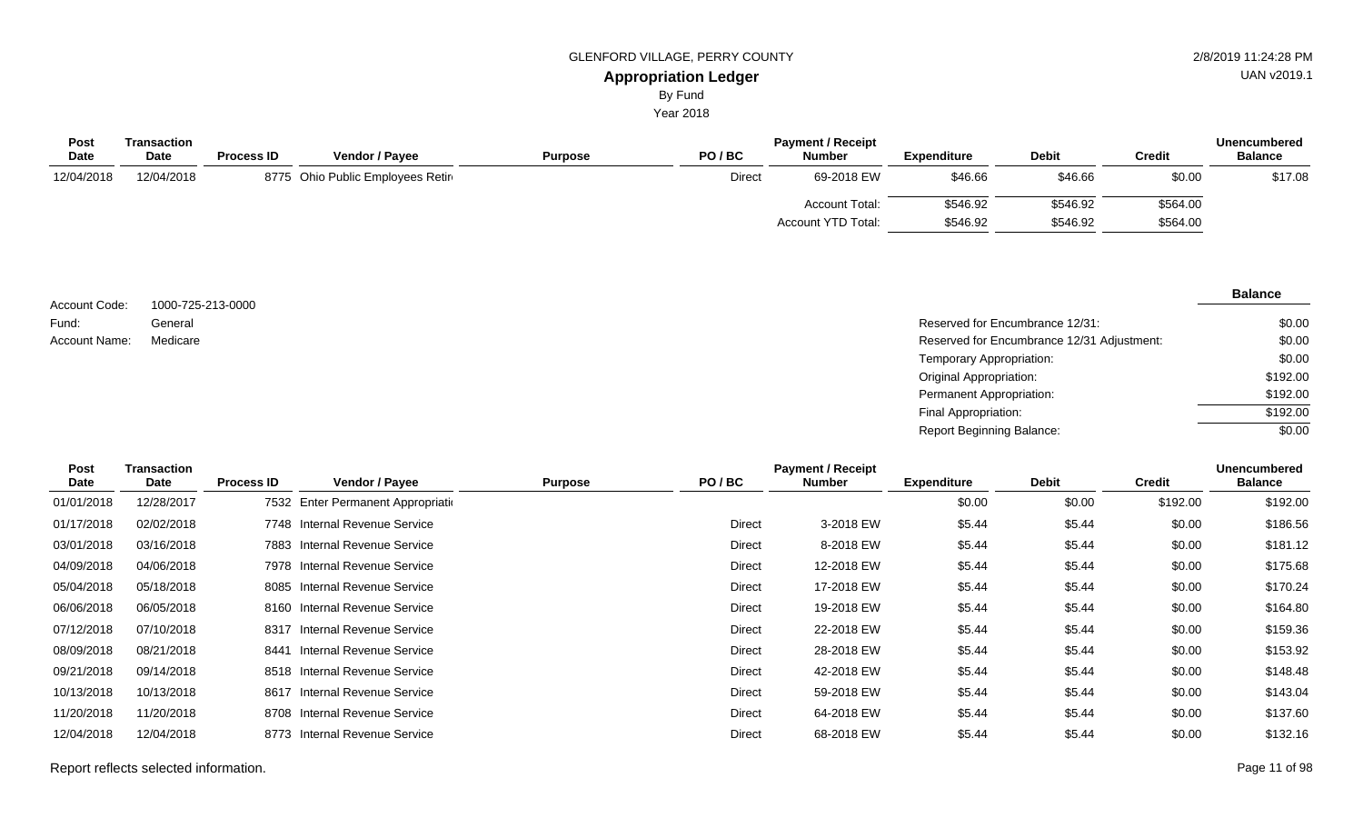GLENFORD VILLAGE, PERRY COUNTY

**Appropriation Ledger**

By Fund

Year 2018

2/8/2019 11:24:28 PM

UAN v2019.1

| Post Date | Transaction Date | Process ID | Vendor / Payee | Purpose | PO / BC | Payment / Receipt Number | Expenditure | Debit | Credit | Unencumbered Balance |
|---|---|---|---|---|---|---|---|---|---|---|
| 12/04/2018 | 12/04/2018 | 8775 | Ohio Public Employees Retir | | Direct | 69-2018 EW | $46.66 | $46.66 | $0.00 | $17.08 |
| | | | | | | Account Total: | $546.92 | $546.92 | $564.00 | |
| | | | | | | Account YTD Total: | $546.92 | $546.92 | $564.00 | |

Account Code: 1000-725-213-0000

Fund: General

Account Name: Medicare

| | Balance |
|---|---|
| Reserved for Encumbrance 12/31: | $0.00 |
| Reserved for Encumbrance 12/31 Adjustment: | $0.00 |
| Temporary Appropriation: | $0.00 |
| Original Appropriation: | $192.00 |
| Permanent Appropriation: | $192.00 |
| Final Appropriation: | $192.00 |
| Report Beginning Balance: | $0.00 |

| Post Date | Transaction Date | Process ID | Vendor / Payee | Purpose | PO / BC | Payment / Receipt Number | Expenditure | Debit | Credit | Unencumbered Balance |
|---|---|---|---|---|---|---|---|---|---|---|
| 01/01/2018 | 12/28/2017 | 7532 | Enter Permanent Appropriati | | | | $0.00 | $0.00 | $192.00 | $192.00 |
| 01/17/2018 | 02/02/2018 | 7748 | Internal Revenue Service | | Direct | 3-2018 EW | $5.44 | $5.44 | $0.00 | $186.56 |
| 03/01/2018 | 03/16/2018 | 7883 | Internal Revenue Service | | Direct | 8-2018 EW | $5.44 | $5.44 | $0.00 | $181.12 |
| 04/09/2018 | 04/06/2018 | 7978 | Internal Revenue Service | | Direct | 12-2018 EW | $5.44 | $5.44 | $0.00 | $175.68 |
| 05/04/2018 | 05/18/2018 | 8085 | Internal Revenue Service | | Direct | 17-2018 EW | $5.44 | $5.44 | $0.00 | $170.24 |
| 06/06/2018 | 06/05/2018 | 8160 | Internal Revenue Service | | Direct | 19-2018 EW | $5.44 | $5.44 | $0.00 | $164.80 |
| 07/12/2018 | 07/10/2018 | 8317 | Internal Revenue Service | | Direct | 22-2018 EW | $5.44 | $5.44 | $0.00 | $159.36 |
| 08/09/2018 | 08/21/2018 | 8441 | Internal Revenue Service | | Direct | 28-2018 EW | $5.44 | $5.44 | $0.00 | $153.92 |
| 09/21/2018 | 09/14/2018 | 8518 | Internal Revenue Service | | Direct | 42-2018 EW | $5.44 | $5.44 | $0.00 | $148.48 |
| 10/13/2018 | 10/13/2018 | 8617 | Internal Revenue Service | | Direct | 59-2018 EW | $5.44 | $5.44 | $0.00 | $143.04 |
| 11/20/2018 | 11/20/2018 | 8708 | Internal Revenue Service | | Direct | 64-2018 EW | $5.44 | $5.44 | $0.00 | $137.60 |
| 12/04/2018 | 12/04/2018 | 8773 | Internal Revenue Service | | Direct | 68-2018 EW | $5.44 | $5.44 | $0.00 | $132.16 |

Report reflects selected information.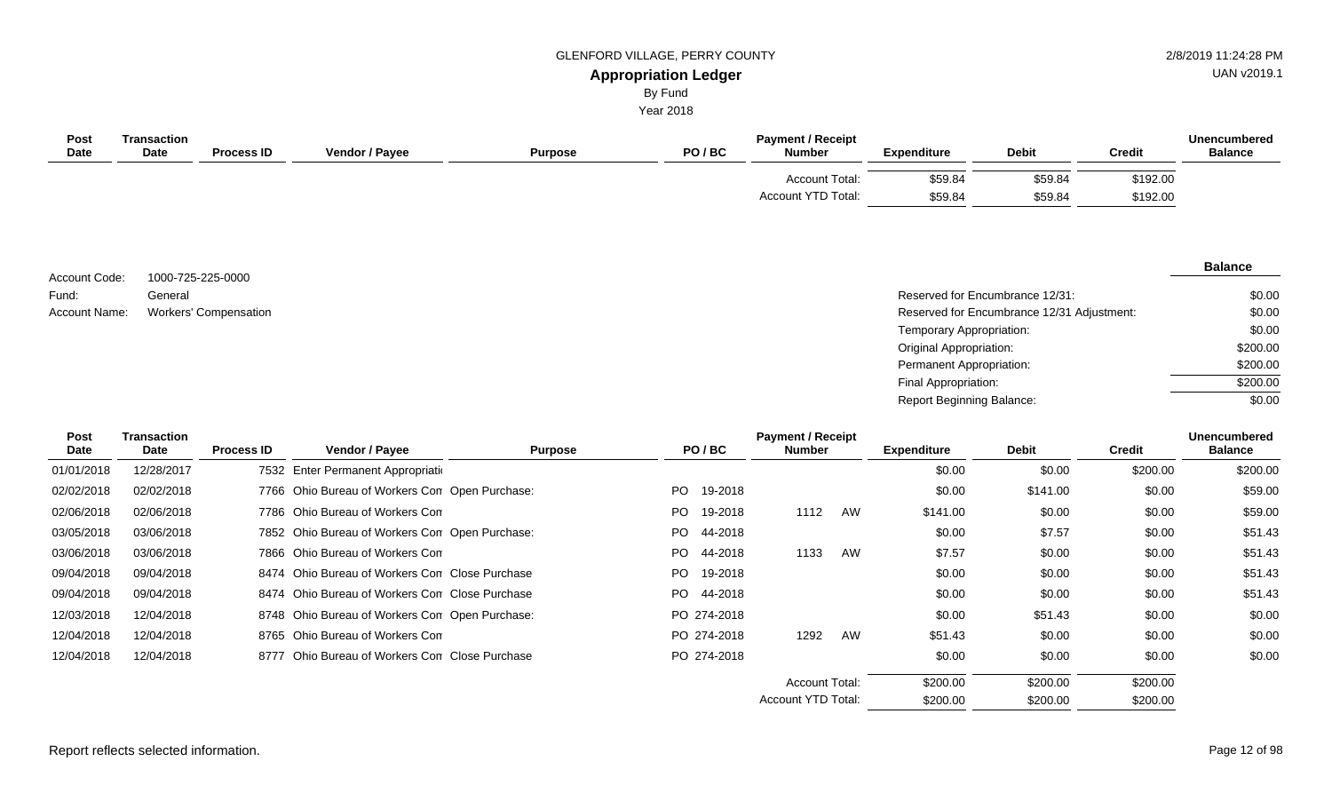GLENFORD VILLAGE, PERRY COUNTY

**Appropriation Ledger**

By Fund

Year 2018

| Post Date | Transaction Date | Process ID | Vendor / Payee | Purpose | PO / BC | Payment / Receipt Number | Expenditure | Debit | Credit | Unencumbered Balance |
|---|---|---|---|---|---|---|---|---|---|---|
| | | | | | | Account Total: | $59.84 | $59.84 | $192.00 | |
| | | | | | | Account YTD Total: | $59.84 | $59.84 | $192.00 | |

Account Code: 1000-725-225-0000
Fund: General
Account Name: Workers' Compensation

| | Balance |
|---|---|
| Reserved for Encumbrance 12/31: | $0.00 |
| Reserved for Encumbrance 12/31 Adjustment: | $0.00 |
| Temporary Appropriation: | $0.00 |
| Original Appropriation: | $200.00 |
| Permanent Appropriation: | $200.00 |
| Final Appropriation: | $200.00 |
| Report Beginning Balance: | $0.00 |

| Post Date | Transaction Date | Process ID | Vendor / Payee | Purpose | PO / BC | Payment / Receipt Number | Expenditure | Debit | Credit | Unencumbered Balance |
|---|---|---|---|---|---|---|---|---|---|---|
| 01/01/2018 | 12/28/2017 | 7532 | Enter Permanent Appropriati | | | | $0.00 | $0.00 | $200.00 | $200.00 |
| 02/02/2018 | 02/02/2018 | 7766 | Ohio Bureau of Workers Con | Open Purchase: | PO 19-2018 | | $0.00 | $141.00 | $0.00 | $59.00 |
| 02/06/2018 | 02/06/2018 | 7786 | Ohio Bureau of Workers Con | | PO 19-2018 | 1112 AW | $141.00 | $0.00 | $0.00 | $59.00 |
| 03/05/2018 | 03/06/2018 | 7852 | Ohio Bureau of Workers Con | Open Purchase: | PO 44-2018 | | $0.00 | $7.57 | $0.00 | $51.43 |
| 03/06/2018 | 03/06/2018 | 7866 | Ohio Bureau of Workers Con | | PO 44-2018 | 1133 AW | $7.57 | $0.00 | $0.00 | $51.43 |
| 09/04/2018 | 09/04/2018 | 8474 | Ohio Bureau of Workers Con | Close Purchase | PO 19-2018 | | $0.00 | $0.00 | $0.00 | $51.43 |
| 09/04/2018 | 09/04/2018 | 8474 | Ohio Bureau of Workers Con | Close Purchase | PO 44-2018 | | $0.00 | $0.00 | $0.00 | $51.43 |
| 12/03/2018 | 12/04/2018 | 8748 | Ohio Bureau of Workers Con | Open Purchase: | PO 274-2018 | | $0.00 | $51.43 | $0.00 | $0.00 |
| 12/04/2018 | 12/04/2018 | 8765 | Ohio Bureau of Workers Con | | PO 274-2018 | 1292 AW | $51.43 | $0.00 | $0.00 | $0.00 |
| 12/04/2018 | 12/04/2018 | 8777 | Ohio Bureau of Workers Con | Close Purchase | PO 274-2018 | | $0.00 | $0.00 | $0.00 | $0.00 |
| | | | | | | Account Total: | $200.00 | $200.00 | $200.00 | |
| | | | | | | Account YTD Total: | $200.00 | $200.00 | $200.00 | |

Report reflects selected information.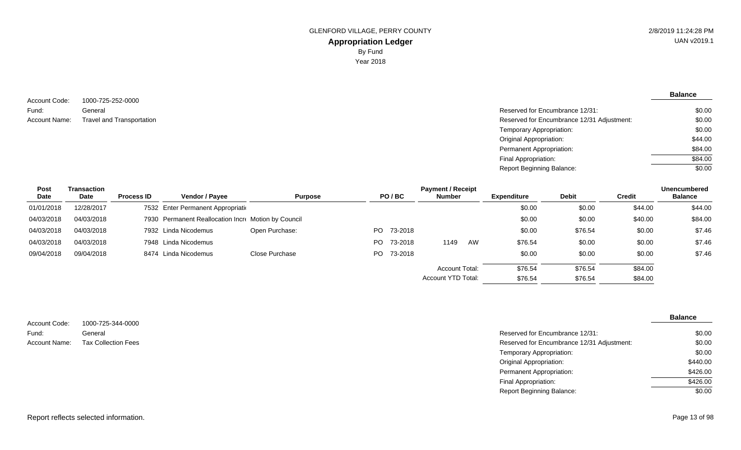GLENFORD VILLAGE, PERRY COUNTY

# Appropriation Ledger

By Fund

Year 2018

2/8/2019 11:24:28 PM
UAN v2019.1

Account Code: 1000-725-252-0000
Fund: General
Account Name: Travel and Transportation

| | Balance |
|---|---|
| Reserved for Encumbrance 12/31: | $0.00 |
| Reserved for Encumbrance 12/31 Adjustment: | $0.00 |
| Temporary Appropriation: | $0.00 |
| Original Appropriation: | $44.00 |
| Permanent Appropriation: | $84.00 |
| Final Appropriation: | $84.00 |
| Report Beginning Balance: | $0.00 |

| Post Date | Transaction Date | Process ID | Vendor / Payee | Purpose | PO / BC | Payment / Receipt Number | Expenditure | Debit | Credit | Unencumbered Balance |
|---|---|---|---|---|---|---|---|---|---|---|
| 01/01/2018 | 12/28/2017 | 7532 | Enter Permanent Appropriati | | | | $0.00 | $0.00 | $44.00 | $44.00 |
| 04/03/2018 | 04/03/2018 | 7930 | Permanent Reallocation Incr | Motion by Council | | | $0.00 | $0.00 | $40.00 | $84.00 |
| 04/03/2018 | 04/03/2018 | 7932 | Linda Nicodemus | Open Purchase: | PO 73-2018 | | $0.00 | $76.54 | $0.00 | $7.46 |
| 04/03/2018 | 04/03/2018 | 7948 | Linda Nicodemus | | PO 73-2018 | 1149 AW | $76.54 | $0.00 | $0.00 | $7.46 |
| 09/04/2018 | 09/04/2018 | 8474 | Linda Nicodemus | Close Purchase | PO 73-2018 | | $0.00 | $0.00 | $0.00 | $7.46 |
| | | | | | | Account Total: | $76.54 | $76.54 | $84.00 | |
| | | | | | | Account YTD Total: | $76.54 | $76.54 | $84.00 | |

Account Code: 1000-725-344-0000
Fund: General
Account Name: Tax Collection Fees

| | Balance |
|---|---|
| Reserved for Encumbrance 12/31: | $0.00 |
| Reserved for Encumbrance 12/31 Adjustment: | $0.00 |
| Temporary Appropriation: | $0.00 |
| Original Appropriation: | $440.00 |
| Permanent Appropriation: | $426.00 |
| Final Appropriation: | $426.00 |
| Report Beginning Balance: | $0.00 |

Report reflects selected information.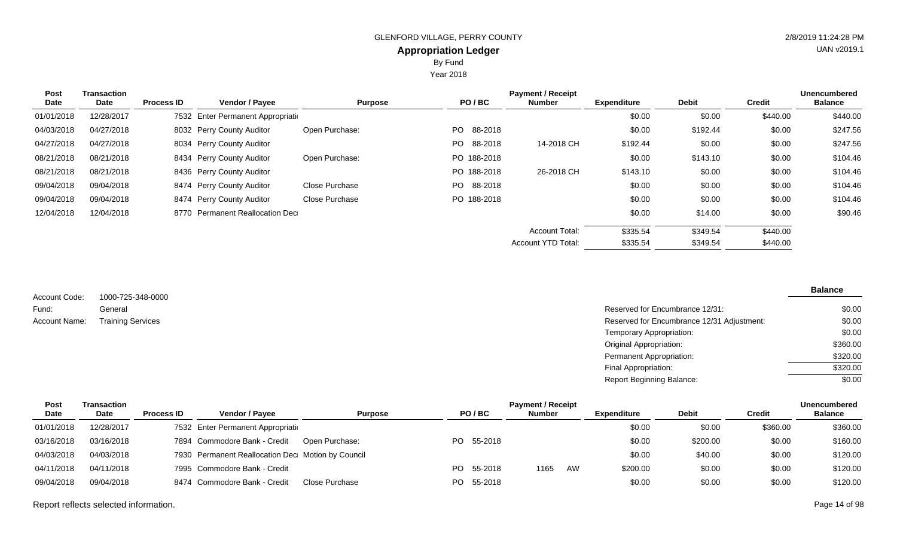GLENFORD VILLAGE, PERRY COUNTY

# Appropriation Ledger

By Fund

Year 2018

| Post Date | Transaction Date | Process ID | Vendor / Payee | Purpose | PO / BC | Payment / Receipt Number | Expenditure | Debit | Credit | Unencumbered Balance |
|---|---|---|---|---|---|---|---|---|---|---|
| 01/01/2018 | 12/28/2017 | 7532 | Enter Permanent Appropriati | | | | $0.00 | $0.00 | $440.00 | $440.00 |
| 04/03/2018 | 04/27/2018 | 8032 | Perry County Auditor | Open Purchase: | PO 88-2018 | | $0.00 | $192.44 | $0.00 | $247.56 |
| 04/27/2018 | 04/27/2018 | 8034 | Perry County Auditor | | PO 88-2018 | 14-2018 CH | $192.44 | $0.00 | $0.00 | $247.56 |
| 08/21/2018 | 08/21/2018 | 8434 | Perry County Auditor | Open Purchase: | PO 188-2018 | | $0.00 | $143.10 | $0.00 | $104.46 |
| 08/21/2018 | 08/21/2018 | 8436 | Perry County Auditor | | PO 188-2018 | 26-2018 CH | $143.10 | $0.00 | $0.00 | $104.46 |
| 09/04/2018 | 09/04/2018 | 8474 | Perry County Auditor | Close Purchase | PO 88-2018 | | $0.00 | $0.00 | $0.00 | $104.46 |
| 09/04/2018 | 09/04/2018 | 8474 | Perry County Auditor | Close Purchase | PO 188-2018 | | $0.00 | $0.00 | $0.00 | $104.46 |
| 12/04/2018 | 12/04/2018 | 8770 | Permanent Reallocation Dec | | | | $0.00 | $14.00 | $0.00 | $90.46 |
| | | | | | | Account Total: | $335.54 | $349.54 | $440.00 | |
| | | | | | | Account YTD Total: | $335.54 | $349.54 | $440.00 | |

Account Code: 1000-725-348-0000
Fund: General
Account Name: Training Services

| | Balance |
|---|---|
| Reserved for Encumbrance 12/31: | $0.00 |
| Reserved for Encumbrance 12/31 Adjustment: | $0.00 |
| Temporary Appropriation: | $0.00 |
| Original Appropriation: | $360.00 |
| Permanent Appropriation: | $320.00 |
| Final Appropriation: | $320.00 |
| Report Beginning Balance: | $0.00 |

| Post Date | Transaction Date | Process ID | Vendor / Payee | Purpose | PO / BC | Payment / Receipt Number | Expenditure | Debit | Credit | Unencumbered Balance |
|---|---|---|---|---|---|---|---|---|---|---|
| 01/01/2018 | 12/28/2017 | 7532 | Enter Permanent Appropriati | | | | $0.00 | $0.00 | $360.00 | $360.00 |
| 03/16/2018 | 03/16/2018 | 7894 | Commodore Bank - Credit | Open Purchase: | PO 55-2018 | | $0.00 | $200.00 | $0.00 | $160.00 |
| 04/03/2018 | 04/03/2018 | 7930 | Permanent Reallocation Dec | Motion by Council | | | $0.00 | $40.00 | $0.00 | $120.00 |
| 04/11/2018 | 04/11/2018 | 7995 | Commodore Bank - Credit | | PO 55-2018 | 1165 AW | $200.00 | $0.00 | $0.00 | $120.00 |
| 09/04/2018 | 09/04/2018 | 8474 | Commodore Bank - Credit | Close Purchase | PO 55-2018 | | $0.00 | $0.00 | $0.00 | $120.00 |

Report reflects selected information.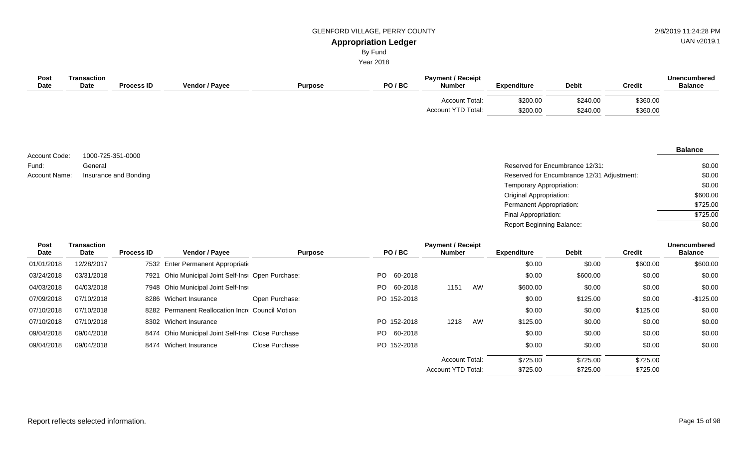| Post Date | Transaction Date | Process ID | Vendor / Payee | Purpose | PO / BC | Payment / Receipt Number | Expenditure | Debit | Credit | Unencumbered Balance |
|---|---|---|---|---|---|---|---|---|---|---|
| | | | | | | Account Total: | $200.00 | $240.00 | $360.00 | |
| | | | | | | Account YTD Total: | $200.00 | $240.00 | $360.00 | |

Account Code: 1000-725-351-0000
Fund: General
Account Name: Insurance and Bonding

| | Balance |
|---|---|
| Reserved for Encumbrance 12/31: | $0.00 |
| Reserved for Encumbrance 12/31 Adjustment: | $0.00 |
| Temporary Appropriation: | $0.00 |
| Original Appropriation: | $600.00 |
| Permanent Appropriation: | $725.00 |
| Final Appropriation: | $725.00 |
| Report Beginning Balance: | $0.00 |

| Post Date | Transaction Date | Process ID | Vendor / Payee | Purpose | PO / BC | Payment / Receipt Number | Expenditure | Debit | Credit | Unencumbered Balance |
|---|---|---|---|---|---|---|---|---|---|---|
| 01/01/2018 | 12/28/2017 | 7532 | Enter Permanent Appropriati | | | | $0.00 | $0.00 | $600.00 | $600.00 |
| 03/24/2018 | 03/31/2018 | 7921 | Ohio Municipal Joint Self-Insı | Open Purchase: | PO 60-2018 | | $0.00 | $600.00 | $0.00 | $0.00 |
| 04/03/2018 | 04/03/2018 | 7948 | Ohio Municipal Joint Self-Insı | | PO 60-2018 | 1151 AW | $600.00 | $0.00 | $0.00 | $0.00 |
| 07/09/2018 | 07/10/2018 | 8286 | Wichert Insurance | Open Purchase: | PO 152-2018 | | $0.00 | $125.00 | $0.00 | -$125.00 |
| 07/10/2018 | 07/10/2018 | 8282 | Permanent Reallocation Incr | Council Motion | | | $0.00 | $0.00 | $125.00 | $0.00 |
| 07/10/2018 | 07/10/2018 | 8302 | Wichert Insurance | | PO 152-2018 | 1218 AW | $125.00 | $0.00 | $0.00 | $0.00 |
| 09/04/2018 | 09/04/2018 | 8474 | Ohio Municipal Joint Self-Insı | Close Purchase | PO 60-2018 | | $0.00 | $0.00 | $0.00 | $0.00 |
| 09/04/2018 | 09/04/2018 | 8474 | Wichert Insurance | Close Purchase | PO 152-2018 | | $0.00 | $0.00 | $0.00 | $0.00 |
| | | | | | | Account Total: | $725.00 | $725.00 | $725.00 | |
| | | | | | | Account YTD Total: | $725.00 | $725.00 | $725.00 | |

Report reflects selected information.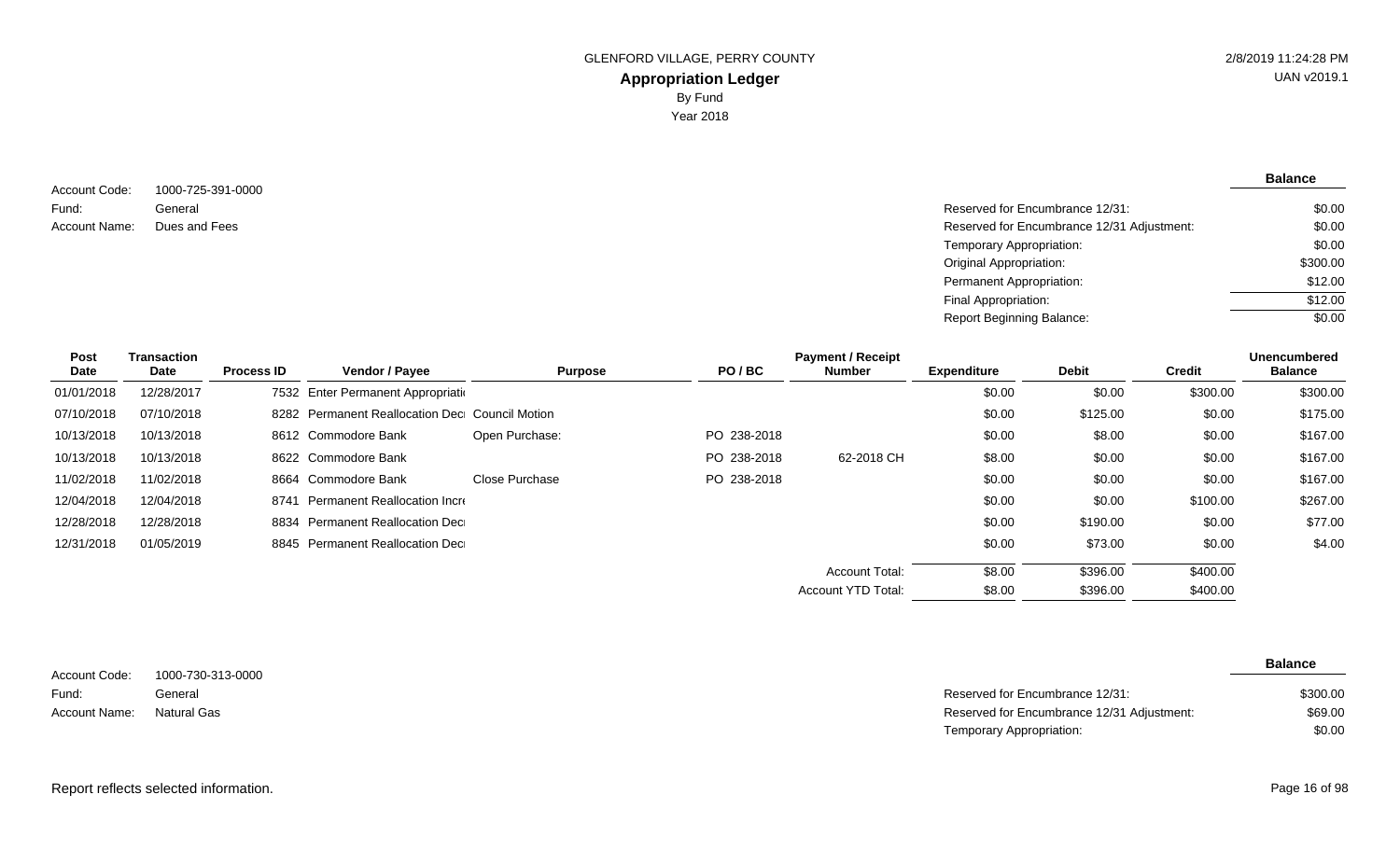GLENFORD VILLAGE, PERRY COUNTY

# Appropriation Ledger

By Fund

Year 2018

2/8/2019 11:24:28 PM
UAN v2019.1

Account Code: 1000-725-391-0000
Fund: General
Account Name: Dues and Fees

| | Balance |
|---|---|
| Reserved for Encumbrance 12/31: | $0.00 |
| Reserved for Encumbrance 12/31 Adjustment: | $0.00 |
| Temporary Appropriation: | $0.00 |
| Original Appropriation: | $300.00 |
| Permanent Appropriation: | $12.00 |
| Final Appropriation: | $12.00 |
| Report Beginning Balance: | $0.00 |

| Post Date | Transaction Date | Process ID | Vendor / Payee | Purpose | PO / BC | Payment / Receipt Number | Expenditure | Debit | Credit | Unencumbered Balance |
|---|---|---|---|---|---|---|---|---|---|---|
| 01/01/2018 | 12/28/2017 | 7532 | Enter Permanent Appropriati | | | | $0.00 | $0.00 | $300.00 | $300.00 |
| 07/10/2018 | 07/10/2018 | 8282 | Permanent Reallocation Decr | Council Motion | | | $0.00 | $125.00 | $0.00 | $175.00 |
| 10/13/2018 | 10/13/2018 | 8612 | Commodore Bank | Open Purchase: | PO 238-2018 | | $0.00 | $8.00 | $0.00 | $167.00 |
| 10/13/2018 | 10/13/2018 | 8622 | Commodore Bank | | PO 238-2018 | 62-2018 CH | $8.00 | $0.00 | $0.00 | $167.00 |
| 11/02/2018 | 11/02/2018 | 8664 | Commodore Bank | Close Purchase | PO 238-2018 | | $0.00 | $0.00 | $0.00 | $167.00 |
| 12/04/2018 | 12/04/2018 | 8741 | Permanent Reallocation Incre | | | | $0.00 | $0.00 | $100.00 | $267.00 |
| 12/28/2018 | 12/28/2018 | 8834 | Permanent Reallocation Decr | | | | $0.00 | $190.00 | $0.00 | $77.00 |
| 12/31/2018 | 01/05/2019 | 8845 | Permanent Reallocation Decr | | | | $0.00 | $73.00 | $0.00 | $4.00 |
| | | | | | | Account Total: | $8.00 | $396.00 | $400.00 | |
| | | | | | | Account YTD Total: | $8.00 | $396.00 | $400.00 | |

Account Code: 1000-730-313-0000
Fund: General
Account Name: Natural Gas

| | Balance |
|---|---|
| Reserved for Encumbrance 12/31: | $300.00 |
| Reserved for Encumbrance 12/31 Adjustment: | $69.00 |
| Temporary Appropriation: | $0.00 |

Report reflects selected information.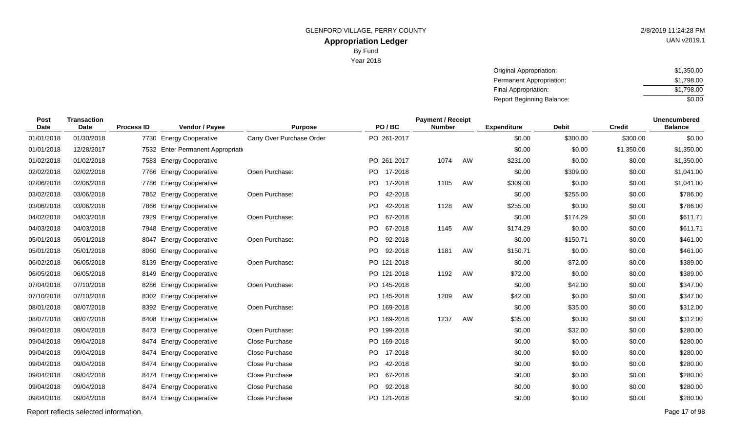GLENFORD VILLAGE, PERRY COUNTY

# Appropriation Ledger

By Fund

Year 2018

| | |
|---|---|
| Original Appropriation: | $1,350.00 |
| Permanent Appropriation: | $1,798.00 |
| Final Appropriation: | $1,798.00 |
| Report Beginning Balance: | $0.00 |

| Post Date | Transaction Date | Process ID | Vendor / Payee | Purpose | PO / BC | Payment / Receipt Number | | Expenditure | Debit | Credit | Unencumbered Balance |
|---|---|---|---|---|---|---|---|---|---|---|---|
| 01/01/2018 | 01/30/2018 | 7730 | Energy Cooperative | Carry Over Purchase Order | PO 261-2017 | | | $0.00 | $300.00 | $300.00 | $0.00 |
| 01/01/2018 | 12/28/2017 | 7532 | Enter Permanent Appropriati | | | | | $0.00 | $0.00 | $1,350.00 | $1,350.00 |
| 01/02/2018 | 01/02/2018 | 7583 | Energy Cooperative | | PO 261-2017 | 1074 | AW | $231.00 | $0.00 | $0.00 | $1,350.00 |
| 02/02/2018 | 02/02/2018 | 7766 | Energy Cooperative | Open Purchase: | PO 17-2018 | | | $0.00 | $309.00 | $0.00 | $1,041.00 |
| 02/06/2018 | 02/06/2018 | 7786 | Energy Cooperative | | PO 17-2018 | 1105 | AW | $309.00 | $0.00 | $0.00 | $1,041.00 |
| 03/02/2018 | 03/06/2018 | 7852 | Energy Cooperative | Open Purchase: | PO 42-2018 | | | $0.00 | $255.00 | $0.00 | $786.00 |
| 03/06/2018 | 03/06/2018 | 7866 | Energy Cooperative | | PO 42-2018 | 1128 | AW | $255.00 | $0.00 | $0.00 | $786.00 |
| 04/02/2018 | 04/03/2018 | 7929 | Energy Cooperative | Open Purchase: | PO 67-2018 | | | $0.00 | $174.29 | $0.00 | $611.71 |
| 04/03/2018 | 04/03/2018 | 7948 | Energy Cooperative | | PO 67-2018 | 1145 | AW | $174.29 | $0.00 | $0.00 | $611.71 |
| 05/01/2018 | 05/01/2018 | 8047 | Energy Cooperative | Open Purchase: | PO 92-2018 | | | $0.00 | $150.71 | $0.00 | $461.00 |
| 05/01/2018 | 05/01/2018 | 8060 | Energy Cooperative | | PO 92-2018 | 1181 | AW | $150.71 | $0.00 | $0.00 | $461.00 |
| 06/02/2018 | 06/05/2018 | 8139 | Energy Cooperative | Open Purchase: | PO 121-2018 | | | $0.00 | $72.00 | $0.00 | $389.00 |
| 06/05/2018 | 06/05/2018 | 8149 | Energy Cooperative | | PO 121-2018 | 1192 | AW | $72.00 | $0.00 | $0.00 | $389.00 |
| 07/04/2018 | 07/10/2018 | 8286 | Energy Cooperative | Open Purchase: | PO 145-2018 | | | $0.00 | $42.00 | $0.00 | $347.00 |
| 07/10/2018 | 07/10/2018 | 8302 | Energy Cooperative | | PO 145-2018 | 1209 | AW | $42.00 | $0.00 | $0.00 | $347.00 |
| 08/01/2018 | 08/07/2018 | 8392 | Energy Cooperative | Open Purchase: | PO 169-2018 | | | $0.00 | $35.00 | $0.00 | $312.00 |
| 08/07/2018 | 08/07/2018 | 8408 | Energy Cooperative | | PO 169-2018 | 1237 | AW | $35.00 | $0.00 | $0.00 | $312.00 |
| 09/04/2018 | 09/04/2018 | 8473 | Energy Cooperative | Open Purchase: | PO 199-2018 | | | $0.00 | $32.00 | $0.00 | $280.00 |
| 09/04/2018 | 09/04/2018 | 8474 | Energy Cooperative | Close Purchase | PO 169-2018 | | | $0.00 | $0.00 | $0.00 | $280.00 |
| 09/04/2018 | 09/04/2018 | 8474 | Energy Cooperative | Close Purchase | PO 17-2018 | | | $0.00 | $0.00 | $0.00 | $280.00 |
| 09/04/2018 | 09/04/2018 | 8474 | Energy Cooperative | Close Purchase | PO 42-2018 | | | $0.00 | $0.00 | $0.00 | $280.00 |
| 09/04/2018 | 09/04/2018 | 8474 | Energy Cooperative | Close Purchase | PO 67-2018 | | | $0.00 | $0.00 | $0.00 | $280.00 |
| 09/04/2018 | 09/04/2018 | 8474 | Energy Cooperative | Close Purchase | PO 92-2018 | | | $0.00 | $0.00 | $0.00 | $280.00 |
| 09/04/2018 | 09/04/2018 | 8474 | Energy Cooperative | Close Purchase | PO 121-2018 | | | $0.00 | $0.00 | $0.00 | $280.00 |

Report reflects selected information.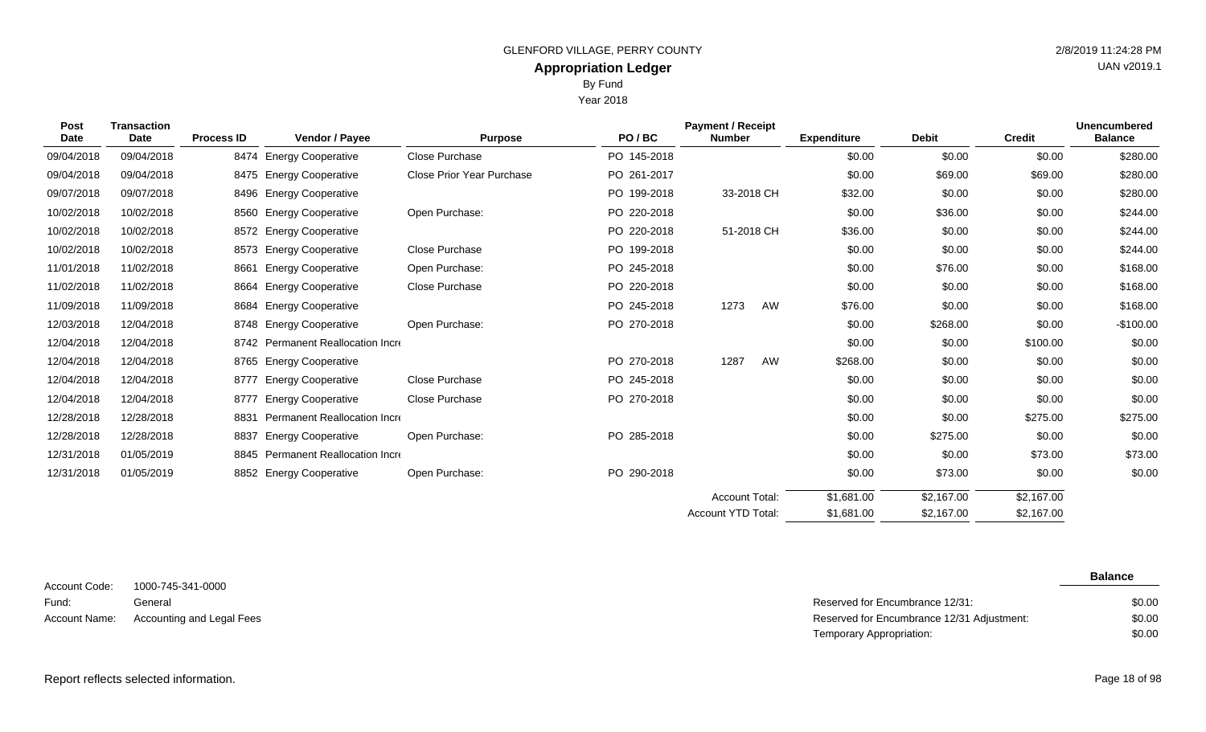GLENFORD VILLAGE, PERRY COUNTY

# Appropriation Ledger

By Fund

Year 2018

| Post Date | Transaction Date | Process ID | Vendor / Payee | Purpose | PO / BC | Payment / Receipt Number | Expenditure | Debit | Credit | Unencumbered Balance |
|---|---|---|---|---|---|---|---|---|---|---|
| 09/04/2018 | 09/04/2018 | 8474 | Energy Cooperative | Close Purchase | PO 145-2018 | | $0.00 | $0.00 | $0.00 | $280.00 |
| 09/04/2018 | 09/04/2018 | 8475 | Energy Cooperative | Close Prior Year Purchase | PO 261-2017 | | $0.00 | $69.00 | $69.00 | $280.00 |
| 09/07/2018 | 09/07/2018 | 8496 | Energy Cooperative | | PO 199-2018 | 33-2018 CH | $32.00 | $0.00 | $0.00 | $280.00 |
| 10/02/2018 | 10/02/2018 | 8560 | Energy Cooperative | Open Purchase: | PO 220-2018 | | $0.00 | $36.00 | $0.00 | $244.00 |
| 10/02/2018 | 10/02/2018 | 8572 | Energy Cooperative | | PO 220-2018 | 51-2018 CH | $36.00 | $0.00 | $0.00 | $244.00 |
| 10/02/2018 | 10/02/2018 | 8573 | Energy Cooperative | Close Purchase | PO 199-2018 | | $0.00 | $0.00 | $0.00 | $244.00 |
| 11/01/2018 | 11/02/2018 | 8661 | Energy Cooperative | Open Purchase: | PO 245-2018 | | $0.00 | $76.00 | $0.00 | $168.00 |
| 11/02/2018 | 11/02/2018 | 8664 | Energy Cooperative | Close Purchase | PO 220-2018 | | $0.00 | $0.00 | $0.00 | $168.00 |
| 11/09/2018 | 11/09/2018 | 8684 | Energy Cooperative | | PO 245-2018 | 1273 AW | $76.00 | $0.00 | $0.00 | $168.00 |
| 12/03/2018 | 12/04/2018 | 8748 | Energy Cooperative | Open Purchase: | PO 270-2018 | | $0.00 | $268.00 | $0.00 | -$100.00 |
| 12/04/2018 | 12/04/2018 | 8742 | Permanent Reallocation Incr | | | | $0.00 | $0.00 | $100.00 | $0.00 |
| 12/04/2018 | 12/04/2018 | 8765 | Energy Cooperative | | PO 270-2018 | 1287 AW | $268.00 | $0.00 | $0.00 | $0.00 |
| 12/04/2018 | 12/04/2018 | 8777 | Energy Cooperative | Close Purchase | PO 245-2018 | | $0.00 | $0.00 | $0.00 | $0.00 |
| 12/04/2018 | 12/04/2018 | 8777 | Energy Cooperative | Close Purchase | PO 270-2018 | | $0.00 | $0.00 | $0.00 | $0.00 |
| 12/28/2018 | 12/28/2018 | 8831 | Permanent Reallocation Incr | | | | $0.00 | $0.00 | $275.00 | $275.00 |
| 12/28/2018 | 12/28/2018 | 8837 | Energy Cooperative | Open Purchase: | PO 285-2018 | | $0.00 | $275.00 | $0.00 | $0.00 |
| 12/31/2018 | 01/05/2019 | 8845 | Permanent Reallocation Incr | | | | $0.00 | $0.00 | $73.00 | $73.00 |
| 12/31/2018 | 01/05/2019 | 8852 | Energy Cooperative | Open Purchase: | PO 290-2018 | | $0.00 | $73.00 | $0.00 | $0.00 |
| | | | | | | Account Total: | $1,681.00 | $2,167.00 | $2,167.00 | |
| | | | | | | Account YTD Total: | $1,681.00 | $2,167.00 | $2,167.00 | |

Account Code: 1000-745-341-0000

Fund: General

Account Name: Accounting and Legal Fees

| | Balance |
|---|---|
| Reserved for Encumbrance 12/31: | $0.00 |
| Reserved for Encumbrance 12/31 Adjustment: | $0.00 |
| Temporary Appropriation: | $0.00 |

Report reflects selected information.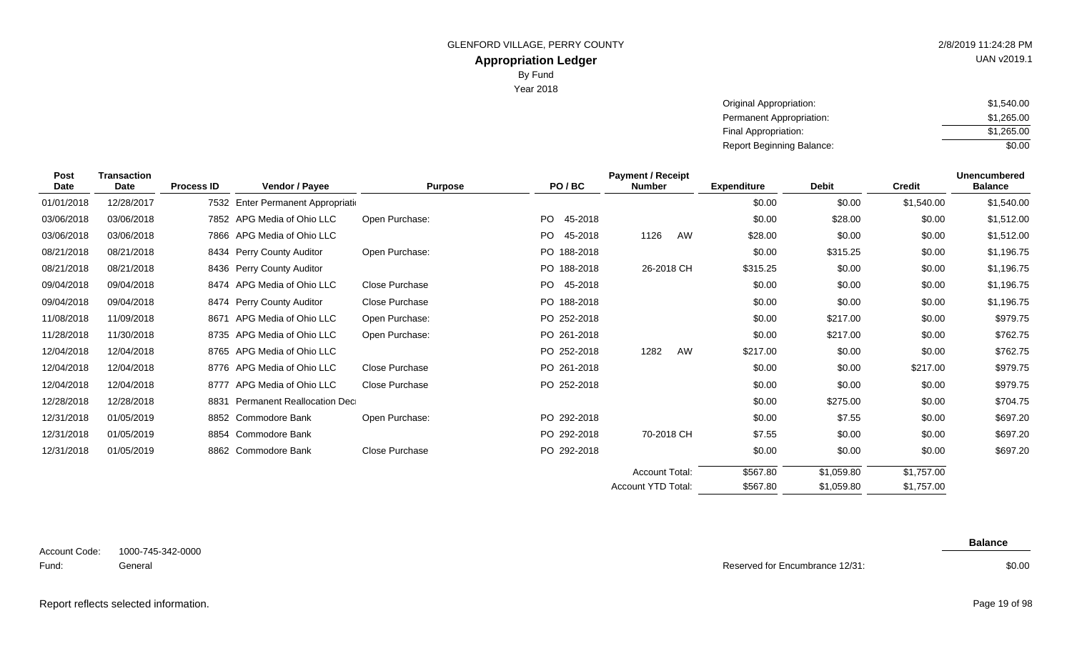GLENFORD VILLAGE, PERRY COUNTY

2/8/2019 11:24:28 PM

UAN v2019.1

# Appropriation Ledger

By Fund

Year 2018

| | |
|---|---|
| Original Appropriation: | $1,540.00 |
| Permanent Appropriation: | $1,265.00 |
| Final Appropriation: | $1,265.00 |
| Report Beginning Balance: | $0.00 |

| Post Date | Transaction Date | Process ID | Vendor / Payee | Purpose | PO / BC | Payment / Receipt Number | Expenditure | Debit | Credit | Unencumbered Balance |
|---|---|---|---|---|---|---|---|---|---|---|
| 01/01/2018 | 12/28/2017 | 7532 | Enter Permanent Appropriati | | | | $0.00 | $0.00 | $1,540.00 | $1,540.00 |
| 03/06/2018 | 03/06/2018 | 7852 | APG Media of Ohio LLC | Open Purchase: | PO 45-2018 | | $0.00 | $28.00 | $0.00 | $1,512.00 |
| 03/06/2018 | 03/06/2018 | 7866 | APG Media of Ohio LLC | | PO 45-2018 | 1126 AW | $28.00 | $0.00 | $0.00 | $1,512.00 |
| 08/21/2018 | 08/21/2018 | 8434 | Perry County Auditor | Open Purchase: | PO 188-2018 | | $0.00 | $315.25 | $0.00 | $1,196.75 |
| 08/21/2018 | 08/21/2018 | 8436 | Perry County Auditor | | PO 188-2018 | 26-2018 CH | $315.25 | $0.00 | $0.00 | $1,196.75 |
| 09/04/2018 | 09/04/2018 | 8474 | APG Media of Ohio LLC | Close Purchase | PO 45-2018 | | $0.00 | $0.00 | $0.00 | $1,196.75 |
| 09/04/2018 | 09/04/2018 | 8474 | Perry County Auditor | Close Purchase | PO 188-2018 | | $0.00 | $0.00 | $0.00 | $1,196.75 |
| 11/08/2018 | 11/09/2018 | 8671 | APG Media of Ohio LLC | Open Purchase: | PO 252-2018 | | $0.00 | $217.00 | $0.00 | $979.75 |
| 11/28/2018 | 11/30/2018 | 8735 | APG Media of Ohio LLC | Open Purchase: | PO 261-2018 | | $0.00 | $217.00 | $0.00 | $762.75 |
| 12/04/2018 | 12/04/2018 | 8765 | APG Media of Ohio LLC | | PO 252-2018 | 1282 AW | $217.00 | $0.00 | $0.00 | $762.75 |
| 12/04/2018 | 12/04/2018 | 8776 | APG Media of Ohio LLC | Close Purchase | PO 261-2018 | | $0.00 | $0.00 | $217.00 | $979.75 |
| 12/04/2018 | 12/04/2018 | 8777 | APG Media of Ohio LLC | Close Purchase | PO 252-2018 | | $0.00 | $0.00 | $0.00 | $979.75 |
| 12/28/2018 | 12/28/2018 | 8831 | Permanent Reallocation Dec | | | | $0.00 | $275.00 | $0.00 | $704.75 |
| 12/31/2018 | 01/05/2019 | 8852 | Commodore Bank | Open Purchase: | PO 292-2018 | | $0.00 | $7.55 | $0.00 | $697.20 |
| 12/31/2018 | 01/05/2019 | 8854 | Commodore Bank | | PO 292-2018 | 70-2018 CH | $7.55 | $0.00 | $0.00 | $697.20 |
| 12/31/2018 | 01/05/2019 | 8862 | Commodore Bank | Close Purchase | PO 292-2018 | | $0.00 | $0.00 | $0.00 | $697.20 |
| | | | | | | Account Total: | $567.80 | $1,059.80 | $1,757.00 | |
| | | | | | | Account YTD Total: | $567.80 | $1,059.80 | $1,757.00 | |

Account Code: 1000-745-342-0000

Fund: General

| | Balance |
|---|---|
| Reserved for Encumbrance 12/31: | $0.00 |

Report reflects selected information.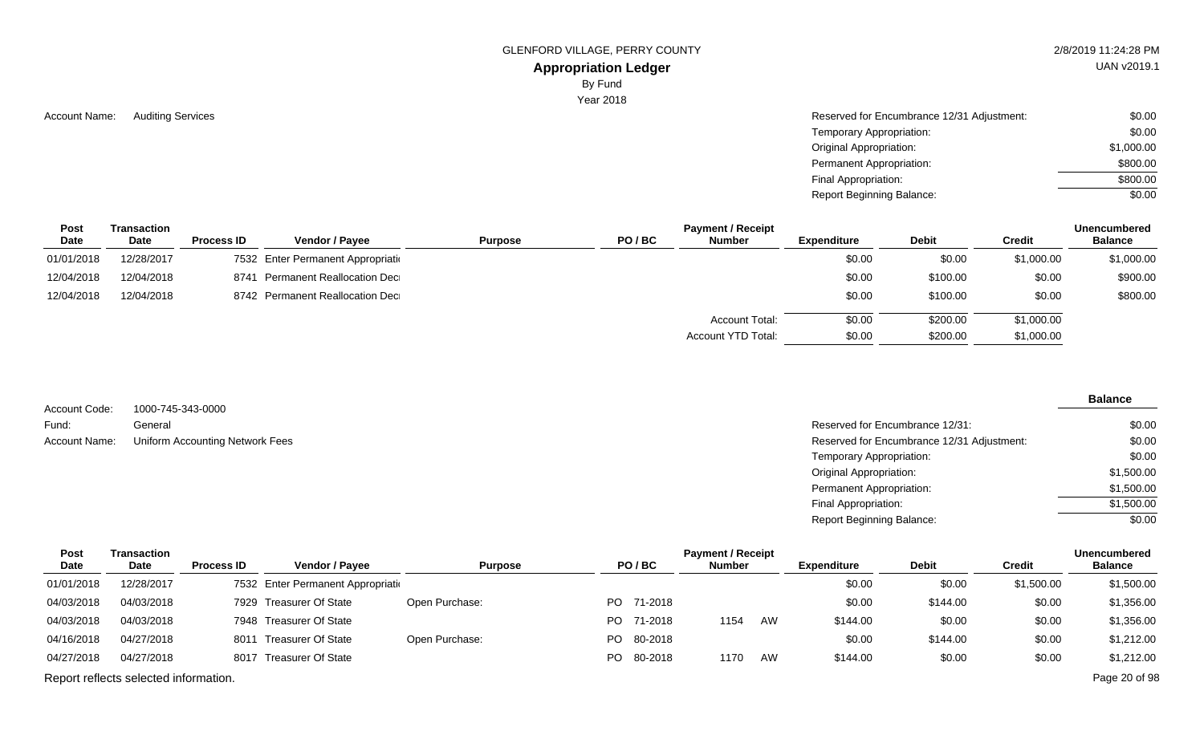GLENFORD VILLAGE, PERRY COUNTY

## Appropriation Ledger

By Fund

Year 2018

2/8/2019 11:24:28 PM

UAN v2019.1

Account Name: Auditing Services

| | |
|---|---|
| Reserved for Encumbrance 12/31 Adjustment: | $0.00 |
| Temporary Appropriation: | $0.00 |
| Original Appropriation: | $1,000.00 |
| Permanent Appropriation: | $800.00 |
| Final Appropriation: | $800.00 |
| Report Beginning Balance: | $0.00 |

| Post Date | Transaction Date | Process ID | Vendor / Payee | Purpose | PO / BC | Payment / Receipt Number | Expenditure | Debit | Credit | Unencumbered Balance |
|---|---|---|---|---|---|---|---|---|---|---|
| 01/01/2018 | 12/28/2017 | 7532 | Enter Permanent Appropriati | | | | $0.00 | $0.00 | $1,000.00 | $1,000.00 |
| 12/04/2018 | 12/04/2018 | 8741 | Permanent Reallocation Dec | | | | $0.00 | $100.00 | $0.00 | $900.00 |
| 12/04/2018 | 12/04/2018 | 8742 | Permanent Reallocation Dec | | | | $0.00 | $100.00 | $0.00 | $800.00 |
| | | | | | | Account Total: | $0.00 | $200.00 | $1,000.00 | |
| | | | | | | Account YTD Total: | $0.00 | $200.00 | $1,000.00 | |

Account Code: 1000-745-343-0000

Fund: General

Account Name: Uniform Accounting Network Fees

| | Balance |
|---|---|
| Reserved for Encumbrance 12/31: | $0.00 |
| Reserved for Encumbrance 12/31 Adjustment: | $0.00 |
| Temporary Appropriation: | $0.00 |
| Original Appropriation: | $1,500.00 |
| Permanent Appropriation: | $1,500.00 |
| Final Appropriation: | $1,500.00 |
| Report Beginning Balance: | $0.00 |

| Post Date | Transaction Date | Process ID | Vendor / Payee | Purpose | PO / BC | Payment / Receipt Number | Expenditure | Debit | Credit | Unencumbered Balance |
|---|---|---|---|---|---|---|---|---|---|---|
| 01/01/2018 | 12/28/2017 | 7532 | Enter Permanent Appropriati | | | | $0.00 | $0.00 | $1,500.00 | $1,500.00 |
| 04/03/2018 | 04/03/2018 | 7929 | Treasurer Of State | Open Purchase: | PO 71-2018 | | $0.00 | $144.00 | $0.00 | $1,356.00 |
| 04/03/2018 | 04/03/2018 | 7948 | Treasurer Of State | | PO 71-2018 | 1154 AW | $144.00 | $0.00 | $0.00 | $1,356.00 |
| 04/16/2018 | 04/27/2018 | 8011 | Treasurer Of State | Open Purchase: | PO 80-2018 | | $0.00 | $144.00 | $0.00 | $1,212.00 |
| 04/27/2018 | 04/27/2018 | 8017 | Treasurer Of State | | PO 80-2018 | 1170 AW | $144.00 | $0.00 | $0.00 | $1,212.00 |

Report reflects selected information.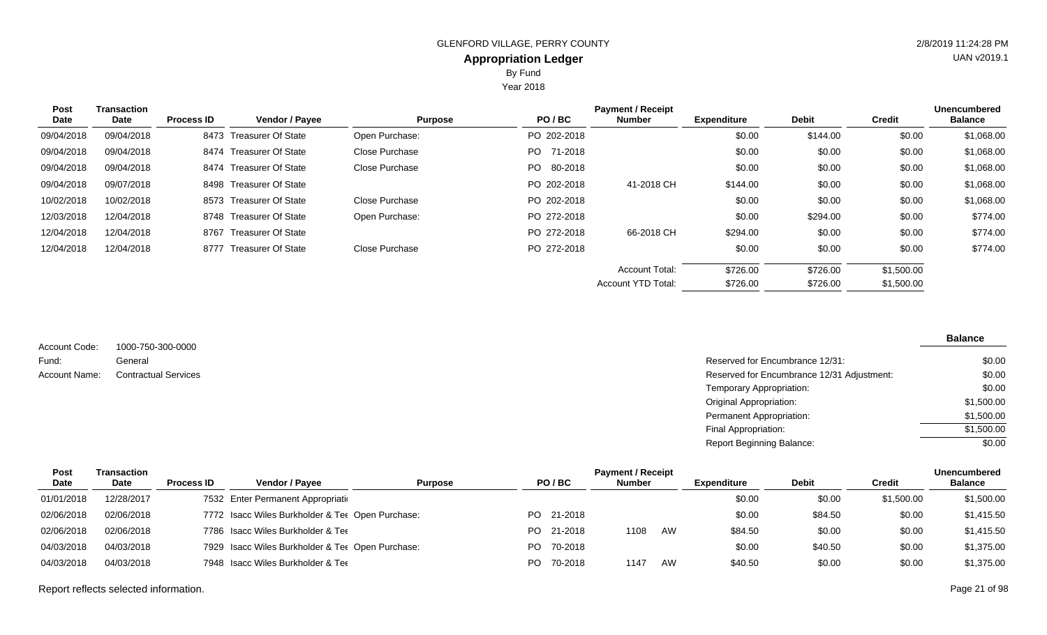GLENFORD VILLAGE, PERRY COUNTY

# Appropriation Ledger

By Fund

Year 2018

| Post Date | Transaction Date | Process ID | Vendor / Payee | Purpose | PO / BC | Payment / Receipt Number | Expenditure | Debit | Credit | Unencumbered Balance |
|---|---|---|---|---|---|---|---|---|---|---|
| 09/04/2018 | 09/04/2018 | 8473 | Treasurer Of State | Open Purchase: | PO 202-2018 | | $0.00 | $144.00 | $0.00 | $1,068.00 |
| 09/04/2018 | 09/04/2018 | 8474 | Treasurer Of State | Close Purchase | PO 71-2018 | | $0.00 | $0.00 | $0.00 | $1,068.00 |
| 09/04/2018 | 09/04/2018 | 8474 | Treasurer Of State | Close Purchase | PO 80-2018 | | $0.00 | $0.00 | $0.00 | $1,068.00 |
| 09/04/2018 | 09/07/2018 | 8498 | Treasurer Of State | | PO 202-2018 | 41-2018 CH | $144.00 | $0.00 | $0.00 | $1,068.00 |
| 10/02/2018 | 10/02/2018 | 8573 | Treasurer Of State | Close Purchase | PO 202-2018 | | $0.00 | $0.00 | $0.00 | $1,068.00 |
| 12/03/2018 | 12/04/2018 | 8748 | Treasurer Of State | Open Purchase: | PO 272-2018 | | $0.00 | $294.00 | $0.00 | $774.00 |
| 12/04/2018 | 12/04/2018 | 8767 | Treasurer Of State | | PO 272-2018 | 66-2018 CH | $294.00 | $0.00 | $0.00 | $774.00 |
| 12/04/2018 | 12/04/2018 | 8777 | Treasurer Of State | Close Purchase | PO 272-2018 | | $0.00 | $0.00 | $0.00 | $774.00 |
| | | | | | | Account Total: | $726.00 | $726.00 | $1,500.00 | |
| | | | | | | Account YTD Total: | $726.00 | $726.00 | $1,500.00 | |

Account Code: 1000-750-300-0000

Fund: General

Account Name: Contractual Services

| | Balance |
|---|---|
| Reserved for Encumbrance 12/31: | $0.00 |
| Reserved for Encumbrance 12/31 Adjustment: | $0.00 |
| Temporary Appropriation: | $0.00 |
| Original Appropriation: | $1,500.00 |
| Permanent Appropriation: | $1,500.00 |
| Final Appropriation: | $1,500.00 |
| Report Beginning Balance: | $0.00 |

| Post Date | Transaction Date | Process ID | Vendor / Payee | Purpose | PO / BC | Payment / Receipt Number | Expenditure | Debit | Credit | Unencumbered Balance |
|---|---|---|---|---|---|---|---|---|---|---|
| 01/01/2018 | 12/28/2017 | 7532 | Enter Permanent Appropriati | | | | $0.00 | $0.00 | $1,500.00 | $1,500.00 |
| 02/06/2018 | 02/06/2018 | 7772 | Isacc Wiles Burkholder & Tee | Open Purchase: | PO 21-2018 | | $0.00 | $84.50 | $0.00 | $1,415.50 |
| 02/06/2018 | 02/06/2018 | 7786 | Isacc Wiles Burkholder & Tee | | PO 21-2018 | 1108 AW | $84.50 | $0.00 | $0.00 | $1,415.50 |
| 04/03/2018 | 04/03/2018 | 7929 | Isacc Wiles Burkholder & Tee | Open Purchase: | PO 70-2018 | | $0.00 | $40.50 | $0.00 | $1,375.00 |
| 04/03/2018 | 04/03/2018 | 7948 | Isacc Wiles Burkholder & Tee | | PO 70-2018 | 1147 AW | $40.50 | $0.00 | $0.00 | $1,375.00 |

Report reflects selected information.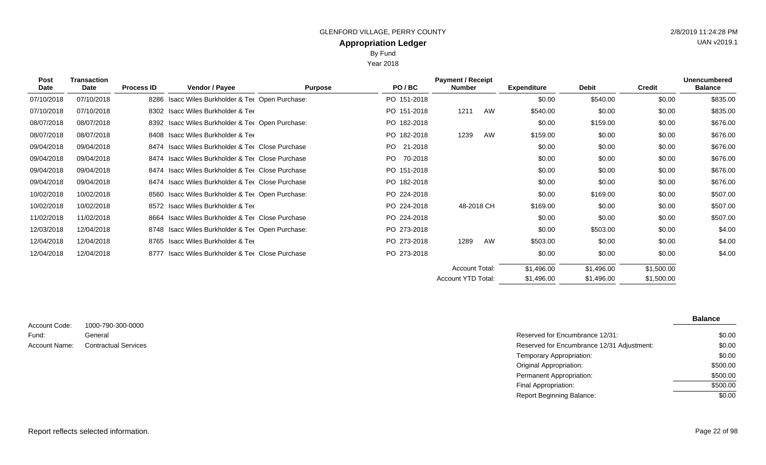GLENFORD VILLAGE, PERRY COUNTY

# Appropriation Ledger

By Fund

Year 2018

| Post Date | Transaction Date | Process ID | Vendor / Payee | Purpose | PO / BC | Payment / Receipt Number | | Expenditure | Debit | Credit | Unencumbered Balance |
|---|---|---|---|---|---|---|---|---|---|---|---|
| 07/10/2018 | 07/10/2018 | 8286 | Isacc Wiles Burkholder & Tee | Open Purchase: | PO 151-2018 | | | $0.00 | $540.00 | $0.00 | $835.00 |
| 07/10/2018 | 07/10/2018 | 8302 | Isacc Wiles Burkholder & Tee | | PO 151-2018 | 1211 | AW | $540.00 | $0.00 | $0.00 | $835.00 |
| 08/07/2018 | 08/07/2018 | 8392 | Isacc Wiles Burkholder & Tee | Open Purchase: | PO 182-2018 | | | $0.00 | $159.00 | $0.00 | $676.00 |
| 08/07/2018 | 08/07/2018 | 8408 | Isacc Wiles Burkholder & Tee | | PO 182-2018 | 1239 | AW | $159.00 | $0.00 | $0.00 | $676.00 |
| 09/04/2018 | 09/04/2018 | 8474 | Isacc Wiles Burkholder & Tee | Close Purchase | PO 21-2018 | | | $0.00 | $0.00 | $0.00 | $676.00 |
| 09/04/2018 | 09/04/2018 | 8474 | Isacc Wiles Burkholder & Tee | Close Purchase | PO 70-2018 | | | $0.00 | $0.00 | $0.00 | $676.00 |
| 09/04/2018 | 09/04/2018 | 8474 | Isacc Wiles Burkholder & Tee | Close Purchase | PO 151-2018 | | | $0.00 | $0.00 | $0.00 | $676.00 |
| 09/04/2018 | 09/04/2018 | 8474 | Isacc Wiles Burkholder & Tee | Close Purchase | PO 182-2018 | | | $0.00 | $0.00 | $0.00 | $676.00 |
| 10/02/2018 | 10/02/2018 | 8560 | Isacc Wiles Burkholder & Tee | Open Purchase: | PO 224-2018 | | | $0.00 | $169.00 | $0.00 | $507.00 |
| 10/02/2018 | 10/02/2018 | 8572 | Isacc Wiles Burkholder & Tee | | PO 224-2018 | 48-2018 CH | | $169.00 | $0.00 | $0.00 | $507.00 |
| 11/02/2018 | 11/02/2018 | 8664 | Isacc Wiles Burkholder & Tee | Close Purchase | PO 224-2018 | | | $0.00 | $0.00 | $0.00 | $507.00 |
| 12/03/2018 | 12/04/2018 | 8748 | Isacc Wiles Burkholder & Tee | Open Purchase: | PO 273-2018 | | | $0.00 | $503.00 | $0.00 | $4.00 |
| 12/04/2018 | 12/04/2018 | 8765 | Isacc Wiles Burkholder & Tee | | PO 273-2018 | 1289 | AW | $503.00 | $0.00 | $0.00 | $4.00 |
| 12/04/2018 | 12/04/2018 | 8777 | Isacc Wiles Burkholder & Tee | Close Purchase | PO 273-2018 | | | $0.00 | $0.00 | $0.00 | $4.00 |
| | | | | | | Account Total: | | $1,496.00 | $1,496.00 | $1,500.00 | |
| | | | | | | Account YTD Total: | | $1,496.00 | $1,496.00 | $1,500.00 | |

Account Code: 1000-790-300-0000
Fund: General
Account Name: Contractual Services

| | Balance |
|---|---|
| Reserved for Encumbrance 12/31: | $0.00 |
| Reserved for Encumbrance 12/31 Adjustment: | $0.00 |
| Temporary Appropriation: | $0.00 |
| Original Appropriation: | $500.00 |
| Permanent Appropriation: | $500.00 |
| Final Appropriation: | $500.00 |
| Report Beginning Balance: | $0.00 |

Report reflects selected information.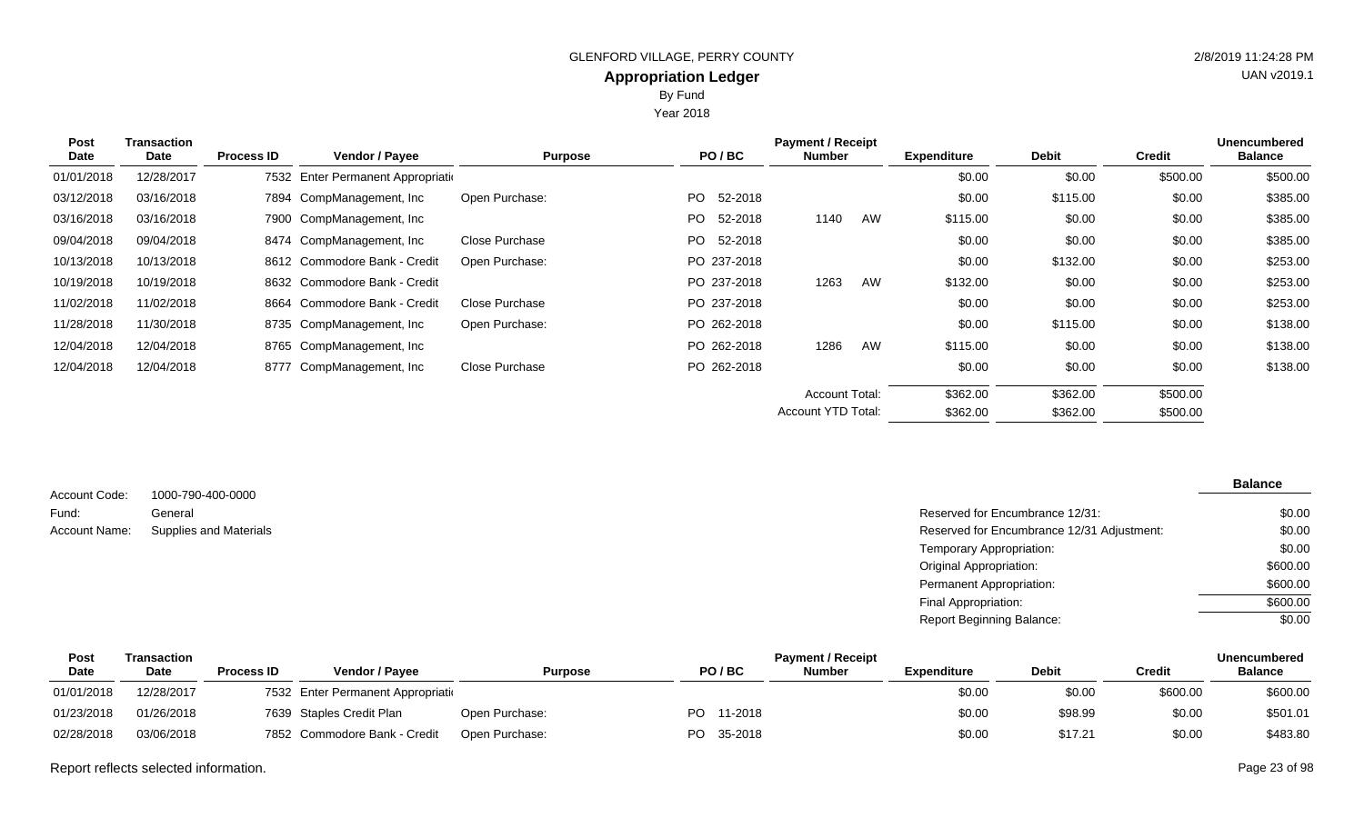GLENFORD VILLAGE, PERRY COUNTY

# Appropriation Ledger

By Fund

Year 2018

| Post Date | Transaction Date | Process ID | Vendor / Payee | Purpose | PO / BC | Payment / Receipt Number | | Expenditure | Debit | Credit | Unencumbered Balance |
|---|---|---|---|---|---|---|---|---|---|---|---|
| 01/01/2018 | 12/28/2017 | 7532 | Enter Permanent Appropriati | | | | | $0.00 | $0.00 | $500.00 | $500.00 |
| 03/12/2018 | 03/16/2018 | 7894 | CompManagement, Inc | Open Purchase: | PO 52-2018 | | | $0.00 | $115.00 | $0.00 | $385.00 |
| 03/16/2018 | 03/16/2018 | 7900 | CompManagement, Inc | | PO 52-2018 | 1140 | AW | $115.00 | $0.00 | $0.00 | $385.00 |
| 09/04/2018 | 09/04/2018 | 8474 | CompManagement, Inc | Close Purchase | PO 52-2018 | | | $0.00 | $0.00 | $0.00 | $385.00 |
| 10/13/2018 | 10/13/2018 | 8612 | Commodore Bank - Credit | Open Purchase: | PO 237-2018 | | | $0.00 | $132.00 | $0.00 | $253.00 |
| 10/19/2018 | 10/19/2018 | 8632 | Commodore Bank - Credit | | PO 237-2018 | 1263 | AW | $132.00 | $0.00 | $0.00 | $253.00 |
| 11/02/2018 | 11/02/2018 | 8664 | Commodore Bank - Credit | Close Purchase | PO 237-2018 | | | $0.00 | $0.00 | $0.00 | $253.00 |
| 11/28/2018 | 11/30/2018 | 8735 | CompManagement, Inc | Open Purchase: | PO 262-2018 | | | $0.00 | $115.00 | $0.00 | $138.00 |
| 12/04/2018 | 12/04/2018 | 8765 | CompManagement, Inc | | PO 262-2018 | 1286 | AW | $115.00 | $0.00 | $0.00 | $138.00 |
| 12/04/2018 | 12/04/2018 | 8777 | CompManagement, Inc | Close Purchase | PO 262-2018 | | | $0.00 | $0.00 | $0.00 | $138.00 |
| | | | | | | Account Total: | | $362.00 | $362.00 | $500.00 | |
| | | | | | | Account YTD Total: | | $362.00 | $362.00 | $500.00 | |

Account Code: 1000-790-400-0000
Fund: General
Account Name: Supplies and Materials

| | Balance |
|---|---|
| Reserved for Encumbrance 12/31: | $0.00 |
| Reserved for Encumbrance 12/31 Adjustment: | $0.00 |
| Temporary Appropriation: | $0.00 |
| Original Appropriation: | $600.00 |
| Permanent Appropriation: | $600.00 |
| Final Appropriation: | $600.00 |
| Report Beginning Balance: | $0.00 |

| Post Date | Transaction Date | Process ID | Vendor / Payee | Purpose | PO / BC | Payment / Receipt Number | Expenditure | Debit | Credit | Unencumbered Balance |
|---|---|---|---|---|---|---|---|---|---|---|
| 01/01/2018 | 12/28/2017 | 7532 | Enter Permanent Appropriati | | | | $0.00 | $0.00 | $600.00 | $600.00 |
| 01/23/2018 | 01/26/2018 | 7639 | Staples Credit Plan | Open Purchase: | PO 11-2018 | | $0.00 | $98.99 | $0.00 | $501.01 |
| 02/28/2018 | 03/06/2018 | 7852 | Commodore Bank - Credit | Open Purchase: | PO 35-2018 | | $0.00 | $17.21 | $0.00 | $483.80 |

Report reflects selected information.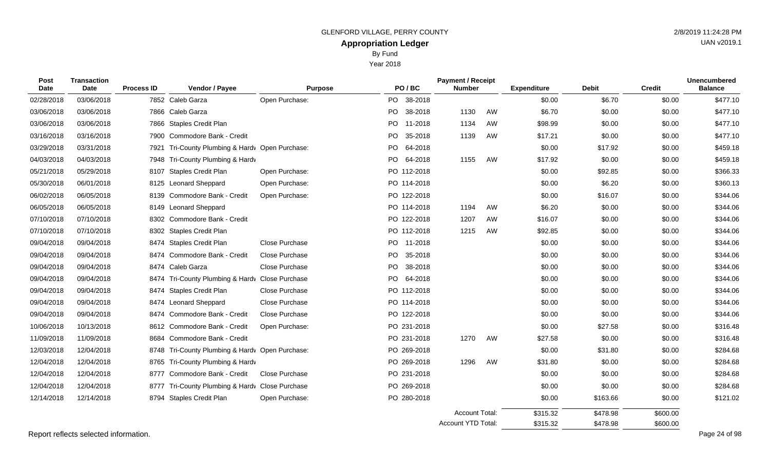GLENFORD VILLAGE, PERRY COUNTY

# Appropriation Ledger

By Fund

Year 2018

| Post Date | Transaction Date | Process ID | Vendor / Payee | Purpose | PO / BC | Payment / Receipt Number | | Expenditure | Debit | Credit | Unencumbered Balance |
|---|---|---|---|---|---|---|---|---|---|---|---|
| 02/28/2018 | 03/06/2018 | 7852 | Caleb Garza | Open Purchase: | PO 38-2018 | | | $0.00 | $6.70 | $0.00 | $477.10 |
| 03/06/2018 | 03/06/2018 | 7866 | Caleb Garza | | PO 38-2018 | 1130 | AW | $6.70 | $0.00 | $0.00 | $477.10 |
| 03/06/2018 | 03/06/2018 | 7866 | Staples Credit Plan | | PO 11-2018 | 1134 | AW | $98.99 | $0.00 | $0.00 | $477.10 |
| 03/16/2018 | 03/16/2018 | 7900 | Commodore Bank - Credit | | PO 35-2018 | 1139 | AW | $17.21 | $0.00 | $0.00 | $477.10 |
| 03/29/2018 | 03/31/2018 | 7921 | Tri-County Plumbing & Hardv | Open Purchase: | PO 64-2018 | | | $0.00 | $17.92 | $0.00 | $459.18 |
| 04/03/2018 | 04/03/2018 | 7948 | Tri-County Plumbing & Hardv | | PO 64-2018 | 1155 | AW | $17.92 | $0.00 | $0.00 | $459.18 |
| 05/21/2018 | 05/29/2018 | 8107 | Staples Credit Plan | Open Purchase: | PO 112-2018 | | | $0.00 | $92.85 | $0.00 | $366.33 |
| 05/30/2018 | 06/01/2018 | 8125 | Leonard Sheppard | Open Purchase: | PO 114-2018 | | | $0.00 | $6.20 | $0.00 | $360.13 |
| 06/02/2018 | 06/05/2018 | 8139 | Commodore Bank - Credit | Open Purchase: | PO 122-2018 | | | $0.00 | $16.07 | $0.00 | $344.06 |
| 06/05/2018 | 06/05/2018 | 8149 | Leonard Sheppard | | PO 114-2018 | 1194 | AW | $6.20 | $0.00 | $0.00 | $344.06 |
| 07/10/2018 | 07/10/2018 | 8302 | Commodore Bank - Credit | | PO 122-2018 | 1207 | AW | $16.07 | $0.00 | $0.00 | $344.06 |
| 07/10/2018 | 07/10/2018 | 8302 | Staples Credit Plan | | PO 112-2018 | 1215 | AW | $92.85 | $0.00 | $0.00 | $344.06 |
| 09/04/2018 | 09/04/2018 | 8474 | Staples Credit Plan | Close Purchase | PO 11-2018 | | | $0.00 | $0.00 | $0.00 | $344.06 |
| 09/04/2018 | 09/04/2018 | 8474 | Commodore Bank - Credit | Close Purchase | PO 35-2018 | | | $0.00 | $0.00 | $0.00 | $344.06 |
| 09/04/2018 | 09/04/2018 | 8474 | Caleb Garza | Close Purchase | PO 38-2018 | | | $0.00 | $0.00 | $0.00 | $344.06 |
| 09/04/2018 | 09/04/2018 | 8474 | Tri-County Plumbing & Hardv | Close Purchase | PO 64-2018 | | | $0.00 | $0.00 | $0.00 | $344.06 |
| 09/04/2018 | 09/04/2018 | 8474 | Staples Credit Plan | Close Purchase | PO 112-2018 | | | $0.00 | $0.00 | $0.00 | $344.06 |
| 09/04/2018 | 09/04/2018 | 8474 | Leonard Sheppard | Close Purchase | PO 114-2018 | | | $0.00 | $0.00 | $0.00 | $344.06 |
| 09/04/2018 | 09/04/2018 | 8474 | Commodore Bank - Credit | Close Purchase | PO 122-2018 | | | $0.00 | $0.00 | $0.00 | $344.06 |
| 10/06/2018 | 10/13/2018 | 8612 | Commodore Bank - Credit | Open Purchase: | PO 231-2018 | | | $0.00 | $27.58 | $0.00 | $316.48 |
| 11/09/2018 | 11/09/2018 | 8684 | Commodore Bank - Credit | | PO 231-2018 | 1270 | AW | $27.58 | $0.00 | $0.00 | $316.48 |
| 12/03/2018 | 12/04/2018 | 8748 | Tri-County Plumbing & Hardv | Open Purchase: | PO 269-2018 | | | $0.00 | $31.80 | $0.00 | $284.68 |
| 12/04/2018 | 12/04/2018 | 8765 | Tri-County Plumbing & Hardv | | PO 269-2018 | 1296 | AW | $31.80 | $0.00 | $0.00 | $284.68 |
| 12/04/2018 | 12/04/2018 | 8777 | Commodore Bank - Credit | Close Purchase | PO 231-2018 | | | $0.00 | $0.00 | $0.00 | $284.68 |
| 12/04/2018 | 12/04/2018 | 8777 | Tri-County Plumbing & Hardv | Close Purchase | PO 269-2018 | | | $0.00 | $0.00 | $0.00 | $284.68 |
| 12/14/2018 | 12/14/2018 | 8794 | Staples Credit Plan | Open Purchase: | PO 280-2018 | | | $0.00 | $163.66 | $0.00 | $121.02 |
| | | | | | | Account Total: | | $315.32 | $478.98 | $600.00 | |
| | | | | | | Account YTD Total: | | $315.32 | $478.98 | $600.00 | |

Report reflects selected information.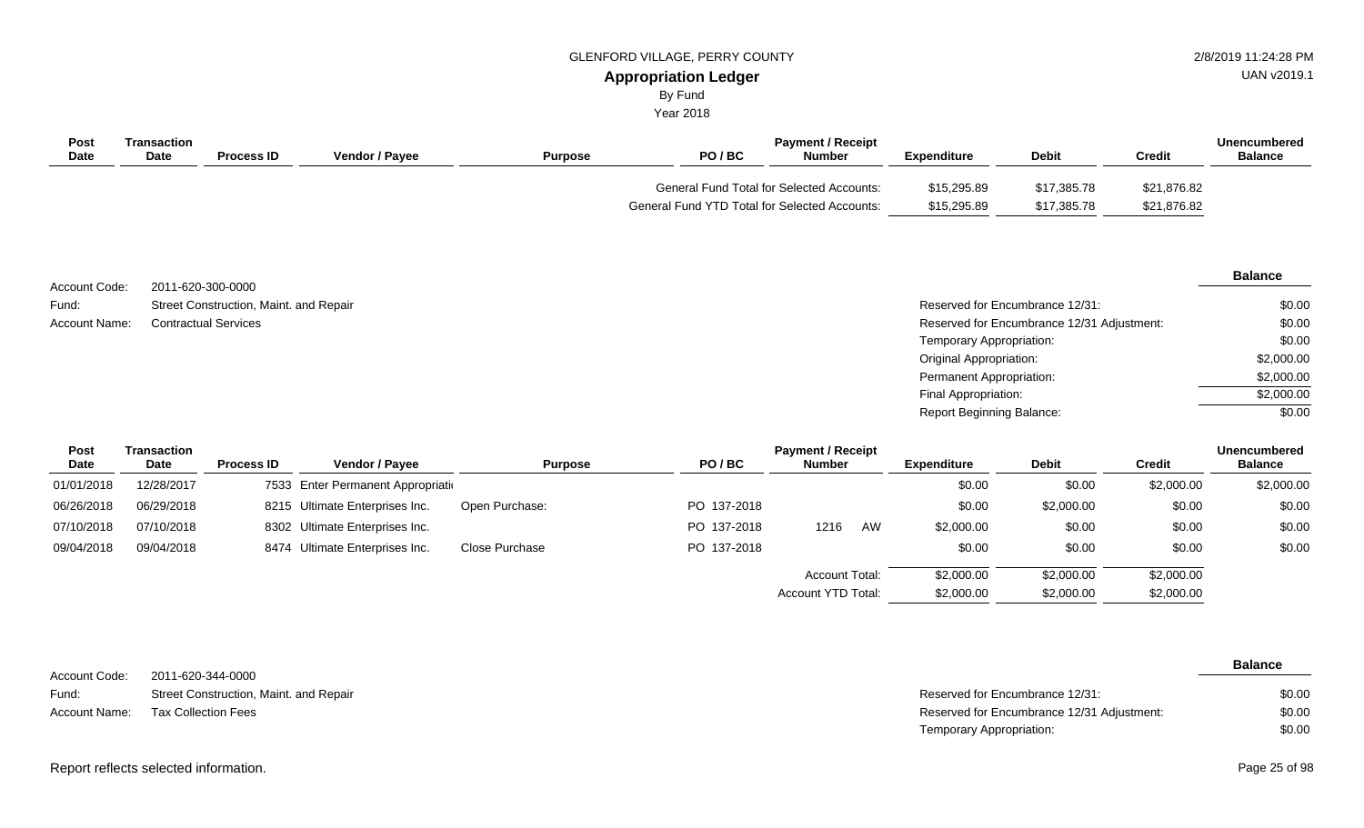| Post Date | Transaction Date | Process ID | Vendor / Payee | Purpose | PO / BC | Payment / Receipt Number | Expenditure | Debit | Credit | Unencumbered Balance |
|---|---|---|---|---|---|---|---|---|---|---|
| | | | | | General Fund Total for Selected Accounts: | | $15,295.89 | $17,385.78 | $21,876.82 | |
| | | | | | General Fund YTD Total for Selected Accounts: | | $15,295.89 | $17,385.78 | $21,876.82 | |

Account Code: 2011-620-300-0000
Fund: Street Construction, Maint. and Repair
Account Name: Contractual Services

| | Balance |
|---|---|
| Reserved for Encumbrance 12/31: | $0.00 |
| Reserved for Encumbrance 12/31 Adjustment: | $0.00 |
| Temporary Appropriation: | $0.00 |
| Original Appropriation: | $2,000.00 |
| Permanent Appropriation: | $2,000.00 |
| Final Appropriation: | $2,000.00 |
| Report Beginning Balance: | $0.00 |

| Post Date | Transaction Date | Process ID | Vendor / Payee | Purpose | PO / BC | Payment / Receipt Number | Expenditure | Debit | Credit | Unencumbered Balance |
|---|---|---|---|---|---|---|---|---|---|---|
| 01/01/2018 | 12/28/2017 | 7533 | Enter Permanent Appropriati | | | | $0.00 | $0.00 | $2,000.00 | $2,000.00 |
| 06/26/2018 | 06/29/2018 | 8215 | Ultimate Enterprises Inc. | Open Purchase: | PO 137-2018 | | $0.00 | $2,000.00 | $0.00 | $0.00 |
| 07/10/2018 | 07/10/2018 | 8302 | Ultimate Enterprises Inc. | | PO 137-2018 | 1216 AW | $2,000.00 | $0.00 | $0.00 | $0.00 |
| 09/04/2018 | 09/04/2018 | 8474 | Ultimate Enterprises Inc. | Close Purchase | PO 137-2018 | | $0.00 | $0.00 | $0.00 | $0.00 |
| | | | | | | Account Total: | $2,000.00 | $2,000.00 | $2,000.00 | |
| | | | | | | Account YTD Total: | $2,000.00 | $2,000.00 | $2,000.00 | |

Account Code: 2011-620-344-0000
Fund: Street Construction, Maint. and Repair
Account Name: Tax Collection Fees

| | Balance |
|---|---|
| Reserved for Encumbrance 12/31: | $0.00 |
| Reserved for Encumbrance 12/31 Adjustment: | $0.00 |
| Temporary Appropriation: | $0.00 |

Report reflects selected information.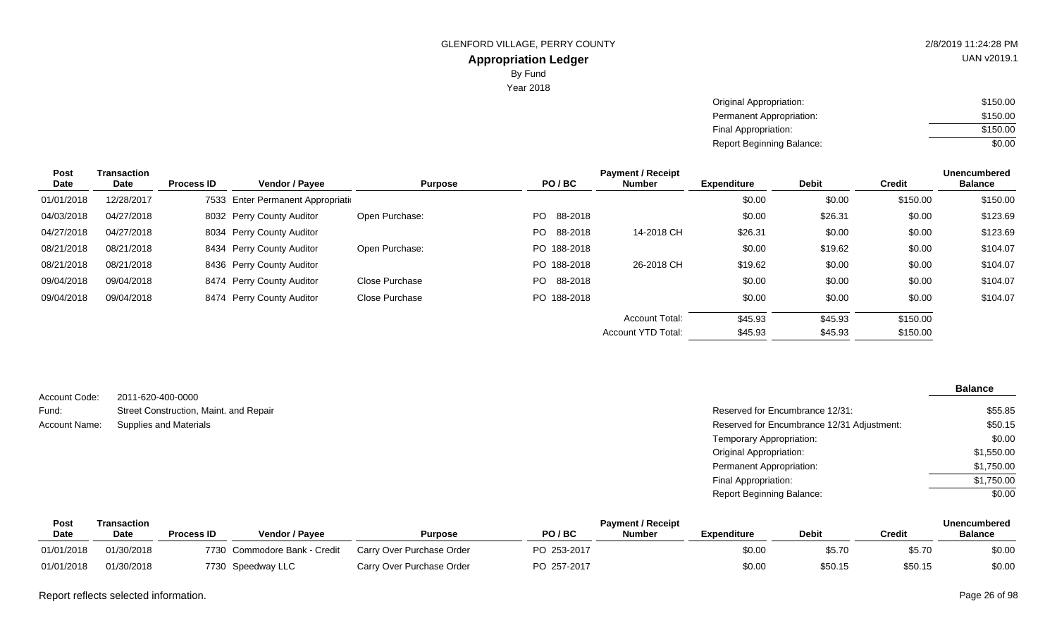GLENFORD VILLAGE, PERRY COUNTY

**Appropriation Ledger**

By Fund

Year 2018

| | |
|---|---|
| Original Appropriation: | $150.00 |
| Permanent Appropriation: | $150.00 |
| Final Appropriation: | $150.00 |
| Report Beginning Balance: | $0.00 |

| Post Date | Transaction Date | Process ID | Vendor / Payee | Purpose | PO / BC | Payment / Receipt Number | Expenditure | Debit | Credit | Unencumbered Balance |
|---|---|---|---|---|---|---|---|---|---|---|
| 01/01/2018 | 12/28/2017 | 7533 | Enter Permanent Appropriati | | | | $0.00 | $0.00 | $150.00 | $150.00 |
| 04/03/2018 | 04/27/2018 | 8032 | Perry County Auditor | Open Purchase: | PO 88-2018 | | $0.00 | $26.31 | $0.00 | $123.69 |
| 04/27/2018 | 04/27/2018 | 8034 | Perry County Auditor | | PO 88-2018 | 14-2018 CH | $26.31 | $0.00 | $0.00 | $123.69 |
| 08/21/2018 | 08/21/2018 | 8434 | Perry County Auditor | Open Purchase: | PO 188-2018 | | $0.00 | $19.62 | $0.00 | $104.07 |
| 08/21/2018 | 08/21/2018 | 8436 | Perry County Auditor | | PO 188-2018 | 26-2018 CH | $19.62 | $0.00 | $0.00 | $104.07 |
| 09/04/2018 | 09/04/2018 | 8474 | Perry County Auditor | Close Purchase | PO 88-2018 | | $0.00 | $0.00 | $0.00 | $104.07 |
| 09/04/2018 | 09/04/2018 | 8474 | Perry County Auditor | Close Purchase | PO 188-2018 | | $0.00 | $0.00 | $0.00 | $104.07 |
| | | | | | | Account Total: | $45.93 | $45.93 | $150.00 | |
| | | | | | | Account YTD Total: | $45.93 | $45.93 | $150.00 | |

Account Code: 2011-620-400-0000

Fund: Street Construction, Maint. and Repair

Account Name: Supplies and Materials

| | Balance |
|---|---|
| Reserved for Encumbrance 12/31: | $55.85 |
| Reserved for Encumbrance 12/31 Adjustment: | $50.15 |
| Temporary Appropriation: | $0.00 |
| Original Appropriation: | $1,550.00 |
| Permanent Appropriation: | $1,750.00 |
| Final Appropriation: | $1,750.00 |
| Report Beginning Balance: | $0.00 |

| Post Date | Transaction Date | Process ID | Vendor / Payee | Purpose | PO / BC | Payment / Receipt Number | Expenditure | Debit | Credit | Unencumbered Balance |
|---|---|---|---|---|---|---|---|---|---|---|
| 01/01/2018 | 01/30/2018 | 7730 | Commodore Bank - Credit | Carry Over Purchase Order | PO 253-2017 | | $0.00 | $5.70 | $5.70 | $0.00 |
| 01/01/2018 | 01/30/2018 | 7730 | Speedway LLC | Carry Over Purchase Order | PO 257-2017 | | $0.00 | $50.15 | $50.15 | $0.00 |

Report reflects selected information.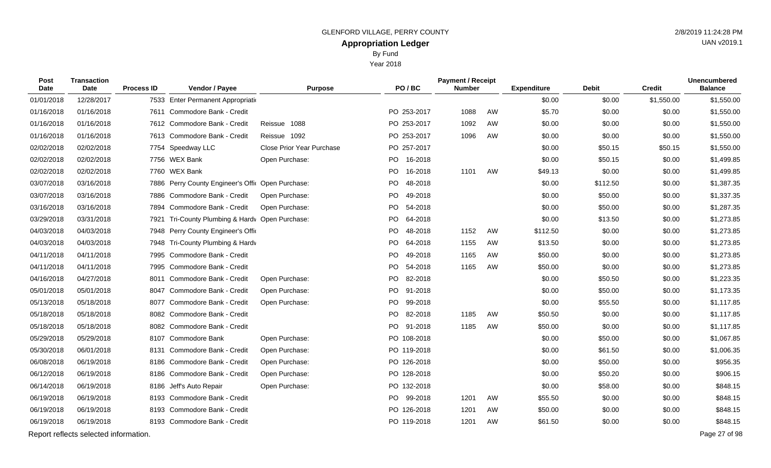GLENFORD VILLAGE, PERRY COUNTY

# Appropriation Ledger

By Fund

Year 2018

| Post Date | Transaction Date | Process ID | Vendor / Payee | Purpose | PO / BC | Payment / Receipt Number | | Expenditure | Debit | Credit | Unencumbered Balance |
|---|---|---|---|---|---|---|---|---|---|---|---|
| 01/01/2018 | 12/28/2017 | 7533 | Enter Permanent Appropriati | | | | | $0.00 | $0.00 | $1,550.00 | $1,550.00 |
| 01/16/2018 | 01/16/2018 | 7611 | Commodore Bank - Credit | | PO 253-2017 | 1088 | AW | $5.70 | $0.00 | $0.00 | $1,550.00 |
| 01/16/2018 | 01/16/2018 | 7612 | Commodore Bank - Credit | Reissue 1088 | PO 253-2017 | 1092 | AW | $0.00 | $0.00 | $0.00 | $1,550.00 |
| 01/16/2018 | 01/16/2018 | 7613 | Commodore Bank - Credit | Reissue 1092 | PO 253-2017 | 1096 | AW | $0.00 | $0.00 | $0.00 | $1,550.00 |
| 02/02/2018 | 02/02/2018 | 7754 | Speedway LLC | Close Prior Year Purchase | PO 257-2017 | | | $0.00 | $50.15 | $50.15 | $1,550.00 |
| 02/02/2018 | 02/02/2018 | 7756 | WEX Bank | Open Purchase: | PO 16-2018 | | | $0.00 | $50.15 | $0.00 | $1,499.85 |
| 02/02/2018 | 02/02/2018 | 7760 | WEX Bank | | PO 16-2018 | 1101 | AW | $49.13 | $0.00 | $0.00 | $1,499.85 |
| 03/07/2018 | 03/16/2018 | 7886 | Perry County Engineer's Offi | Open Purchase: | PO 48-2018 | | | $0.00 | $112.50 | $0.00 | $1,387.35 |
| 03/07/2018 | 03/16/2018 | 7886 | Commodore Bank - Credit | Open Purchase: | PO 49-2018 | | | $0.00 | $50.00 | $0.00 | $1,337.35 |
| 03/16/2018 | 03/16/2018 | 7894 | Commodore Bank - Credit | Open Purchase: | PO 54-2018 | | | $0.00 | $50.00 | $0.00 | $1,287.35 |
| 03/29/2018 | 03/31/2018 | 7921 | Tri-County Plumbing & Hardv | Open Purchase: | PO 64-2018 | | | $0.00 | $13.50 | $0.00 | $1,273.85 |
| 04/03/2018 | 04/03/2018 | 7948 | Perry County Engineer's Offi | | PO 48-2018 | 1152 | AW | $112.50 | $0.00 | $0.00 | $1,273.85 |
| 04/03/2018 | 04/03/2018 | 7948 | Tri-County Plumbing & Hardv | | PO 64-2018 | 1155 | AW | $13.50 | $0.00 | $0.00 | $1,273.85 |
| 04/11/2018 | 04/11/2018 | 7995 | Commodore Bank - Credit | | PO 49-2018 | 1165 | AW | $50.00 | $0.00 | $0.00 | $1,273.85 |
| 04/11/2018 | 04/11/2018 | 7995 | Commodore Bank - Credit | | PO 54-2018 | 1165 | AW | $50.00 | $0.00 | $0.00 | $1,273.85 |
| 04/16/2018 | 04/27/2018 | 8011 | Commodore Bank - Credit | Open Purchase: | PO 82-2018 | | | $0.00 | $50.50 | $0.00 | $1,223.35 |
| 05/01/2018 | 05/01/2018 | 8047 | Commodore Bank - Credit | Open Purchase: | PO 91-2018 | | | $0.00 | $50.00 | $0.00 | $1,173.35 |
| 05/13/2018 | 05/18/2018 | 8077 | Commodore Bank - Credit | Open Purchase: | PO 99-2018 | | | $0.00 | $55.50 | $0.00 | $1,117.85 |
| 05/18/2018 | 05/18/2018 | 8082 | Commodore Bank - Credit | | PO 82-2018 | 1185 | AW | $50.50 | $0.00 | $0.00 | $1,117.85 |
| 05/18/2018 | 05/18/2018 | 8082 | Commodore Bank - Credit | | PO 91-2018 | 1185 | AW | $50.00 | $0.00 | $0.00 | $1,117.85 |
| 05/29/2018 | 05/29/2018 | 8107 | Commodore Bank | Open Purchase: | PO 108-2018 | | | $0.00 | $50.00 | $0.00 | $1,067.85 |
| 05/30/2018 | 06/01/2018 | 8131 | Commodore Bank - Credit | Open Purchase: | PO 119-2018 | | | $0.00 | $61.50 | $0.00 | $1,006.35 |
| 06/08/2018 | 06/19/2018 | 8186 | Commodore Bank - Credit | Open Purchase: | PO 126-2018 | | | $0.00 | $50.00 | $0.00 | $956.35 |
| 06/12/2018 | 06/19/2018 | 8186 | Commodore Bank - Credit | Open Purchase: | PO 128-2018 | | | $0.00 | $50.20 | $0.00 | $906.15 |
| 06/14/2018 | 06/19/2018 | 8186 | Jeff's Auto Repair | Open Purchase: | PO 132-2018 | | | $0.00 | $58.00 | $0.00 | $848.15 |
| 06/19/2018 | 06/19/2018 | 8193 | Commodore Bank - Credit | | PO 99-2018 | 1201 | AW | $55.50 | $0.00 | $0.00 | $848.15 |
| 06/19/2018 | 06/19/2018 | 8193 | Commodore Bank - Credit | | PO 126-2018 | 1201 | AW | $50.00 | $0.00 | $0.00 | $848.15 |
| 06/19/2018 | 06/19/2018 | 8193 | Commodore Bank - Credit | | PO 119-2018 | 1201 | AW | $61.50 | $0.00 | $0.00 | $848.15 |

Report reflects selected information.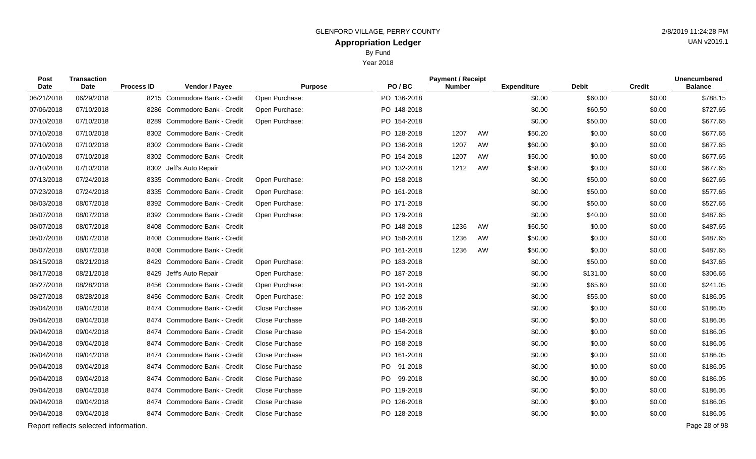GLENFORD VILLAGE, PERRY COUNTY

# Appropriation Ledger

By Fund

Year 2018

| Post Date | Transaction Date | Process ID | Vendor / Payee | Purpose | PO / BC | Payment / Receipt Number | | Expenditure | Debit | Credit | Unencumbered Balance |
|---|---|---|---|---|---|---|---|---|---|---|---|
| 06/21/2018 | 06/29/2018 | 8215 | Commodore Bank - Credit | Open Purchase: | PO 136-2018 | | | $0.00 | $60.00 | $0.00 | $788.15 |
| 07/06/2018 | 07/10/2018 | 8286 | Commodore Bank - Credit | Open Purchase: | PO 148-2018 | | | $0.00 | $60.50 | $0.00 | $727.65 |
| 07/10/2018 | 07/10/2018 | 8289 | Commodore Bank - Credit | Open Purchase: | PO 154-2018 | | | $0.00 | $50.00 | $0.00 | $677.65 |
| 07/10/2018 | 07/10/2018 | 8302 | Commodore Bank - Credit | | PO 128-2018 | 1207 | AW | $50.20 | $0.00 | $0.00 | $677.65 |
| 07/10/2018 | 07/10/2018 | 8302 | Commodore Bank - Credit | | PO 136-2018 | 1207 | AW | $60.00 | $0.00 | $0.00 | $677.65 |
| 07/10/2018 | 07/10/2018 | 8302 | Commodore Bank - Credit | | PO 154-2018 | 1207 | AW | $50.00 | $0.00 | $0.00 | $677.65 |
| 07/10/2018 | 07/10/2018 | 8302 | Jeff's Auto Repair | | PO 132-2018 | 1212 | AW | $58.00 | $0.00 | $0.00 | $677.65 |
| 07/13/2018 | 07/24/2018 | 8335 | Commodore Bank - Credit | Open Purchase: | PO 158-2018 | | | $0.00 | $50.00 | $0.00 | $627.65 |
| 07/23/2018 | 07/24/2018 | 8335 | Commodore Bank - Credit | Open Purchase: | PO 161-2018 | | | $0.00 | $50.00 | $0.00 | $577.65 |
| 08/03/2018 | 08/07/2018 | 8392 | Commodore Bank - Credit | Open Purchase: | PO 171-2018 | | | $0.00 | $50.00 | $0.00 | $527.65 |
| 08/07/2018 | 08/07/2018 | 8392 | Commodore Bank - Credit | Open Purchase: | PO 179-2018 | | | $0.00 | $40.00 | $0.00 | $487.65 |
| 08/07/2018 | 08/07/2018 | 8408 | Commodore Bank - Credit | | PO 148-2018 | 1236 | AW | $60.50 | $0.00 | $0.00 | $487.65 |
| 08/07/2018 | 08/07/2018 | 8408 | Commodore Bank - Credit | | PO 158-2018 | 1236 | AW | $50.00 | $0.00 | $0.00 | $487.65 |
| 08/07/2018 | 08/07/2018 | 8408 | Commodore Bank - Credit | | PO 161-2018 | 1236 | AW | $50.00 | $0.00 | $0.00 | $487.65 |
| 08/15/2018 | 08/21/2018 | 8429 | Commodore Bank - Credit | Open Purchase: | PO 183-2018 | | | $0.00 | $50.00 | $0.00 | $437.65 |
| 08/17/2018 | 08/21/2018 | 8429 | Jeff's Auto Repair | Open Purchase: | PO 187-2018 | | | $0.00 | $131.00 | $0.00 | $306.65 |
| 08/27/2018 | 08/28/2018 | 8456 | Commodore Bank - Credit | Open Purchase: | PO 191-2018 | | | $0.00 | $65.60 | $0.00 | $241.05 |
| 08/27/2018 | 08/28/2018 | 8456 | Commodore Bank - Credit | Open Purchase: | PO 192-2018 | | | $0.00 | $55.00 | $0.00 | $186.05 |
| 09/04/2018 | 09/04/2018 | 8474 | Commodore Bank - Credit | Close Purchase | PO 136-2018 | | | $0.00 | $0.00 | $0.00 | $186.05 |
| 09/04/2018 | 09/04/2018 | 8474 | Commodore Bank - Credit | Close Purchase | PO 148-2018 | | | $0.00 | $0.00 | $0.00 | $186.05 |
| 09/04/2018 | 09/04/2018 | 8474 | Commodore Bank - Credit | Close Purchase | PO 154-2018 | | | $0.00 | $0.00 | $0.00 | $186.05 |
| 09/04/2018 | 09/04/2018 | 8474 | Commodore Bank - Credit | Close Purchase | PO 158-2018 | | | $0.00 | $0.00 | $0.00 | $186.05 |
| 09/04/2018 | 09/04/2018 | 8474 | Commodore Bank - Credit | Close Purchase | PO 161-2018 | | | $0.00 | $0.00 | $0.00 | $186.05 |
| 09/04/2018 | 09/04/2018 | 8474 | Commodore Bank - Credit | Close Purchase | PO 91-2018 | | | $0.00 | $0.00 | $0.00 | $186.05 |
| 09/04/2018 | 09/04/2018 | 8474 | Commodore Bank - Credit | Close Purchase | PO 99-2018 | | | $0.00 | $0.00 | $0.00 | $186.05 |
| 09/04/2018 | 09/04/2018 | 8474 | Commodore Bank - Credit | Close Purchase | PO 119-2018 | | | $0.00 | $0.00 | $0.00 | $186.05 |
| 09/04/2018 | 09/04/2018 | 8474 | Commodore Bank - Credit | Close Purchase | PO 126-2018 | | | $0.00 | $0.00 | $0.00 | $186.05 |
| 09/04/2018 | 09/04/2018 | 8474 | Commodore Bank - Credit | Close Purchase | PO 128-2018 | | | $0.00 | $0.00 | $0.00 | $186.05 |

Report reflects selected information.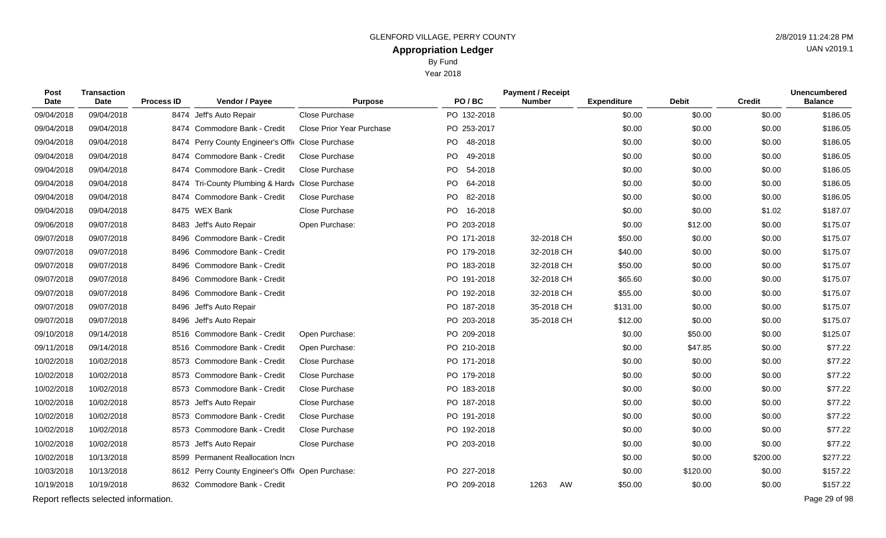# GLENFORD VILLAGE, PERRY COUNTY

## Appropriation Ledger

By Fund

Year 2018

| Post Date | Transaction Date | Process ID | Vendor / Payee | Purpose | PO / BC | Payment / Receipt Number | Expenditure | Debit | Credit | Unencumbered Balance |
|---|---|---|---|---|---|---|---|---|---|---|
| 09/04/2018 | 09/04/2018 | 8474 | Jeff's Auto Repair | Close Purchase | PO 132-2018 | | $0.00 | $0.00 | $0.00 | $186.05 |
| 09/04/2018 | 09/04/2018 | 8474 | Commodore Bank - Credit | Close Prior Year Purchase | PO 253-2017 | | $0.00 | $0.00 | $0.00 | $186.05 |
| 09/04/2018 | 09/04/2018 | 8474 | Perry County Engineer's Offi | Close Purchase | PO 48-2018 | | $0.00 | $0.00 | $0.00 | $186.05 |
| 09/04/2018 | 09/04/2018 | 8474 | Commodore Bank - Credit | Close Purchase | PO 49-2018 | | $0.00 | $0.00 | $0.00 | $186.05 |
| 09/04/2018 | 09/04/2018 | 8474 | Commodore Bank - Credit | Close Purchase | PO 54-2018 | | $0.00 | $0.00 | $0.00 | $186.05 |
| 09/04/2018 | 09/04/2018 | 8474 | Tri-County Plumbing & Hardw | Close Purchase | PO 64-2018 | | $0.00 | $0.00 | $0.00 | $186.05 |
| 09/04/2018 | 09/04/2018 | 8474 | Commodore Bank - Credit | Close Purchase | PO 82-2018 | | $0.00 | $0.00 | $0.00 | $186.05 |
| 09/04/2018 | 09/04/2018 | 8475 | WEX Bank | Close Purchase | PO 16-2018 | | $0.00 | $0.00 | $1.02 | $187.07 |
| 09/06/2018 | 09/07/2018 | 8483 | Jeff's Auto Repair | Open Purchase: | PO 203-2018 | | $0.00 | $12.00 | $0.00 | $175.07 |
| 09/07/2018 | 09/07/2018 | 8496 | Commodore Bank - Credit | | PO 171-2018 | 32-2018 CH | $50.00 | $0.00 | $0.00 | $175.07 |
| 09/07/2018 | 09/07/2018 | 8496 | Commodore Bank - Credit | | PO 179-2018 | 32-2018 CH | $40.00 | $0.00 | $0.00 | $175.07 |
| 09/07/2018 | 09/07/2018 | 8496 | Commodore Bank - Credit | | PO 183-2018 | 32-2018 CH | $50.00 | $0.00 | $0.00 | $175.07 |
| 09/07/2018 | 09/07/2018 | 8496 | Commodore Bank - Credit | | PO 191-2018 | 32-2018 CH | $65.60 | $0.00 | $0.00 | $175.07 |
| 09/07/2018 | 09/07/2018 | 8496 | Commodore Bank - Credit | | PO 192-2018 | 32-2018 CH | $55.00 | $0.00 | $0.00 | $175.07 |
| 09/07/2018 | 09/07/2018 | 8496 | Jeff's Auto Repair | | PO 187-2018 | 35-2018 CH | $131.00 | $0.00 | $0.00 | $175.07 |
| 09/07/2018 | 09/07/2018 | 8496 | Jeff's Auto Repair | | PO 203-2018 | 35-2018 CH | $12.00 | $0.00 | $0.00 | $175.07 |
| 09/10/2018 | 09/14/2018 | 8516 | Commodore Bank - Credit | Open Purchase: | PO 209-2018 | | $0.00 | $50.00 | $0.00 | $125.07 |
| 09/11/2018 | 09/14/2018 | 8516 | Commodore Bank - Credit | Open Purchase: | PO 210-2018 | | $0.00 | $47.85 | $0.00 | $77.22 |
| 10/02/2018 | 10/02/2018 | 8573 | Commodore Bank - Credit | Close Purchase | PO 171-2018 | | $0.00 | $0.00 | $0.00 | $77.22 |
| 10/02/2018 | 10/02/2018 | 8573 | Commodore Bank - Credit | Close Purchase | PO 179-2018 | | $0.00 | $0.00 | $0.00 | $77.22 |
| 10/02/2018 | 10/02/2018 | 8573 | Commodore Bank - Credit | Close Purchase | PO 183-2018 | | $0.00 | $0.00 | $0.00 | $77.22 |
| 10/02/2018 | 10/02/2018 | 8573 | Jeff's Auto Repair | Close Purchase | PO 187-2018 | | $0.00 | $0.00 | $0.00 | $77.22 |
| 10/02/2018 | 10/02/2018 | 8573 | Commodore Bank - Credit | Close Purchase | PO 191-2018 | | $0.00 | $0.00 | $0.00 | $77.22 |
| 10/02/2018 | 10/02/2018 | 8573 | Commodore Bank - Credit | Close Purchase | PO 192-2018 | | $0.00 | $0.00 | $0.00 | $77.22 |
| 10/02/2018 | 10/02/2018 | 8573 | Jeff's Auto Repair | Close Purchase | PO 203-2018 | | $0.00 | $0.00 | $0.00 | $77.22 |
| 10/02/2018 | 10/13/2018 | 8599 | Permanent Reallocation Incr | | | | $0.00 | $0.00 | $200.00 | $277.22 |
| 10/03/2018 | 10/13/2018 | 8612 | Perry County Engineer's Offi | Open Purchase: | PO 227-2018 | | $0.00 | $120.00 | $0.00 | $157.22 |
| 10/19/2018 | 10/19/2018 | 8632 | Commodore Bank - Credit | | PO 209-2018 | 1263 AW | $50.00 | $0.00 | $0.00 | $157.22 |

Report reflects selected information.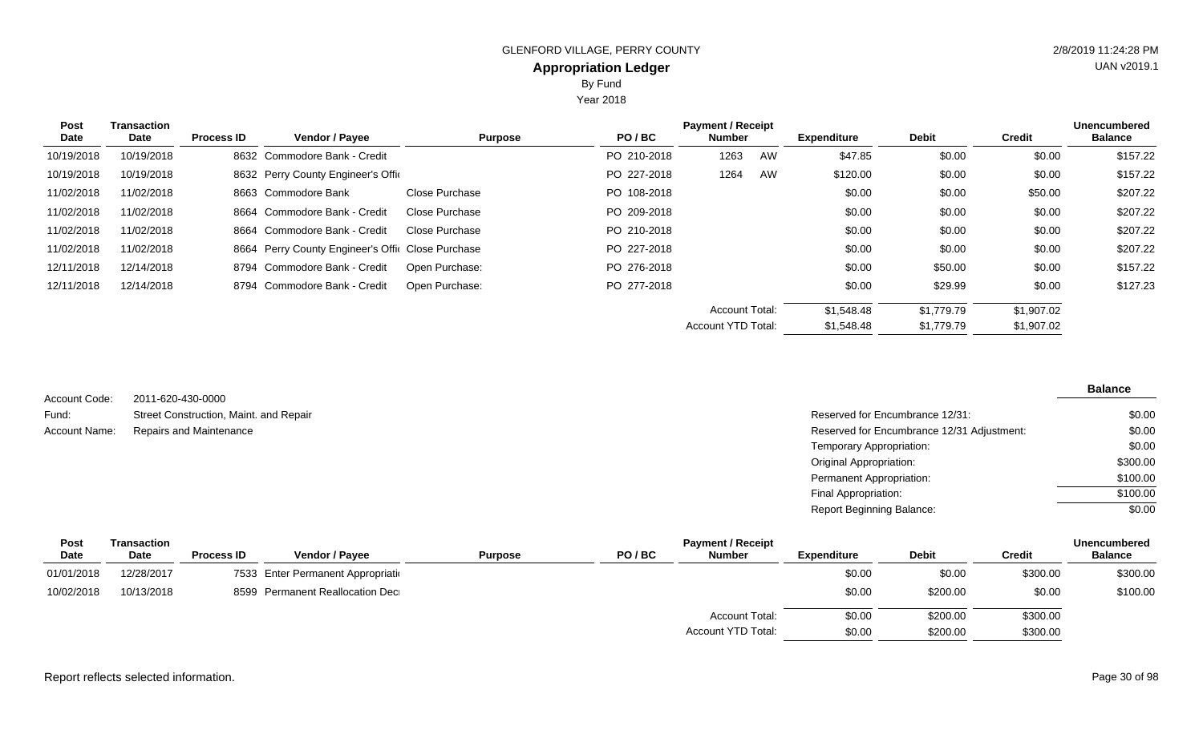GLENFORD VILLAGE, PERRY COUNTY

**Appropriation Ledger**

By Fund

Year 2018

| Post Date | Transaction Date | Process ID | Vendor / Payee | Purpose | PO / BC | Payment / Receipt Number | | Expenditure | Debit | Credit | Unencumbered Balance |
|---|---|---|---|---|---|---|---|---|---|---|---|
| 10/19/2018 | 10/19/2018 | 8632 | Commodore Bank - Credit | | PO 210-2018 | 1263 | AW | $47.85 | $0.00 | $0.00 | $157.22 |
| 10/19/2018 | 10/19/2018 | 8632 | Perry County Engineer's Offi | | PO 227-2018 | 1264 | AW | $120.00 | $0.00 | $0.00 | $157.22 |
| 11/02/2018 | 11/02/2018 | 8663 | Commodore Bank | Close Purchase | PO 108-2018 | | | $0.00 | $0.00 | $50.00 | $207.22 |
| 11/02/2018 | 11/02/2018 | 8664 | Commodore Bank - Credit | Close Purchase | PO 209-2018 | | | $0.00 | $0.00 | $0.00 | $207.22 |
| 11/02/2018 | 11/02/2018 | 8664 | Commodore Bank - Credit | Close Purchase | PO 210-2018 | | | $0.00 | $0.00 | $0.00 | $207.22 |
| 11/02/2018 | 11/02/2018 | 8664 | Perry County Engineer's Offi | Close Purchase | PO 227-2018 | | | $0.00 | $0.00 | $0.00 | $207.22 |
| 12/11/2018 | 12/14/2018 | 8794 | Commodore Bank - Credit | Open Purchase: | PO 276-2018 | | | $0.00 | $50.00 | $0.00 | $157.22 |
| 12/11/2018 | 12/14/2018 | 8794 | Commodore Bank - Credit | Open Purchase: | PO 277-2018 | | | $0.00 | $29.99 | $0.00 | $127.23 |
| | | | | | | Account Total: | | $1,548.48 | $1,779.79 | $1,907.02 | |
| | | | | | | Account YTD Total: | | $1,548.48 | $1,779.79 | $1,907.02 | |

Account Code: 2011-620-430-0000

Fund: Street Construction, Maint. and Repair

Account Name: Repairs and Maintenance

| | Balance |
|---|---|
| Reserved for Encumbrance 12/31: | $0.00 |
| Reserved for Encumbrance 12/31 Adjustment: | $0.00 |
| Temporary Appropriation: | $0.00 |
| Original Appropriation: | $300.00 |
| Permanent Appropriation: | $100.00 |
| Final Appropriation: | $100.00 |
| Report Beginning Balance: | $0.00 |

| Post Date | Transaction Date | Process ID | Vendor / Payee | Purpose | PO / BC | Payment / Receipt Number | Expenditure | Debit | Credit | Unencumbered Balance |
|---|---|---|---|---|---|---|---|---|---|---|
| 01/01/2018 | 12/28/2017 | 7533 | Enter Permanent Appropriati | | | | $0.00 | $0.00 | $300.00 | $300.00 |
| 10/02/2018 | 10/13/2018 | 8599 | Permanent Reallocation Dec | | | | $0.00 | $200.00 | $0.00 | $100.00 |
| | | | | | | Account Total: | $0.00 | $200.00 | $300.00 | |
| | | | | | | Account YTD Total: | $0.00 | $200.00 | $300.00 | |

Report reflects selected information.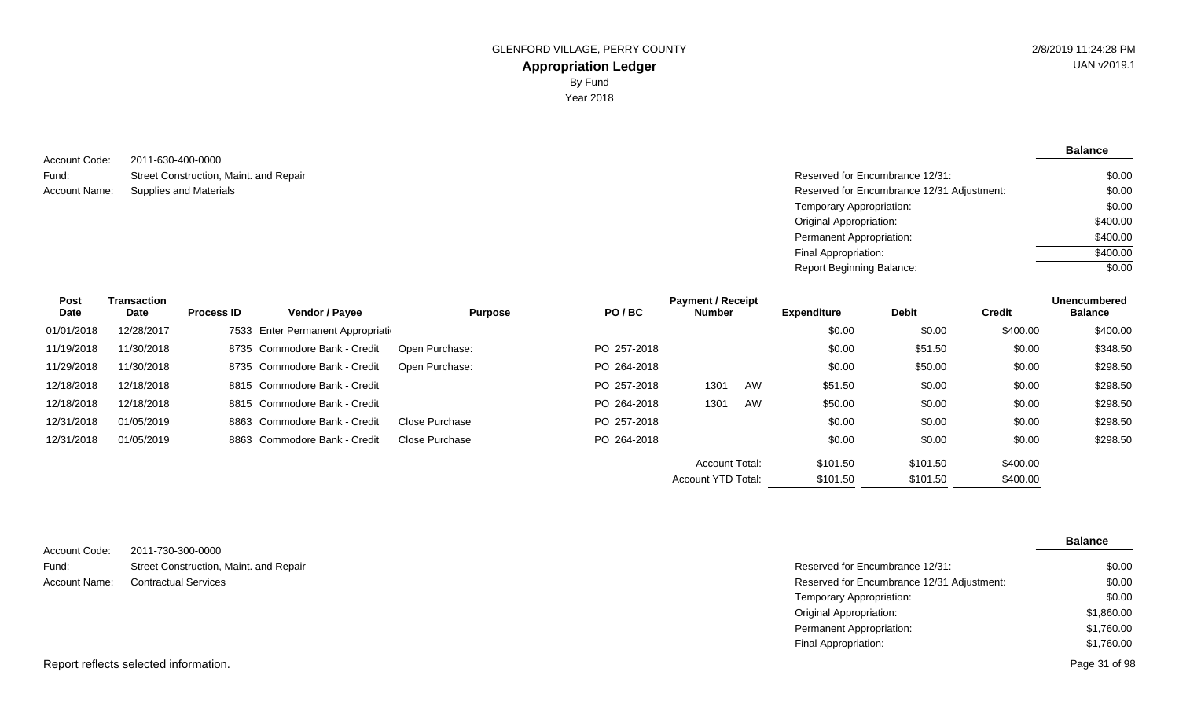GLENFORD VILLAGE, PERRY COUNTY

## Appropriation Ledger

By Fund

Year 2018

2/8/2019 11:24:28 PM

UAN v2019.1

Account Code: 2011-630-400-0000

Fund: Street Construction, Maint. and Repair

Account Name: Supplies and Materials

| | Balance |
|---|---|
| Reserved for Encumbrance 12/31: | $0.00 |
| Reserved for Encumbrance 12/31 Adjustment: | $0.00 |
| Temporary Appropriation: | $0.00 |
| Original Appropriation: | $400.00 |
| Permanent Appropriation: | $400.00 |
| Final Appropriation: | $400.00 |
| Report Beginning Balance: | $0.00 |

| Post Date | Transaction Date | Process ID | Vendor / Payee | Purpose | PO / BC | Payment / Receipt Number | | Expenditure | Debit | Credit | Unencumbered Balance |
|---|---|---|---|---|---|---|---|---|---|---|---|
| 01/01/2018 | 12/28/2017 | 7533 | Enter Permanent Appropriati | | | | | $0.00 | $0.00 | $400.00 | $400.00 |
| 11/19/2018 | 11/30/2018 | 8735 | Commodore Bank - Credit | Open Purchase: | PO 257-2018 | | | $0.00 | $51.50 | $0.00 | $348.50 |
| 11/29/2018 | 11/30/2018 | 8735 | Commodore Bank - Credit | Open Purchase: | PO 264-2018 | | | $0.00 | $50.00 | $0.00 | $298.50 |
| 12/18/2018 | 12/18/2018 | 8815 | Commodore Bank - Credit | | PO 257-2018 | 1301 | AW | $51.50 | $0.00 | $0.00 | $298.50 |
| 12/18/2018 | 12/18/2018 | 8815 | Commodore Bank - Credit | | PO 264-2018 | 1301 | AW | $50.00 | $0.00 | $0.00 | $298.50 |
| 12/31/2018 | 01/05/2019 | 8863 | Commodore Bank - Credit | Close Purchase | PO 257-2018 | | | $0.00 | $0.00 | $0.00 | $298.50 |
| 12/31/2018 | 01/05/2019 | 8863 | Commodore Bank - Credit | Close Purchase | PO 264-2018 | | | $0.00 | $0.00 | $0.00 | $298.50 |
| | | | | | | Account Total: | | $101.50 | $101.50 | $400.00 | |
| | | | | | | Account YTD Total: | | $101.50 | $101.50 | $400.00 | |

Account Code: 2011-730-300-0000

Fund: Street Construction, Maint. and Repair

Account Name: Contractual Services

| | Balance |
|---|---|
| Reserved for Encumbrance 12/31: | $0.00 |
| Reserved for Encumbrance 12/31 Adjustment: | $0.00 |
| Temporary Appropriation: | $0.00 |
| Original Appropriation: | $1,860.00 |
| Permanent Appropriation: | $1,760.00 |
| Final Appropriation: | $1,760.00 |

Report reflects selected information.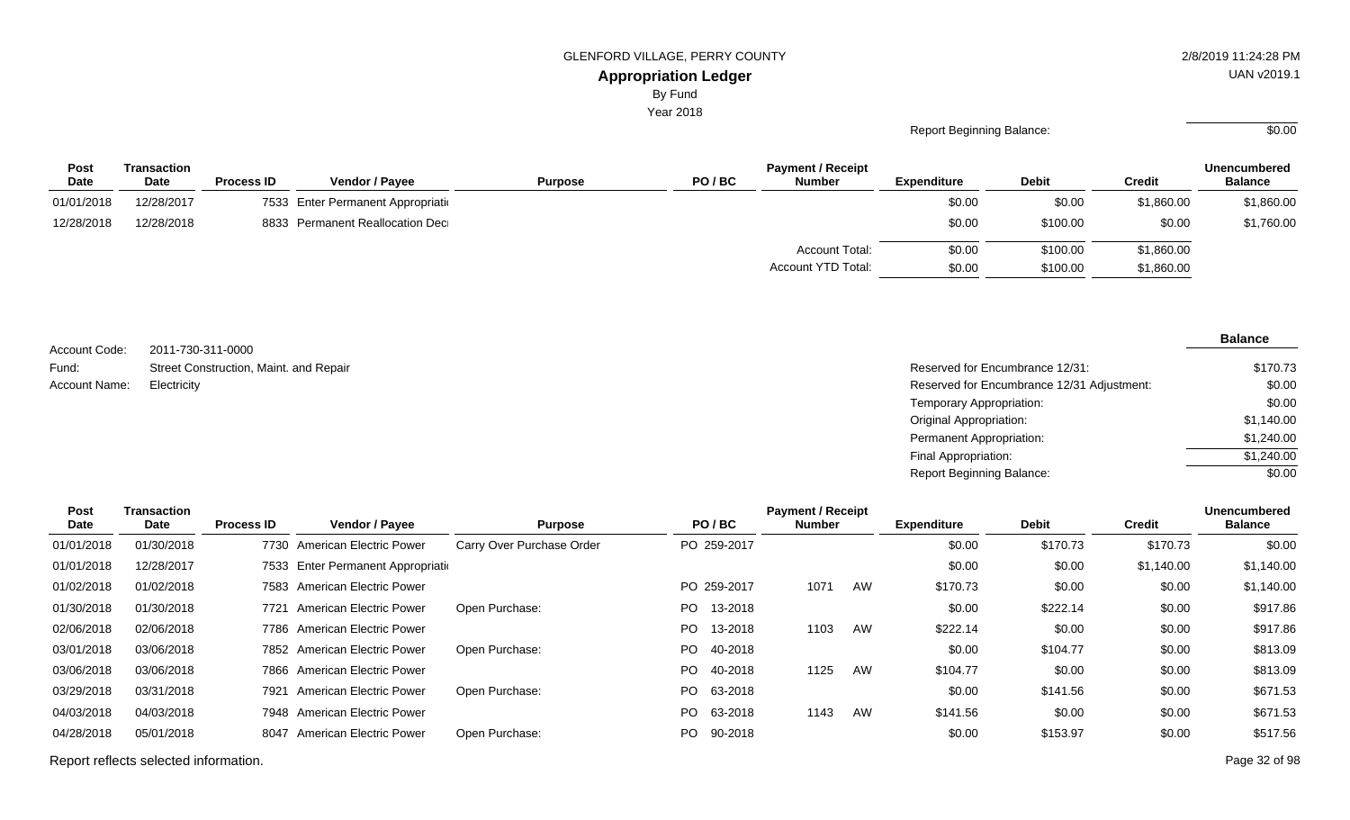GLENFORD VILLAGE, PERRY COUNTY

**Appropriation Ledger**

By Fund

Year 2018

Report Beginning Balance: $0.00

| Post Date | Transaction Date | Process ID | Vendor / Payee | Purpose | PO / BC | Payment / Receipt Number | Expenditure | Debit | Credit | Unencumbered Balance |
|---|---|---|---|---|---|---|---|---|---|---|
| 01/01/2018 | 12/28/2017 | 7533 | Enter Permanent Appropriati | | | | $0.00 | $0.00 | $1,860.00 | $1,860.00 |
| 12/28/2018 | 12/28/2018 | 8833 | Permanent Reallocation Dec | | | | $0.00 | $100.00 | $0.00 | $1,760.00 |
| | | | | | | Account Total: | $0.00 | $100.00 | $1,860.00 | |
| | | | | | | Account YTD Total: | $0.00 | $100.00 | $1,860.00 | |

Account Code: 2011-730-311-0000

Fund: Street Construction, Maint. and Repair

Account Name: Electricity

| | Balance |
|---|---|
| Reserved for Encumbrance 12/31: | $170.73 |
| Reserved for Encumbrance 12/31 Adjustment: | $0.00 |
| Temporary Appropriation: | $0.00 |
| Original Appropriation: | $1,140.00 |
| Permanent Appropriation: | $1,240.00 |
| Final Appropriation: | $1,240.00 |
| Report Beginning Balance: | $0.00 |

| Post Date | Transaction Date | Process ID | Vendor / Payee | Purpose | PO / BC | Payment / Receipt Number | Expenditure | Debit | Credit | Unencumbered Balance |
|---|---|---|---|---|---|---|---|---|---|---|
| 01/01/2018 | 01/30/2018 | 7730 | American Electric Power | Carry Over Purchase Order | PO 259-2017 | | $0.00 | $170.73 | $170.73 | $0.00 |
| 01/01/2018 | 12/28/2017 | 7533 | Enter Permanent Appropriati | | | | $0.00 | $0.00 | $1,140.00 | $1,140.00 |
| 01/02/2018 | 01/02/2018 | 7583 | American Electric Power | | PO 259-2017 | 1071 AW | $170.73 | $0.00 | $0.00 | $1,140.00 |
| 01/30/2018 | 01/30/2018 | 7721 | American Electric Power | Open Purchase: | PO 13-2018 | | $0.00 | $222.14 | $0.00 | $917.86 |
| 02/06/2018 | 02/06/2018 | 7786 | American Electric Power | | PO 13-2018 | 1103 AW | $222.14 | $0.00 | $0.00 | $917.86 |
| 03/01/2018 | 03/06/2018 | 7852 | American Electric Power | Open Purchase: | PO 40-2018 | | $0.00 | $104.77 | $0.00 | $813.09 |
| 03/06/2018 | 03/06/2018 | 7866 | American Electric Power | | PO 40-2018 | 1125 AW | $104.77 | $0.00 | $0.00 | $813.09 |
| 03/29/2018 | 03/31/2018 | 7921 | American Electric Power | Open Purchase: | PO 63-2018 | | $0.00 | $141.56 | $0.00 | $671.53 |
| 04/03/2018 | 04/03/2018 | 7948 | American Electric Power | | PO 63-2018 | 1143 AW | $141.56 | $0.00 | $0.00 | $671.53 |
| 04/28/2018 | 05/01/2018 | 8047 | American Electric Power | Open Purchase: | PO 90-2018 | | $0.00 | $153.97 | $0.00 | $517.56 |

Report reflects selected information.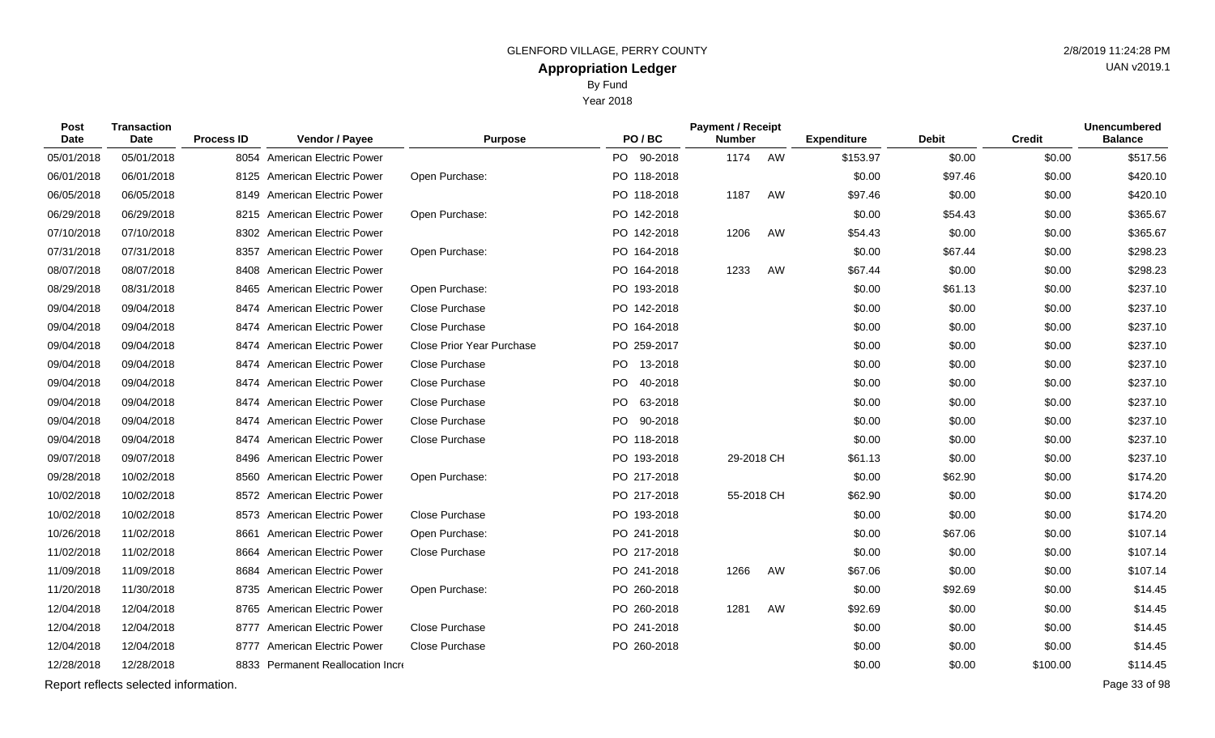GLENFORD VILLAGE, PERRY COUNTY

## Appropriation Ledger

By Fund

Year 2018

| Post Date | Transaction Date | Process ID | Vendor / Payee | Purpose | PO / BC | Payment / Receipt Number | Expenditure | Debit | Credit | Unencumbered Balance |
|---|---|---|---|---|---|---|---|---|---|---|
| 05/01/2018 | 05/01/2018 | 8054 | American Electric Power | | PO 90-2018 | 1174 AW | $153.97 | $0.00 | $0.00 | $517.56 |
| 06/01/2018 | 06/01/2018 | 8125 | American Electric Power | Open Purchase: | PO 118-2018 | | $0.00 | $97.46 | $0.00 | $420.10 |
| 06/05/2018 | 06/05/2018 | 8149 | American Electric Power | | PO 118-2018 | 1187 AW | $97.46 | $0.00 | $0.00 | $420.10 |
| 06/29/2018 | 06/29/2018 | 8215 | American Electric Power | Open Purchase: | PO 142-2018 | | $0.00 | $54.43 | $0.00 | $365.67 |
| 07/10/2018 | 07/10/2018 | 8302 | American Electric Power | | PO 142-2018 | 1206 AW | $54.43 | $0.00 | $0.00 | $365.67 |
| 07/31/2018 | 07/31/2018 | 8357 | American Electric Power | Open Purchase: | PO 164-2018 | | $0.00 | $67.44 | $0.00 | $298.23 |
| 08/07/2018 | 08/07/2018 | 8408 | American Electric Power | | PO 164-2018 | 1233 AW | $67.44 | $0.00 | $0.00 | $298.23 |
| 08/29/2018 | 08/31/2018 | 8465 | American Electric Power | Open Purchase: | PO 193-2018 | | $0.00 | $61.13 | $0.00 | $237.10 |
| 09/04/2018 | 09/04/2018 | 8474 | American Electric Power | Close Purchase | PO 142-2018 | | $0.00 | $0.00 | $0.00 | $237.10 |
| 09/04/2018 | 09/04/2018 | 8474 | American Electric Power | Close Purchase | PO 164-2018 | | $0.00 | $0.00 | $0.00 | $237.10 |
| 09/04/2018 | 09/04/2018 | 8474 | American Electric Power | Close Prior Year Purchase | PO 259-2017 | | $0.00 | $0.00 | $0.00 | $237.10 |
| 09/04/2018 | 09/04/2018 | 8474 | American Electric Power | Close Purchase | PO 13-2018 | | $0.00 | $0.00 | $0.00 | $237.10 |
| 09/04/2018 | 09/04/2018 | 8474 | American Electric Power | Close Purchase | PO 40-2018 | | $0.00 | $0.00 | $0.00 | $237.10 |
| 09/04/2018 | 09/04/2018 | 8474 | American Electric Power | Close Purchase | PO 63-2018 | | $0.00 | $0.00 | $0.00 | $237.10 |
| 09/04/2018 | 09/04/2018 | 8474 | American Electric Power | Close Purchase | PO 90-2018 | | $0.00 | $0.00 | $0.00 | $237.10 |
| 09/04/2018 | 09/04/2018 | 8474 | American Electric Power | Close Purchase | PO 118-2018 | | $0.00 | $0.00 | $0.00 | $237.10 |
| 09/07/2018 | 09/07/2018 | 8496 | American Electric Power | | PO 193-2018 | 29-2018 CH | $61.13 | $0.00 | $0.00 | $237.10 |
| 09/28/2018 | 10/02/2018 | 8560 | American Electric Power | Open Purchase: | PO 217-2018 | | $0.00 | $62.90 | $0.00 | $174.20 |
| 10/02/2018 | 10/02/2018 | 8572 | American Electric Power | | PO 217-2018 | 55-2018 CH | $62.90 | $0.00 | $0.00 | $174.20 |
| 10/02/2018 | 10/02/2018 | 8573 | American Electric Power | Close Purchase | PO 193-2018 | | $0.00 | $0.00 | $0.00 | $174.20 |
| 10/26/2018 | 11/02/2018 | 8661 | American Electric Power | Open Purchase: | PO 241-2018 | | $0.00 | $67.06 | $0.00 | $107.14 |
| 11/02/2018 | 11/02/2018 | 8664 | American Electric Power | Close Purchase | PO 217-2018 | | $0.00 | $0.00 | $0.00 | $107.14 |
| 11/09/2018 | 11/09/2018 | 8684 | American Electric Power | | PO 241-2018 | 1266 AW | $67.06 | $0.00 | $0.00 | $107.14 |
| 11/20/2018 | 11/30/2018 | 8735 | American Electric Power | Open Purchase: | PO 260-2018 | | $0.00 | $92.69 | $0.00 | $14.45 |
| 12/04/2018 | 12/04/2018 | 8765 | American Electric Power | | PO 260-2018 | 1281 AW | $92.69 | $0.00 | $0.00 | $14.45 |
| 12/04/2018 | 12/04/2018 | 8777 | American Electric Power | Close Purchase | PO 241-2018 | | $0.00 | $0.00 | $0.00 | $14.45 |
| 12/04/2018 | 12/04/2018 | 8777 | American Electric Power | Close Purchase | PO 260-2018 | | $0.00 | $0.00 | $0.00 | $14.45 |
| 12/28/2018 | 12/28/2018 | 8833 | Permanent Reallocation Incre | | | | $0.00 | $0.00 | $100.00 | $114.45 |

Report reflects selected information.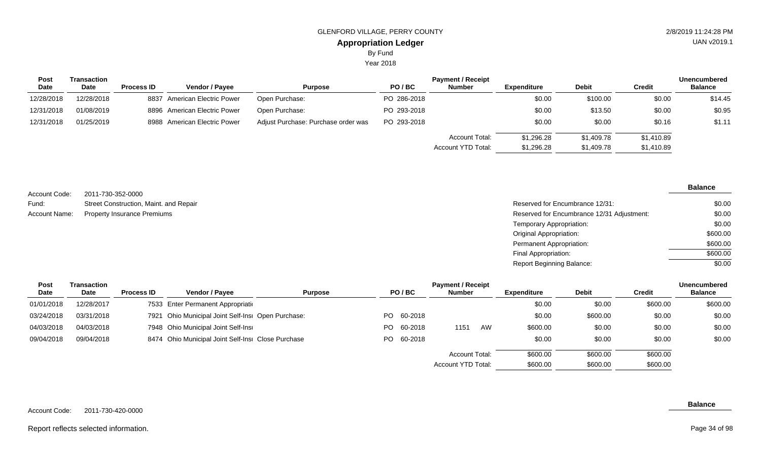GLENFORD VILLAGE, PERRY COUNTY

**Appropriation Ledger**

By Fund

Year 2018

2/8/2019 11:24:28 PM

UAN v2019.1

| Post Date | Transaction Date | Process ID | Vendor / Payee | Purpose | PO / BC | Payment / Receipt Number | Expenditure | Debit | Credit | Unencumbered Balance |
|---|---|---|---|---|---|---|---|---|---|---|
| 12/28/2018 | 12/28/2018 | 8837 | American Electric Power | Open Purchase: | PO 286-2018 | | $0.00 | $100.00 | $0.00 | $14.45 |
| 12/31/2018 | 01/08/2019 | 8896 | American Electric Power | Open Purchase: | PO 293-2018 | | $0.00 | $13.50 | $0.00 | $0.95 |
| 12/31/2018 | 01/25/2019 | 8988 | American Electric Power | Adjust Purchase: Purchase order was | PO 293-2018 | | $0.00 | $0.00 | $0.16 | $1.11 |
| | | | | | | Account Total: | $1,296.28 | $1,409.78 | $1,410.89 | |
| | | | | | | Account YTD Total: | $1,296.28 | $1,409.78 | $1,410.89 | |

Account Code: 2011-730-352-0000

Fund: Street Construction, Maint. and Repair

Account Name: Property Insurance Premiums

| | Balance |
|---|---|
| Reserved for Encumbrance 12/31: | $0.00 |
| Reserved for Encumbrance 12/31 Adjustment: | $0.00 |
| Temporary Appropriation: | $0.00 |
| Original Appropriation: | $600.00 |
| Permanent Appropriation: | $600.00 |
| Final Appropriation: | $600.00 |
| Report Beginning Balance: | $0.00 |

| Post Date | Transaction Date | Process ID | Vendor / Payee | Purpose | PO / BC | Payment / Receipt Number | Expenditure | Debit | Credit | Unencumbered Balance |
|---|---|---|---|---|---|---|---|---|---|---|
| 01/01/2018 | 12/28/2017 | 7533 | Enter Permanent Appropriati | | | | $0.00 | $0.00 | $600.00 | $600.00 |
| 03/24/2018 | 03/31/2018 | 7921 | Ohio Municipal Joint Self-Ins | Open Purchase: | PO 60-2018 | | $0.00 | $600.00 | $0.00 | $0.00 |
| 04/03/2018 | 04/03/2018 | 7948 | Ohio Municipal Joint Self-Ins | | PO 60-2018 | 1151 AW | $600.00 | $0.00 | $0.00 | $0.00 |
| 09/04/2018 | 09/04/2018 | 8474 | Ohio Municipal Joint Self-Ins | Close Purchase | PO 60-2018 | | $0.00 | $0.00 | $0.00 | $0.00 |
| | | | | | | Account Total: | $600.00 | $600.00 | $600.00 | |
| | | | | | | Account YTD Total: | $600.00 | $600.00 | $600.00 | |

Account Code: 2011-730-420-0000

**Balance**

Report reflects selected information.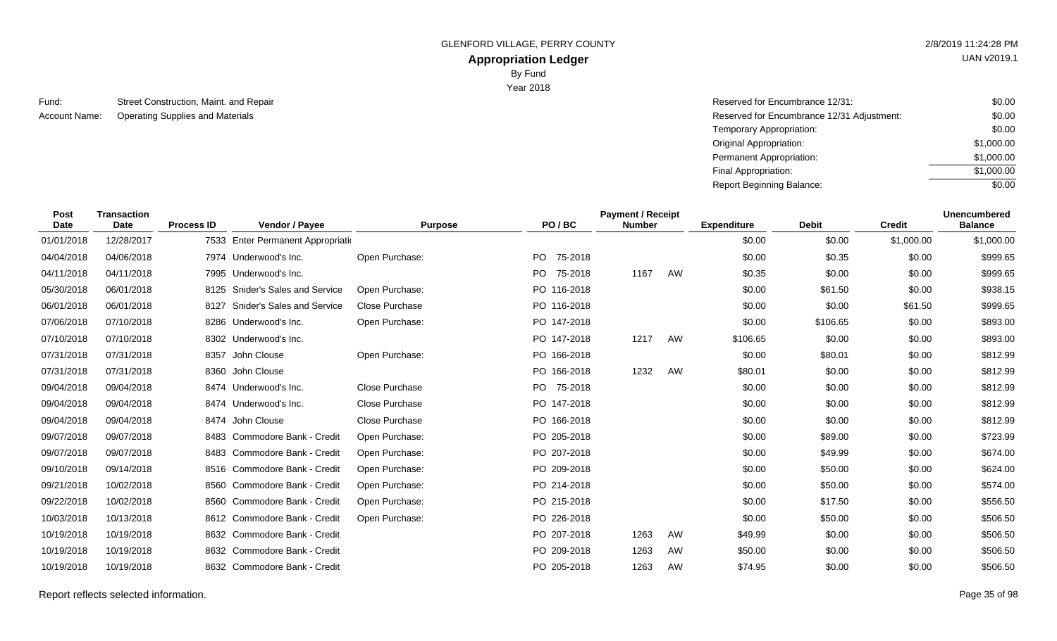GLENFORD VILLAGE, PERRY COUNTY

# Appropriation Ledger

By Fund

Year 2018

Fund: Street Construction, Maint. and Repair

Account Name: Operating Supplies and Materials

| | |
|---|---|
| Reserved for Encumbrance 12/31: | $0.00 |
| Reserved for Encumbrance 12/31 Adjustment: | $0.00 |
| Temporary Appropriation: | $0.00 |
| Original Appropriation: | $1,000.00 |
| Permanent Appropriation: | $1,000.00 |
| Final Appropriation: | $1,000.00 |
| Report Beginning Balance: | $0.00 |

| Post Date | Transaction Date | Process ID | Vendor / Payee | Purpose | PO / BC | Payment / Receipt Number | | Expenditure | Debit | Credit | Unencumbered Balance |
|---|---|---|---|---|---|---|---|---|---|---|---|
| 01/01/2018 | 12/28/2017 | 7533 | Enter Permanent Appropriati | | | | | $0.00 | $0.00 | $1,000.00 | $1,000.00 |
| 04/04/2018 | 04/06/2018 | 7974 | Underwood's Inc. | Open Purchase: | PO 75-2018 | | | $0.00 | $0.35 | $0.00 | $999.65 |
| 04/11/2018 | 04/11/2018 | 7995 | Underwood's Inc. | | PO 75-2018 | 1167 | AW | $0.35 | $0.00 | $0.00 | $999.65 |
| 05/30/2018 | 06/01/2018 | 8125 | Snider's Sales and Service | Open Purchase: | PO 116-2018 | | | $0.00 | $61.50 | $0.00 | $938.15 |
| 06/01/2018 | 06/01/2018 | 8127 | Snider's Sales and Service | Close Purchase | PO 116-2018 | | | $0.00 | $0.00 | $61.50 | $999.65 |
| 07/06/2018 | 07/10/2018 | 8286 | Underwood's Inc. | Open Purchase: | PO 147-2018 | | | $0.00 | $106.65 | $0.00 | $893.00 |
| 07/10/2018 | 07/10/2018 | 8302 | Underwood's Inc. | | PO 147-2018 | 1217 | AW | $106.65 | $0.00 | $0.00 | $893.00 |
| 07/31/2018 | 07/31/2018 | 8357 | John Clouse | Open Purchase: | PO 166-2018 | | | $0.00 | $80.01 | $0.00 | $812.99 |
| 07/31/2018 | 07/31/2018 | 8360 | John Clouse | | PO 166-2018 | 1232 | AW | $80.01 | $0.00 | $0.00 | $812.99 |
| 09/04/2018 | 09/04/2018 | 8474 | Underwood's Inc. | Close Purchase | PO 75-2018 | | | $0.00 | $0.00 | $0.00 | $812.99 |
| 09/04/2018 | 09/04/2018 | 8474 | Underwood's Inc. | Close Purchase | PO 147-2018 | | | $0.00 | $0.00 | $0.00 | $812.99 |
| 09/04/2018 | 09/04/2018 | 8474 | John Clouse | Close Purchase | PO 166-2018 | | | $0.00 | $0.00 | $0.00 | $812.99 |
| 09/07/2018 | 09/07/2018 | 8483 | Commodore Bank - Credit | Open Purchase: | PO 205-2018 | | | $0.00 | $89.00 | $0.00 | $723.99 |
| 09/07/2018 | 09/07/2018 | 8483 | Commodore Bank - Credit | Open Purchase: | PO 207-2018 | | | $0.00 | $49.99 | $0.00 | $674.00 |
| 09/10/2018 | 09/14/2018 | 8516 | Commodore Bank - Credit | Open Purchase: | PO 209-2018 | | | $0.00 | $50.00 | $0.00 | $624.00 |
| 09/21/2018 | 10/02/2018 | 8560 | Commodore Bank - Credit | Open Purchase: | PO 214-2018 | | | $0.00 | $50.00 | $0.00 | $574.00 |
| 09/22/2018 | 10/02/2018 | 8560 | Commodore Bank - Credit | Open Purchase: | PO 215-2018 | | | $0.00 | $17.50 | $0.00 | $556.50 |
| 10/03/2018 | 10/13/2018 | 8612 | Commodore Bank - Credit | Open Purchase: | PO 226-2018 | | | $0.00 | $50.00 | $0.00 | $506.50 |
| 10/19/2018 | 10/19/2018 | 8632 | Commodore Bank - Credit | | PO 207-2018 | 1263 | AW | $49.99 | $0.00 | $0.00 | $506.50 |
| 10/19/2018 | 10/19/2018 | 8632 | Commodore Bank - Credit | | PO 209-2018 | 1263 | AW | $50.00 | $0.00 | $0.00 | $506.50 |
| 10/19/2018 | 10/19/2018 | 8632 | Commodore Bank - Credit | | PO 205-2018 | 1263 | AW | $74.95 | $0.00 | $0.00 | $506.50 |

Report reflects selected information.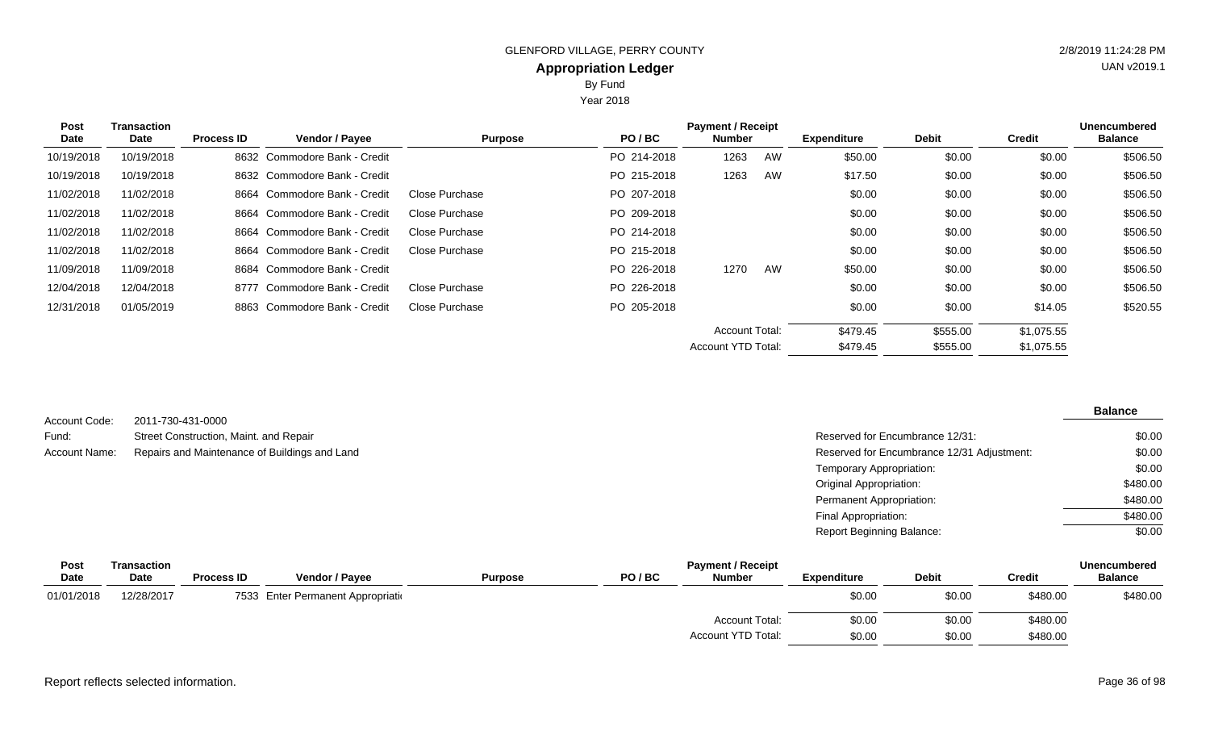GLENFORD VILLAGE, PERRY COUNTY

## Appropriation Ledger

By Fund

Year 2018

| Post Date | Transaction Date | Process ID | Vendor / Payee | Purpose | PO / BC | Payment / Receipt Number | | Expenditure | Debit | Credit | Unencumbered Balance |
|---|---|---|---|---|---|---|---|---|---|---|---|
| 10/19/2018 | 10/19/2018 | 8632 | Commodore Bank - Credit | | PO 214-2018 | 1263 | AW | $50.00 | $0.00 | $0.00 | $506.50 |
| 10/19/2018 | 10/19/2018 | 8632 | Commodore Bank - Credit | | PO 215-2018 | 1263 | AW | $17.50 | $0.00 | $0.00 | $506.50 |
| 11/02/2018 | 11/02/2018 | 8664 | Commodore Bank - Credit | Close Purchase | PO 207-2018 | | | $0.00 | $0.00 | $0.00 | $506.50 |
| 11/02/2018 | 11/02/2018 | 8664 | Commodore Bank - Credit | Close Purchase | PO 209-2018 | | | $0.00 | $0.00 | $0.00 | $506.50 |
| 11/02/2018 | 11/02/2018 | 8664 | Commodore Bank - Credit | Close Purchase | PO 214-2018 | | | $0.00 | $0.00 | $0.00 | $506.50 |
| 11/02/2018 | 11/02/2018 | 8664 | Commodore Bank - Credit | Close Purchase | PO 215-2018 | | | $0.00 | $0.00 | $0.00 | $506.50 |
| 11/09/2018 | 11/09/2018 | 8684 | Commodore Bank - Credit | | PO 226-2018 | 1270 | AW | $50.00 | $0.00 | $0.00 | $506.50 |
| 12/04/2018 | 12/04/2018 | 8777 | Commodore Bank - Credit | Close Purchase | PO 226-2018 | | | $0.00 | $0.00 | $0.00 | $506.50 |
| 12/31/2018 | 01/05/2019 | 8863 | Commodore Bank - Credit | Close Purchase | PO 205-2018 | | | $0.00 | $0.00 | $14.05 | $520.55 |
| | | | | | | Account Total: | | $479.45 | $555.00 | $1,075.55 | |
| | | | | | | Account YTD Total: | | $479.45 | $555.00 | $1,075.55 | |

Account Code: 2011-730-431-0000

Fund: Street Construction, Maint. and Repair

Account Name: Repairs and Maintenance of Buildings and Land

| | Balance |
|---|---|
| Reserved for Encumbrance 12/31: | $0.00 |
| Reserved for Encumbrance 12/31 Adjustment: | $0.00 |
| Temporary Appropriation: | $0.00 |
| Original Appropriation: | $480.00 |
| Permanent Appropriation: | $480.00 |
| Final Appropriation: | $480.00 |
| Report Beginning Balance: | $0.00 |

| Post Date | Transaction Date | Process ID | Vendor / Payee | Purpose | PO / BC | Payment / Receipt Number | Expenditure | Debit | Credit | Unencumbered Balance |
|---|---|---|---|---|---|---|---|---|---|---|
| 01/01/2018 | 12/28/2017 | 7533 | Enter Permanent Appropriati | | | | $0.00 | $0.00 | $480.00 | $480.00 |
| | | | | | | Account Total: | $0.00 | $0.00 | $480.00 | |
| | | | | | | Account YTD Total: | $0.00 | $0.00 | $480.00 | |

Report reflects selected information.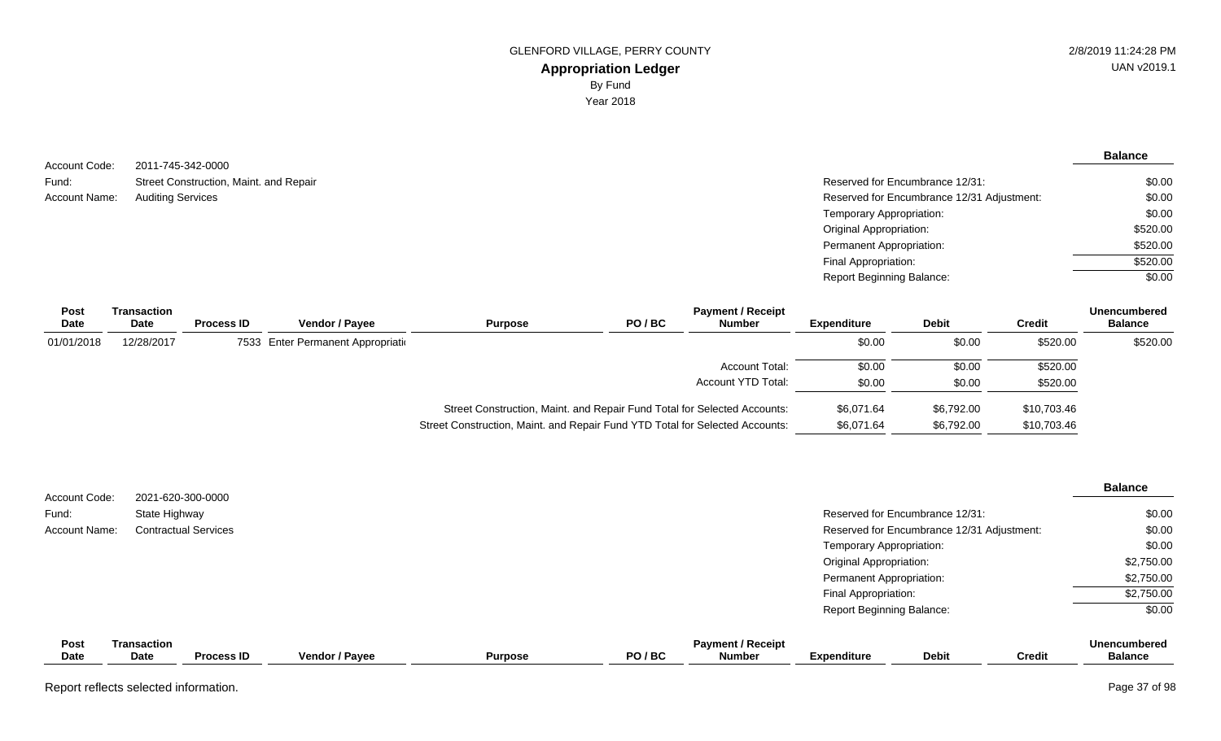GLENFORD VILLAGE, PERRY COUNTY

**Appropriation Ledger**

By Fund

Year 2018

Account Code: 2011-745-342-0000

Fund: Street Construction, Maint. and Repair

Account Name: Auditing Services

| | Balance |
|---|---|
| Reserved for Encumbrance 12/31: | $0.00 |
| Reserved for Encumbrance 12/31 Adjustment: | $0.00 |
| Temporary Appropriation: | $0.00 |
| Original Appropriation: | $520.00 |
| Permanent Appropriation: | $520.00 |
| Final Appropriation: | $520.00 |
| Report Beginning Balance: | $0.00 |

| Post Date | Transaction Date | Process ID | Vendor / Payee | Purpose | PO / BC | Payment / Receipt Number | Expenditure | Debit | Credit | Unencumbered Balance |
|---|---|---|---|---|---|---|---|---|---|---|
| 01/01/2018 | 12/28/2017 | 7533 | Enter Permanent Appropriati | | | | $0.00 | $0.00 | $520.00 | $520.00 |
| | | | | | | Account Total: | $0.00 | $0.00 | $520.00 | |
| | | | | | | Account YTD Total: | $0.00 | $0.00 | $520.00 | |
| | | | | Street Construction, Maint. and Repair Fund Total for Selected Accounts: | | | $6,071.64 | $6,792.00 | $10,703.46 | |
| | | | | Street Construction, Maint. and Repair Fund YTD Total for Selected Accounts: | | | $6,071.64 | $6,792.00 | $10,703.46 | |

Account Code: 2021-620-300-0000

Fund: State Highway

Account Name: Contractual Services

| | Balance |
|---|---|
| Reserved for Encumbrance 12/31: | $0.00 |
| Reserved for Encumbrance 12/31 Adjustment: | $0.00 |
| Temporary Appropriation: | $0.00 |
| Original Appropriation: | $2,750.00 |
| Permanent Appropriation: | $2,750.00 |
| Final Appropriation: | $2,750.00 |
| Report Beginning Balance: | $0.00 |

| Post Date | Transaction Date | Process ID | Vendor / Payee | Purpose | PO / BC | Payment / Receipt Number | Expenditure | Debit | Credit | Unencumbered Balance |
|---|---|---|---|---|---|---|---|---|---|---|

Report reflects selected information.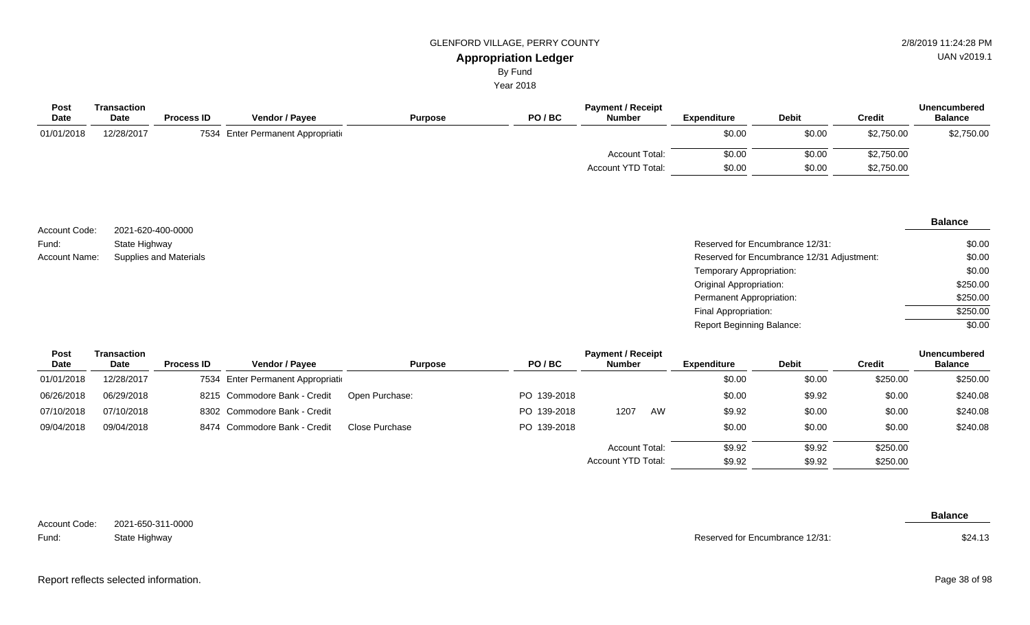GLENFORD VILLAGE, PERRY COUNTY

**Appropriation Ledger**

By Fund

Year 2018

2/8/2019 11:24:28 PM

UAN v2019.1

| Post Date | Transaction Date | Process ID | Vendor / Payee | Purpose | PO / BC | Payment / Receipt Number | Expenditure | Debit | Credit | Unencumbered Balance |
|---|---|---|---|---|---|---|---|---|---|---|
| 01/01/2018 | 12/28/2017 | 7534 | Enter Permanent Appropriati | | | | $0.00 | $0.00 | $2,750.00 | $2,750.00 |
| | | | | | | Account Total: | $0.00 | $0.00 | $2,750.00 | |
| | | | | | | Account YTD Total: | $0.00 | $0.00 | $2,750.00 | |

Account Code: 2021-620-400-0000

Fund: State Highway

Account Name: Supplies and Materials

| | Balance |
|---|---|
| Reserved for Encumbrance 12/31: | $0.00 |
| Reserved for Encumbrance 12/31 Adjustment: | $0.00 |
| Temporary Appropriation: | $0.00 |
| Original Appropriation: | $250.00 |
| Permanent Appropriation: | $250.00 |
| Final Appropriation: | $250.00 |
| Report Beginning Balance: | $0.00 |

| Post Date | Transaction Date | Process ID | Vendor / Payee | Purpose | PO / BC | Payment / Receipt Number | Expenditure | Debit | Credit | Unencumbered Balance |
|---|---|---|---|---|---|---|---|---|---|---|
| 01/01/2018 | 12/28/2017 | 7534 | Enter Permanent Appropriati | | | | $0.00 | $0.00 | $250.00 | $250.00 |
| 06/26/2018 | 06/29/2018 | 8215 | Commodore Bank - Credit | Open Purchase: | PO 139-2018 | | $0.00 | $9.92 | $0.00 | $240.08 |
| 07/10/2018 | 07/10/2018 | 8302 | Commodore Bank - Credit | | PO 139-2018 | 1207 AW | $9.92 | $0.00 | $0.00 | $240.08 |
| 09/04/2018 | 09/04/2018 | 8474 | Commodore Bank - Credit | Close Purchase | PO 139-2018 | | $0.00 | $0.00 | $0.00 | $240.08 |
| | | | | | | Account Total: | $9.92 | $9.92 | $250.00 | |
| | | | | | | Account YTD Total: | $9.92 | $9.92 | $250.00 | |

Account Code: 2021-650-311-0000

Fund: State Highway

| | Balance |
|---|---|
| Reserved for Encumbrance 12/31: | $24.13 |

Report reflects selected information.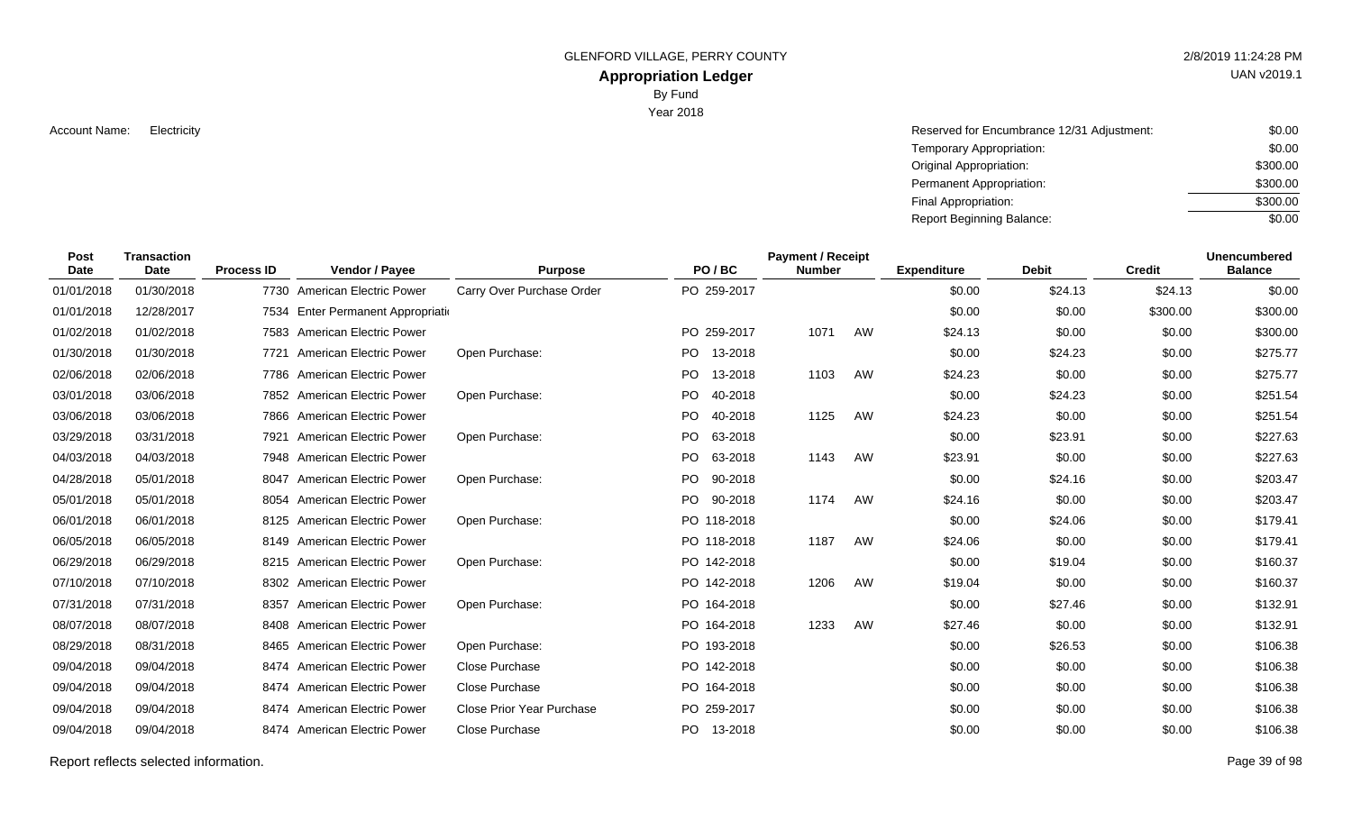GLENFORD VILLAGE, PERRY COUNTY

# Appropriation Ledger

By Fund

Year 2018

Account Name: Electricity

| | |
|---|---|
| Reserved for Encumbrance 12/31 Adjustment: | $0.00 |
| Temporary Appropriation: | $0.00 |
| Original Appropriation: | $300.00 |
| Permanent Appropriation: | $300.00 |
| Final Appropriation: | $300.00 |
| Report Beginning Balance: | $0.00 |

| Post Date | Transaction Date | Process ID | Vendor / Payee | Purpose | PO / BC | Payment / Receipt Number | | Expenditure | Debit | Credit | Unencumbered Balance |
|---|---|---|---|---|---|---|---|---|---|---|---|
| 01/01/2018 | 01/30/2018 | 7730 | American Electric Power | Carry Over Purchase Order | PO 259-2017 | | | $0.00 | $24.13 | $24.13 | $0.00 |
| 01/01/2018 | 12/28/2017 | 7534 | Enter Permanent Appropriati | | | | | $0.00 | $0.00 | $300.00 | $300.00 |
| 01/02/2018 | 01/02/2018 | 7583 | American Electric Power | | PO 259-2017 | 1071 | AW | $24.13 | $0.00 | $0.00 | $300.00 |
| 01/30/2018 | 01/30/2018 | 7721 | American Electric Power | Open Purchase: | PO 13-2018 | | | $0.00 | $24.23 | $0.00 | $275.77 |
| 02/06/2018 | 02/06/2018 | 7786 | American Electric Power | | PO 13-2018 | 1103 | AW | $24.23 | $0.00 | $0.00 | $275.77 |
| 03/01/2018 | 03/06/2018 | 7852 | American Electric Power | Open Purchase: | PO 40-2018 | | | $0.00 | $24.23 | $0.00 | $251.54 |
| 03/06/2018 | 03/06/2018 | 7866 | American Electric Power | | PO 40-2018 | 1125 | AW | $24.23 | $0.00 | $0.00 | $251.54 |
| 03/29/2018 | 03/31/2018 | 7921 | American Electric Power | Open Purchase: | PO 63-2018 | | | $0.00 | $23.91 | $0.00 | $227.63 |
| 04/03/2018 | 04/03/2018 | 7948 | American Electric Power | | PO 63-2018 | 1143 | AW | $23.91 | $0.00 | $0.00 | $227.63 |
| 04/28/2018 | 05/01/2018 | 8047 | American Electric Power | Open Purchase: | PO 90-2018 | | | $0.00 | $24.16 | $0.00 | $203.47 |
| 05/01/2018 | 05/01/2018 | 8054 | American Electric Power | | PO 90-2018 | 1174 | AW | $24.16 | $0.00 | $0.00 | $203.47 |
| 06/01/2018 | 06/01/2018 | 8125 | American Electric Power | Open Purchase: | PO 118-2018 | | | $0.00 | $24.06 | $0.00 | $179.41 |
| 06/05/2018 | 06/05/2018 | 8149 | American Electric Power | | PO 118-2018 | 1187 | AW | $24.06 | $0.00 | $0.00 | $179.41 |
| 06/29/2018 | 06/29/2018 | 8215 | American Electric Power | Open Purchase: | PO 142-2018 | | | $0.00 | $19.04 | $0.00 | $160.37 |
| 07/10/2018 | 07/10/2018 | 8302 | American Electric Power | | PO 142-2018 | 1206 | AW | $19.04 | $0.00 | $0.00 | $160.37 |
| 07/31/2018 | 07/31/2018 | 8357 | American Electric Power | Open Purchase: | PO 164-2018 | | | $0.00 | $27.46 | $0.00 | $132.91 |
| 08/07/2018 | 08/07/2018 | 8408 | American Electric Power | | PO 164-2018 | 1233 | AW | $27.46 | $0.00 | $0.00 | $132.91 |
| 08/29/2018 | 08/31/2018 | 8465 | American Electric Power | Open Purchase: | PO 193-2018 | | | $0.00 | $26.53 | $0.00 | $106.38 |
| 09/04/2018 | 09/04/2018 | 8474 | American Electric Power | Close Purchase | PO 142-2018 | | | $0.00 | $0.00 | $0.00 | $106.38 |
| 09/04/2018 | 09/04/2018 | 8474 | American Electric Power | Close Purchase | PO 164-2018 | | | $0.00 | $0.00 | $0.00 | $106.38 |
| 09/04/2018 | 09/04/2018 | 8474 | American Electric Power | Close Prior Year Purchase | PO 259-2017 | | | $0.00 | $0.00 | $0.00 | $106.38 |
| 09/04/2018 | 09/04/2018 | 8474 | American Electric Power | Close Purchase | PO 13-2018 | | | $0.00 | $0.00 | $0.00 | $106.38 |

Report reflects selected information.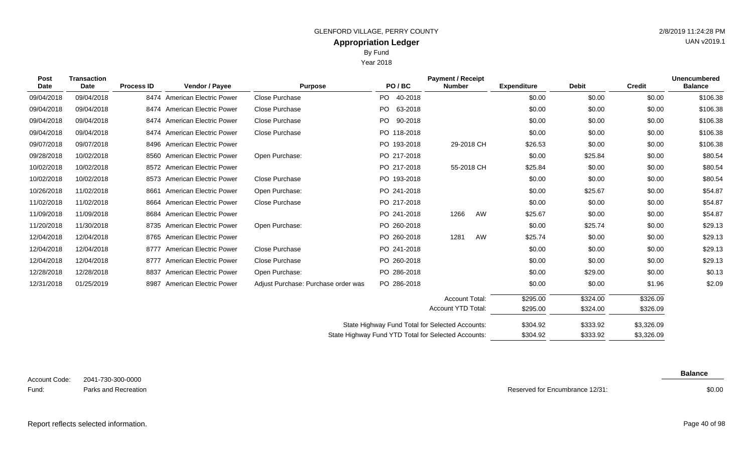GLENFORD VILLAGE, PERRY COUNTY

# Appropriation Ledger

By Fund

Year 2018

| Post Date | Transaction Date | Process ID | Vendor / Payee | Purpose | PO / BC | Payment / Receipt Number | Expenditure | Debit | Credit | Unencumbered Balance |
|---|---|---|---|---|---|---|---|---|---|---|
| 09/04/2018 | 09/04/2018 | 8474 | American Electric Power | Close Purchase | PO 40-2018 | | $0.00 | $0.00 | $0.00 | $106.38 |
| 09/04/2018 | 09/04/2018 | 8474 | American Electric Power | Close Purchase | PO 63-2018 | | $0.00 | $0.00 | $0.00 | $106.38 |
| 09/04/2018 | 09/04/2018 | 8474 | American Electric Power | Close Purchase | PO 90-2018 | | $0.00 | $0.00 | $0.00 | $106.38 |
| 09/04/2018 | 09/04/2018 | 8474 | American Electric Power | Close Purchase | PO 118-2018 | | $0.00 | $0.00 | $0.00 | $106.38 |
| 09/07/2018 | 09/07/2018 | 8496 | American Electric Power | | PO 193-2018 | 29-2018 CH | $26.53 | $0.00 | $0.00 | $106.38 |
| 09/28/2018 | 10/02/2018 | 8560 | American Electric Power | Open Purchase: | PO 217-2018 | | $0.00 | $25.84 | $0.00 | $80.54 |
| 10/02/2018 | 10/02/2018 | 8572 | American Electric Power | | PO 217-2018 | 55-2018 CH | $25.84 | $0.00 | $0.00 | $80.54 |
| 10/02/2018 | 10/02/2018 | 8573 | American Electric Power | Close Purchase | PO 193-2018 | | $0.00 | $0.00 | $0.00 | $80.54 |
| 10/26/2018 | 11/02/2018 | 8661 | American Electric Power | Open Purchase: | PO 241-2018 | | $0.00 | $25.67 | $0.00 | $54.87 |
| 11/02/2018 | 11/02/2018 | 8664 | American Electric Power | Close Purchase | PO 217-2018 | | $0.00 | $0.00 | $0.00 | $54.87 |
| 11/09/2018 | 11/09/2018 | 8684 | American Electric Power | | PO 241-2018 | 1266 AW | $25.67 | $0.00 | $0.00 | $54.87 |
| 11/20/2018 | 11/30/2018 | 8735 | American Electric Power | Open Purchase: | PO 260-2018 | | $0.00 | $25.74 | $0.00 | $29.13 |
| 12/04/2018 | 12/04/2018 | 8765 | American Electric Power | | PO 260-2018 | 1281 AW | $25.74 | $0.00 | $0.00 | $29.13 |
| 12/04/2018 | 12/04/2018 | 8777 | American Electric Power | Close Purchase | PO 241-2018 | | $0.00 | $0.00 | $0.00 | $29.13 |
| 12/04/2018 | 12/04/2018 | 8777 | American Electric Power | Close Purchase | PO 260-2018 | | $0.00 | $0.00 | $0.00 | $29.13 |
| 12/28/2018 | 12/28/2018 | 8837 | American Electric Power | Open Purchase: | PO 286-2018 | | $0.00 | $29.00 | $0.00 | $0.13 |
| 12/31/2018 | 01/25/2019 | 8987 | American Electric Power | Adjust Purchase: Purchase order was | PO 286-2018 | | $0.00 | $0.00 | $1.96 | $2.09 |
| | | | | | | Account Total: | $295.00 | $324.00 | $326.09 | |
| | | | | | | Account YTD Total: | $295.00 | $324.00 | $326.09 | |
| | | | | | | State Highway Fund Total for Selected Accounts: | $304.92 | $333.92 | $3,326.09 | |
| | | | | | | State Highway Fund YTD Total for Selected Accounts: | $304.92 | $333.92 | $3,326.09 | |

Account Code: 2041-730-300-0000

Fund: Parks and Recreation

| | Balance |
|---|---|
| Reserved for Encumbrance 12/31: | $0.00 |

Report reflects selected information.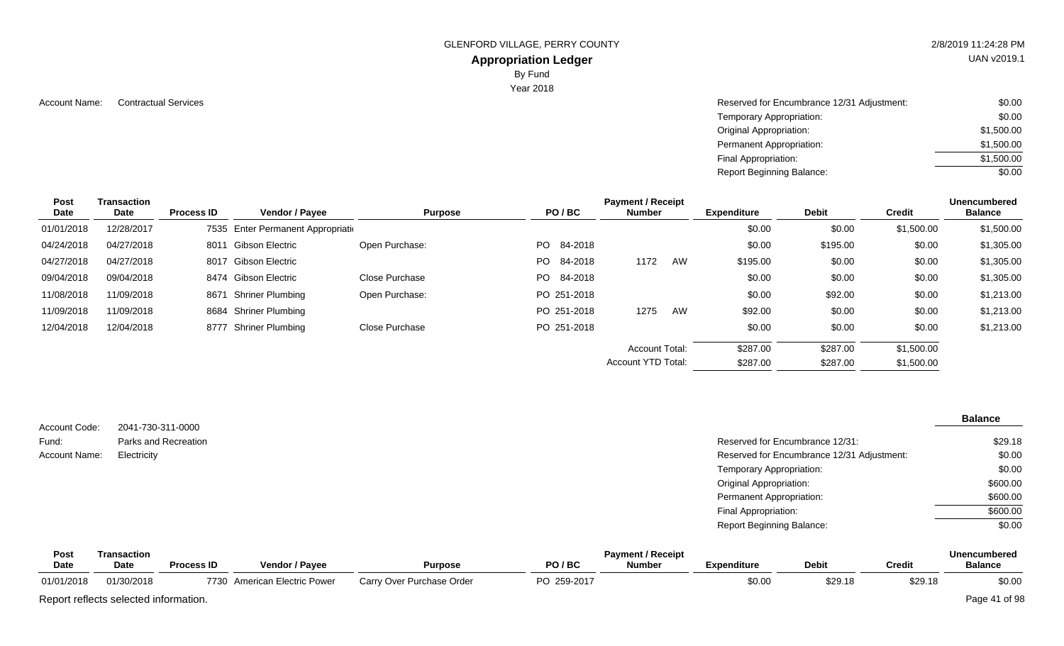GLENFORD VILLAGE, PERRY COUNTY

## Appropriation Ledger

By Fund

Year 2018

Account Name: Contractual Services

| | |
|---|---|
| Reserved for Encumbrance 12/31 Adjustment: | $0.00 |
| Temporary Appropriation: | $0.00 |
| Original Appropriation: | $1,500.00 |
| Permanent Appropriation: | $1,500.00 |
| Final Appropriation: | $1,500.00 |
| Report Beginning Balance: | $0.00 |

| Post Date | Transaction Date | Process ID | Vendor / Payee | Purpose | PO / BC | Payment / Receipt Number | Expenditure | Debit | Credit | Unencumbered Balance |
|---|---|---|---|---|---|---|---|---|---|---|
| 01/01/2018 | 12/28/2017 | 7535 | Enter Permanent Appropriati | | | | $0.00 | $0.00 | $1,500.00 | $1,500.00 |
| 04/24/2018 | 04/27/2018 | 8011 | Gibson Electric | Open Purchase: | PO 84-2018 | | $0.00 | $195.00 | $0.00 | $1,305.00 |
| 04/27/2018 | 04/27/2018 | 8017 | Gibson Electric | | PO 84-2018 | 1172 AW | $195.00 | $0.00 | $0.00 | $1,305.00 |
| 09/04/2018 | 09/04/2018 | 8474 | Gibson Electric | Close Purchase | PO 84-2018 | | $0.00 | $0.00 | $0.00 | $1,305.00 |
| 11/08/2018 | 11/09/2018 | 8671 | Shriner Plumbing | Open Purchase: | PO 251-2018 | | $0.00 | $92.00 | $0.00 | $1,213.00 |
| 11/09/2018 | 11/09/2018 | 8684 | Shriner Plumbing | | PO 251-2018 | 1275 AW | $92.00 | $0.00 | $0.00 | $1,213.00 |
| 12/04/2018 | 12/04/2018 | 8777 | Shriner Plumbing | Close Purchase | PO 251-2018 | | $0.00 | $0.00 | $0.00 | $1,213.00 |
| | | | | | | Account Total: | $287.00 | $287.00 | $1,500.00 | |
| | | | | | | Account YTD Total: | $287.00 | $287.00 | $1,500.00 | |

Account Code: 2041-730-311-0000

Fund: Parks and Recreation

Account Name: Electricity

| | Balance |
|---|---|
| Reserved for Encumbrance 12/31: | $29.18 |
| Reserved for Encumbrance 12/31 Adjustment: | $0.00 |
| Temporary Appropriation: | $0.00 |
| Original Appropriation: | $600.00 |
| Permanent Appropriation: | $600.00 |
| Final Appropriation: | $600.00 |
| Report Beginning Balance: | $0.00 |

| Post Date | Transaction Date | Process ID | Vendor / Payee | Purpose | PO / BC | Payment / Receipt Number | Expenditure | Debit | Credit | Unencumbered Balance |
|---|---|---|---|---|---|---|---|---|---|---|
| 01/01/2018 | 01/30/2018 | 7730 | American Electric Power | Carry Over Purchase Order | PO 259-2017 | | $0.00 | $29.18 | $29.18 | $0.00 |

Report reflects selected information.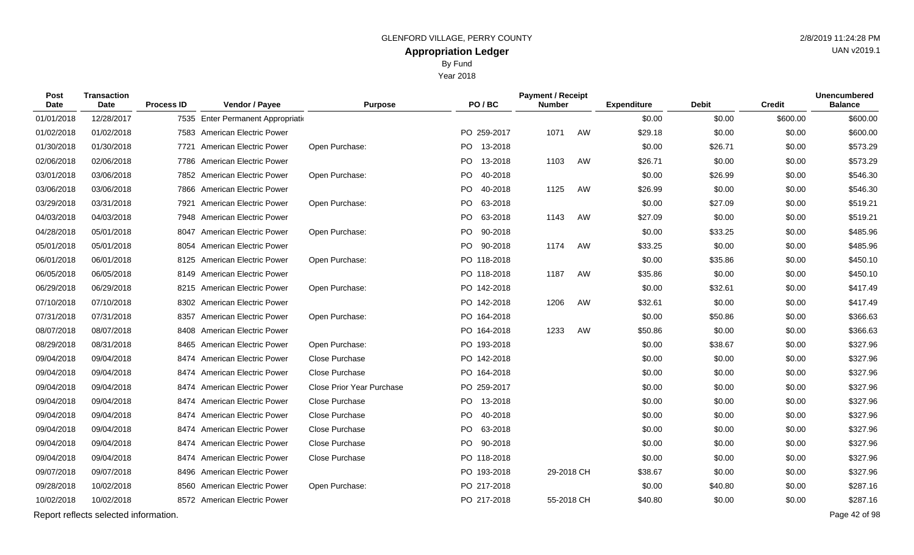GLENFORD VILLAGE, PERRY COUNTY

# Appropriation Ledger

By Fund

Year 2018

| Post Date | Transaction Date | Process ID | Vendor / Payee | Purpose | PO / BC | Payment / Receipt Number | Expenditure | Debit | Credit | Unencumbered Balance |
|---|---|---|---|---|---|---|---|---|---|---|
| 01/01/2018 | 12/28/2017 | 7535 | Enter Permanent Appropriati | | | | $0.00 | $0.00 | $600.00 | $600.00 |
| 01/02/2018 | 01/02/2018 | 7583 | American Electric Power | | PO 259-2017 | 1071 AW | $29.18 | $0.00 | $0.00 | $600.00 |
| 01/30/2018 | 01/30/2018 | 7721 | American Electric Power | Open Purchase: | PO 13-2018 | | $0.00 | $26.71 | $0.00 | $573.29 |
| 02/06/2018 | 02/06/2018 | 7786 | American Electric Power | | PO 13-2018 | 1103 AW | $26.71 | $0.00 | $0.00 | $573.29 |
| 03/01/2018 | 03/06/2018 | 7852 | American Electric Power | Open Purchase: | PO 40-2018 | | $0.00 | $26.99 | $0.00 | $546.30 |
| 03/06/2018 | 03/06/2018 | 7866 | American Electric Power | | PO 40-2018 | 1125 AW | $26.99 | $0.00 | $0.00 | $546.30 |
| 03/29/2018 | 03/31/2018 | 7921 | American Electric Power | Open Purchase: | PO 63-2018 | | $0.00 | $27.09 | $0.00 | $519.21 |
| 04/03/2018 | 04/03/2018 | 7948 | American Electric Power | | PO 63-2018 | 1143 AW | $27.09 | $0.00 | $0.00 | $519.21 |
| 04/28/2018 | 05/01/2018 | 8047 | American Electric Power | Open Purchase: | PO 90-2018 | | $0.00 | $33.25 | $0.00 | $485.96 |
| 05/01/2018 | 05/01/2018 | 8054 | American Electric Power | | PO 90-2018 | 1174 AW | $33.25 | $0.00 | $0.00 | $485.96 |
| 06/01/2018 | 06/01/2018 | 8125 | American Electric Power | Open Purchase: | PO 118-2018 | | $0.00 | $35.86 | $0.00 | $450.10 |
| 06/05/2018 | 06/05/2018 | 8149 | American Electric Power | | PO 118-2018 | 1187 AW | $35.86 | $0.00 | $0.00 | $450.10 |
| 06/29/2018 | 06/29/2018 | 8215 | American Electric Power | Open Purchase: | PO 142-2018 | | $0.00 | $32.61 | $0.00 | $417.49 |
| 07/10/2018 | 07/10/2018 | 8302 | American Electric Power | | PO 142-2018 | 1206 AW | $32.61 | $0.00 | $0.00 | $417.49 |
| 07/31/2018 | 07/31/2018 | 8357 | American Electric Power | Open Purchase: | PO 164-2018 | | $0.00 | $50.86 | $0.00 | $366.63 |
| 08/07/2018 | 08/07/2018 | 8408 | American Electric Power | | PO 164-2018 | 1233 AW | $50.86 | $0.00 | $0.00 | $366.63 |
| 08/29/2018 | 08/31/2018 | 8465 | American Electric Power | Open Purchase: | PO 193-2018 | | $0.00 | $38.67 | $0.00 | $327.96 |
| 09/04/2018 | 09/04/2018 | 8474 | American Electric Power | Close Purchase | PO 142-2018 | | $0.00 | $0.00 | $0.00 | $327.96 |
| 09/04/2018 | 09/04/2018 | 8474 | American Electric Power | Close Purchase | PO 164-2018 | | $0.00 | $0.00 | $0.00 | $327.96 |
| 09/04/2018 | 09/04/2018 | 8474 | American Electric Power | Close Prior Year Purchase | PO 259-2017 | | $0.00 | $0.00 | $0.00 | $327.96 |
| 09/04/2018 | 09/04/2018 | 8474 | American Electric Power | Close Purchase | PO 13-2018 | | $0.00 | $0.00 | $0.00 | $327.96 |
| 09/04/2018 | 09/04/2018 | 8474 | American Electric Power | Close Purchase | PO 40-2018 | | $0.00 | $0.00 | $0.00 | $327.96 |
| 09/04/2018 | 09/04/2018 | 8474 | American Electric Power | Close Purchase | PO 63-2018 | | $0.00 | $0.00 | $0.00 | $327.96 |
| 09/04/2018 | 09/04/2018 | 8474 | American Electric Power | Close Purchase | PO 90-2018 | | $0.00 | $0.00 | $0.00 | $327.96 |
| 09/04/2018 | 09/04/2018 | 8474 | American Electric Power | Close Purchase | PO 118-2018 | | $0.00 | $0.00 | $0.00 | $327.96 |
| 09/07/2018 | 09/07/2018 | 8496 | American Electric Power | | PO 193-2018 | 29-2018 CH | $38.67 | $0.00 | $0.00 | $327.96 |
| 09/28/2018 | 10/02/2018 | 8560 | American Electric Power | Open Purchase: | PO 217-2018 | | $0.00 | $40.80 | $0.00 | $287.16 |
| 10/02/2018 | 10/02/2018 | 8572 | American Electric Power | | PO 217-2018 | 55-2018 CH | $40.80 | $0.00 | $0.00 | $287.16 |

Report reflects selected information.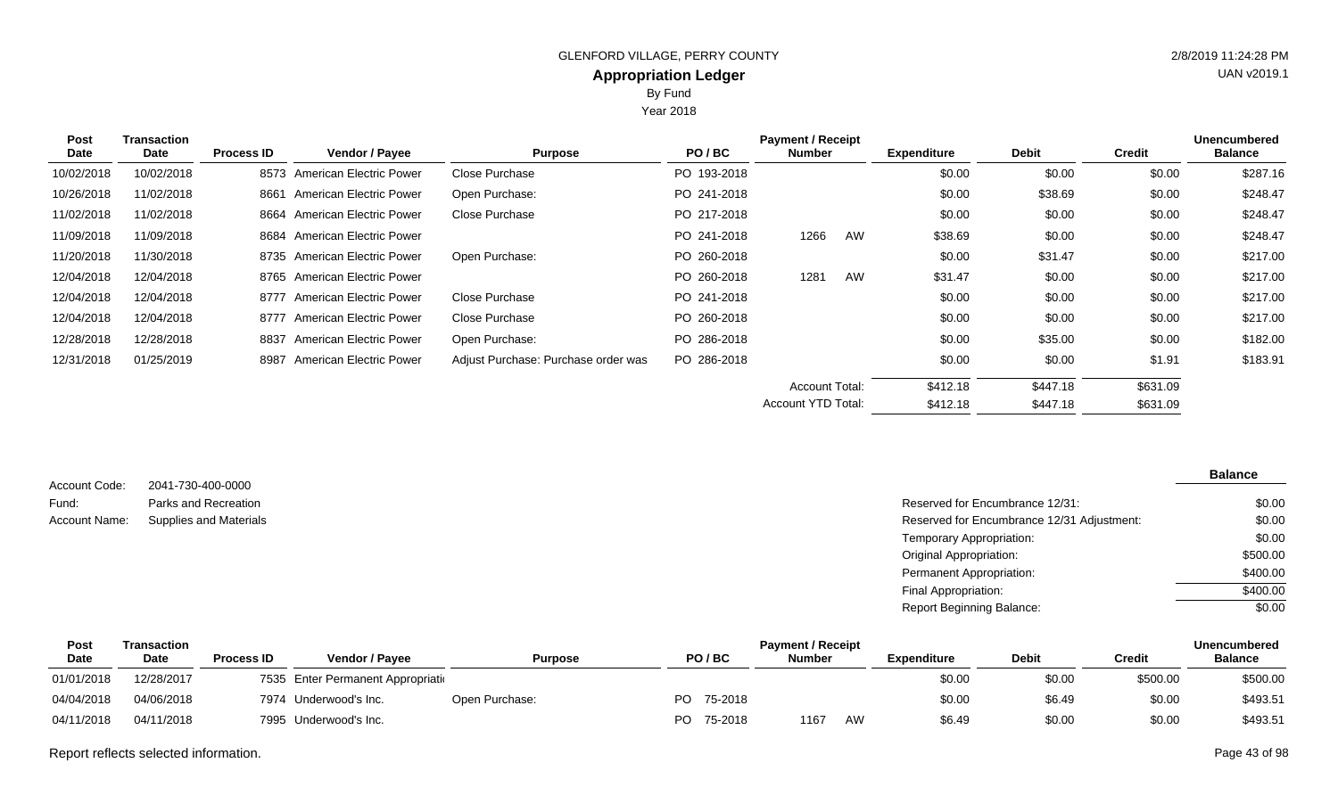GLENFORD VILLAGE, PERRY COUNTY

# Appropriation Ledger

By Fund

Year 2018

| Post Date | Transaction Date | Process ID | Vendor / Payee | Purpose | PO / BC | Payment / Receipt Number | | Expenditure | Debit | Credit | Unencumbered Balance |
|---|---|---|---|---|---|---|---|---|---|---|---|
| 10/02/2018 | 10/02/2018 | 8573 | American Electric Power | Close Purchase | PO 193-2018 | | | $0.00 | $0.00 | $0.00 | $287.16 |
| 10/26/2018 | 11/02/2018 | 8661 | American Electric Power | Open Purchase: | PO 241-2018 | | | $0.00 | $38.69 | $0.00 | $248.47 |
| 11/02/2018 | 11/02/2018 | 8664 | American Electric Power | Close Purchase | PO 217-2018 | | | $0.00 | $0.00 | $0.00 | $248.47 |
| 11/09/2018 | 11/09/2018 | 8684 | American Electric Power | | PO 241-2018 | 1266 | AW | $38.69 | $0.00 | $0.00 | $248.47 |
| 11/20/2018 | 11/30/2018 | 8735 | American Electric Power | Open Purchase: | PO 260-2018 | | | $0.00 | $31.47 | $0.00 | $217.00 |
| 12/04/2018 | 12/04/2018 | 8765 | American Electric Power | | PO 260-2018 | 1281 | AW | $31.47 | $0.00 | $0.00 | $217.00 |
| 12/04/2018 | 12/04/2018 | 8777 | American Electric Power | Close Purchase | PO 241-2018 | | | $0.00 | $0.00 | $0.00 | $217.00 |
| 12/04/2018 | 12/04/2018 | 8777 | American Electric Power | Close Purchase | PO 260-2018 | | | $0.00 | $0.00 | $0.00 | $217.00 |
| 12/28/2018 | 12/28/2018 | 8837 | American Electric Power | Open Purchase: | PO 286-2018 | | | $0.00 | $35.00 | $0.00 | $182.00 |
| 12/31/2018 | 01/25/2019 | 8987 | American Electric Power | Adjust Purchase: Purchase order was | PO 286-2018 | | | $0.00 | $0.00 | $1.91 | $183.91 |
| | | | | | | Account Total: | | $412.18 | $447.18 | $631.09 | |
| | | | | | | Account YTD Total: | | $412.18 | $447.18 | $631.09 | |

Account Code: 2041-730-400-0000

Fund: Parks and Recreation

Account Name: Supplies and Materials

| | Balance |
|---|---|
| Reserved for Encumbrance 12/31: | $0.00 |
| Reserved for Encumbrance 12/31 Adjustment: | $0.00 |
| Temporary Appropriation: | $0.00 |
| Original Appropriation: | $500.00 |
| Permanent Appropriation: | $400.00 |
| Final Appropriation: | $400.00 |
| Report Beginning Balance: | $0.00 |

| Post Date | Transaction Date | Process ID | Vendor / Payee | Purpose | PO / BC | Payment / Receipt Number | | Expenditure | Debit | Credit | Unencumbered Balance |
|---|---|---|---|---|---|---|---|---|---|---|---|
| 01/01/2018 | 12/28/2017 | 7535 | Enter Permanent Appropriati | | | | | $0.00 | $0.00 | $500.00 | $500.00 |
| 04/04/2018 | 04/06/2018 | 7974 | Underwood's Inc. | Open Purchase: | PO 75-2018 | | | $0.00 | $6.49 | $0.00 | $493.51 |
| 04/11/2018 | 04/11/2018 | 7995 | Underwood's Inc. | | PO 75-2018 | 1167 | AW | $6.49 | $0.00 | $0.00 | $493.51 |

Report reflects selected information.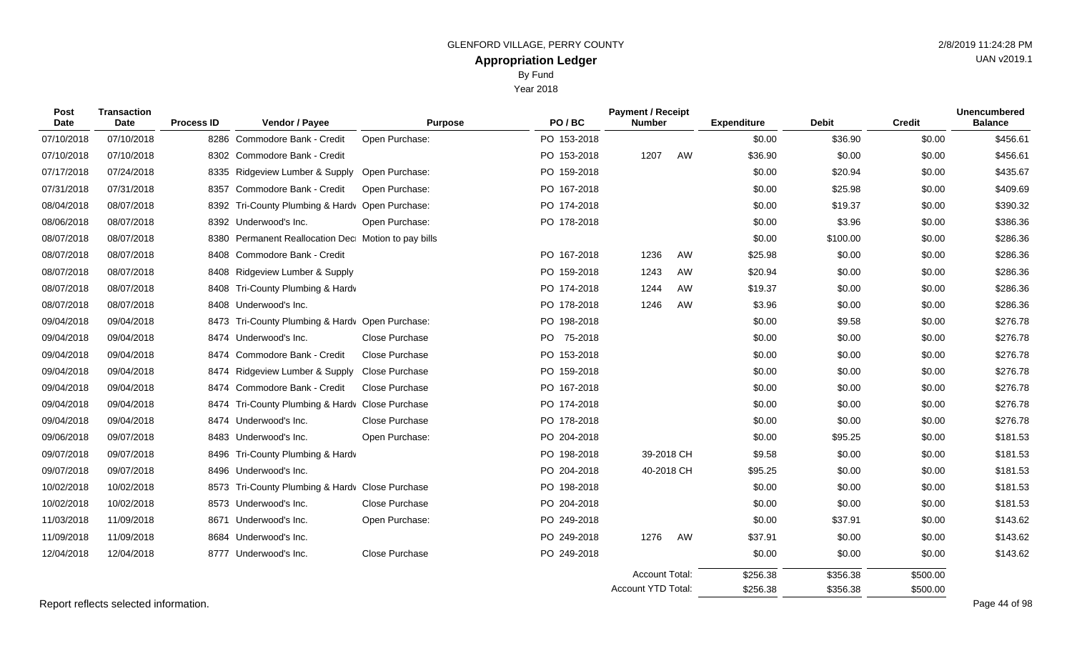GLENFORD VILLAGE, PERRY COUNTY

# Appropriation Ledger

By Fund

Year 2018

| Post Date | Transaction Date | Process ID | Vendor / Payee | Purpose | PO / BC | Payment / Receipt Number | | Expenditure | Debit | Credit | Unencumbered Balance |
|---|---|---|---|---|---|---|---|---|---|---|---|
| 07/10/2018 | 07/10/2018 | 8286 | Commodore Bank - Credit | Open Purchase: | PO 153-2018 | | | $0.00 | $36.90 | $0.00 | $456.61 |
| 07/10/2018 | 07/10/2018 | 8302 | Commodore Bank - Credit | | PO 153-2018 | 1207 | AW | $36.90 | $0.00 | $0.00 | $456.61 |
| 07/17/2018 | 07/24/2018 | 8335 | Ridgeview Lumber & Supply | Open Purchase: | PO 159-2018 | | | $0.00 | $20.94 | $0.00 | $435.67 |
| 07/31/2018 | 07/31/2018 | 8357 | Commodore Bank - Credit | Open Purchase: | PO 167-2018 | | | $0.00 | $25.98 | $0.00 | $409.69 |
| 08/04/2018 | 08/07/2018 | 8392 | Tri-County Plumbing & Hardw | Open Purchase: | PO 174-2018 | | | $0.00 | $19.37 | $0.00 | $390.32 |
| 08/06/2018 | 08/07/2018 | 8392 | Underwood's Inc. | Open Purchase: | PO 178-2018 | | | $0.00 | $3.96 | $0.00 | $386.36 |
| 08/07/2018 | 08/07/2018 | 8380 | Permanent Reallocation Dec | Motion to pay bills | | | | $0.00 | $100.00 | $0.00 | $286.36 |
| 08/07/2018 | 08/07/2018 | 8408 | Commodore Bank - Credit | | PO 167-2018 | 1236 | AW | $25.98 | $0.00 | $0.00 | $286.36 |
| 08/07/2018 | 08/07/2018 | 8408 | Ridgeview Lumber & Supply | | PO 159-2018 | 1243 | AW | $20.94 | $0.00 | $0.00 | $286.36 |
| 08/07/2018 | 08/07/2018 | 8408 | Tri-County Plumbing & Hardw | | PO 174-2018 | 1244 | AW | $19.37 | $0.00 | $0.00 | $286.36 |
| 08/07/2018 | 08/07/2018 | 8408 | Underwood's Inc. | | PO 178-2018 | 1246 | AW | $3.96 | $0.00 | $0.00 | $286.36 |
| 09/04/2018 | 09/04/2018 | 8473 | Tri-County Plumbing & Hardw | Open Purchase: | PO 198-2018 | | | $0.00 | $9.58 | $0.00 | $276.78 |
| 09/04/2018 | 09/04/2018 | 8474 | Underwood's Inc. | Close Purchase | PO 75-2018 | | | $0.00 | $0.00 | $0.00 | $276.78 |
| 09/04/2018 | 09/04/2018 | 8474 | Commodore Bank - Credit | Close Purchase | PO 153-2018 | | | $0.00 | $0.00 | $0.00 | $276.78 |
| 09/04/2018 | 09/04/2018 | 8474 | Ridgeview Lumber & Supply | Close Purchase | PO 159-2018 | | | $0.00 | $0.00 | $0.00 | $276.78 |
| 09/04/2018 | 09/04/2018 | 8474 | Commodore Bank - Credit | Close Purchase | PO 167-2018 | | | $0.00 | $0.00 | $0.00 | $276.78 |
| 09/04/2018 | 09/04/2018 | 8474 | Tri-County Plumbing & Hardw | Close Purchase | PO 174-2018 | | | $0.00 | $0.00 | $0.00 | $276.78 |
| 09/04/2018 | 09/04/2018 | 8474 | Underwood's Inc. | Close Purchase | PO 178-2018 | | | $0.00 | $0.00 | $0.00 | $276.78 |
| 09/06/2018 | 09/07/2018 | 8483 | Underwood's Inc. | Open Purchase: | PO 204-2018 | | | $0.00 | $95.25 | $0.00 | $181.53 |
| 09/07/2018 | 09/07/2018 | 8496 | Tri-County Plumbing & Hardw | | PO 198-2018 | 39-2018 | CH | $9.58 | $0.00 | $0.00 | $181.53 |
| 09/07/2018 | 09/07/2018 | 8496 | Underwood's Inc. | | PO 204-2018 | 40-2018 | CH | $95.25 | $0.00 | $0.00 | $181.53 |
| 10/02/2018 | 10/02/2018 | 8573 | Tri-County Plumbing & Hardw | Close Purchase | PO 198-2018 | | | $0.00 | $0.00 | $0.00 | $181.53 |
| 10/02/2018 | 10/02/2018 | 8573 | Underwood's Inc. | Close Purchase | PO 204-2018 | | | $0.00 | $0.00 | $0.00 | $181.53 |
| 11/03/2018 | 11/09/2018 | 8671 | Underwood's Inc. | Open Purchase: | PO 249-2018 | | | $0.00 | $37.91 | $0.00 | $143.62 |
| 11/09/2018 | 11/09/2018 | 8684 | Underwood's Inc. | | PO 249-2018 | 1276 | AW | $37.91 | $0.00 | $0.00 | $143.62 |
| 12/04/2018 | 12/04/2018 | 8777 | Underwood's Inc. | Close Purchase | PO 249-2018 | | | $0.00 | $0.00 | $0.00 | $143.62 |
| | | | | | | Account Total: | | $256.38 | $356.38 | $500.00 | |
| | | | | | | Account YTD Total: | | $256.38 | $356.38 | $500.00 | |

Report reflects selected information.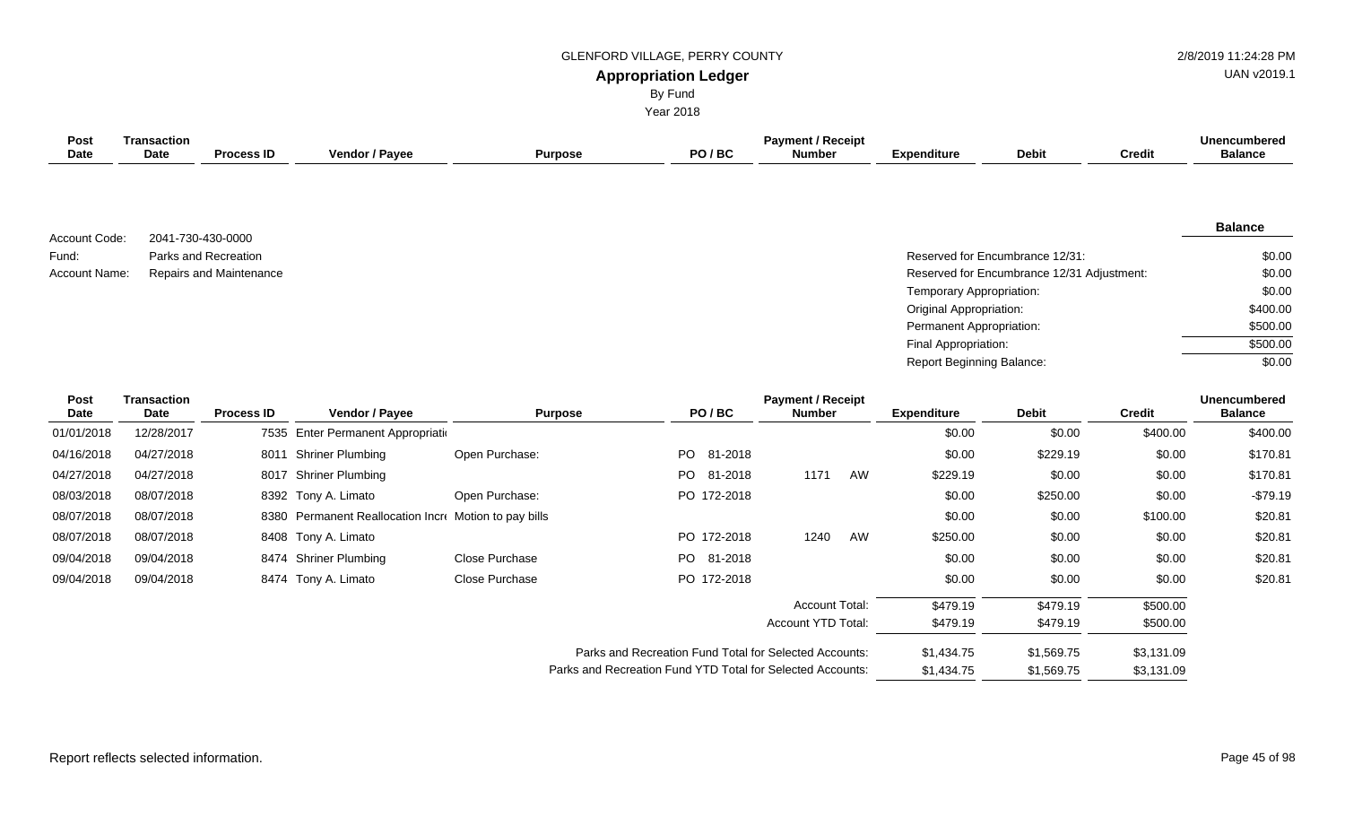GLENFORD VILLAGE, PERRY COUNTY

**Appropriation Ledger**

By Fund

Year 2018

2/8/2019 11:24:28 PM

UAN v2019.1

Account Code: 2041-730-430-0000

Fund: Parks and Recreation

Account Name: Repairs and Maintenance

| | Balance |
|---|---|
| Reserved for Encumbrance 12/31: | $0.00 |
| Reserved for Encumbrance 12/31 Adjustment: | $0.00 |
| Temporary Appropriation: | $0.00 |
| Original Appropriation: | $400.00 |
| Permanent Appropriation: | $500.00 |
| Final Appropriation: | $500.00 |
| Report Beginning Balance: | $0.00 |

| Post Date | Transaction Date | Process ID | Vendor / Payee | Purpose | PO / BC | Payment / Receipt Number | Expenditure | Debit | Credit | Unencumbered Balance |
|---|---|---|---|---|---|---|---|---|---|---|
| 01/01/2018 | 12/28/2017 | 7535 | Enter Permanent Appropriati | | | | $0.00 | $0.00 | $400.00 | $400.00 |
| 04/16/2018 | 04/27/2018 | 8011 | Shriner Plumbing | Open Purchase: | PO 81-2018 | | $0.00 | $229.19 | $0.00 | $170.81 |
| 04/27/2018 | 04/27/2018 | 8017 | Shriner Plumbing | | PO 81-2018 | 1171 AW | $229.19 | $0.00 | $0.00 | $170.81 |
| 08/03/2018 | 08/07/2018 | 8392 | Tony A. Limato | Open Purchase: | PO 172-2018 | | $0.00 | $250.00 | $0.00 | -$79.19 |
| 08/07/2018 | 08/07/2018 | 8380 | Permanent Reallocation Incr | Motion to pay bills | | | $0.00 | $0.00 | $100.00 | $20.81 |
| 08/07/2018 | 08/07/2018 | 8408 | Tony A. Limato | | PO 172-2018 | 1240 AW | $250.00 | $0.00 | $0.00 | $20.81 |
| 09/04/2018 | 09/04/2018 | 8474 | Shriner Plumbing | Close Purchase | PO 81-2018 | | $0.00 | $0.00 | $0.00 | $20.81 |
| 09/04/2018 | 09/04/2018 | 8474 | Tony A. Limato | Close Purchase | PO 172-2018 | | $0.00 | $0.00 | $0.00 | $20.81 |
| | | | | | | Account Total: | $479.19 | $479.19 | $500.00 | |
| | | | | | | Account YTD Total: | $479.19 | $479.19 | $500.00 | |
| | | | | | | Parks and Recreation Fund Total for Selected Accounts: | $1,434.75 | $1,569.75 | $3,131.09 | |
| | | | | | | Parks and Recreation Fund YTD Total for Selected Accounts: | $1,434.75 | $1,569.75 | $3,131.09 | |

Report reflects selected information.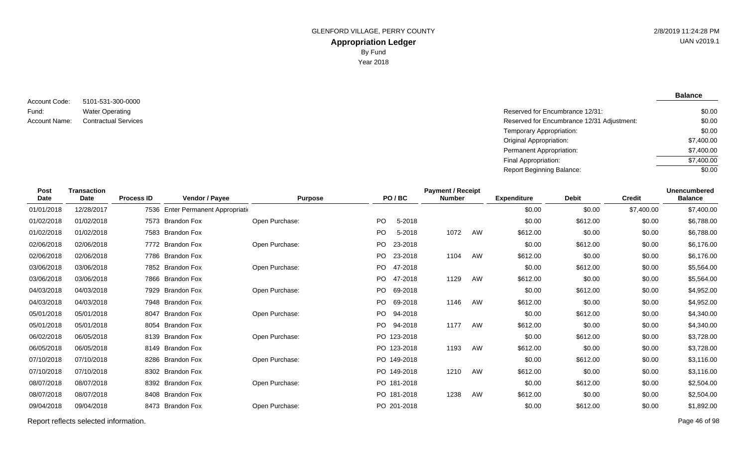GLENFORD VILLAGE, PERRY COUNTY

# Appropriation Ledger

By Fund

Year 2018

2/8/2019 11:24:28 PM
UAN v2019.1

Account Code: 5101-531-300-0000
Fund: Water Operating
Account Name: Contractual Services

| | Balance |
|---|---|
| Reserved for Encumbrance 12/31: | $0.00 |
| Reserved for Encumbrance 12/31 Adjustment: | $0.00 |
| Temporary Appropriation: | $0.00 |
| Original Appropriation: | $7,400.00 |
| Permanent Appropriation: | $7,400.00 |
| Final Appropriation: | $7,400.00 |
| Report Beginning Balance: | $0.00 |

| Post Date | Transaction Date | Process ID | Vendor / Payee | Purpose | PO / BC | Payment / Receipt Number | | Expenditure | Debit | Credit | Unencumbered Balance |
|---|---|---|---|---|---|---|---|---|---|---|---|
| 01/01/2018 | 12/28/2017 | 7536 | Enter Permanent Appropriati | | | | | $0.00 | $0.00 | $7,400.00 | $7,400.00 |
| 01/02/2018 | 01/02/2018 | 7573 | Brandon Fox | Open Purchase: | PO 5-2018 | | | $0.00 | $612.00 | $0.00 | $6,788.00 |
| 01/02/2018 | 01/02/2018 | 7583 | Brandon Fox | | PO 5-2018 | 1072 | AW | $612.00 | $0.00 | $0.00 | $6,788.00 |
| 02/06/2018 | 02/06/2018 | 7772 | Brandon Fox | Open Purchase: | PO 23-2018 | | | $0.00 | $612.00 | $0.00 | $6,176.00 |
| 02/06/2018 | 02/06/2018 | 7786 | Brandon Fox | | PO 23-2018 | 1104 | AW | $612.00 | $0.00 | $0.00 | $6,176.00 |
| 03/06/2018 | 03/06/2018 | 7852 | Brandon Fox | Open Purchase: | PO 47-2018 | | | $0.00 | $612.00 | $0.00 | $5,564.00 |
| 03/06/2018 | 03/06/2018 | 7866 | Brandon Fox | | PO 47-2018 | 1129 | AW | $612.00 | $0.00 | $0.00 | $5,564.00 |
| 04/03/2018 | 04/03/2018 | 7929 | Brandon Fox | Open Purchase: | PO 69-2018 | | | $0.00 | $612.00 | $0.00 | $4,952.00 |
| 04/03/2018 | 04/03/2018 | 7948 | Brandon Fox | | PO 69-2018 | 1146 | AW | $612.00 | $0.00 | $0.00 | $4,952.00 |
| 05/01/2018 | 05/01/2018 | 8047 | Brandon Fox | Open Purchase: | PO 94-2018 | | | $0.00 | $612.00 | $0.00 | $4,340.00 |
| 05/01/2018 | 05/01/2018 | 8054 | Brandon Fox | | PO 94-2018 | 1177 | AW | $612.00 | $0.00 | $0.00 | $4,340.00 |
| 06/02/2018 | 06/05/2018 | 8139 | Brandon Fox | Open Purchase: | PO 123-2018 | | | $0.00 | $612.00 | $0.00 | $3,728.00 |
| 06/05/2018 | 06/05/2018 | 8149 | Brandon Fox | | PO 123-2018 | 1193 | AW | $612.00 | $0.00 | $0.00 | $3,728.00 |
| 07/10/2018 | 07/10/2018 | 8286 | Brandon Fox | Open Purchase: | PO 149-2018 | | | $0.00 | $612.00 | $0.00 | $3,116.00 |
| 07/10/2018 | 07/10/2018 | 8302 | Brandon Fox | | PO 149-2018 | 1210 | AW | $612.00 | $0.00 | $0.00 | $3,116.00 |
| 08/07/2018 | 08/07/2018 | 8392 | Brandon Fox | Open Purchase: | PO 181-2018 | | | $0.00 | $612.00 | $0.00 | $2,504.00 |
| 08/07/2018 | 08/07/2018 | 8408 | Brandon Fox | | PO 181-2018 | 1238 | AW | $612.00 | $0.00 | $0.00 | $2,504.00 |
| 09/04/2018 | 09/04/2018 | 8473 | Brandon Fox | Open Purchase: | PO 201-2018 | | | $0.00 | $612.00 | $0.00 | $1,892.00 |

Report reflects selected information.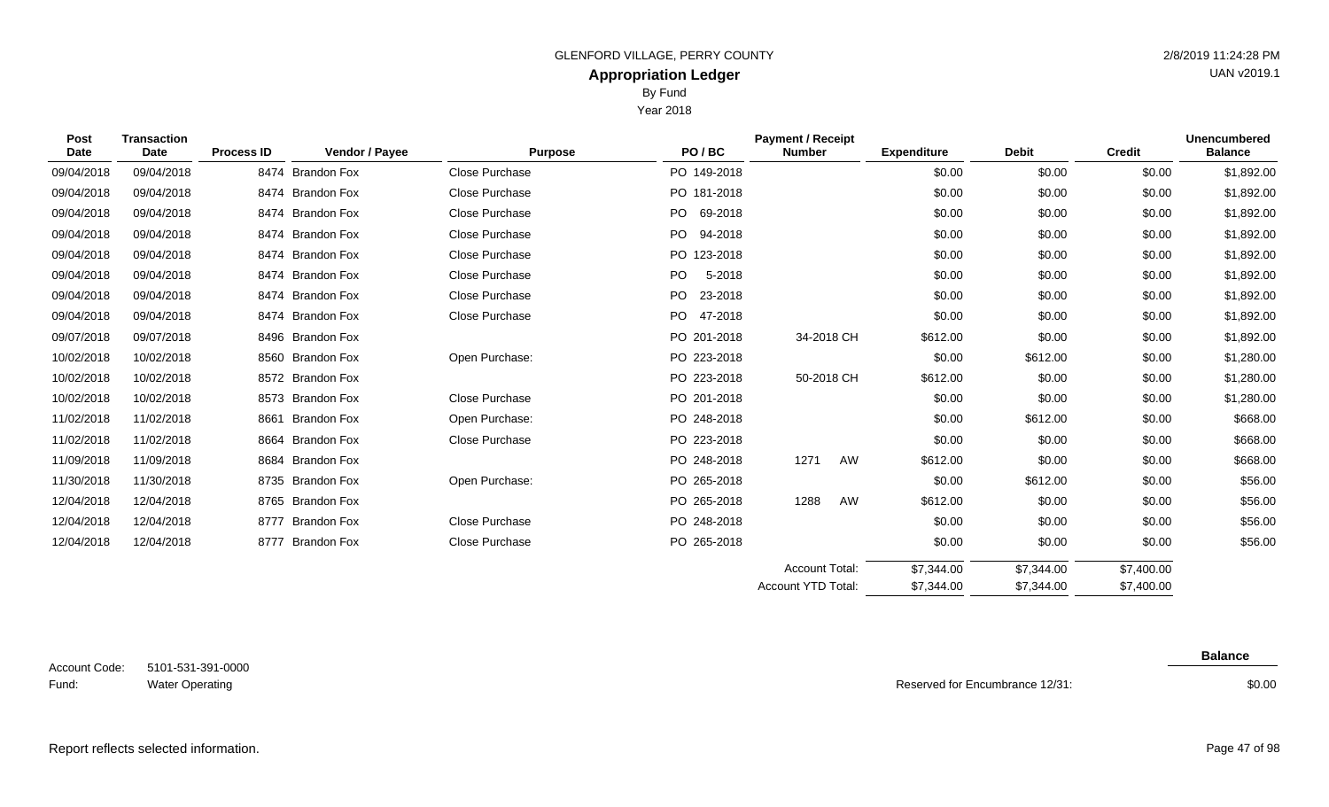GLENFORD VILLAGE, PERRY COUNTY

# Appropriation Ledger

By Fund

Year 2018

2/8/2019 11:24:28 PM

UAN v2019.1

| Post Date | Transaction Date | Process ID | Vendor / Payee | Purpose | PO / BC | Payment / Receipt Number | Expenditure | Debit | Credit | Unencumbered Balance |
|---|---|---|---|---|---|---|---|---|---|---|
| 09/04/2018 | 09/04/2018 | 8474 | Brandon Fox | Close Purchase | PO 149-2018 | | $0.00 | $0.00 | $0.00 | $1,892.00 |
| 09/04/2018 | 09/04/2018 | 8474 | Brandon Fox | Close Purchase | PO 181-2018 | | $0.00 | $0.00 | $0.00 | $1,892.00 |
| 09/04/2018 | 09/04/2018 | 8474 | Brandon Fox | Close Purchase | PO 69-2018 | | $0.00 | $0.00 | $0.00 | $1,892.00 |
| 09/04/2018 | 09/04/2018 | 8474 | Brandon Fox | Close Purchase | PO 94-2018 | | $0.00 | $0.00 | $0.00 | $1,892.00 |
| 09/04/2018 | 09/04/2018 | 8474 | Brandon Fox | Close Purchase | PO 123-2018 | | $0.00 | $0.00 | $0.00 | $1,892.00 |
| 09/04/2018 | 09/04/2018 | 8474 | Brandon Fox | Close Purchase | PO 5-2018 | | $0.00 | $0.00 | $0.00 | $1,892.00 |
| 09/04/2018 | 09/04/2018 | 8474 | Brandon Fox | Close Purchase | PO 23-2018 | | $0.00 | $0.00 | $0.00 | $1,892.00 |
| 09/04/2018 | 09/04/2018 | 8474 | Brandon Fox | Close Purchase | PO 47-2018 | | $0.00 | $0.00 | $0.00 | $1,892.00 |
| 09/07/2018 | 09/07/2018 | 8496 | Brandon Fox | | PO 201-2018 | 34-2018 CH | $612.00 | $0.00 | $0.00 | $1,892.00 |
| 10/02/2018 | 10/02/2018 | 8560 | Brandon Fox | Open Purchase: | PO 223-2018 | | $0.00 | $612.00 | $0.00 | $1,280.00 |
| 10/02/2018 | 10/02/2018 | 8572 | Brandon Fox | | PO 223-2018 | 50-2018 CH | $612.00 | $0.00 | $0.00 | $1,280.00 |
| 10/02/2018 | 10/02/2018 | 8573 | Brandon Fox | Close Purchase | PO 201-2018 | | $0.00 | $0.00 | $0.00 | $1,280.00 |
| 11/02/2018 | 11/02/2018 | 8661 | Brandon Fox | Open Purchase: | PO 248-2018 | | $0.00 | $612.00 | $0.00 | $668.00 |
| 11/02/2018 | 11/02/2018 | 8664 | Brandon Fox | Close Purchase | PO 223-2018 | | $0.00 | $0.00 | $0.00 | $668.00 |
| 11/09/2018 | 11/09/2018 | 8684 | Brandon Fox | | PO 248-2018 | 1271 AW | $612.00 | $0.00 | $0.00 | $668.00 |
| 11/30/2018 | 11/30/2018 | 8735 | Brandon Fox | Open Purchase: | PO 265-2018 | | $0.00 | $612.00 | $0.00 | $56.00 |
| 12/04/2018 | 12/04/2018 | 8765 | Brandon Fox | | PO 265-2018 | 1288 AW | $612.00 | $0.00 | $0.00 | $56.00 |
| 12/04/2018 | 12/04/2018 | 8777 | Brandon Fox | Close Purchase | PO 248-2018 | | $0.00 | $0.00 | $0.00 | $56.00 |
| 12/04/2018 | 12/04/2018 | 8777 | Brandon Fox | Close Purchase | PO 265-2018 | | $0.00 | $0.00 | $0.00 | $56.00 |
| | | | | | | Account Total: | $7,344.00 | $7,344.00 | $7,400.00 | |
| | | | | | | Account YTD Total: | $7,344.00 | $7,344.00 | $7,400.00 | |

Account Code: 5101-531-391-0000

Fund: Water Operating

| | Balance |
|---|---|
| Reserved for Encumbrance 12/31: | $0.00 |

Report reflects selected information.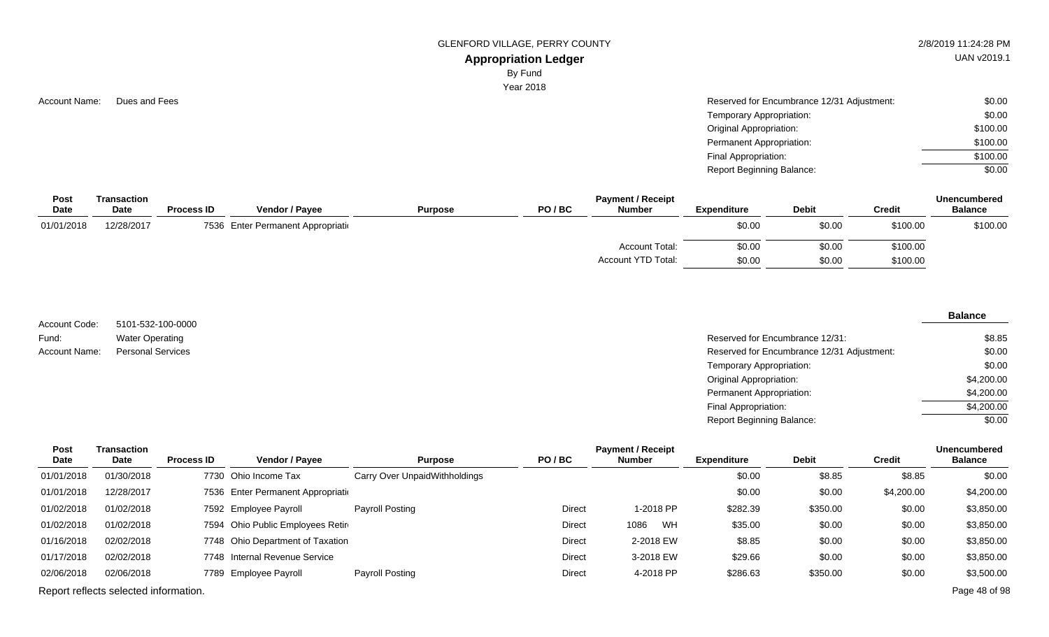GLENFORD VILLAGE, PERRY COUNTY

**Appropriation Ledger**

By Fund

Year 2018

Account Name: Dues and Fees

| | |
|---|---|
| Reserved for Encumbrance 12/31 Adjustment: | $0.00 |
| Temporary Appropriation: | $0.00 |
| Original Appropriation: | $100.00 |
| Permanent Appropriation: | $100.00 |
| Final Appropriation: | $100.00 |
| Report Beginning Balance: | $0.00 |

| Post Date | Transaction Date | Process ID | Vendor / Payee | Purpose | PO / BC | Payment / Receipt Number | Expenditure | Debit | Credit | Unencumbered Balance |
|---|---|---|---|---|---|---|---|---|---|---|
| 01/01/2018 | 12/28/2017 | 7536 | Enter Permanent Appropriati | | | | $0.00 | $0.00 | $100.00 | $100.00 |
| | | | | | | Account Total: | $0.00 | $0.00 | $100.00 | |
| | | | | | | Account YTD Total: | $0.00 | $0.00 | $100.00 | |

Account Code: 5101-532-100-0000

Fund: Water Operating

Account Name: Personal Services

| | Balance |
|---|---|
| Reserved for Encumbrance 12/31: | $8.85 |
| Reserved for Encumbrance 12/31 Adjustment: | $0.00 |
| Temporary Appropriation: | $0.00 |
| Original Appropriation: | $4,200.00 |
| Permanent Appropriation: | $4,200.00 |
| Final Appropriation: | $4,200.00 |
| Report Beginning Balance: | $0.00 |

| Post Date | Transaction Date | Process ID | Vendor / Payee | Purpose | PO / BC | Payment / Receipt Number | Expenditure | Debit | Credit | Unencumbered Balance |
|---|---|---|---|---|---|---|---|---|---|---|
| 01/01/2018 | 01/30/2018 | 7730 | Ohio Income Tax | Carry Over UnpaidWithholdings | | | $0.00 | $8.85 | $8.85 | $0.00 |
| 01/01/2018 | 12/28/2017 | 7536 | Enter Permanent Appropriati | | | | $0.00 | $0.00 | $4,200.00 | $4,200.00 |
| 01/02/2018 | 01/02/2018 | 7592 | Employee Payroll | Payroll Posting | Direct | 1-2018 PP | $282.39 | $350.00 | $0.00 | $3,850.00 |
| 01/02/2018 | 01/02/2018 | 7594 | Ohio Public Employees Retir | | Direct | 1086 WH | $35.00 | $0.00 | $0.00 | $3,850.00 |
| 01/16/2018 | 02/02/2018 | 7748 | Ohio Department of Taxation | | Direct | 2-2018 EW | $8.85 | $0.00 | $0.00 | $3,850.00 |
| 01/17/2018 | 02/02/2018 | 7748 | Internal Revenue Service | | Direct | 3-2018 EW | $29.66 | $0.00 | $0.00 | $3,850.00 |
| 02/06/2018 | 02/06/2018 | 7789 | Employee Payroll | Payroll Posting | Direct | 4-2018 PP | $286.63 | $350.00 | $0.00 | $3,500.00 |

Report reflects selected information.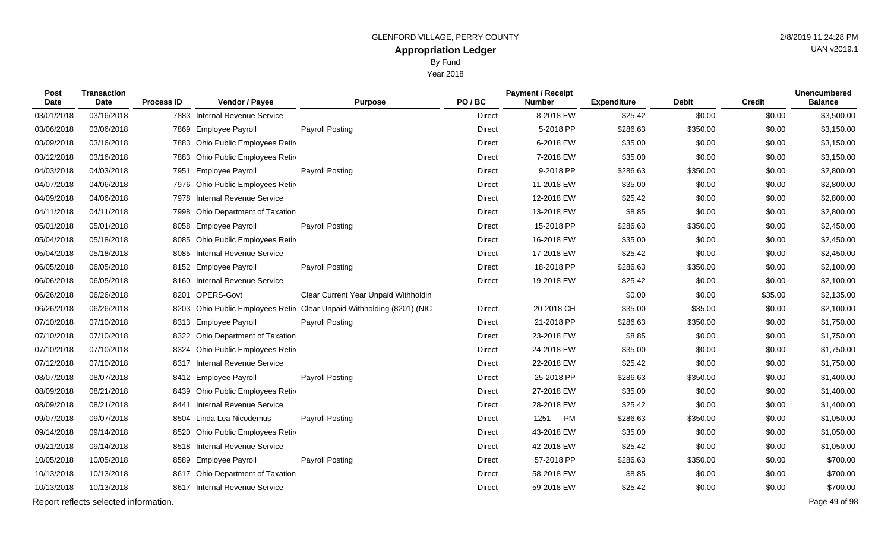GLENFORD VILLAGE, PERRY COUNTY

## Appropriation Ledger

By Fund

Year 2018

2/8/2019 11:24:28 PM

UAN v2019.1

| Post Date | Transaction Date | Process ID | Vendor / Payee | Purpose | PO / BC | Payment / Receipt Number | Expenditure | Debit | Credit | Unencumbered Balance |
|---|---|---|---|---|---|---|---|---|---|---|
| 03/01/2018 | 03/16/2018 | 7883 | Internal Revenue Service | | Direct | 8-2018 EW | $25.42 | $0.00 | $0.00 | $3,500.00 |
| 03/06/2018 | 03/06/2018 | 7869 | Employee Payroll | Payroll Posting | Direct | 5-2018 PP | $286.63 | $350.00 | $0.00 | $3,150.00 |
| 03/09/2018 | 03/16/2018 | 7883 | Ohio Public Employees Retir | | Direct | 6-2018 EW | $35.00 | $0.00 | $0.00 | $3,150.00 |
| 03/12/2018 | 03/16/2018 | 7883 | Ohio Public Employees Retir | | Direct | 7-2018 EW | $35.00 | $0.00 | $0.00 | $3,150.00 |
| 04/03/2018 | 04/03/2018 | 7951 | Employee Payroll | Payroll Posting | Direct | 9-2018 PP | $286.63 | $350.00 | $0.00 | $2,800.00 |
| 04/07/2018 | 04/06/2018 | 7976 | Ohio Public Employees Retir | | Direct | 11-2018 EW | $35.00 | $0.00 | $0.00 | $2,800.00 |
| 04/09/2018 | 04/06/2018 | 7978 | Internal Revenue Service | | Direct | 12-2018 EW | $25.42 | $0.00 | $0.00 | $2,800.00 |
| 04/11/2018 | 04/11/2018 | 7998 | Ohio Department of Taxation | | Direct | 13-2018 EW | $8.85 | $0.00 | $0.00 | $2,800.00 |
| 05/01/2018 | 05/01/2018 | 8058 | Employee Payroll | Payroll Posting | Direct | 15-2018 PP | $286.63 | $350.00 | $0.00 | $2,450.00 |
| 05/04/2018 | 05/18/2018 | 8085 | Ohio Public Employees Retir | | Direct | 16-2018 EW | $35.00 | $0.00 | $0.00 | $2,450.00 |
| 05/04/2018 | 05/18/2018 | 8085 | Internal Revenue Service | | Direct | 17-2018 EW | $25.42 | $0.00 | $0.00 | $2,450.00 |
| 06/05/2018 | 06/05/2018 | 8152 | Employee Payroll | Payroll Posting | Direct | 18-2018 PP | $286.63 | $350.00 | $0.00 | $2,100.00 |
| 06/06/2018 | 06/05/2018 | 8160 | Internal Revenue Service | | Direct | 19-2018 EW | $25.42 | $0.00 | $0.00 | $2,100.00 |
| 06/26/2018 | 06/26/2018 | 8201 | OPERS-Govt | Clear Current Year Unpaid Withholdin | | | $0.00 | $0.00 | $35.00 | $2,135.00 |
| 06/26/2018 | 06/26/2018 | 8203 | Ohio Public Employees Retir | Clear Unpaid Withholding (8201) (NIC | Direct | 20-2018 CH | $35.00 | $35.00 | $0.00 | $2,100.00 |
| 07/10/2018 | 07/10/2018 | 8313 | Employee Payroll | Payroll Posting | Direct | 21-2018 PP | $286.63 | $350.00 | $0.00 | $1,750.00 |
| 07/10/2018 | 07/10/2018 | 8322 | Ohio Department of Taxation | | Direct | 23-2018 EW | $8.85 | $0.00 | $0.00 | $1,750.00 |
| 07/10/2018 | 07/10/2018 | 8324 | Ohio Public Employees Retir | | Direct | 24-2018 EW | $35.00 | $0.00 | $0.00 | $1,750.00 |
| 07/12/2018 | 07/10/2018 | 8317 | Internal Revenue Service | | Direct | 22-2018 EW | $25.42 | $0.00 | $0.00 | $1,750.00 |
| 08/07/2018 | 08/07/2018 | 8412 | Employee Payroll | Payroll Posting | Direct | 25-2018 PP | $286.63 | $350.00 | $0.00 | $1,400.00 |
| 08/09/2018 | 08/21/2018 | 8439 | Ohio Public Employees Retir | | Direct | 27-2018 EW | $35.00 | $0.00 | $0.00 | $1,400.00 |
| 08/09/2018 | 08/21/2018 | 8441 | Internal Revenue Service | | Direct | 28-2018 EW | $25.42 | $0.00 | $0.00 | $1,400.00 |
| 09/07/2018 | 09/07/2018 | 8504 | Linda Lea Nicodemus | Payroll Posting | Direct | 1251 PM | $286.63 | $350.00 | $0.00 | $1,050.00 |
| 09/14/2018 | 09/14/2018 | 8520 | Ohio Public Employees Retir | | Direct | 43-2018 EW | $35.00 | $0.00 | $0.00 | $1,050.00 |
| 09/21/2018 | 09/14/2018 | 8518 | Internal Revenue Service | | Direct | 42-2018 EW | $25.42 | $0.00 | $0.00 | $1,050.00 |
| 10/05/2018 | 10/05/2018 | 8589 | Employee Payroll | Payroll Posting | Direct | 57-2018 PP | $286.63 | $350.00 | $0.00 | $700.00 |
| 10/13/2018 | 10/13/2018 | 8617 | Ohio Department of Taxation | | Direct | 58-2018 EW | $8.85 | $0.00 | $0.00 | $700.00 |
| 10/13/2018 | 10/13/2018 | 8617 | Internal Revenue Service | | Direct | 59-2018 EW | $25.42 | $0.00 | $0.00 | $700.00 |

Report reflects selected information.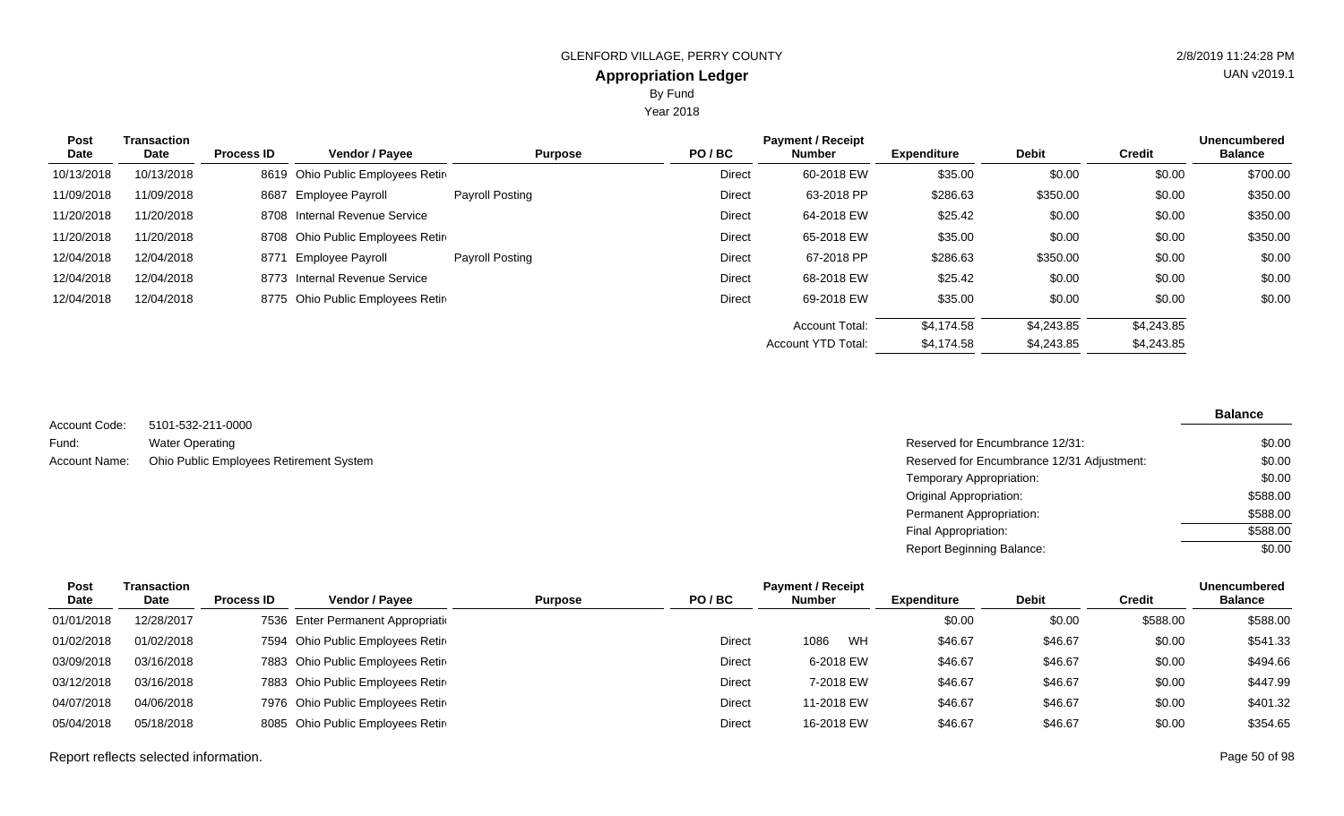| Post Date | Transaction Date | Process ID | Vendor / Payee | Purpose | PO / BC | Payment / Receipt Number | Expenditure | Debit | Credit | Unencumbered Balance |
|---|---|---|---|---|---|---|---|---|---|---|
| 10/13/2018 | 10/13/2018 | 8619 | Ohio Public Employees Retir | | Direct | 60-2018 EW | $35.00 | $0.00 | $0.00 | $700.00 |
| 11/09/2018 | 11/09/2018 | 8687 | Employee Payroll | Payroll Posting | Direct | 63-2018 PP | $286.63 | $350.00 | $0.00 | $350.00 |
| 11/20/2018 | 11/20/2018 | 8708 | Internal Revenue Service | | Direct | 64-2018 EW | $25.42 | $0.00 | $0.00 | $350.00 |
| 11/20/2018 | 11/20/2018 | 8708 | Ohio Public Employees Retir | | Direct | 65-2018 EW | $35.00 | $0.00 | $0.00 | $350.00 |
| 12/04/2018 | 12/04/2018 | 8771 | Employee Payroll | Payroll Posting | Direct | 67-2018 PP | $286.63 | $350.00 | $0.00 | $0.00 |
| 12/04/2018 | 12/04/2018 | 8773 | Internal Revenue Service | | Direct | 68-2018 EW | $25.42 | $0.00 | $0.00 | $0.00 |
| 12/04/2018 | 12/04/2018 | 8775 | Ohio Public Employees Retir | | Direct | 69-2018 EW | $35.00 | $0.00 | $0.00 | $0.00 |
| | | | | | | Account Total: | $4,174.58 | $4,243.85 | $4,243.85 | |
| | | | | | | Account YTD Total: | $4,174.58 | $4,243.85 | $4,243.85 | |

Account Code: 5101-532-211-0000
Fund: Water Operating
Account Name: Ohio Public Employees Retirement System

| | Balance |
|---|---|
| Reserved for Encumbrance 12/31: | $0.00 |
| Reserved for Encumbrance 12/31 Adjustment: | $0.00 |
| Temporary Appropriation: | $0.00 |
| Original Appropriation: | $588.00 |
| Permanent Appropriation: | $588.00 |
| Final Appropriation: | $588.00 |
| Report Beginning Balance: | $0.00 |

| Post Date | Transaction Date | Process ID | Vendor / Payee | Purpose | PO / BC | Payment / Receipt Number | Expenditure | Debit | Credit | Unencumbered Balance |
|---|---|---|---|---|---|---|---|---|---|---|
| 01/01/2018 | 12/28/2017 | 7536 | Enter Permanent Appropriati | | | | $0.00 | $0.00 | $588.00 | $588.00 |
| 01/02/2018 | 01/02/2018 | 7594 | Ohio Public Employees Retir | | Direct | 1086 WH | $46.67 | $46.67 | $0.00 | $541.33 |
| 03/09/2018 | 03/16/2018 | 7883 | Ohio Public Employees Retir | | Direct | 6-2018 EW | $46.67 | $46.67 | $0.00 | $494.66 |
| 03/12/2018 | 03/16/2018 | 7883 | Ohio Public Employees Retir | | Direct | 7-2018 EW | $46.67 | $46.67 | $0.00 | $447.99 |
| 04/07/2018 | 04/06/2018 | 7976 | Ohio Public Employees Retir | | Direct | 11-2018 EW | $46.67 | $46.67 | $0.00 | $401.32 |
| 05/04/2018 | 05/18/2018 | 8085 | Ohio Public Employees Retir | | Direct | 16-2018 EW | $46.67 | $46.67 | $0.00 | $354.65 |

Report reflects selected information.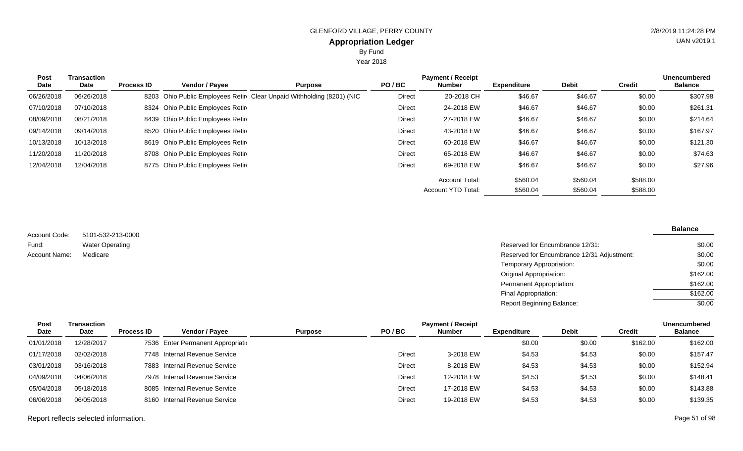GLENFORD VILLAGE, PERRY COUNTY

**Appropriation Ledger**

By Fund

Year 2018

2/8/2019 11:24:28 PM

UAN v2019.1

| Post Date | Transaction Date | Process ID | Vendor / Payee | Purpose | PO / BC | Payment / Receipt Number | Expenditure | Debit | Credit | Unencumbered Balance |
|---|---|---|---|---|---|---|---|---|---|---|
| 06/26/2018 | 06/26/2018 | 8203 | Ohio Public Employees Retir | Clear Unpaid Withholding (8201) (NIC | Direct | 20-2018 CH | $46.67 | $46.67 | $0.00 | $307.98 |
| 07/10/2018 | 07/10/2018 | 8324 | Ohio Public Employees Retir | | Direct | 24-2018 EW | $46.67 | $46.67 | $0.00 | $261.31 |
| 08/09/2018 | 08/21/2018 | 8439 | Ohio Public Employees Retir | | Direct | 27-2018 EW | $46.67 | $46.67 | $0.00 | $214.64 |
| 09/14/2018 | 09/14/2018 | 8520 | Ohio Public Employees Retir | | Direct | 43-2018 EW | $46.67 | $46.67 | $0.00 | $167.97 |
| 10/13/2018 | 10/13/2018 | 8619 | Ohio Public Employees Retir | | Direct | 60-2018 EW | $46.67 | $46.67 | $0.00 | $121.30 |
| 11/20/2018 | 11/20/2018 | 8708 | Ohio Public Employees Retir | | Direct | 65-2018 EW | $46.67 | $46.67 | $0.00 | $74.63 |
| 12/04/2018 | 12/04/2018 | 8775 | Ohio Public Employees Retir | | Direct | 69-2018 EW | $46.67 | $46.67 | $0.00 | $27.96 |
| | | | | | | Account Total: | $560.04 | $560.04 | $588.00 | |
| | | | | | | Account YTD Total: | $560.04 | $560.04 | $588.00 | |

Account Code: 5101-532-213-0000

Fund: Water Operating

Account Name: Medicare

| | Balance |
|---|---|
| Reserved for Encumbrance 12/31: | $0.00 |
| Reserved for Encumbrance 12/31 Adjustment: | $0.00 |
| Temporary Appropriation: | $0.00 |
| Original Appropriation: | $162.00 |
| Permanent Appropriation: | $162.00 |
| Final Appropriation: | $162.00 |
| Report Beginning Balance: | $0.00 |

| Post Date | Transaction Date | Process ID | Vendor / Payee | Purpose | PO / BC | Payment / Receipt Number | Expenditure | Debit | Credit | Unencumbered Balance |
|---|---|---|---|---|---|---|---|---|---|---|
| 01/01/2018 | 12/28/2017 | 7536 | Enter Permanent Appropriati | | | | $0.00 | $0.00 | $162.00 | $162.00 |
| 01/17/2018 | 02/02/2018 | 7748 | Internal Revenue Service | | Direct | 3-2018 EW | $4.53 | $4.53 | $0.00 | $157.47 |
| 03/01/2018 | 03/16/2018 | 7883 | Internal Revenue Service | | Direct | 8-2018 EW | $4.53 | $4.53 | $0.00 | $152.94 |
| 04/09/2018 | 04/06/2018 | 7978 | Internal Revenue Service | | Direct | 12-2018 EW | $4.53 | $4.53 | $0.00 | $148.41 |
| 05/04/2018 | 05/18/2018 | 8085 | Internal Revenue Service | | Direct | 17-2018 EW | $4.53 | $4.53 | $0.00 | $143.88 |
| 06/06/2018 | 06/05/2018 | 8160 | Internal Revenue Service | | Direct | 19-2018 EW | $4.53 | $4.53 | $0.00 | $139.35 |

Report reflects selected information.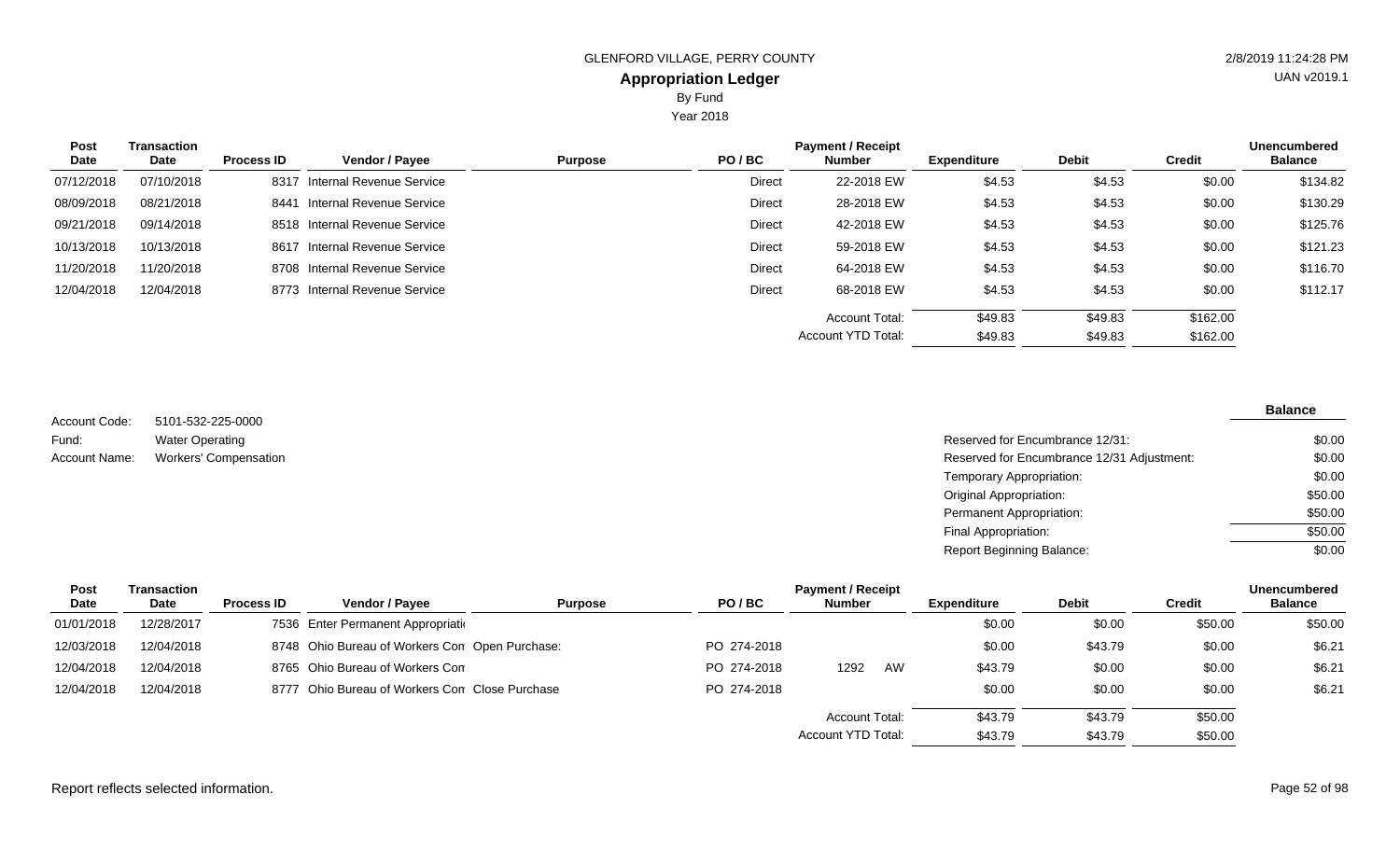GLENFORD VILLAGE, PERRY COUNTY

**Appropriation Ledger**

By Fund

Year 2018

| Post Date | Transaction Date | Process ID | Vendor / Payee | Purpose | PO / BC | Payment / Receipt Number | Expenditure | Debit | Credit | Unencumbered Balance |
|---|---|---|---|---|---|---|---|---|---|---|
| 07/12/2018 | 07/10/2018 | 8317 | Internal Revenue Service | | Direct | 22-2018 EW | $4.53 | $4.53 | $0.00 | $134.82 |
| 08/09/2018 | 08/21/2018 | 8441 | Internal Revenue Service | | Direct | 28-2018 EW | $4.53 | $4.53 | $0.00 | $130.29 |
| 09/21/2018 | 09/14/2018 | 8518 | Internal Revenue Service | | Direct | 42-2018 EW | $4.53 | $4.53 | $0.00 | $125.76 |
| 10/13/2018 | 10/13/2018 | 8617 | Internal Revenue Service | | Direct | 59-2018 EW | $4.53 | $4.53 | $0.00 | $121.23 |
| 11/20/2018 | 11/20/2018 | 8708 | Internal Revenue Service | | Direct | 64-2018 EW | $4.53 | $4.53 | $0.00 | $116.70 |
| 12/04/2018 | 12/04/2018 | 8773 | Internal Revenue Service | | Direct | 68-2018 EW | $4.53 | $4.53 | $0.00 | $112.17 |
| | | | | | | Account Total: | $49.83 | $49.83 | $162.00 | |
| | | | | | | Account YTD Total: | $49.83 | $49.83 | $162.00 | |

Account Code: 5101-532-225-0000
Fund: Water Operating
Account Name: Workers' Compensation

| | Balance |
|---|---|
| Reserved for Encumbrance 12/31: | $0.00 |
| Reserved for Encumbrance 12/31 Adjustment: | $0.00 |
| Temporary Appropriation: | $0.00 |
| Original Appropriation: | $50.00 |
| Permanent Appropriation: | $50.00 |
| Final Appropriation: | $50.00 |
| Report Beginning Balance: | $0.00 |

| Post Date | Transaction Date | Process ID | Vendor / Payee | Purpose | PO / BC | Payment / Receipt Number | Expenditure | Debit | Credit | Unencumbered Balance |
|---|---|---|---|---|---|---|---|---|---|---|
| 01/01/2018 | 12/28/2017 | 7536 | Enter Permanent Appropriati | | | | $0.00 | $0.00 | $50.00 | $50.00 |
| 12/03/2018 | 12/04/2018 | 8748 | Ohio Bureau of Workers Con | Open Purchase: | PO 274-2018 | | $0.00 | $43.79 | $0.00 | $6.21 |
| 12/04/2018 | 12/04/2018 | 8765 | Ohio Bureau of Workers Con | | PO 274-2018 | 1292 AW | $43.79 | $0.00 | $0.00 | $6.21 |
| 12/04/2018 | 12/04/2018 | 8777 | Ohio Bureau of Workers Con | Close Purchase | PO 274-2018 | | $0.00 | $0.00 | $0.00 | $6.21 |
| | | | | | | Account Total: | $43.79 | $43.79 | $50.00 | |
| | | | | | | Account YTD Total: | $43.79 | $43.79 | $50.00 | |

Report reflects selected information.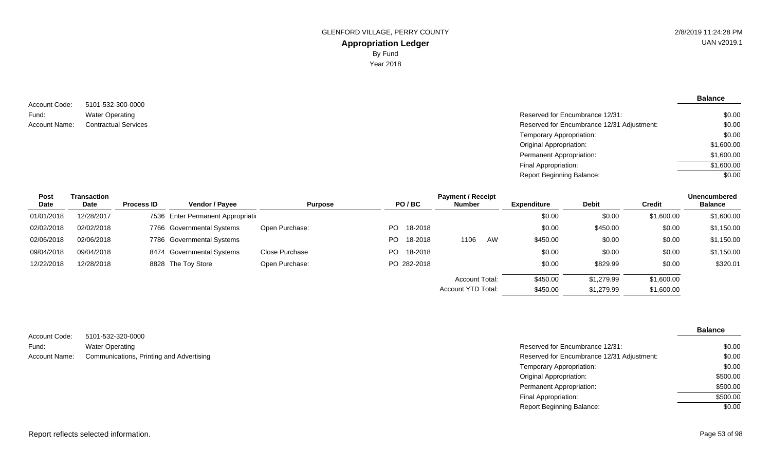GLENFORD VILLAGE, PERRY COUNTY

# Appropriation Ledger

By Fund

Year 2018

Account Code: 5101-532-300-0000
Fund: Water Operating
Account Name: Contractual Services

| | Balance |
|---|---|
| Reserved for Encumbrance 12/31: | $0.00 |
| Reserved for Encumbrance 12/31 Adjustment: | $0.00 |
| Temporary Appropriation: | $0.00 |
| Original Appropriation: | $1,600.00 |
| Permanent Appropriation: | $1,600.00 |
| Final Appropriation: | $1,600.00 |
| Report Beginning Balance: | $0.00 |

| Post Date | Transaction Date | Process ID | Vendor / Payee | Purpose | PO / BC | Payment / Receipt Number | Expenditure | Debit | Credit | Unencumbered Balance |
|---|---|---|---|---|---|---|---|---|---|---|
| 01/01/2018 | 12/28/2017 | 7536 | Enter Permanent Appropriati | | | | $0.00 | $0.00 | $1,600.00 | $1,600.00 |
| 02/02/2018 | 02/02/2018 | 7766 | Governmental Systems | Open Purchase: | PO 18-2018 | | $0.00 | $450.00 | $0.00 | $1,150.00 |
| 02/06/2018 | 02/06/2018 | 7786 | Governmental Systems | | PO 18-2018 | 1106 AW | $450.00 | $0.00 | $0.00 | $1,150.00 |
| 09/04/2018 | 09/04/2018 | 8474 | Governmental Systems | Close Purchase | PO 18-2018 | | $0.00 | $0.00 | $0.00 | $1,150.00 |
| 12/22/2018 | 12/28/2018 | 8828 | The Toy Store | Open Purchase: | PO 282-2018 | | $0.00 | $829.99 | $0.00 | $320.01 |
| | | | | | | Account Total: | $450.00 | $1,279.99 | $1,600.00 | |
| | | | | | | Account YTD Total: | $450.00 | $1,279.99 | $1,600.00 | |

Account Code: 5101-532-320-0000
Fund: Water Operating
Account Name: Communications, Printing and Advertising

| | Balance |
|---|---|
| Reserved for Encumbrance 12/31: | $0.00 |
| Reserved for Encumbrance 12/31 Adjustment: | $0.00 |
| Temporary Appropriation: | $0.00 |
| Original Appropriation: | $500.00 |
| Permanent Appropriation: | $500.00 |
| Final Appropriation: | $500.00 |
| Report Beginning Balance: | $0.00 |

Report reflects selected information.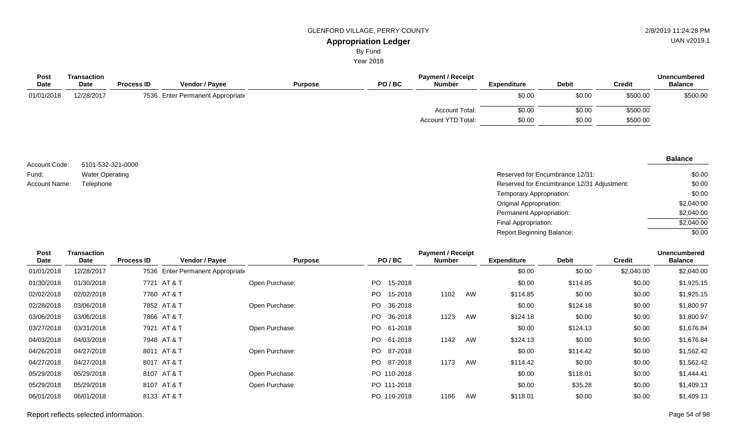GLENFORD VILLAGE, PERRY COUNTY

2/8/2019 11:24:28 PM

UAN v2019.1

# Appropriation Ledger

By Fund

Year 2018

| Post Date | Transaction Date | Process ID | Vendor / Payee | Purpose | PO / BC | Payment / Receipt Number | Expenditure | Debit | Credit | Unencumbered Balance |
|---|---|---|---|---|---|---|---|---|---|---|
| 01/01/2018 | 12/28/2017 | 7536 | Enter Permanent Appropriati | | | | $0.00 | $0.00 | $500.00 | $500.00 |
| | | | | | | Account Total: | $0.00 | $0.00 | $500.00 | |
| | | | | | | Account YTD Total: | $0.00 | $0.00 | $500.00 | |

Account Code: 5101-532-321-0000

Fund: Water Operating

Account Name: Telephone

| | Balance |
|---|---|
| Reserved for Encumbrance 12/31: | $0.00 |
| Reserved for Encumbrance 12/31 Adjustment: | $0.00 |
| Temporary Appropriation: | $0.00 |
| Original Appropriation: | $2,040.00 |
| Permanent Appropriation: | $2,040.00 |
| Final Appropriation: | $2,040.00 |
| Report Beginning Balance: | $0.00 |

| Post Date | Transaction Date | Process ID | Vendor / Payee | Purpose | PO / BC | Payment / Receipt Number | Expenditure | Debit | Credit | Unencumbered Balance |
|---|---|---|---|---|---|---|---|---|---|---|
| 01/01/2018 | 12/28/2017 | 7536 | Enter Permanent Appropriati | | | | $0.00 | $0.00 | $2,040.00 | $2,040.00 |
| 01/30/2018 | 01/30/2018 | 7721 | AT & T | Open Purchase: | PO 15-2018 | | $0.00 | $114.85 | $0.00 | $1,925.15 |
| 02/02/2018 | 02/02/2018 | 7760 | AT & T | | PO 15-2018 | 1102 AW | $114.85 | $0.00 | $0.00 | $1,925.15 |
| 02/28/2018 | 03/06/2018 | 7852 | AT & T | Open Purchase: | PO 36-2018 | | $0.00 | $124.18 | $0.00 | $1,800.97 |
| 03/06/2018 | 03/06/2018 | 7866 | AT & T | | PO 36-2018 | 1123 AW | $124.18 | $0.00 | $0.00 | $1,800.97 |
| 03/27/2018 | 03/31/2018 | 7921 | AT & T | Open Purchase: | PO 61-2018 | | $0.00 | $124.13 | $0.00 | $1,676.84 |
| 04/03/2018 | 04/03/2018 | 7948 | AT & T | | PO 61-2018 | 1142 AW | $124.13 | $0.00 | $0.00 | $1,676.84 |
| 04/26/2018 | 04/27/2018 | 8011 | AT & T | Open Purchase: | PO 87-2018 | | $0.00 | $114.42 | $0.00 | $1,562.42 |
| 04/27/2018 | 04/27/2018 | 8017 | AT & T | | PO 87-2018 | 1173 AW | $114.42 | $0.00 | $0.00 | $1,562.42 |
| 05/29/2018 | 05/29/2018 | 8107 | AT & T | Open Purchase: | PO 110-2018 | | $0.00 | $118.01 | $0.00 | $1,444.41 |
| 05/29/2018 | 05/29/2018 | 8107 | AT & T | Open Purchase: | PO 111-2018 | | $0.00 | $35.28 | $0.00 | $1,409.13 |
| 06/01/2018 | 06/01/2018 | 8133 | AT & T | | PO 110-2018 | 1186 AW | $118.01 | $0.00 | $0.00 | $1,409.13 |

Report reflects selected information.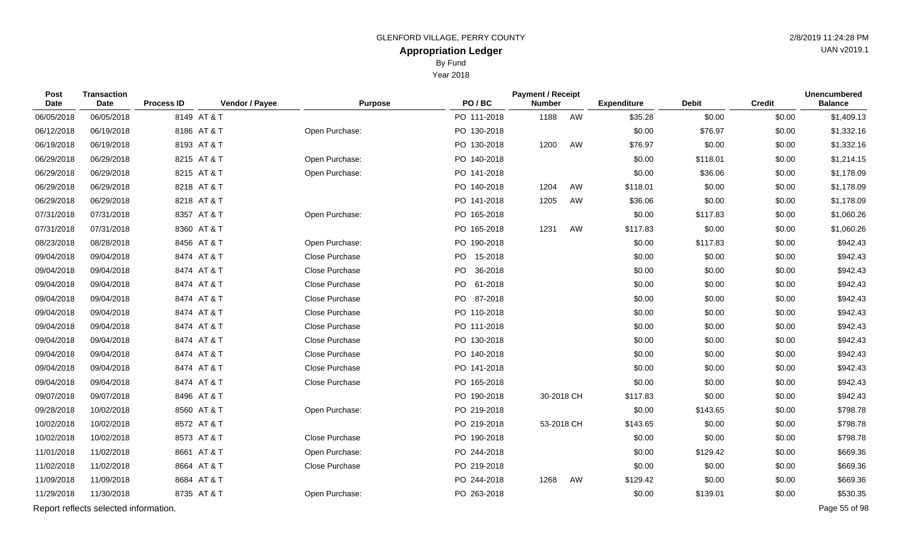GLENFORD VILLAGE, PERRY COUNTY

# Appropriation Ledger

By Fund

Year 2018

| Post Date | Transaction Date | Process ID | Vendor / Payee | Purpose | PO / BC | Payment / Receipt Number | Expenditure | Debit | Credit | Unencumbered Balance |
|---|---|---|---|---|---|---|---|---|---|---|
| 06/05/2018 | 06/05/2018 | 8149 | AT & T | | PO 111-2018 | 1188 AW | $35.28 | $0.00 | $0.00 | $1,409.13 |
| 06/12/2018 | 06/19/2018 | 8186 | AT & T | Open Purchase: | PO 130-2018 | | $0.00 | $76.97 | $0.00 | $1,332.16 |
| 06/19/2018 | 06/19/2018 | 8193 | AT & T | | PO 130-2018 | 1200 AW | $76.97 | $0.00 | $0.00 | $1,332.16 |
| 06/29/2018 | 06/29/2018 | 8215 | AT & T | Open Purchase: | PO 140-2018 | | $0.00 | $118.01 | $0.00 | $1,214.15 |
| 06/29/2018 | 06/29/2018 | 8215 | AT & T | Open Purchase: | PO 141-2018 | | $0.00 | $36.06 | $0.00 | $1,178.09 |
| 06/29/2018 | 06/29/2018 | 8218 | AT & T | | PO 140-2018 | 1204 AW | $118.01 | $0.00 | $0.00 | $1,178.09 |
| 06/29/2018 | 06/29/2018 | 8218 | AT & T | | PO 141-2018 | 1205 AW | $36.06 | $0.00 | $0.00 | $1,178.09 |
| 07/31/2018 | 07/31/2018 | 8357 | AT & T | Open Purchase: | PO 165-2018 | | $0.00 | $117.83 | $0.00 | $1,060.26 |
| 07/31/2018 | 07/31/2018 | 8360 | AT & T | | PO 165-2018 | 1231 AW | $117.83 | $0.00 | $0.00 | $1,060.26 |
| 08/23/2018 | 08/28/2018 | 8456 | AT & T | Open Purchase: | PO 190-2018 | | $0.00 | $117.83 | $0.00 | $942.43 |
| 09/04/2018 | 09/04/2018 | 8474 | AT & T | Close Purchase | PO 15-2018 | | $0.00 | $0.00 | $0.00 | $942.43 |
| 09/04/2018 | 09/04/2018 | 8474 | AT & T | Close Purchase | PO 36-2018 | | $0.00 | $0.00 | $0.00 | $942.43 |
| 09/04/2018 | 09/04/2018 | 8474 | AT & T | Close Purchase | PO 61-2018 | | $0.00 | $0.00 | $0.00 | $942.43 |
| 09/04/2018 | 09/04/2018 | 8474 | AT & T | Close Purchase | PO 87-2018 | | $0.00 | $0.00 | $0.00 | $942.43 |
| 09/04/2018 | 09/04/2018 | 8474 | AT & T | Close Purchase | PO 110-2018 | | $0.00 | $0.00 | $0.00 | $942.43 |
| 09/04/2018 | 09/04/2018 | 8474 | AT & T | Close Purchase | PO 111-2018 | | $0.00 | $0.00 | $0.00 | $942.43 |
| 09/04/2018 | 09/04/2018 | 8474 | AT & T | Close Purchase | PO 130-2018 | | $0.00 | $0.00 | $0.00 | $942.43 |
| 09/04/2018 | 09/04/2018 | 8474 | AT & T | Close Purchase | PO 140-2018 | | $0.00 | $0.00 | $0.00 | $942.43 |
| 09/04/2018 | 09/04/2018 | 8474 | AT & T | Close Purchase | PO 141-2018 | | $0.00 | $0.00 | $0.00 | $942.43 |
| 09/04/2018 | 09/04/2018 | 8474 | AT & T | Close Purchase | PO 165-2018 | | $0.00 | $0.00 | $0.00 | $942.43 |
| 09/07/2018 | 09/07/2018 | 8496 | AT & T | | PO 190-2018 | 30-2018 CH | $117.83 | $0.00 | $0.00 | $942.43 |
| 09/28/2018 | 10/02/2018 | 8560 | AT & T | Open Purchase: | PO 219-2018 | | $0.00 | $143.65 | $0.00 | $798.78 |
| 10/02/2018 | 10/02/2018 | 8572 | AT & T | | PO 219-2018 | 53-2018 CH | $143.65 | $0.00 | $0.00 | $798.78 |
| 10/02/2018 | 10/02/2018 | 8573 | AT & T | Close Purchase | PO 190-2018 | | $0.00 | $0.00 | $0.00 | $798.78 |
| 11/01/2018 | 11/02/2018 | 8661 | AT & T | Open Purchase: | PO 244-2018 | | $0.00 | $129.42 | $0.00 | $669.36 |
| 11/02/2018 | 11/02/2018 | 8664 | AT & T | Close Purchase | PO 219-2018 | | $0.00 | $0.00 | $0.00 | $669.36 |
| 11/09/2018 | 11/09/2018 | 8684 | AT & T | | PO 244-2018 | 1268 AW | $129.42 | $0.00 | $0.00 | $669.36 |
| 11/29/2018 | 11/30/2018 | 8735 | AT & T | Open Purchase: | PO 263-2018 | | $0.00 | $139.01 | $0.00 | $530.35 |

Report reflects selected information.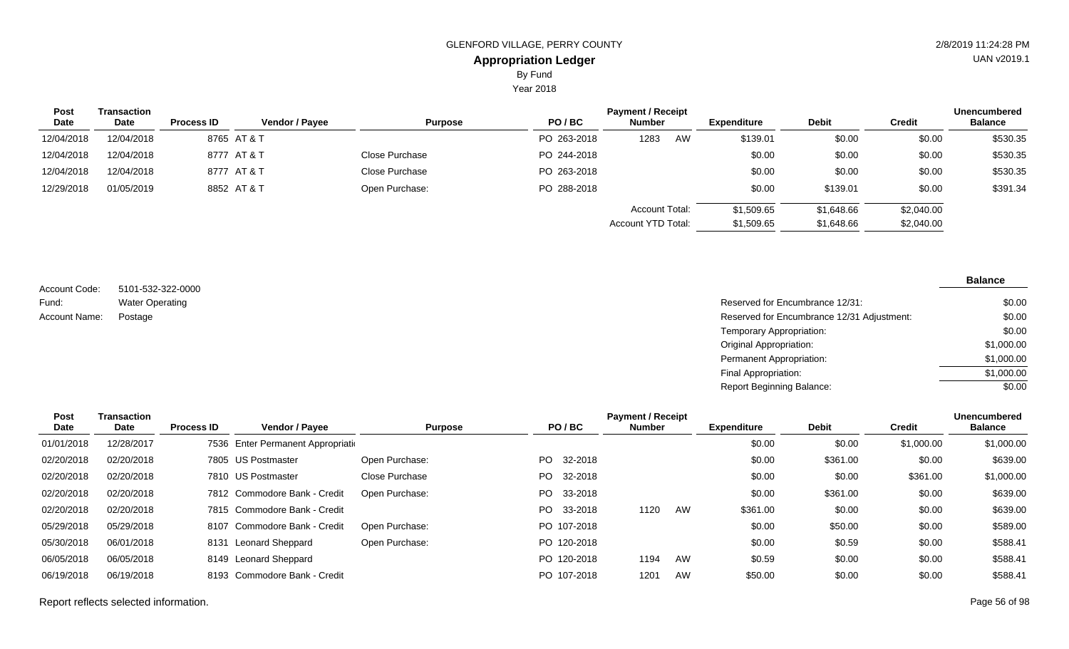GLENFORD VILLAGE, PERRY COUNTY

## Appropriation Ledger

By Fund

Year 2018

| Post Date | Transaction Date | Process ID | Vendor / Payee | Purpose | PO / BC | Payment / Receipt Number | | Expenditure | Debit | Credit | Unencumbered Balance |
|---|---|---|---|---|---|---|---|---|---|---|---|
| 12/04/2018 | 12/04/2018 | 8765 | AT & T | | PO 263-2018 | 1283 | AW | $139.01 | $0.00 | $0.00 | $530.35 |
| 12/04/2018 | 12/04/2018 | 8777 | AT & T | Close Purchase | PO 244-2018 | | | $0.00 | $0.00 | $0.00 | $530.35 |
| 12/04/2018 | 12/04/2018 | 8777 | AT & T | Close Purchase | PO 263-2018 | | | $0.00 | $0.00 | $0.00 | $530.35 |
| 12/29/2018 | 01/05/2019 | 8852 | AT & T | Open Purchase: | PO 288-2018 | | | $0.00 | $139.01 | $0.00 | $391.34 |
| | | | | | | Account Total: | | $1,509.65 | $1,648.66 | $2,040.00 | |
| | | | | | | Account YTD Total: | | $1,509.65 | $1,648.66 | $2,040.00 | |

Account Code: 5101-532-322-0000

Fund: Water Operating

Account Name: Postage

| | Balance |
|---|---|
| Reserved for Encumbrance 12/31: | $0.00 |
| Reserved for Encumbrance 12/31 Adjustment: | $0.00 |
| Temporary Appropriation: | $0.00 |
| Original Appropriation: | $1,000.00 |
| Permanent Appropriation: | $1,000.00 |
| Final Appropriation: | $1,000.00 |
| Report Beginning Balance: | $0.00 |

| Post Date | Transaction Date | Process ID | Vendor / Payee | Purpose | PO / BC | Payment / Receipt Number | | Expenditure | Debit | Credit | Unencumbered Balance |
|---|---|---|---|---|---|---|---|---|---|---|---|
| 01/01/2018 | 12/28/2017 | 7536 | Enter Permanent Appropriati | | | | | $0.00 | $0.00 | $1,000.00 | $1,000.00 |
| 02/20/2018 | 02/20/2018 | 7805 | US Postmaster | Open Purchase: | PO 32-2018 | | | $0.00 | $361.00 | $0.00 | $639.00 |
| 02/20/2018 | 02/20/2018 | 7810 | US Postmaster | Close Purchase | PO 32-2018 | | | $0.00 | $0.00 | $361.00 | $1,000.00 |
| 02/20/2018 | 02/20/2018 | 7812 | Commodore Bank - Credit | Open Purchase: | PO 33-2018 | | | $0.00 | $361.00 | $0.00 | $639.00 |
| 02/20/2018 | 02/20/2018 | 7815 | Commodore Bank - Credit | | PO 33-2018 | 1120 | AW | $361.00 | $0.00 | $0.00 | $639.00 |
| 05/29/2018 | 05/29/2018 | 8107 | Commodore Bank - Credit | Open Purchase: | PO 107-2018 | | | $0.00 | $50.00 | $0.00 | $589.00 |
| 05/30/2018 | 06/01/2018 | 8131 | Leonard Sheppard | Open Purchase: | PO 120-2018 | | | $0.00 | $0.59 | $0.00 | $588.41 |
| 06/05/2018 | 06/05/2018 | 8149 | Leonard Sheppard | | PO 120-2018 | 1194 | AW | $0.59 | $0.00 | $0.00 | $588.41 |
| 06/19/2018 | 06/19/2018 | 8193 | Commodore Bank - Credit | | PO 107-2018 | 1201 | AW | $50.00 | $0.00 | $0.00 | $588.41 |

Report reflects selected information.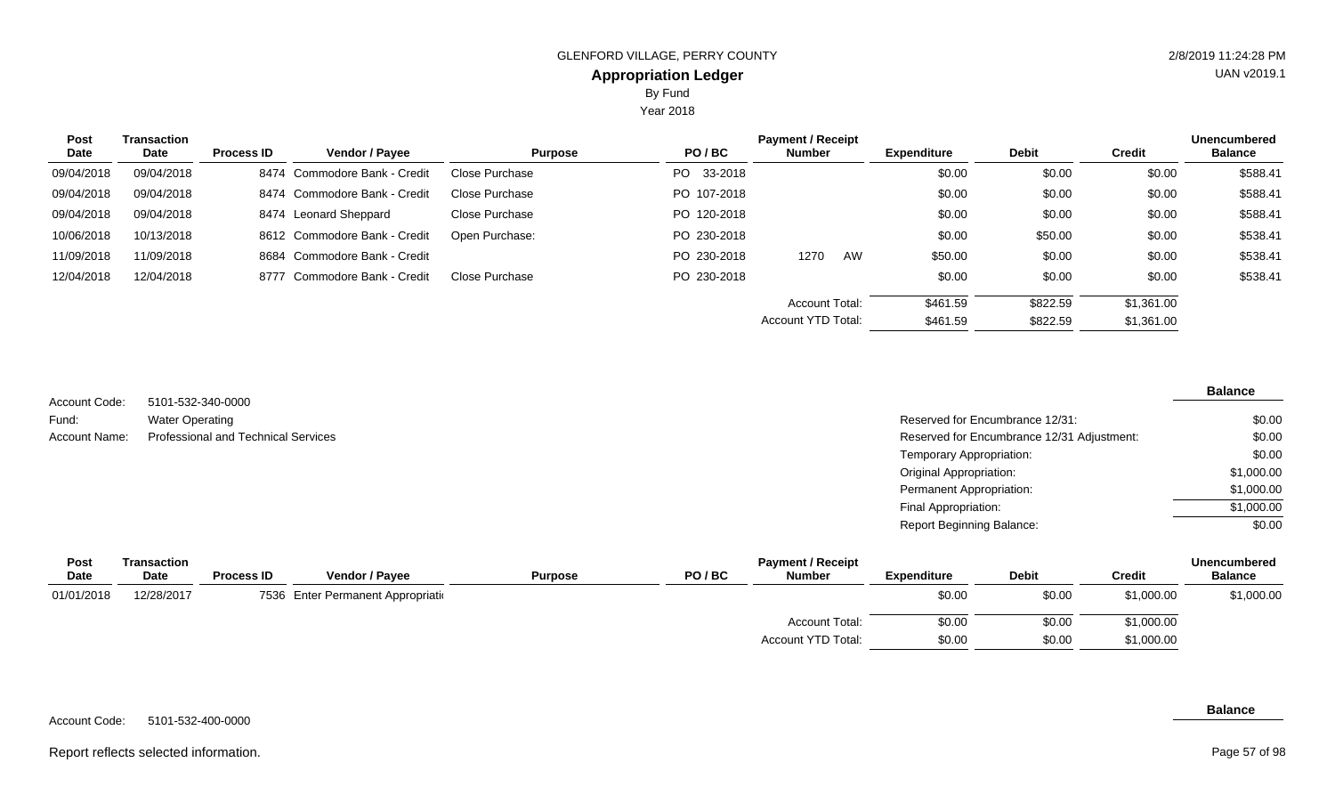GLENFORD VILLAGE, PERRY COUNTY

# Appropriation Ledger

By Fund

Year 2018

| Post Date | Transaction Date | Process ID | Vendor / Payee | Purpose | PO / BC | Payment / Receipt Number | Expenditure | Debit | Credit | Unencumbered Balance |
|---|---|---|---|---|---|---|---|---|---|---|
| 09/04/2018 | 09/04/2018 | 8474 | Commodore Bank - Credit | Close Purchase | PO 33-2018 | | $0.00 | $0.00 | $0.00 | $588.41 |
| 09/04/2018 | 09/04/2018 | 8474 | Commodore Bank - Credit | Close Purchase | PO 107-2018 | | $0.00 | $0.00 | $0.00 | $588.41 |
| 09/04/2018 | 09/04/2018 | 8474 | Leonard Sheppard | Close Purchase | PO 120-2018 | | $0.00 | $0.00 | $0.00 | $588.41 |
| 10/06/2018 | 10/13/2018 | 8612 | Commodore Bank - Credit | Open Purchase: | PO 230-2018 | | $0.00 | $50.00 | $0.00 | $538.41 |
| 11/09/2018 | 11/09/2018 | 8684 | Commodore Bank - Credit | | PO 230-2018 | 1270 AW | $50.00 | $0.00 | $0.00 | $538.41 |
| 12/04/2018 | 12/04/2018 | 8777 | Commodore Bank - Credit | Close Purchase | PO 230-2018 | | $0.00 | $0.00 | $0.00 | $538.41 |
| | | | | | | Account Total: | $461.59 | $822.59 | $1,361.00 | |
| | | | | | | Account YTD Total: | $461.59 | $822.59 | $1,361.00 | |

Account Code: 5101-532-340-0000
Fund: Water Operating
Account Name: Professional and Technical Services

| | Balance |
|---|---|
| Reserved for Encumbrance 12/31: | $0.00 |
| Reserved for Encumbrance 12/31 Adjustment: | $0.00 |
| Temporary Appropriation: | $0.00 |
| Original Appropriation: | $1,000.00 |
| Permanent Appropriation: | $1,000.00 |
| Final Appropriation: | $1,000.00 |
| Report Beginning Balance: | $0.00 |

| Post Date | Transaction Date | Process ID | Vendor / Payee | Purpose | PO / BC | Payment / Receipt Number | Expenditure | Debit | Credit | Unencumbered Balance |
|---|---|---|---|---|---|---|---|---|---|---|
| 01/01/2018 | 12/28/2017 | 7536 | Enter Permanent Appropriati | | | | $0.00 | $0.00 | $1,000.00 | $1,000.00 |
| | | | | | | Account Total: | $0.00 | $0.00 | $1,000.00 | |
| | | | | | | Account YTD Total: | $0.00 | $0.00 | $1,000.00 | |

Account Code: 5101-532-400-0000

Balance

Report reflects selected information.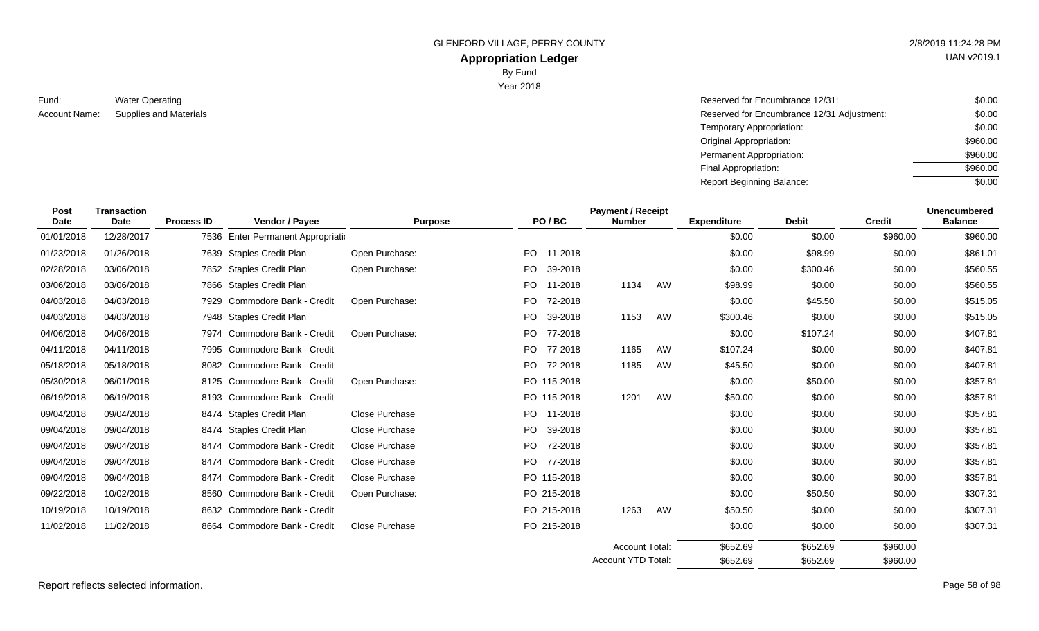GLENFORD VILLAGE, PERRY COUNTY

**Appropriation Ledger**

By Fund

Year 2018

2/8/2019 11:24:28 PM

UAN v2019.1

Fund: Water Operating

Account Name: Supplies and Materials

| | |
|---|---|
| Reserved for Encumbrance 12/31: | $0.00 |
| Reserved for Encumbrance 12/31 Adjustment: | $0.00 |
| Temporary Appropriation: | $0.00 |
| Original Appropriation: | $960.00 |
| Permanent Appropriation: | $960.00 |
| Final Appropriation: | $960.00 |
| Report Beginning Balance: | $0.00 |

| Post Date | Transaction Date | Process ID | Vendor / Payee | Purpose | PO / BC | Payment / Receipt Number | Expenditure | Debit | Credit | Unencumbered Balance |
|---|---|---|---|---|---|---|---|---|---|---|
| 01/01/2018 | 12/28/2017 | 7536 | Enter Permanent Appropriati | | | | $0.00 | $0.00 | $960.00 | $960.00 |
| 01/23/2018 | 01/26/2018 | 7639 | Staples Credit Plan | Open Purchase: | PO 11-2018 | | $0.00 | $98.99 | $0.00 | $861.01 |
| 02/28/2018 | 03/06/2018 | 7852 | Staples Credit Plan | Open Purchase: | PO 39-2018 | | $0.00 | $300.46 | $0.00 | $560.55 |
| 03/06/2018 | 03/06/2018 | 7866 | Staples Credit Plan | | PO 11-2018 | 1134 AW | $98.99 | $0.00 | $0.00 | $560.55 |
| 04/03/2018 | 04/03/2018 | 7929 | Commodore Bank - Credit | Open Purchase: | PO 72-2018 | | $0.00 | $45.50 | $0.00 | $515.05 |
| 04/03/2018 | 04/03/2018 | 7948 | Staples Credit Plan | | PO 39-2018 | 1153 AW | $300.46 | $0.00 | $0.00 | $515.05 |
| 04/06/2018 | 04/06/2018 | 7974 | Commodore Bank - Credit | Open Purchase: | PO 77-2018 | | $0.00 | $107.24 | $0.00 | $407.81 |
| 04/11/2018 | 04/11/2018 | 7995 | Commodore Bank - Credit | | PO 77-2018 | 1165 AW | $107.24 | $0.00 | $0.00 | $407.81 |
| 05/18/2018 | 05/18/2018 | 8082 | Commodore Bank - Credit | | PO 72-2018 | 1185 AW | $45.50 | $0.00 | $0.00 | $407.81 |
| 05/30/2018 | 06/01/2018 | 8125 | Commodore Bank - Credit | Open Purchase: | PO 115-2018 | | $0.00 | $50.00 | $0.00 | $357.81 |
| 06/19/2018 | 06/19/2018 | 8193 | Commodore Bank - Credit | | PO 115-2018 | 1201 AW | $50.00 | $0.00 | $0.00 | $357.81 |
| 09/04/2018 | 09/04/2018 | 8474 | Staples Credit Plan | Close Purchase | PO 11-2018 | | $0.00 | $0.00 | $0.00 | $357.81 |
| 09/04/2018 | 09/04/2018 | 8474 | Staples Credit Plan | Close Purchase | PO 39-2018 | | $0.00 | $0.00 | $0.00 | $357.81 |
| 09/04/2018 | 09/04/2018 | 8474 | Commodore Bank - Credit | Close Purchase | PO 72-2018 | | $0.00 | $0.00 | $0.00 | $357.81 |
| 09/04/2018 | 09/04/2018 | 8474 | Commodore Bank - Credit | Close Purchase | PO 77-2018 | | $0.00 | $0.00 | $0.00 | $357.81 |
| 09/04/2018 | 09/04/2018 | 8474 | Commodore Bank - Credit | Close Purchase | PO 115-2018 | | $0.00 | $0.00 | $0.00 | $357.81 |
| 09/22/2018 | 10/02/2018 | 8560 | Commodore Bank - Credit | Open Purchase: | PO 215-2018 | | $0.00 | $50.50 | $0.00 | $307.31 |
| 10/19/2018 | 10/19/2018 | 8632 | Commodore Bank - Credit | | PO 215-2018 | 1263 AW | $50.50 | $0.00 | $0.00 | $307.31 |
| 11/02/2018 | 11/02/2018 | 8664 | Commodore Bank - Credit | Close Purchase | PO 215-2018 | | $0.00 | $0.00 | $0.00 | $307.31 |
| | | | | | | Account Total: | $652.69 | $652.69 | $960.00 | |
| | | | | | | Account YTD Total: | $652.69 | $652.69 | $960.00 | |

Report reflects selected information.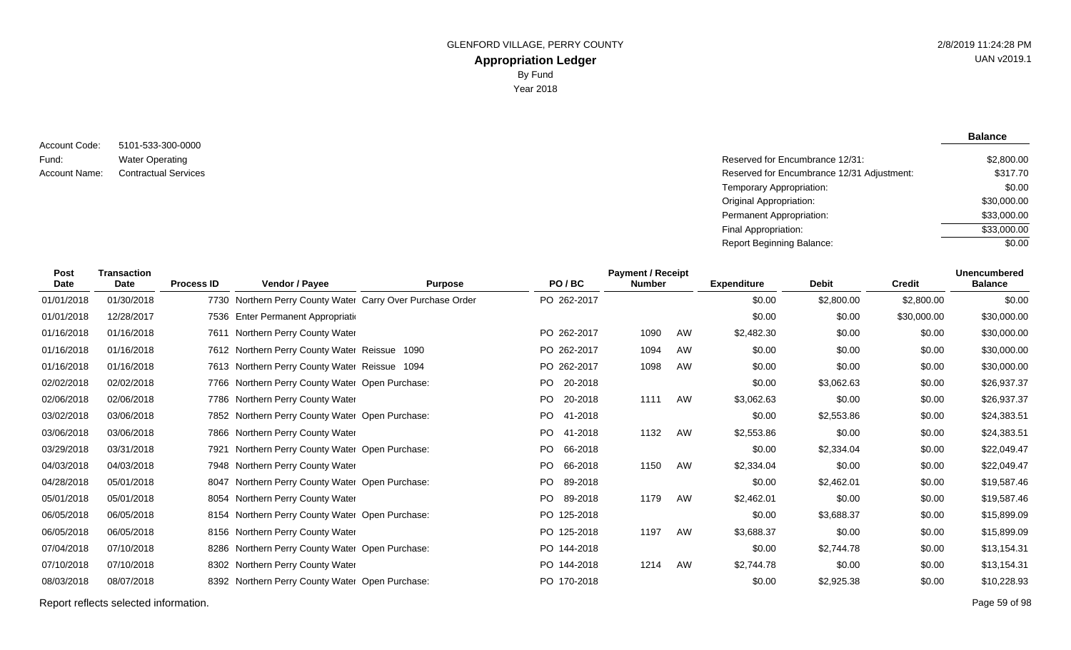GLENFORD VILLAGE, PERRY COUNTY

# Appropriation Ledger

By Fund

Year 2018

2/8/2019 11:24:28 PM

UAN v2019.1

Account Code: 5101-533-300-0000

Fund: Water Operating

Account Name: Contractual Services

| | Balance |
|---|---|
| Reserved for Encumbrance 12/31: | $2,800.00 |
| Reserved for Encumbrance 12/31 Adjustment: | $317.70 |
| Temporary Appropriation: | $0.00 |
| Original Appropriation: | $30,000.00 |
| Permanent Appropriation: | $33,000.00 |
| Final Appropriation: | $33,000.00 |
| Report Beginning Balance: | $0.00 |

| Post Date | Transaction Date | Process ID | Vendor / Payee | Purpose | PO / BC | Payment / Receipt Number | | Expenditure | Debit | Credit | Unencumbered Balance |
|---|---|---|---|---|---|---|---|---|---|---|---|
| 01/01/2018 | 01/30/2018 | 7730 | Northern Perry County Water | Carry Over Purchase Order | PO 262-2017 | | | $0.00 | $2,800.00 | $2,800.00 | $0.00 |
| 01/01/2018 | 12/28/2017 | 7536 | Enter Permanent Appropriati | | | | | $0.00 | $0.00 | $30,000.00 | $30,000.00 |
| 01/16/2018 | 01/16/2018 | 7611 | Northern Perry County Water | | PO 262-2017 | 1090 | AW | $2,482.30 | $0.00 | $0.00 | $30,000.00 |
| 01/16/2018 | 01/16/2018 | 7612 | Northern Perry County Water | Reissue 1090 | PO 262-2017 | 1094 | AW | $0.00 | $0.00 | $0.00 | $30,000.00 |
| 01/16/2018 | 01/16/2018 | 7613 | Northern Perry County Water | Reissue 1094 | PO 262-2017 | 1098 | AW | $0.00 | $0.00 | $0.00 | $30,000.00 |
| 02/02/2018 | 02/02/2018 | 7766 | Northern Perry County Water | Open Purchase: | PO 20-2018 | | | $0.00 | $3,062.63 | $0.00 | $26,937.37 |
| 02/06/2018 | 02/06/2018 | 7786 | Northern Perry County Water | | PO 20-2018 | 1111 | AW | $3,062.63 | $0.00 | $0.00 | $26,937.37 |
| 03/02/2018 | 03/06/2018 | 7852 | Northern Perry County Water | Open Purchase: | PO 41-2018 | | | $0.00 | $2,553.86 | $0.00 | $24,383.51 |
| 03/06/2018 | 03/06/2018 | 7866 | Northern Perry County Water | | PO 41-2018 | 1132 | AW | $2,553.86 | $0.00 | $0.00 | $24,383.51 |
| 03/29/2018 | 03/31/2018 | 7921 | Northern Perry County Water | Open Purchase: | PO 66-2018 | | | $0.00 | $2,334.04 | $0.00 | $22,049.47 |
| 04/03/2018 | 04/03/2018 | 7948 | Northern Perry County Water | | PO 66-2018 | 1150 | AW | $2,334.04 | $0.00 | $0.00 | $22,049.47 |
| 04/28/2018 | 05/01/2018 | 8047 | Northern Perry County Water | Open Purchase: | PO 89-2018 | | | $0.00 | $2,462.01 | $0.00 | $19,587.46 |
| 05/01/2018 | 05/01/2018 | 8054 | Northern Perry County Water | | PO 89-2018 | 1179 | AW | $2,462.01 | $0.00 | $0.00 | $19,587.46 |
| 06/05/2018 | 06/05/2018 | 8154 | Northern Perry County Water | Open Purchase: | PO 125-2018 | | | $0.00 | $3,688.37 | $0.00 | $15,899.09 |
| 06/05/2018 | 06/05/2018 | 8156 | Northern Perry County Water | | PO 125-2018 | 1197 | AW | $3,688.37 | $0.00 | $0.00 | $15,899.09 |
| 07/04/2018 | 07/10/2018 | 8286 | Northern Perry County Water | Open Purchase: | PO 144-2018 | | | $0.00 | $2,744.78 | $0.00 | $13,154.31 |
| 07/10/2018 | 07/10/2018 | 8302 | Northern Perry County Water | | PO 144-2018 | 1214 | AW | $2,744.78 | $0.00 | $0.00 | $13,154.31 |
| 08/03/2018 | 08/07/2018 | 8392 | Northern Perry County Water | Open Purchase: | PO 170-2018 | | | $0.00 | $2,925.38 | $0.00 | $10,228.93 |

Report reflects selected information.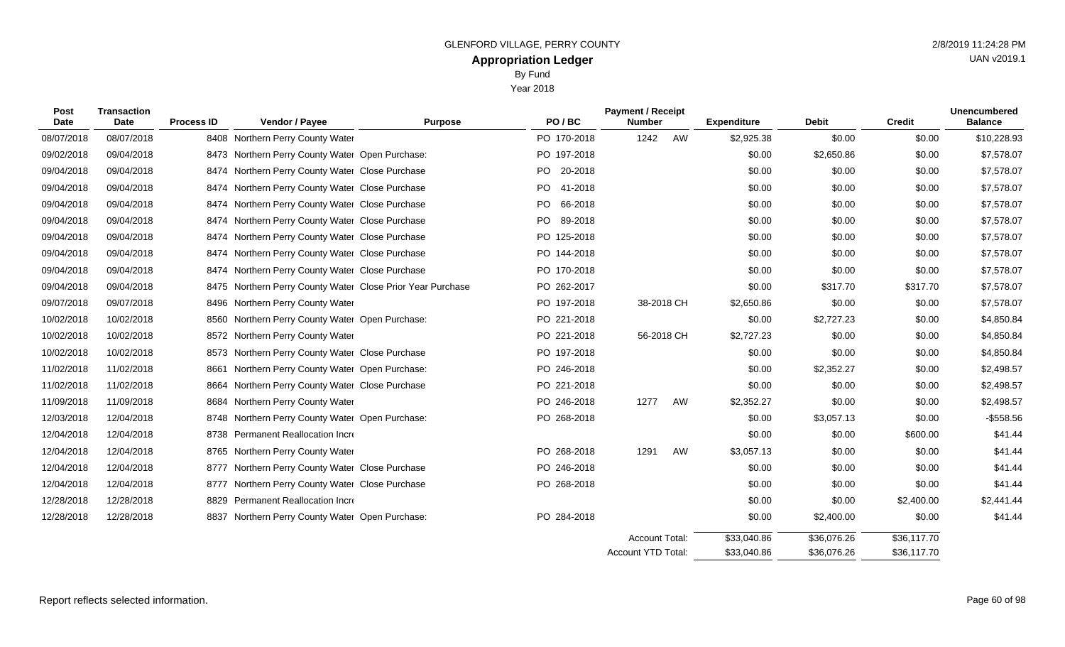GLENFORD VILLAGE, PERRY COUNTY

UAN v2019.1

# Appropriation Ledger

By Fund

Year 2018

| Post Date | Transaction Date | Process ID | Vendor / Payee | Purpose | PO / BC | Payment / Receipt Number | | Expenditure | Debit | Credit | Unencumbered Balance |
|---|---|---|---|---|---|---|---|---|---|---|---|
| 08/07/2018 | 08/07/2018 | 8408 | Northern Perry County Water | | PO 170-2018 | 1242 | AW | $2,925.38 | $0.00 | $0.00 | $10,228.93 |
| 09/02/2018 | 09/04/2018 | 8473 | Northern Perry County Water | Open Purchase: | PO 197-2018 | | | $0.00 | $2,650.86 | $0.00 | $7,578.07 |
| 09/04/2018 | 09/04/2018 | 8474 | Northern Perry County Water | Close Purchase | PO 20-2018 | | | $0.00 | $0.00 | $0.00 | $7,578.07 |
| 09/04/2018 | 09/04/2018 | 8474 | Northern Perry County Water | Close Purchase | PO 41-2018 | | | $0.00 | $0.00 | $0.00 | $7,578.07 |
| 09/04/2018 | 09/04/2018 | 8474 | Northern Perry County Water | Close Purchase | PO 66-2018 | | | $0.00 | $0.00 | $0.00 | $7,578.07 |
| 09/04/2018 | 09/04/2018 | 8474 | Northern Perry County Water | Close Purchase | PO 89-2018 | | | $0.00 | $0.00 | $0.00 | $7,578.07 |
| 09/04/2018 | 09/04/2018 | 8474 | Northern Perry County Water | Close Purchase | PO 125-2018 | | | $0.00 | $0.00 | $0.00 | $7,578.07 |
| 09/04/2018 | 09/04/2018 | 8474 | Northern Perry County Water | Close Purchase | PO 144-2018 | | | $0.00 | $0.00 | $0.00 | $7,578.07 |
| 09/04/2018 | 09/04/2018 | 8474 | Northern Perry County Water | Close Purchase | PO 170-2018 | | | $0.00 | $0.00 | $0.00 | $7,578.07 |
| 09/04/2018 | 09/04/2018 | 8475 | Northern Perry County Water | Close Prior Year Purchase | PO 262-2017 | | | $0.00 | $317.70 | $317.70 | $7,578.07 |
| 09/07/2018 | 09/07/2018 | 8496 | Northern Perry County Water | | PO 197-2018 | 38-2018 | CH | $2,650.86 | $0.00 | $0.00 | $7,578.07 |
| 10/02/2018 | 10/02/2018 | 8560 | Northern Perry County Water | Open Purchase: | PO 221-2018 | | | $0.00 | $2,727.23 | $0.00 | $4,850.84 |
| 10/02/2018 | 10/02/2018 | 8572 | Northern Perry County Water | | PO 221-2018 | 56-2018 | CH | $2,727.23 | $0.00 | $0.00 | $4,850.84 |
| 10/02/2018 | 10/02/2018 | 8573 | Northern Perry County Water | Close Purchase | PO 197-2018 | | | $0.00 | $0.00 | $0.00 | $4,850.84 |
| 11/02/2018 | 11/02/2018 | 8661 | Northern Perry County Water | Open Purchase: | PO 246-2018 | | | $0.00 | $2,352.27 | $0.00 | $2,498.57 |
| 11/02/2018 | 11/02/2018 | 8664 | Northern Perry County Water | Close Purchase | PO 221-2018 | | | $0.00 | $0.00 | $0.00 | $2,498.57 |
| 11/09/2018 | 11/09/2018 | 8684 | Northern Perry County Water | | PO 246-2018 | 1277 | AW | $2,352.27 | $0.00 | $0.00 | $2,498.57 |
| 12/03/2018 | 12/04/2018 | 8748 | Northern Perry County Water | Open Purchase: | PO 268-2018 | | | $0.00 | $3,057.13 | $0.00 | -$558.56 |
| 12/04/2018 | 12/04/2018 | 8738 | Permanent Reallocation Incre | | | | | $0.00 | $0.00 | $600.00 | $41.44 |
| 12/04/2018 | 12/04/2018 | 8765 | Northern Perry County Water | | PO 268-2018 | 1291 | AW | $3,057.13 | $0.00 | $0.00 | $41.44 |
| 12/04/2018 | 12/04/2018 | 8777 | Northern Perry County Water | Close Purchase | PO 246-2018 | | | $0.00 | $0.00 | $0.00 | $41.44 |
| 12/04/2018 | 12/04/2018 | 8777 | Northern Perry County Water | Close Purchase | PO 268-2018 | | | $0.00 | $0.00 | $0.00 | $41.44 |
| 12/28/2018 | 12/28/2018 | 8829 | Permanent Reallocation Incre | | | | | $0.00 | $0.00 | $2,400.00 | $2,441.44 |
| 12/28/2018 | 12/28/2018 | 8837 | Northern Perry County Water | Open Purchase: | PO 284-2018 | | | $0.00 | $2,400.00 | $0.00 | $41.44 |
| | | | | | | Account Total: | | $33,040.86 | $36,076.26 | $36,117.70 | |
| | | | | | | Account YTD Total: | | $33,040.86 | $36,076.26 | $36,117.70 | |

Report reflects selected information.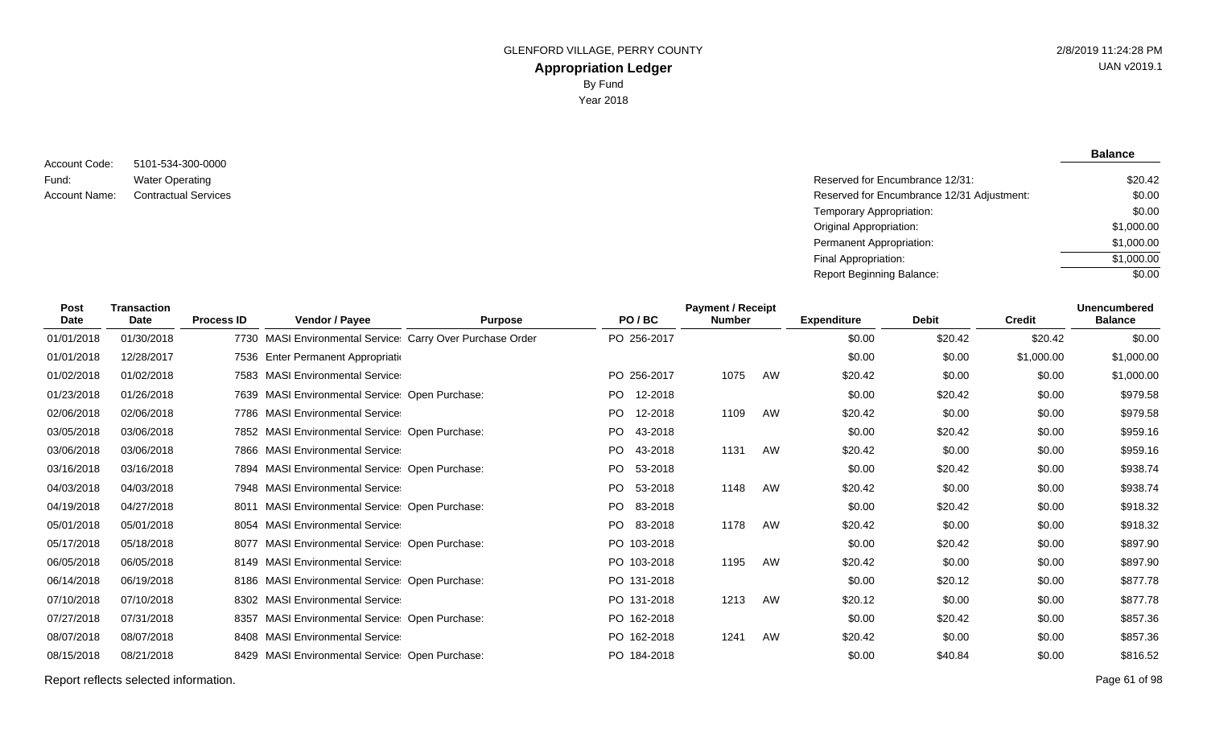GLENFORD VILLAGE, PERRY COUNTY

**Appropriation Ledger**

By Fund

Year 2018

2/8/2019 11:24:28 PM

UAN v2019.1

Account Code: 5101-534-300-0000

Fund: Water Operating

Account Name: Contractual Services

| | **Balance** |
|---|---|
| Reserved for Encumbrance 12/31: | $20.42 |
| Reserved for Encumbrance 12/31 Adjustment: | $0.00 |
| Temporary Appropriation: | $0.00 |
| Original Appropriation: | $1,000.00 |
| Permanent Appropriation: | $1,000.00 |
| Final Appropriation: | $1,000.00 |
| Report Beginning Balance: | $0.00 |

| Post Date | Transaction Date | Process ID | Vendor / Payee | Purpose | PO / BC | Payment / Receipt Number | | Expenditure | Debit | Credit | Unencumbered Balance |
|---|---|---|---|---|---|---|---|---|---|---|---|
| 01/01/2018 | 01/30/2018 | 7730 | MASI Environmental Service | Carry Over Purchase Order | PO 256-2017 | | | $0.00 | $20.42 | $20.42 | $0.00 |
| 01/01/2018 | 12/28/2017 | 7536 | Enter Permanent Appropriati | | | | | $0.00 | $0.00 | $1,000.00 | $1,000.00 |
| 01/02/2018 | 01/02/2018 | 7583 | MASI Environmental Service | | PO 256-2017 | 1075 | AW | $20.42 | $0.00 | $0.00 | $1,000.00 |
| 01/23/2018 | 01/26/2018 | 7639 | MASI Environmental Service | Open Purchase: | PO 12-2018 | | | $0.00 | $20.42 | $0.00 | $979.58 |
| 02/06/2018 | 02/06/2018 | 7786 | MASI Environmental Service | | PO 12-2018 | 1109 | AW | $20.42 | $0.00 | $0.00 | $979.58 |
| 03/05/2018 | 03/06/2018 | 7852 | MASI Environmental Service | Open Purchase: | PO 43-2018 | | | $0.00 | $20.42 | $0.00 | $959.16 |
| 03/06/2018 | 03/06/2018 | 7866 | MASI Environmental Service | | PO 43-2018 | 1131 | AW | $20.42 | $0.00 | $0.00 | $959.16 |
| 03/16/2018 | 03/16/2018 | 7894 | MASI Environmental Service | Open Purchase: | PO 53-2018 | | | $0.00 | $20.42 | $0.00 | $938.74 |
| 04/03/2018 | 04/03/2018 | 7948 | MASI Environmental Service | | PO 53-2018 | 1148 | AW | $20.42 | $0.00 | $0.00 | $938.74 |
| 04/19/2018 | 04/27/2018 | 8011 | MASI Environmental Service | Open Purchase: | PO 83-2018 | | | $0.00 | $20.42 | $0.00 | $918.32 |
| 05/01/2018 | 05/01/2018 | 8054 | MASI Environmental Service | | PO 83-2018 | 1178 | AW | $20.42 | $0.00 | $0.00 | $918.32 |
| 05/17/2018 | 05/18/2018 | 8077 | MASI Environmental Service | Open Purchase: | PO 103-2018 | | | $0.00 | $20.42 | $0.00 | $897.90 |
| 06/05/2018 | 06/05/2018 | 8149 | MASI Environmental Service | | PO 103-2018 | 1195 | AW | $20.42 | $0.00 | $0.00 | $897.90 |
| 06/14/2018 | 06/19/2018 | 8186 | MASI Environmental Service | Open Purchase: | PO 131-2018 | | | $0.00 | $20.12 | $0.00 | $877.78 |
| 07/10/2018 | 07/10/2018 | 8302 | MASI Environmental Service | | PO 131-2018 | 1213 | AW | $20.12 | $0.00 | $0.00 | $877.78 |
| 07/27/2018 | 07/31/2018 | 8357 | MASI Environmental Service | Open Purchase: | PO 162-2018 | | | $0.00 | $20.42 | $0.00 | $857.36 |
| 08/07/2018 | 08/07/2018 | 8408 | MASI Environmental Service | | PO 162-2018 | 1241 | AW | $20.42 | $0.00 | $0.00 | $857.36 |
| 08/15/2018 | 08/21/2018 | 8429 | MASI Environmental Service | Open Purchase: | PO 184-2018 | | | $0.00 | $40.84 | $0.00 | $816.52 |

Report reflects selected information.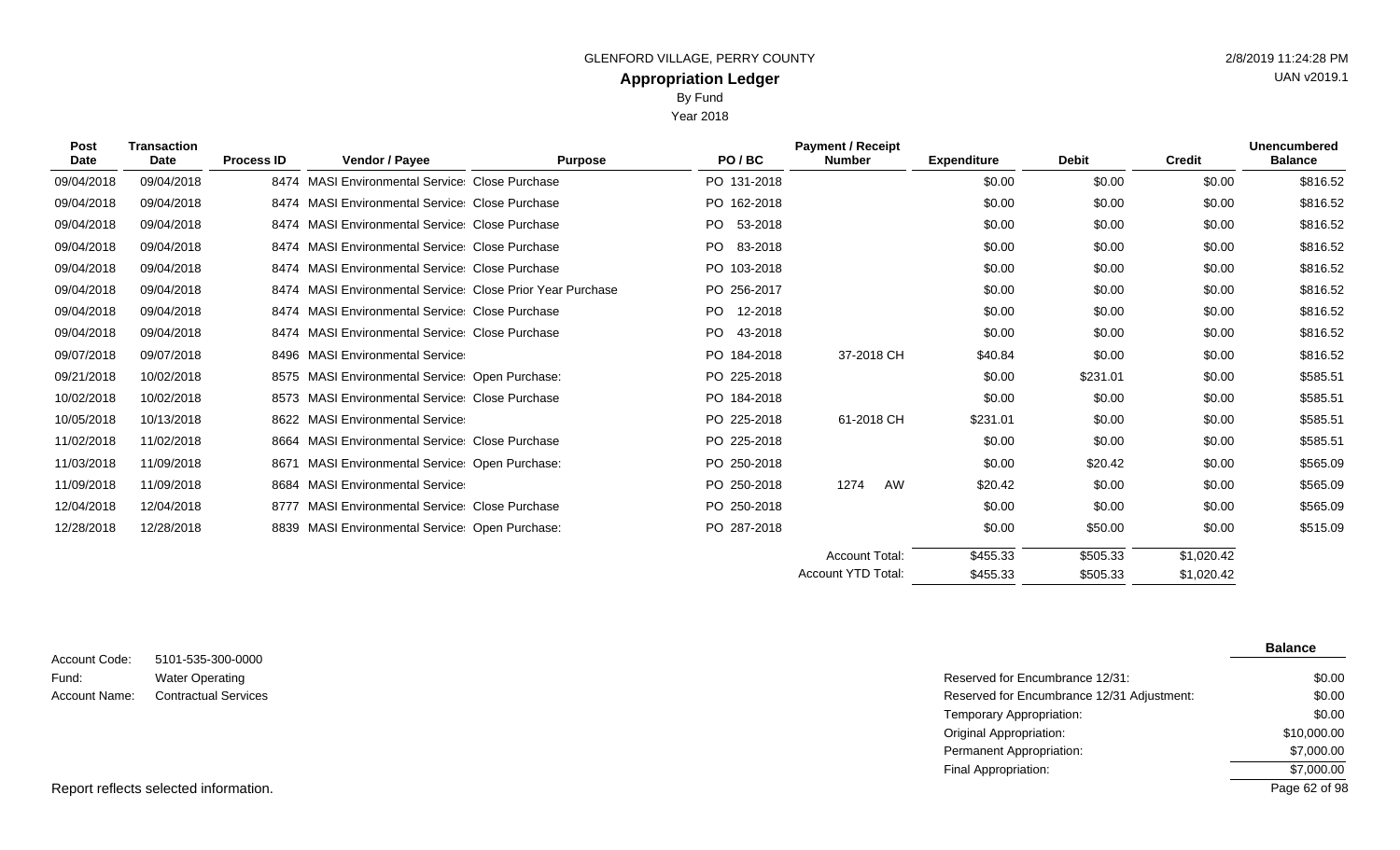GLENFORD VILLAGE, PERRY COUNTY

# Appropriation Ledger

By Fund

Year 2018

2/8/2019 11:24:28 PM

UAN v2019.1

| Post Date | Transaction Date | Process ID | Vendor / Payee | Purpose | PO / BC | Payment / Receipt Number | Expenditure | Debit | Credit | Unencumbered Balance |
|---|---|---|---|---|---|---|---|---|---|---|
| 09/04/2018 | 09/04/2018 | 8474 | MASI Environmental Service | Close Purchase | PO 131-2018 | | $0.00 | $0.00 | $0.00 | $816.52 |
| 09/04/2018 | 09/04/2018 | 8474 | MASI Environmental Service | Close Purchase | PO 162-2018 | | $0.00 | $0.00 | $0.00 | $816.52 |
| 09/04/2018 | 09/04/2018 | 8474 | MASI Environmental Service | Close Purchase | PO 53-2018 | | $0.00 | $0.00 | $0.00 | $816.52 |
| 09/04/2018 | 09/04/2018 | 8474 | MASI Environmental Service | Close Purchase | PO 83-2018 | | $0.00 | $0.00 | $0.00 | $816.52 |
| 09/04/2018 | 09/04/2018 | 8474 | MASI Environmental Service | Close Purchase | PO 103-2018 | | $0.00 | $0.00 | $0.00 | $816.52 |
| 09/04/2018 | 09/04/2018 | 8474 | MASI Environmental Service | Close Prior Year Purchase | PO 256-2017 | | $0.00 | $0.00 | $0.00 | $816.52 |
| 09/04/2018 | 09/04/2018 | 8474 | MASI Environmental Service | Close Purchase | PO 12-2018 | | $0.00 | $0.00 | $0.00 | $816.52 |
| 09/04/2018 | 09/04/2018 | 8474 | MASI Environmental Service | Close Purchase | PO 43-2018 | | $0.00 | $0.00 | $0.00 | $816.52 |
| 09/07/2018 | 09/07/2018 | 8496 | MASI Environmental Service | | PO 184-2018 | 37-2018 CH | $40.84 | $0.00 | $0.00 | $816.52 |
| 09/21/2018 | 10/02/2018 | 8575 | MASI Environmental Service | Open Purchase: | PO 225-2018 | | $0.00 | $231.01 | $0.00 | $585.51 |
| 10/02/2018 | 10/02/2018 | 8573 | MASI Environmental Service | Close Purchase | PO 184-2018 | | $0.00 | $0.00 | $0.00 | $585.51 |
| 10/05/2018 | 10/13/2018 | 8622 | MASI Environmental Service | | PO 225-2018 | 61-2018 CH | $231.01 | $0.00 | $0.00 | $585.51 |
| 11/02/2018 | 11/02/2018 | 8664 | MASI Environmental Service | Close Purchase | PO 225-2018 | | $0.00 | $0.00 | $0.00 | $585.51 |
| 11/03/2018 | 11/09/2018 | 8671 | MASI Environmental Service | Open Purchase: | PO 250-2018 | | $0.00 | $20.42 | $0.00 | $565.09 |
| 11/09/2018 | 11/09/2018 | 8684 | MASI Environmental Service | | PO 250-2018 | 1274 AW | $20.42 | $0.00 | $0.00 | $565.09 |
| 12/04/2018 | 12/04/2018 | 8777 | MASI Environmental Service | Close Purchase | PO 250-2018 | | $0.00 | $0.00 | $0.00 | $565.09 |
| 12/28/2018 | 12/28/2018 | 8839 | MASI Environmental Service | Open Purchase: | PO 287-2018 | | $0.00 | $50.00 | $0.00 | $515.09 |
| | | | | | | Account Total: | $455.33 | $505.33 | $1,020.42 | |
| | | | | | | Account YTD Total: | $455.33 | $505.33 | $1,020.42 | |

Account Code: 5101-535-300-0000
Fund: Water Operating
Account Name: Contractual Services

| | Balance |
|---|---|
| Reserved for Encumbrance 12/31: | $0.00 |
| Reserved for Encumbrance 12/31 Adjustment: | $0.00 |
| Temporary Appropriation: | $0.00 |
| Original Appropriation: | $10,000.00 |
| Permanent Appropriation: | $7,000.00 |
| Final Appropriation: | $7,000.00 |

Report reflects selected information.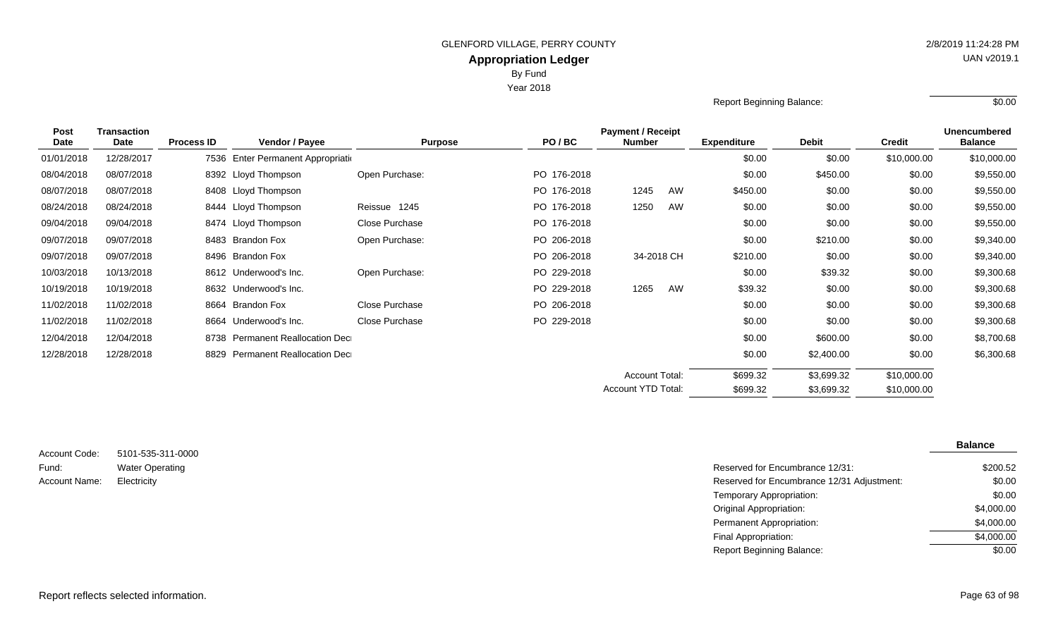GLENFORD VILLAGE, PERRY COUNTY

2/8/2019 11:24:28 PM

## Appropriation Ledger

By Fund

Year 2018

UAN v2019.1

Report Beginning Balance: $0.00

| Post Date | Transaction Date | Process ID | Vendor / Payee | Purpose | PO / BC | Payment / Receipt Number | | Expenditure | Debit | Credit | Unencumbered Balance |
|---|---|---|---|---|---|---|---|---|---|---|---|
| 01/01/2018 | 12/28/2017 | 7536 | Enter Permanent Appropriati | | | | | $0.00 | $0.00 | $10,000.00 | $10,000.00 |
| 08/04/2018 | 08/07/2018 | 8392 | Lloyd Thompson | Open Purchase: | PO 176-2018 | | | $0.00 | $450.00 | $0.00 | $9,550.00 |
| 08/07/2018 | 08/07/2018 | 8408 | Lloyd Thompson | | PO 176-2018 | 1245 | AW | $450.00 | $0.00 | $0.00 | $9,550.00 |
| 08/24/2018 | 08/24/2018 | 8444 | Lloyd Thompson | Reissue 1245 | PO 176-2018 | 1250 | AW | $0.00 | $0.00 | $0.00 | $9,550.00 |
| 09/04/2018 | 09/04/2018 | 8474 | Lloyd Thompson | Close Purchase | PO 176-2018 | | | $0.00 | $0.00 | $0.00 | $9,550.00 |
| 09/07/2018 | 09/07/2018 | 8483 | Brandon Fox | Open Purchase: | PO 206-2018 | | | $0.00 | $210.00 | $0.00 | $9,340.00 |
| 09/07/2018 | 09/07/2018 | 8496 | Brandon Fox | | PO 206-2018 | 34-2018 CH | | $210.00 | $0.00 | $0.00 | $9,340.00 |
| 10/03/2018 | 10/13/2018 | 8612 | Underwood's Inc. | Open Purchase: | PO 229-2018 | | | $0.00 | $39.32 | $0.00 | $9,300.68 |
| 10/19/2018 | 10/19/2018 | 8632 | Underwood's Inc. | | PO 229-2018 | 1265 | AW | $39.32 | $0.00 | $0.00 | $9,300.68 |
| 11/02/2018 | 11/02/2018 | 8664 | Brandon Fox | Close Purchase | PO 206-2018 | | | $0.00 | $0.00 | $0.00 | $9,300.68 |
| 11/02/2018 | 11/02/2018 | 8664 | Underwood's Inc. | Close Purchase | PO 229-2018 | | | $0.00 | $0.00 | $0.00 | $9,300.68 |
| 12/04/2018 | 12/04/2018 | 8738 | Permanent Reallocation Dec | | | | | $0.00 | $600.00 | $0.00 | $8,700.68 |
| 12/28/2018 | 12/28/2018 | 8829 | Permanent Reallocation Dec | | | | | $0.00 | $2,400.00 | $0.00 | $6,300.68 |
| | | | | | | Account Total: | | $699.32 | $3,699.32 | $10,000.00 | |
| | | | | | | Account YTD Total: | | $699.32 | $3,699.32 | $10,000.00 | |

Account Code: 5101-535-311-0000

Fund: Water Operating

Account Name: Electricity

| | Balance |
|---|---|
| Reserved for Encumbrance 12/31: | $200.52 |
| Reserved for Encumbrance 12/31 Adjustment: | $0.00 |
| Temporary Appropriation: | $0.00 |
| Original Appropriation: | $4,000.00 |
| Permanent Appropriation: | $4,000.00 |
| Final Appropriation: | $4,000.00 |
| Report Beginning Balance: | $0.00 |

Report reflects selected information.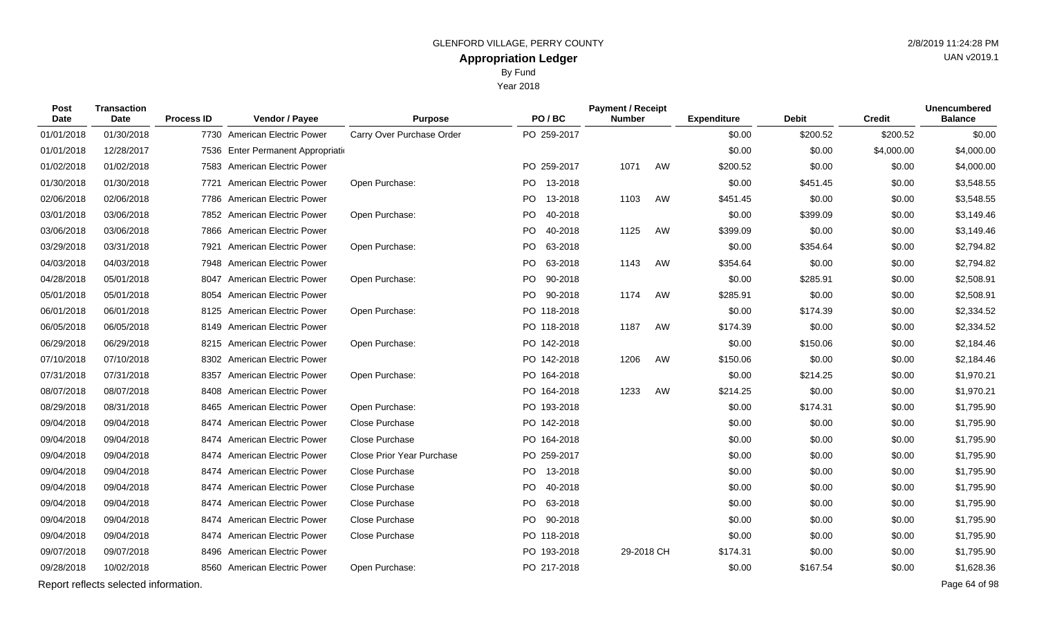GLENFORD VILLAGE, PERRY COUNTY

# Appropriation Ledger

By Fund

Year 2018

| Post Date | Transaction Date | Process ID | Vendor / Payee | Purpose | PO / BC | Payment / Receipt Number | | Expenditure | Debit | Credit | Unencumbered Balance |
|---|---|---|---|---|---|---|---|---|---|---|---|
| 01/01/2018 | 01/30/2018 | 7730 | American Electric Power | Carry Over Purchase Order | PO 259-2017 | | | $0.00 | $200.52 | $200.52 | $0.00 |
| 01/01/2018 | 12/28/2017 | 7536 | Enter Permanent Appropriati | | | | | $0.00 | $0.00 | $4,000.00 | $4,000.00 |
| 01/02/2018 | 01/02/2018 | 7583 | American Electric Power | | PO 259-2017 | 1071 | AW | $200.52 | $0.00 | $0.00 | $4,000.00 |
| 01/30/2018 | 01/30/2018 | 7721 | American Electric Power | Open Purchase: | PO 13-2018 | | | $0.00 | $451.45 | $0.00 | $3,548.55 |
| 02/06/2018 | 02/06/2018 | 7786 | American Electric Power | | PO 13-2018 | 1103 | AW | $451.45 | $0.00 | $0.00 | $3,548.55 |
| 03/01/2018 | 03/06/2018 | 7852 | American Electric Power | Open Purchase: | PO 40-2018 | | | $0.00 | $399.09 | $0.00 | $3,149.46 |
| 03/06/2018 | 03/06/2018 | 7866 | American Electric Power | | PO 40-2018 | 1125 | AW | $399.09 | $0.00 | $0.00 | $3,149.46 |
| 03/29/2018 | 03/31/2018 | 7921 | American Electric Power | Open Purchase: | PO 63-2018 | | | $0.00 | $354.64 | $0.00 | $2,794.82 |
| 04/03/2018 | 04/03/2018 | 7948 | American Electric Power | | PO 63-2018 | 1143 | AW | $354.64 | $0.00 | $0.00 | $2,794.82 |
| 04/28/2018 | 05/01/2018 | 8047 | American Electric Power | Open Purchase: | PO 90-2018 | | | $0.00 | $285.91 | $0.00 | $2,508.91 |
| 05/01/2018 | 05/01/2018 | 8054 | American Electric Power | | PO 90-2018 | 1174 | AW | $285.91 | $0.00 | $0.00 | $2,508.91 |
| 06/01/2018 | 06/01/2018 | 8125 | American Electric Power | Open Purchase: | PO 118-2018 | | | $0.00 | $174.39 | $0.00 | $2,334.52 |
| 06/05/2018 | 06/05/2018 | 8149 | American Electric Power | | PO 118-2018 | 1187 | AW | $174.39 | $0.00 | $0.00 | $2,334.52 |
| 06/29/2018 | 06/29/2018 | 8215 | American Electric Power | Open Purchase: | PO 142-2018 | | | $0.00 | $150.06 | $0.00 | $2,184.46 |
| 07/10/2018 | 07/10/2018 | 8302 | American Electric Power | | PO 142-2018 | 1206 | AW | $150.06 | $0.00 | $0.00 | $2,184.46 |
| 07/31/2018 | 07/31/2018 | 8357 | American Electric Power | Open Purchase: | PO 164-2018 | | | $0.00 | $214.25 | $0.00 | $1,970.21 |
| 08/07/2018 | 08/07/2018 | 8408 | American Electric Power | | PO 164-2018 | 1233 | AW | $214.25 | $0.00 | $0.00 | $1,970.21 |
| 08/29/2018 | 08/31/2018 | 8465 | American Electric Power | Open Purchase: | PO 193-2018 | | | $0.00 | $174.31 | $0.00 | $1,795.90 |
| 09/04/2018 | 09/04/2018 | 8474 | American Electric Power | Close Purchase | PO 142-2018 | | | $0.00 | $0.00 | $0.00 | $1,795.90 |
| 09/04/2018 | 09/04/2018 | 8474 | American Electric Power | Close Purchase | PO 164-2018 | | | $0.00 | $0.00 | $0.00 | $1,795.90 |
| 09/04/2018 | 09/04/2018 | 8474 | American Electric Power | Close Prior Year Purchase | PO 259-2017 | | | $0.00 | $0.00 | $0.00 | $1,795.90 |
| 09/04/2018 | 09/04/2018 | 8474 | American Electric Power | Close Purchase | PO 13-2018 | | | $0.00 | $0.00 | $0.00 | $1,795.90 |
| 09/04/2018 | 09/04/2018 | 8474 | American Electric Power | Close Purchase | PO 40-2018 | | | $0.00 | $0.00 | $0.00 | $1,795.90 |
| 09/04/2018 | 09/04/2018 | 8474 | American Electric Power | Close Purchase | PO 63-2018 | | | $0.00 | $0.00 | $0.00 | $1,795.90 |
| 09/04/2018 | 09/04/2018 | 8474 | American Electric Power | Close Purchase | PO 90-2018 | | | $0.00 | $0.00 | $0.00 | $1,795.90 |
| 09/04/2018 | 09/04/2018 | 8474 | American Electric Power | Close Purchase | PO 118-2018 | | | $0.00 | $0.00 | $0.00 | $1,795.90 |
| 09/07/2018 | 09/07/2018 | 8496 | American Electric Power | | PO 193-2018 | 29-2018 | CH | $174.31 | $0.00 | $0.00 | $1,795.90 |
| 09/28/2018 | 10/02/2018 | 8560 | American Electric Power | Open Purchase: | PO 217-2018 | | | $0.00 | $167.54 | $0.00 | $1,628.36 |

Report reflects selected information.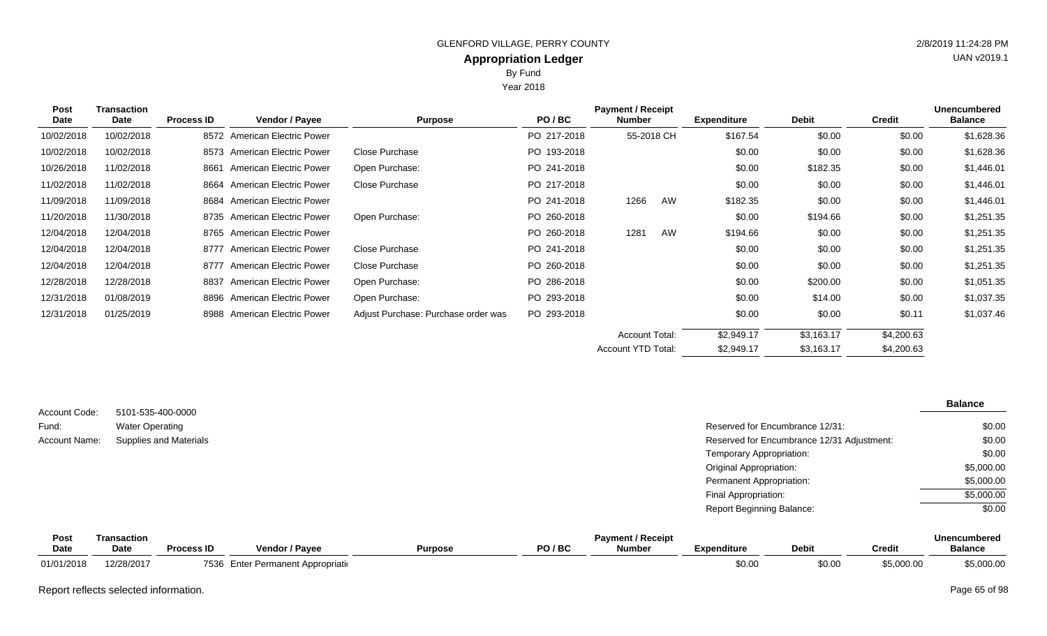# GLENFORD VILLAGE, PERRY COUNTY

## Appropriation Ledger

By Fund

Year 2018

2/8/2019 11:24:28 PM

UAN v2019.1

| Post Date | Transaction Date | Process ID | Vendor / Payee | Purpose | PO / BC | Payment / Receipt Number | Expenditure | Debit | Credit | Unencumbered Balance |
|---|---|---|---|---|---|---|---|---|---|---|
| 10/02/2018 | 10/02/2018 | 8572 | American Electric Power | | PO 217-2018 | 55-2018 CH | $167.54 | $0.00 | $0.00 | $1,628.36 |
| 10/02/2018 | 10/02/2018 | 8573 | American Electric Power | Close Purchase | PO 193-2018 | | $0.00 | $0.00 | $0.00 | $1,628.36 |
| 10/26/2018 | 11/02/2018 | 8661 | American Electric Power | Open Purchase: | PO 241-2018 | | $0.00 | $182.35 | $0.00 | $1,446.01 |
| 11/02/2018 | 11/02/2018 | 8664 | American Electric Power | Close Purchase | PO 217-2018 | | $0.00 | $0.00 | $0.00 | $1,446.01 |
| 11/09/2018 | 11/09/2018 | 8684 | American Electric Power | | PO 241-2018 | 1266 AW | $182.35 | $0.00 | $0.00 | $1,446.01 |
| 11/20/2018 | 11/30/2018 | 8735 | American Electric Power | Open Purchase: | PO 260-2018 | | $0.00 | $194.66 | $0.00 | $1,251.35 |
| 12/04/2018 | 12/04/2018 | 8765 | American Electric Power | | PO 260-2018 | 1281 AW | $194.66 | $0.00 | $0.00 | $1,251.35 |
| 12/04/2018 | 12/04/2018 | 8777 | American Electric Power | Close Purchase | PO 241-2018 | | $0.00 | $0.00 | $0.00 | $1,251.35 |
| 12/04/2018 | 12/04/2018 | 8777 | American Electric Power | Close Purchase | PO 260-2018 | | $0.00 | $0.00 | $0.00 | $1,251.35 |
| 12/28/2018 | 12/28/2018 | 8837 | American Electric Power | Open Purchase: | PO 286-2018 | | $0.00 | $200.00 | $0.00 | $1,051.35 |
| 12/31/2018 | 01/08/2019 | 8896 | American Electric Power | Open Purchase: | PO 293-2018 | | $0.00 | $14.00 | $0.00 | $1,037.35 |
| 12/31/2018 | 01/25/2019 | 8988 | American Electric Power | Adjust Purchase: Purchase order was | PO 293-2018 | | $0.00 | $0.00 | $0.11 | $1,037.46 |
| | | | | | | Account Total: | $2,949.17 | $3,163.17 | $4,200.63 | |
| | | | | | | Account YTD Total: | $2,949.17 | $3,163.17 | $4,200.63 | |

Account Code: 5101-535-400-0000
Fund: Water Operating
Account Name: Supplies and Materials

| | Balance |
|---|---|
| Reserved for Encumbrance 12/31: | $0.00 |
| Reserved for Encumbrance 12/31 Adjustment: | $0.00 |
| Temporary Appropriation: | $0.00 |
| Original Appropriation: | $5,000.00 |
| Permanent Appropriation: | $5,000.00 |
| Final Appropriation: | $5,000.00 |
| Report Beginning Balance: | $0.00 |

| Post Date | Transaction Date | Process ID | Vendor / Payee | Purpose | PO / BC | Payment / Receipt Number | Expenditure | Debit | Credit | Unencumbered Balance |
|---|---|---|---|---|---|---|---|---|---|---|
| 01/01/2018 | 12/28/2017 | 7536 | Enter Permanent Appropriati | | | | $0.00 | $0.00 | $5,000.00 | $5,000.00 |

Report reflects selected information.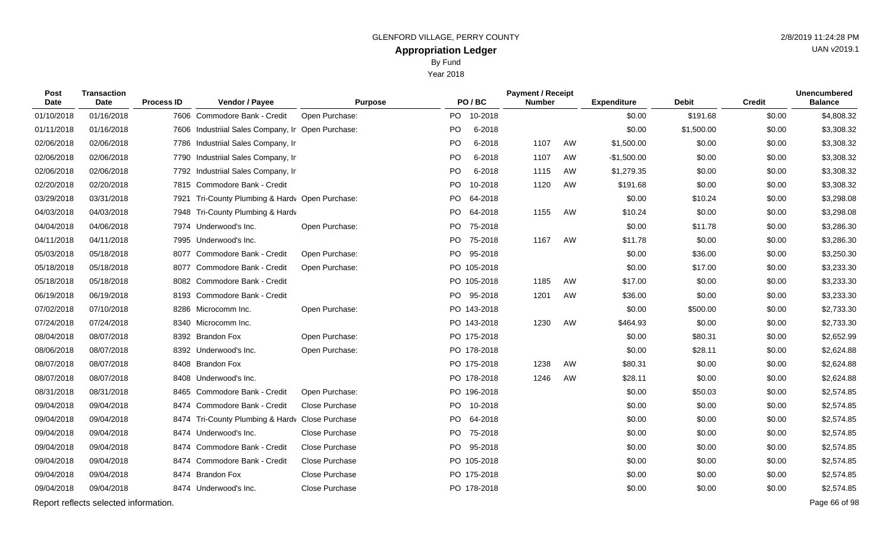GLENFORD VILLAGE, PERRY COUNTY

# Appropriation Ledger

By Fund

Year 2018

| Post Date | Transaction Date | Process ID | Vendor / Payee | Purpose | PO / BC | Payment / Receipt Number | | Expenditure | Debit | Credit | Unencumbered Balance |
|---|---|---|---|---|---|---|---|---|---|---|---|
| 01/10/2018 | 01/16/2018 | 7606 | Commodore Bank - Credit | Open Purchase: | PO 10-2018 | | | $0.00 | $191.68 | $0.00 | $4,808.32 |
| 01/11/2018 | 01/16/2018 | 7606 | Industriial Sales Company, Ir | Open Purchase: | PO 6-2018 | | | $0.00 | $1,500.00 | $0.00 | $3,308.32 |
| 02/06/2018 | 02/06/2018 | 7786 | Industriial Sales Company, Ir | | PO 6-2018 | 1107 | AW | $1,500.00 | $0.00 | $0.00 | $3,308.32 |
| 02/06/2018 | 02/06/2018 | 7790 | Industriial Sales Company, Ir | | PO 6-2018 | 1107 | AW | -$1,500.00 | $0.00 | $0.00 | $3,308.32 |
| 02/06/2018 | 02/06/2018 | 7792 | Industriial Sales Company, Ir | | PO 6-2018 | 1115 | AW | $1,279.35 | $0.00 | $0.00 | $3,308.32 |
| 02/20/2018 | 02/20/2018 | 7815 | Commodore Bank - Credit | | PO 10-2018 | 1120 | AW | $191.68 | $0.00 | $0.00 | $3,308.32 |
| 03/29/2018 | 03/31/2018 | 7921 | Tri-County Plumbing & Hardv | Open Purchase: | PO 64-2018 | | | $0.00 | $10.24 | $0.00 | $3,298.08 |
| 04/03/2018 | 04/03/2018 | 7948 | Tri-County Plumbing & Hardv | | PO 64-2018 | 1155 | AW | $10.24 | $0.00 | $0.00 | $3,298.08 |
| 04/04/2018 | 04/06/2018 | 7974 | Underwood's Inc. | Open Purchase: | PO 75-2018 | | | $0.00 | $11.78 | $0.00 | $3,286.30 |
| 04/11/2018 | 04/11/2018 | 7995 | Underwood's Inc. | | PO 75-2018 | 1167 | AW | $11.78 | $0.00 | $0.00 | $3,286.30 |
| 05/03/2018 | 05/18/2018 | 8077 | Commodore Bank - Credit | Open Purchase: | PO 95-2018 | | | $0.00 | $36.00 | $0.00 | $3,250.30 |
| 05/18/2018 | 05/18/2018 | 8077 | Commodore Bank - Credit | Open Purchase: | PO 105-2018 | | | $0.00 | $17.00 | $0.00 | $3,233.30 |
| 05/18/2018 | 05/18/2018 | 8082 | Commodore Bank - Credit | | PO 105-2018 | 1185 | AW | $17.00 | $0.00 | $0.00 | $3,233.30 |
| 06/19/2018 | 06/19/2018 | 8193 | Commodore Bank - Credit | | PO 95-2018 | 1201 | AW | $36.00 | $0.00 | $0.00 | $3,233.30 |
| 07/02/2018 | 07/10/2018 | 8286 | Microcomm Inc. | Open Purchase: | PO 143-2018 | | | $0.00 | $500.00 | $0.00 | $2,733.30 |
| 07/24/2018 | 07/24/2018 | 8340 | Microcomm Inc. | | PO 143-2018 | 1230 | AW | $464.93 | $0.00 | $0.00 | $2,733.30 |
| 08/04/2018 | 08/07/2018 | 8392 | Brandon Fox | Open Purchase: | PO 175-2018 | | | $0.00 | $80.31 | $0.00 | $2,652.99 |
| 08/06/2018 | 08/07/2018 | 8392 | Underwood's Inc. | Open Purchase: | PO 178-2018 | | | $0.00 | $28.11 | $0.00 | $2,624.88 |
| 08/07/2018 | 08/07/2018 | 8408 | Brandon Fox | | PO 175-2018 | 1238 | AW | $80.31 | $0.00 | $0.00 | $2,624.88 |
| 08/07/2018 | 08/07/2018 | 8408 | Underwood's Inc. | | PO 178-2018 | 1246 | AW | $28.11 | $0.00 | $0.00 | $2,624.88 |
| 08/31/2018 | 08/31/2018 | 8465 | Commodore Bank - Credit | Open Purchase: | PO 196-2018 | | | $0.00 | $50.03 | $0.00 | $2,574.85 |
| 09/04/2018 | 09/04/2018 | 8474 | Commodore Bank - Credit | Close Purchase | PO 10-2018 | | | $0.00 | $0.00 | $0.00 | $2,574.85 |
| 09/04/2018 | 09/04/2018 | 8474 | Tri-County Plumbing & Hardv | Close Purchase | PO 64-2018 | | | $0.00 | $0.00 | $0.00 | $2,574.85 |
| 09/04/2018 | 09/04/2018 | 8474 | Underwood's Inc. | Close Purchase | PO 75-2018 | | | $0.00 | $0.00 | $0.00 | $2,574.85 |
| 09/04/2018 | 09/04/2018 | 8474 | Commodore Bank - Credit | Close Purchase | PO 95-2018 | | | $0.00 | $0.00 | $0.00 | $2,574.85 |
| 09/04/2018 | 09/04/2018 | 8474 | Commodore Bank - Credit | Close Purchase | PO 105-2018 | | | $0.00 | $0.00 | $0.00 | $2,574.85 |
| 09/04/2018 | 09/04/2018 | 8474 | Brandon Fox | Close Purchase | PO 175-2018 | | | $0.00 | $0.00 | $0.00 | $2,574.85 |
| 09/04/2018 | 09/04/2018 | 8474 | Underwood's Inc. | Close Purchase | PO 178-2018 | | | $0.00 | $0.00 | $0.00 | $2,574.85 |

Report reflects selected information.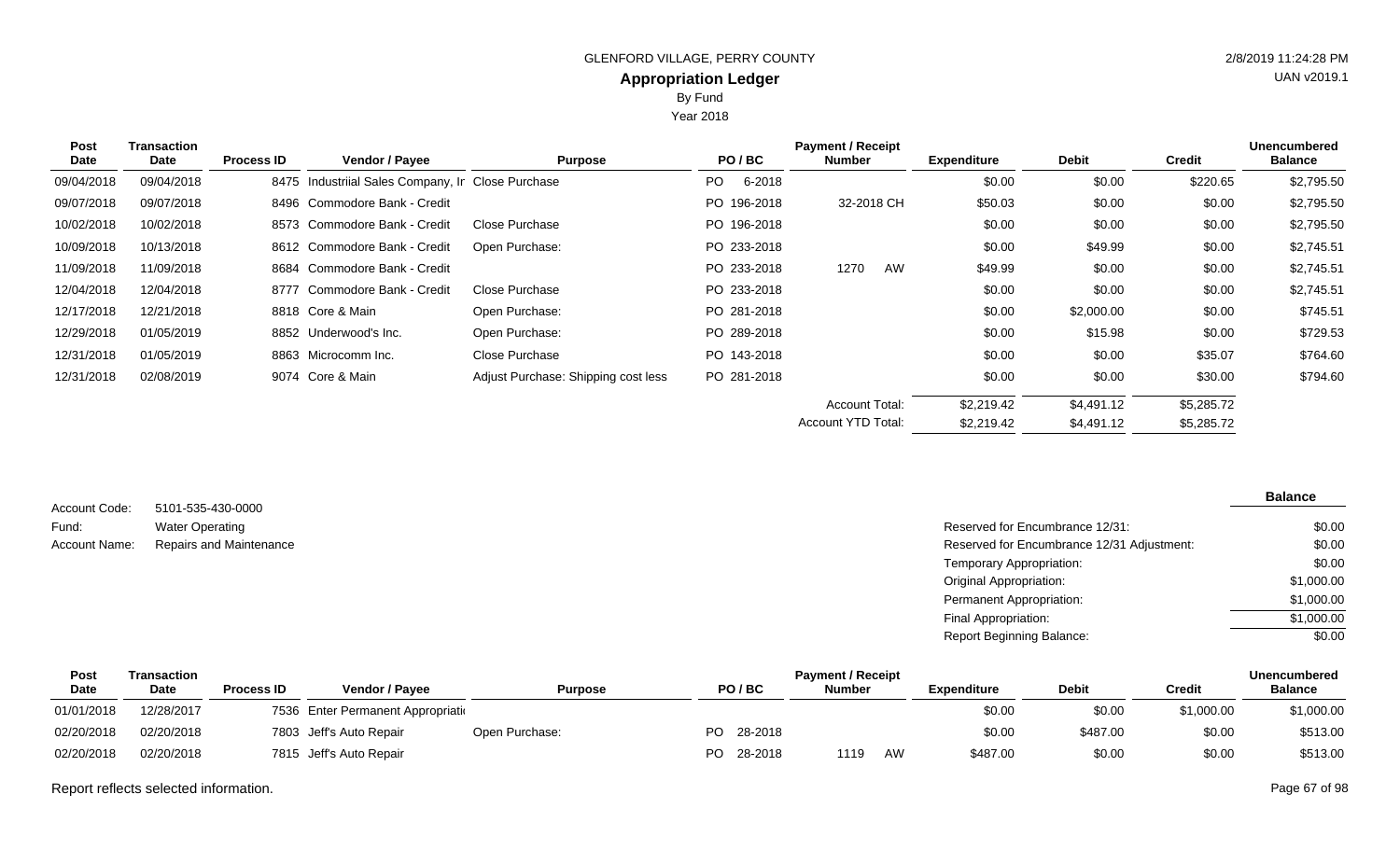# GLENFORD VILLAGE, PERRY COUNTY

## Appropriation Ledger

By Fund

Year 2018

| Post Date | Transaction Date | Process ID | Vendor / Payee | Purpose | PO / BC | Payment / Receipt Number | Expenditure | Debit | Credit | Unencumbered Balance |
|---|---|---|---|---|---|---|---|---|---|---|
| 09/04/2018 | 09/04/2018 | 8475 | Industriial Sales Company, Ir | Close Purchase | PO 6-2018 | | $0.00 | $0.00 | $220.65 | $2,795.50 |
| 09/07/2018 | 09/07/2018 | 8496 | Commodore Bank - Credit | | PO 196-2018 | 32-2018 CH | $50.03 | $0.00 | $0.00 | $2,795.50 |
| 10/02/2018 | 10/02/2018 | 8573 | Commodore Bank - Credit | Close Purchase | PO 196-2018 | | $0.00 | $0.00 | $0.00 | $2,795.50 |
| 10/09/2018 | 10/13/2018 | 8612 | Commodore Bank - Credit | Open Purchase: | PO 233-2018 | | $0.00 | $49.99 | $0.00 | $2,745.51 |
| 11/09/2018 | 11/09/2018 | 8684 | Commodore Bank - Credit | | PO 233-2018 | 1270 AW | $49.99 | $0.00 | $0.00 | $2,745.51 |
| 12/04/2018 | 12/04/2018 | 8777 | Commodore Bank - Credit | Close Purchase | PO 233-2018 | | $0.00 | $0.00 | $0.00 | $2,745.51 |
| 12/17/2018 | 12/21/2018 | 8818 | Core & Main | Open Purchase: | PO 281-2018 | | $0.00 | $2,000.00 | $0.00 | $745.51 |
| 12/29/2018 | 01/05/2019 | 8852 | Underwood's Inc. | Open Purchase: | PO 289-2018 | | $0.00 | $15.98 | $0.00 | $729.53 |
| 12/31/2018 | 01/05/2019 | 8863 | Microcomm Inc. | Close Purchase | PO 143-2018 | | $0.00 | $0.00 | $35.07 | $764.60 |
| 12/31/2018 | 02/08/2019 | 9074 | Core & Main | Adjust Purchase: Shipping cost less | PO 281-2018 | | $0.00 | $0.00 | $30.00 | $794.60 |
| | | | | | | Account Total: | $2,219.42 | $4,491.12 | $5,285.72 | |
| | | | | | | Account YTD Total: | $2,219.42 | $4,491.12 | $5,285.72 | |

Account Code: 5101-535-430-0000
Fund: Water Operating
Account Name: Repairs and Maintenance

| | Balance |
|---|---|
| Reserved for Encumbrance 12/31: | $0.00 |
| Reserved for Encumbrance 12/31 Adjustment: | $0.00 |
| Temporary Appropriation: | $0.00 |
| Original Appropriation: | $1,000.00 |
| Permanent Appropriation: | $1,000.00 |
| Final Appropriation: | $1,000.00 |
| Report Beginning Balance: | $0.00 |

| Post Date | Transaction Date | Process ID | Vendor / Payee | Purpose | PO / BC | Payment / Receipt Number | Expenditure | Debit | Credit | Unencumbered Balance |
|---|---|---|---|---|---|---|---|---|---|---|
| 01/01/2018 | 12/28/2017 | 7536 | Enter Permanent Appropriati | | | | $0.00 | $0.00 | $1,000.00 | $1,000.00 |
| 02/20/2018 | 02/20/2018 | 7803 | Jeff's Auto Repair | Open Purchase: | PO 28-2018 | | $0.00 | $487.00 | $0.00 | $513.00 |
| 02/20/2018 | 02/20/2018 | 7815 | Jeff's Auto Repair | | PO 28-2018 | 1119 AW | $487.00 | $0.00 | $0.00 | $513.00 |

Report reflects selected information.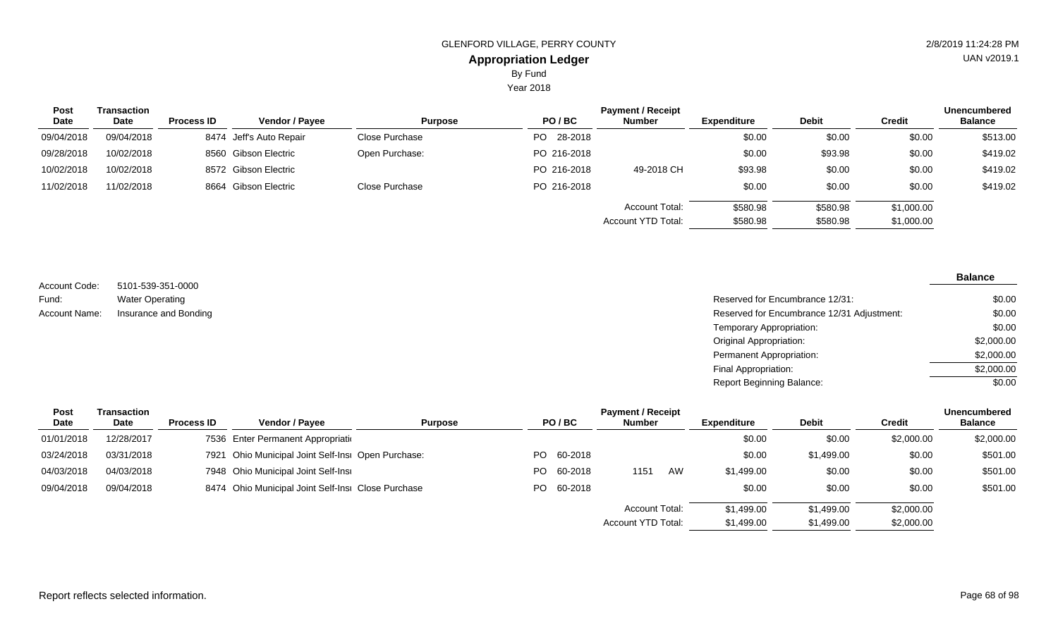GLENFORD VILLAGE, PERRY COUNTY

**Appropriation Ledger**

By Fund

Year 2018

| Post Date | Transaction Date | Process ID | Vendor / Payee | Purpose | PO / BC | Payment / Receipt Number | Expenditure | Debit | Credit | Unencumbered Balance |
|---|---|---|---|---|---|---|---|---|---|---|
| 09/04/2018 | 09/04/2018 | 8474 | Jeff's Auto Repair | Close Purchase | PO 28-2018 | | $0.00 | $0.00 | $0.00 | $513.00 |
| 09/28/2018 | 10/02/2018 | 8560 | Gibson Electric | Open Purchase: | PO 216-2018 | | $0.00 | $93.98 | $0.00 | $419.02 |
| 10/02/2018 | 10/02/2018 | 8572 | Gibson Electric | | PO 216-2018 | 49-2018 CH | $93.98 | $0.00 | $0.00 | $419.02 |
| 11/02/2018 | 11/02/2018 | 8664 | Gibson Electric | Close Purchase | PO 216-2018 | | $0.00 | $0.00 | $0.00 | $419.02 |
| | | | | | | Account Total: | $580.98 | $580.98 | $1,000.00 | |
| | | | | | | Account YTD Total: | $580.98 | $580.98 | $1,000.00 | |

Account Code: 5101-539-351-0000

Fund: Water Operating

Account Name: Insurance and Bonding

| | Balance |
|---|---|
| Reserved for Encumbrance 12/31: | $0.00 |
| Reserved for Encumbrance 12/31 Adjustment: | $0.00 |
| Temporary Appropriation: | $0.00 |
| Original Appropriation: | $2,000.00 |
| Permanent Appropriation: | $2,000.00 |
| Final Appropriation: | $2,000.00 |
| Report Beginning Balance: | $0.00 |

| Post Date | Transaction Date | Process ID | Vendor / Payee | Purpose | PO / BC | Payment / Receipt Number | Expenditure | Debit | Credit | Unencumbered Balance |
|---|---|---|---|---|---|---|---|---|---|---|
| 01/01/2018 | 12/28/2017 | 7536 | Enter Permanent Appropriati | | | | $0.00 | $0.00 | $2,000.00 | $2,000.00 |
| 03/24/2018 | 03/31/2018 | 7921 | Ohio Municipal Joint Self-Insı | Open Purchase: | PO 60-2018 | | $0.00 | $1,499.00 | $0.00 | $501.00 |
| 04/03/2018 | 04/03/2018 | 7948 | Ohio Municipal Joint Self-Insı | | PO 60-2018 | 1151 AW | $1,499.00 | $0.00 | $0.00 | $501.00 |
| 09/04/2018 | 09/04/2018 | 8474 | Ohio Municipal Joint Self-Insı | Close Purchase | PO 60-2018 | | $0.00 | $0.00 | $0.00 | $501.00 |
| | | | | | | Account Total: | $1,499.00 | $1,499.00 | $2,000.00 | |
| | | | | | | Account YTD Total: | $1,499.00 | $1,499.00 | $2,000.00 | |

Report reflects selected information.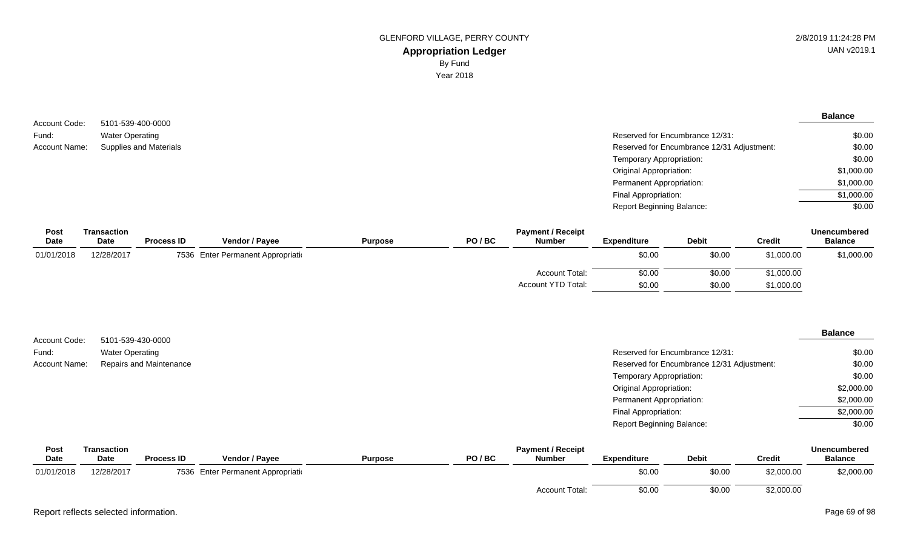GLENFORD VILLAGE, PERRY COUNTY

# Appropriation Ledger

By Fund

Year 2018

2/8/2019 11:24:28 PM

UAN v2019.1

Account Code: 5101-539-400-0000

Fund: Water Operating

Account Name: Supplies and Materials

| | Balance |
|---|---|
| Reserved for Encumbrance 12/31: | $0.00 |
| Reserved for Encumbrance 12/31 Adjustment: | $0.00 |
| Temporary Appropriation: | $0.00 |
| Original Appropriation: | $1,000.00 |
| Permanent Appropriation: | $1,000.00 |
| Final Appropriation: | $1,000.00 |
| Report Beginning Balance: | $0.00 |

| Post Date | Transaction Date | Process ID | Vendor / Payee | Purpose | PO / BC | Payment / Receipt Number | Expenditure | Debit | Credit | Unencumbered Balance |
|---|---|---|---|---|---|---|---|---|---|---|
| 01/01/2018 | 12/28/2017 | 7536 | Enter Permanent Appropriati | | | | $0.00 | $0.00 | $1,000.00 | $1,000.00 |
| | | | | | | Account Total: | $0.00 | $0.00 | $1,000.00 | |
| | | | | | | Account YTD Total: | $0.00 | $0.00 | $1,000.00 | |

Account Code: 5101-539-430-0000

Fund: Water Operating

Account Name: Repairs and Maintenance

| | Balance |
|---|---|
| Reserved for Encumbrance 12/31: | $0.00 |
| Reserved for Encumbrance 12/31 Adjustment: | $0.00 |
| Temporary Appropriation: | $0.00 |
| Original Appropriation: | $2,000.00 |
| Permanent Appropriation: | $2,000.00 |
| Final Appropriation: | $2,000.00 |
| Report Beginning Balance: | $0.00 |

| Post Date | Transaction Date | Process ID | Vendor / Payee | Purpose | PO / BC | Payment / Receipt Number | Expenditure | Debit | Credit | Unencumbered Balance |
|---|---|---|---|---|---|---|---|---|---|---|
| 01/01/2018 | 12/28/2017 | 7536 | Enter Permanent Appropriati | | | | $0.00 | $0.00 | $2,000.00 | $2,000.00 |
| | | | | | | Account Total: | $0.00 | $0.00 | $2,000.00 | |

Report reflects selected information.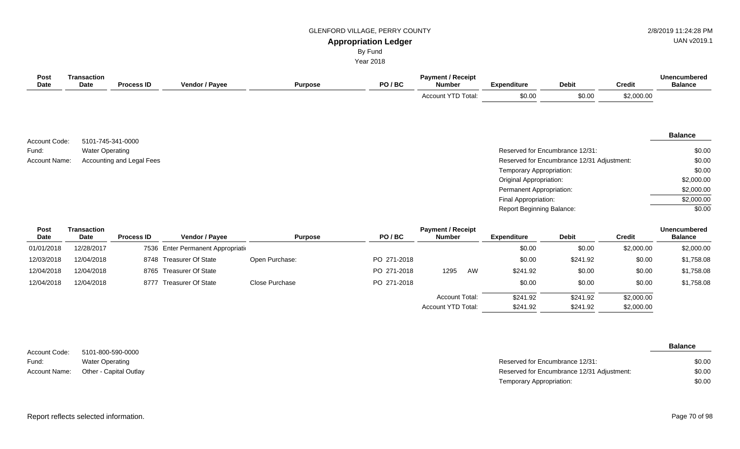GLENFORD VILLAGE, PERRY COUNTY

**Appropriation Ledger**

By Fund

Year 2018

| Post Date | Transaction Date | Process ID | Vendor / Payee | Purpose | PO / BC | Payment / Receipt Number | Expenditure | Debit | Credit | Unencumbered Balance |
|---|---|---|---|---|---|---|---|---|---|---|
| | | | | | | Account YTD Total: | $0.00 | $0.00 | $2,000.00 | |

Account Code: 5101-745-341-0000
Fund: Water Operating
Account Name: Accounting and Legal Fees

| | Balance |
|---|---|
| Reserved for Encumbrance 12/31: | $0.00 |
| Reserved for Encumbrance 12/31 Adjustment: | $0.00 |
| Temporary Appropriation: | $0.00 |
| Original Appropriation: | $2,000.00 |
| Permanent Appropriation: | $2,000.00 |
| Final Appropriation: | $2,000.00 |
| Report Beginning Balance: | $0.00 |

| Post Date | Transaction Date | Process ID | Vendor / Payee | Purpose | PO / BC | Payment / Receipt Number | Expenditure | Debit | Credit | Unencumbered Balance |
|---|---|---|---|---|---|---|---|---|---|---|
| 01/01/2018 | 12/28/2017 | 7536 | Enter Permanent Appropriati | | | | $0.00 | $0.00 | $2,000.00 | $2,000.00 |
| 12/03/2018 | 12/04/2018 | 8748 | Treasurer Of State | Open Purchase: | PO 271-2018 | | $0.00 | $241.92 | $0.00 | $1,758.08 |
| 12/04/2018 | 12/04/2018 | 8765 | Treasurer Of State | | PO 271-2018 | 1295 AW | $241.92 | $0.00 | $0.00 | $1,758.08 |
| 12/04/2018 | 12/04/2018 | 8777 | Treasurer Of State | Close Purchase | PO 271-2018 | | $0.00 | $0.00 | $0.00 | $1,758.08 |
| | | | | | | Account Total: | $241.92 | $241.92 | $2,000.00 | |
| | | | | | | Account YTD Total: | $241.92 | $241.92 | $2,000.00 | |

Account Code: 5101-800-590-0000
Fund: Water Operating
Account Name: Other - Capital Outlay

| | Balance |
|---|---|
| Reserved for Encumbrance 12/31: | $0.00 |
| Reserved for Encumbrance 12/31 Adjustment: | $0.00 |
| Temporary Appropriation: | $0.00 |

Report reflects selected information.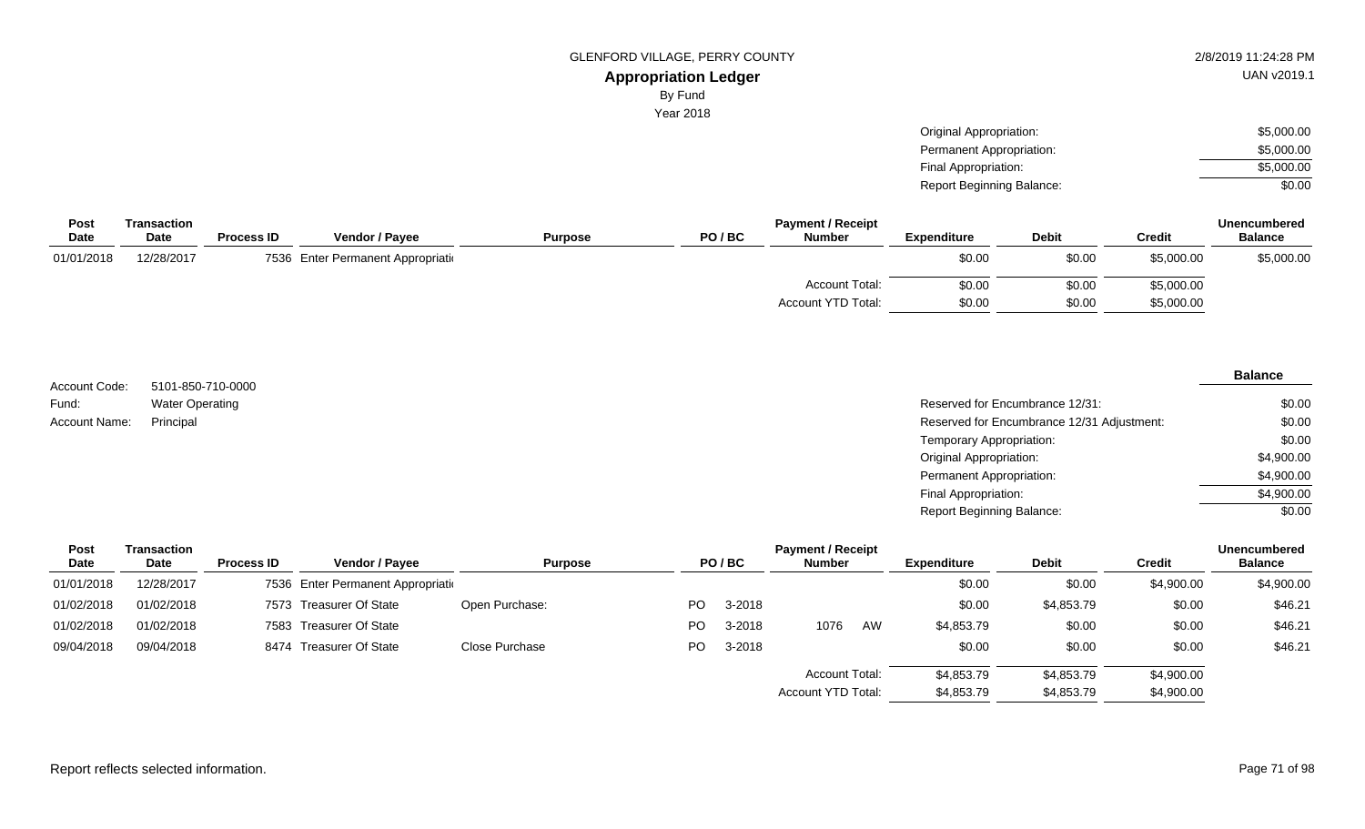GLENFORD VILLAGE, PERRY COUNTY

## Appropriation Ledger

By Fund

Year 2018

| | |
|---|---|
| Original Appropriation: | $5,000.00 |
| Permanent Appropriation: | $5,000.00 |
| Final Appropriation: | $5,000.00 |
| Report Beginning Balance: | $0.00 |

| Post Date | Transaction Date | Process ID | Vendor / Payee | Purpose | PO / BC | Payment / Receipt Number | Expenditure | Debit | Credit | Unencumbered Balance |
|---|---|---|---|---|---|---|---|---|---|---|
| 01/01/2018 | 12/28/2017 | 7536 | Enter Permanent Appropriati | | | | $0.00 | $0.00 | $5,000.00 | $5,000.00 |
| | | | | | | Account Total: | $0.00 | $0.00 | $5,000.00 | |
| | | | | | | Account YTD Total: | $0.00 | $0.00 | $5,000.00 | |

Account Code: 5101-850-710-0000

Fund: Water Operating

Account Name: Principal

| | Balance |
|---|---|
| Reserved for Encumbrance 12/31: | $0.00 |
| Reserved for Encumbrance 12/31 Adjustment: | $0.00 |
| Temporary Appropriation: | $0.00 |
| Original Appropriation: | $4,900.00 |
| Permanent Appropriation: | $4,900.00 |
| Final Appropriation: | $4,900.00 |
| Report Beginning Balance: | $0.00 |

| Post Date | Transaction Date | Process ID | Vendor / Payee | Purpose | PO / BC | Payment / Receipt Number | Expenditure | Debit | Credit | Unencumbered Balance |
|---|---|---|---|---|---|---|---|---|---|---|
| 01/01/2018 | 12/28/2017 | 7536 | Enter Permanent Appropriati | | | | $0.00 | $0.00 | $4,900.00 | $4,900.00 |
| 01/02/2018 | 01/02/2018 | 7573 | Treasurer Of State | Open Purchase: | PO 3-2018 | | $0.00 | $4,853.79 | $0.00 | $46.21 |
| 01/02/2018 | 01/02/2018 | 7583 | Treasurer Of State | | PO 3-2018 | 1076 AW | $4,853.79 | $0.00 | $0.00 | $46.21 |
| 09/04/2018 | 09/04/2018 | 8474 | Treasurer Of State | Close Purchase | PO 3-2018 | | $0.00 | $0.00 | $0.00 | $46.21 |
| | | | | | | Account Total: | $4,853.79 | $4,853.79 | $4,900.00 | |
| | | | | | | Account YTD Total: | $4,853.79 | $4,853.79 | $4,900.00 | |

Report reflects selected information.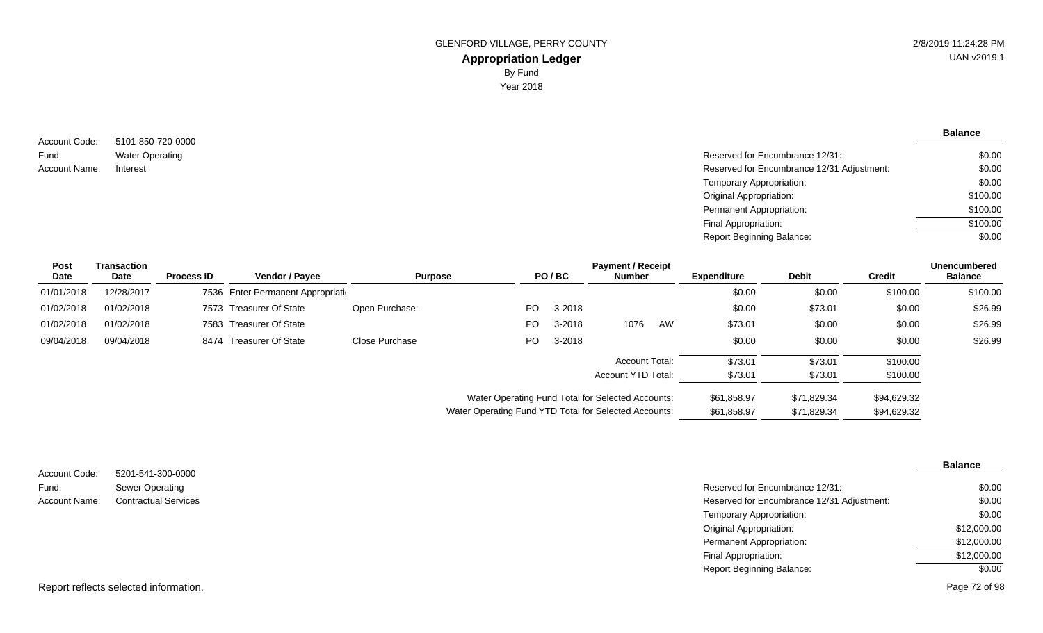GLENFORD VILLAGE, PERRY COUNTY

# Appropriation Ledger

By Fund

Year 2018

Account Code: 5101-850-720-0000
Fund: Water Operating
Account Name: Interest

| | Balance |
|---|---|
| Reserved for Encumbrance 12/31: | $0.00 |
| Reserved for Encumbrance 12/31 Adjustment: | $0.00 |
| Temporary Appropriation: | $0.00 |
| Original Appropriation: | $100.00 |
| Permanent Appropriation: | $100.00 |
| Final Appropriation: | $100.00 |
| Report Beginning Balance: | $0.00 |

| Post Date | Transaction Date | Process ID | Vendor / Payee | Purpose | PO / BC | | Payment / Receipt Number | | Expenditure | Debit | Credit | Unencumbered Balance |
|---|---|---|---|---|---|---|---|---|---|---|---|---|
| 01/01/2018 | 12/28/2017 | 7536 | Enter Permanent Appropriati | | | | | | $0.00 | $0.00 | $100.00 | $100.00 |
| 01/02/2018 | 01/02/2018 | 7573 | Treasurer Of State | Open Purchase: | PO | 3-2018 | | | $0.00 | $73.01 | $0.00 | $26.99 |
| 01/02/2018 | 01/02/2018 | 7583 | Treasurer Of State | | PO | 3-2018 | 1076 | AW | $73.01 | $0.00 | $0.00 | $26.99 |
| 09/04/2018 | 09/04/2018 | 8474 | Treasurer Of State | Close Purchase | PO | 3-2018 | | | $0.00 | $0.00 | $0.00 | $26.99 |
| | | | | | | | Account Total: | | $73.01 | $73.01 | $100.00 | |
| | | | | | | | Account YTD Total: | | $73.01 | $73.01 | $100.00 | |
| | | | | | | | Water Operating Fund Total for Selected Accounts: | | $61,858.97 | $71,829.34 | $94,629.32 | |
| | | | | | | | Water Operating Fund YTD Total for Selected Accounts: | | $61,858.97 | $71,829.34 | $94,629.32 | |

Account Code: 5201-541-300-0000
Fund: Sewer Operating
Account Name: Contractual Services

| | Balance |
|---|---|
| Reserved for Encumbrance 12/31: | $0.00 |
| Reserved for Encumbrance 12/31 Adjustment: | $0.00 |
| Temporary Appropriation: | $0.00 |
| Original Appropriation: | $12,000.00 |
| Permanent Appropriation: | $12,000.00 |
| Final Appropriation: | $12,000.00 |
| Report Beginning Balance: | $0.00 |

Report reflects selected information.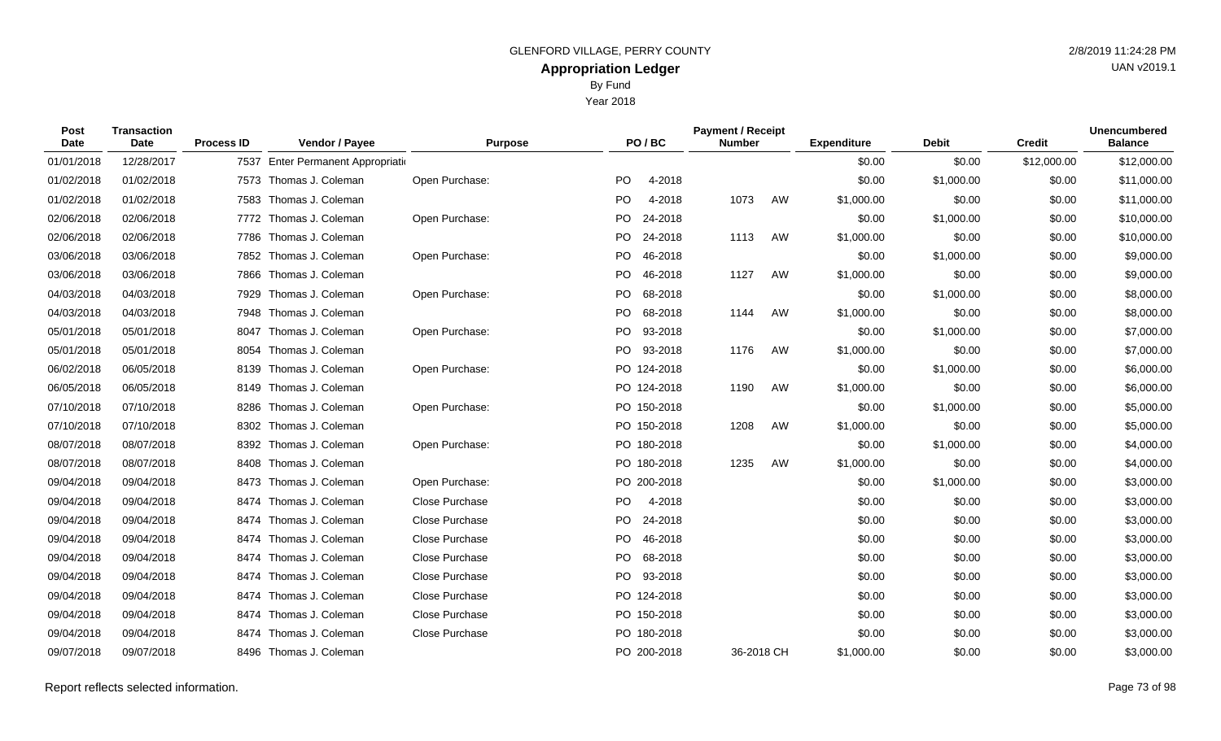GLENFORD VILLAGE, PERRY COUNTY

# Appropriation Ledger

By Fund

Year 2018

2/8/2019 11:24:28 PM

UAN v2019.1

| Post Date | Transaction Date | Process ID | Vendor / Payee | Purpose | PO / BC | Payment / Receipt Number | Expenditure | Debit | Credit | Unencumbered Balance |
|---|---|---|---|---|---|---|---|---|---|---|
| 01/01/2018 | 12/28/2017 | 7537 | Enter Permanent Appropriati | | | | $0.00 | $0.00 | $12,000.00 | $12,000.00 |
| 01/02/2018 | 01/02/2018 | 7573 | Thomas J. Coleman | Open Purchase: | PO 4-2018 | | $0.00 | $1,000.00 | $0.00 | $11,000.00 |
| 01/02/2018 | 01/02/2018 | 7583 | Thomas J. Coleman | | PO 4-2018 | 1073 AW | $1,000.00 | $0.00 | $0.00 | $11,000.00 |
| 02/06/2018 | 02/06/2018 | 7772 | Thomas J. Coleman | Open Purchase: | PO 24-2018 | | $0.00 | $1,000.00 | $0.00 | $10,000.00 |
| 02/06/2018 | 02/06/2018 | 7786 | Thomas J. Coleman | | PO 24-2018 | 1113 AW | $1,000.00 | $0.00 | $0.00 | $10,000.00 |
| 03/06/2018 | 03/06/2018 | 7852 | Thomas J. Coleman | Open Purchase: | PO 46-2018 | | $0.00 | $1,000.00 | $0.00 | $9,000.00 |
| 03/06/2018 | 03/06/2018 | 7866 | Thomas J. Coleman | | PO 46-2018 | 1127 AW | $1,000.00 | $0.00 | $0.00 | $9,000.00 |
| 04/03/2018 | 04/03/2018 | 7929 | Thomas J. Coleman | Open Purchase: | PO 68-2018 | | $0.00 | $1,000.00 | $0.00 | $8,000.00 |
| 04/03/2018 | 04/03/2018 | 7948 | Thomas J. Coleman | | PO 68-2018 | 1144 AW | $1,000.00 | $0.00 | $0.00 | $8,000.00 |
| 05/01/2018 | 05/01/2018 | 8047 | Thomas J. Coleman | Open Purchase: | PO 93-2018 | | $0.00 | $1,000.00 | $0.00 | $7,000.00 |
| 05/01/2018 | 05/01/2018 | 8054 | Thomas J. Coleman | | PO 93-2018 | 1176 AW | $1,000.00 | $0.00 | $0.00 | $7,000.00 |
| 06/02/2018 | 06/05/2018 | 8139 | Thomas J. Coleman | Open Purchase: | PO 124-2018 | | $0.00 | $1,000.00 | $0.00 | $6,000.00 |
| 06/05/2018 | 06/05/2018 | 8149 | Thomas J. Coleman | | PO 124-2018 | 1190 AW | $1,000.00 | $0.00 | $0.00 | $6,000.00 |
| 07/10/2018 | 07/10/2018 | 8286 | Thomas J. Coleman | Open Purchase: | PO 150-2018 | | $0.00 | $1,000.00 | $0.00 | $5,000.00 |
| 07/10/2018 | 07/10/2018 | 8302 | Thomas J. Coleman | | PO 150-2018 | 1208 AW | $1,000.00 | $0.00 | $0.00 | $5,000.00 |
| 08/07/2018 | 08/07/2018 | 8392 | Thomas J. Coleman | Open Purchase: | PO 180-2018 | | $0.00 | $1,000.00 | $0.00 | $4,000.00 |
| 08/07/2018 | 08/07/2018 | 8408 | Thomas J. Coleman | | PO 180-2018 | 1235 AW | $1,000.00 | $0.00 | $0.00 | $4,000.00 |
| 09/04/2018 | 09/04/2018 | 8473 | Thomas J. Coleman | Open Purchase: | PO 200-2018 | | $0.00 | $1,000.00 | $0.00 | $3,000.00 |
| 09/04/2018 | 09/04/2018 | 8474 | Thomas J. Coleman | Close Purchase | PO 4-2018 | | $0.00 | $0.00 | $0.00 | $3,000.00 |
| 09/04/2018 | 09/04/2018 | 8474 | Thomas J. Coleman | Close Purchase | PO 24-2018 | | $0.00 | $0.00 | $0.00 | $3,000.00 |
| 09/04/2018 | 09/04/2018 | 8474 | Thomas J. Coleman | Close Purchase | PO 46-2018 | | $0.00 | $0.00 | $0.00 | $3,000.00 |
| 09/04/2018 | 09/04/2018 | 8474 | Thomas J. Coleman | Close Purchase | PO 68-2018 | | $0.00 | $0.00 | $0.00 | $3,000.00 |
| 09/04/2018 | 09/04/2018 | 8474 | Thomas J. Coleman | Close Purchase | PO 93-2018 | | $0.00 | $0.00 | $0.00 | $3,000.00 |
| 09/04/2018 | 09/04/2018 | 8474 | Thomas J. Coleman | Close Purchase | PO 124-2018 | | $0.00 | $0.00 | $0.00 | $3,000.00 |
| 09/04/2018 | 09/04/2018 | 8474 | Thomas J. Coleman | Close Purchase | PO 150-2018 | | $0.00 | $0.00 | $0.00 | $3,000.00 |
| 09/04/2018 | 09/04/2018 | 8474 | Thomas J. Coleman | Close Purchase | PO 180-2018 | | $0.00 | $0.00 | $0.00 | $3,000.00 |
| 09/07/2018 | 09/07/2018 | 8496 | Thomas J. Coleman | | PO 200-2018 | 36-2018 CH | $1,000.00 | $0.00 | $0.00 | $3,000.00 |

Report reflects selected information.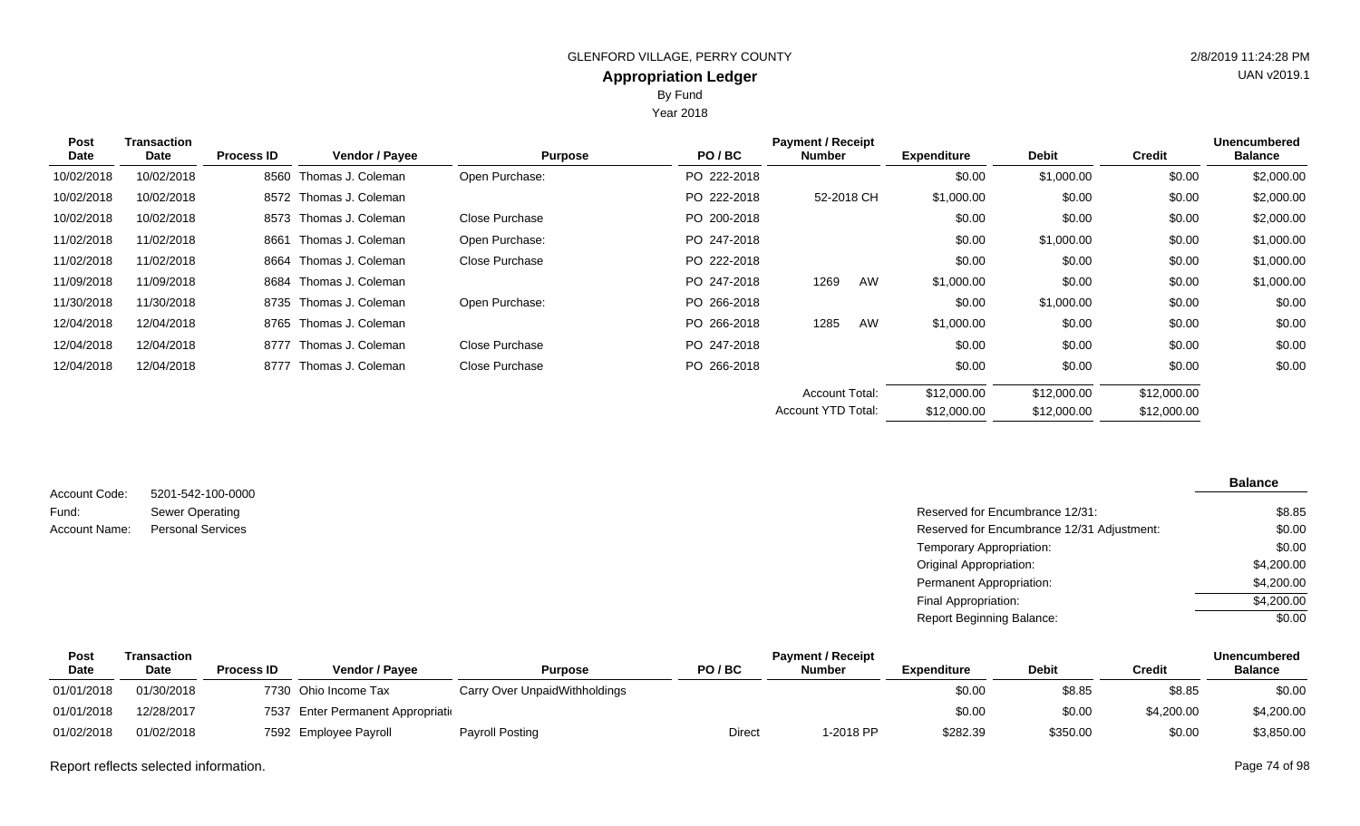GLENFORD VILLAGE, PERRY COUNTY

# Appropriation Ledger

By Fund

Year 2018

| Post Date | Transaction Date | Process ID | Vendor / Payee | Purpose | PO / BC | Payment / Receipt Number | Expenditure | Debit | Credit | Unencumbered Balance |
|---|---|---|---|---|---|---|---|---|---|---|
| 10/02/2018 | 10/02/2018 | 8560 | Thomas J. Coleman | Open Purchase: | PO 222-2018 | | $0.00 | $1,000.00 | $0.00 | $2,000.00 |
| 10/02/2018 | 10/02/2018 | 8572 | Thomas J. Coleman | | PO 222-2018 | 52-2018 CH | $1,000.00 | $0.00 | $0.00 | $2,000.00 |
| 10/02/2018 | 10/02/2018 | 8573 | Thomas J. Coleman | Close Purchase | PO 200-2018 | | $0.00 | $0.00 | $0.00 | $2,000.00 |
| 11/02/2018 | 11/02/2018 | 8661 | Thomas J. Coleman | Open Purchase: | PO 247-2018 | | $0.00 | $1,000.00 | $0.00 | $1,000.00 |
| 11/02/2018 | 11/02/2018 | 8664 | Thomas J. Coleman | Close Purchase | PO 222-2018 | | $0.00 | $0.00 | $0.00 | $1,000.00 |
| 11/09/2018 | 11/09/2018 | 8684 | Thomas J. Coleman | | PO 247-2018 | 1269 AW | $1,000.00 | $0.00 | $0.00 | $1,000.00 |
| 11/30/2018 | 11/30/2018 | 8735 | Thomas J. Coleman | Open Purchase: | PO 266-2018 | | $0.00 | $1,000.00 | $0.00 | $0.00 |
| 12/04/2018 | 12/04/2018 | 8765 | Thomas J. Coleman | | PO 266-2018 | 1285 AW | $1,000.00 | $0.00 | $0.00 | $0.00 |
| 12/04/2018 | 12/04/2018 | 8777 | Thomas J. Coleman | Close Purchase | PO 247-2018 | | $0.00 | $0.00 | $0.00 | $0.00 |
| 12/04/2018 | 12/04/2018 | 8777 | Thomas J. Coleman | Close Purchase | PO 266-2018 | | $0.00 | $0.00 | $0.00 | $0.00 |
| | | | | | | Account Total: | $12,000.00 | $12,000.00 | $12,000.00 | |
| | | | | | | Account YTD Total: | $12,000.00 | $12,000.00 | $12,000.00 | |

Account Code: 5201-542-100-0000
Fund: Sewer Operating
Account Name: Personal Services

| | Balance |
|---|---|
| Reserved for Encumbrance 12/31: | $8.85 |
| Reserved for Encumbrance 12/31 Adjustment: | $0.00 |
| Temporary Appropriation: | $0.00 |
| Original Appropriation: | $4,200.00 |
| Permanent Appropriation: | $4,200.00 |
| Final Appropriation: | $4,200.00 |
| Report Beginning Balance: | $0.00 |

| Post Date | Transaction Date | Process ID | Vendor / Payee | Purpose | PO / BC | Payment / Receipt Number | Expenditure | Debit | Credit | Unencumbered Balance |
|---|---|---|---|---|---|---|---|---|---|---|
| 01/01/2018 | 01/30/2018 | 7730 | Ohio Income Tax | Carry Over UnpaidWithholdings | | | $0.00 | $8.85 | $8.85 | $0.00 |
| 01/01/2018 | 12/28/2017 | 7537 | Enter Permanent Appropriati | | | | $0.00 | $0.00 | $4,200.00 | $4,200.00 |
| 01/02/2018 | 01/02/2018 | 7592 | Employee Payroll | Payroll Posting | Direct | 1-2018 PP | $282.39 | $350.00 | $0.00 | $3,850.00 |

Report reflects selected information.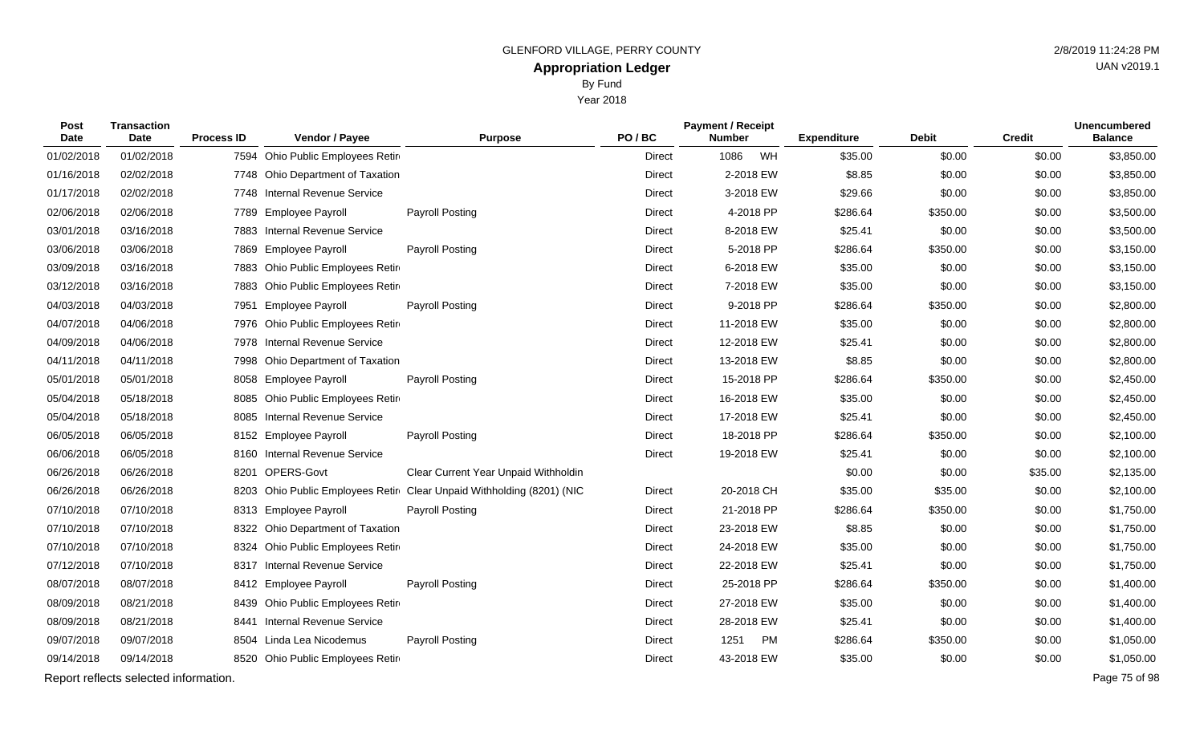GLENFORD VILLAGE, PERRY COUNTY

## Appropriation Ledger

By Fund

Year 2018

2/8/2019 11:24:28 PM

UAN v2019.1

| Post Date | Transaction Date | Process ID | Vendor / Payee | Purpose | PO / BC | Payment / Receipt Number | Expenditure | Debit | Credit | Unencumbered Balance |
|---|---|---|---|---|---|---|---|---|---|---|
| 01/02/2018 | 01/02/2018 | 7594 | Ohio Public Employees Retir | | Direct | 1086 WH | $35.00 | $0.00 | $0.00 | $3,850.00 |
| 01/16/2018 | 02/02/2018 | 7748 | Ohio Department of Taxation | | Direct | 2-2018 EW | $8.85 | $0.00 | $0.00 | $3,850.00 |
| 01/17/2018 | 02/02/2018 | 7748 | Internal Revenue Service | | Direct | 3-2018 EW | $29.66 | $0.00 | $0.00 | $3,850.00 |
| 02/06/2018 | 02/06/2018 | 7789 | Employee Payroll | Payroll Posting | Direct | 4-2018 PP | $286.64 | $350.00 | $0.00 | $3,500.00 |
| 03/01/2018 | 03/16/2018 | 7883 | Internal Revenue Service | | Direct | 8-2018 EW | $25.41 | $0.00 | $0.00 | $3,500.00 |
| 03/06/2018 | 03/06/2018 | 7869 | Employee Payroll | Payroll Posting | Direct | 5-2018 PP | $286.64 | $350.00 | $0.00 | $3,150.00 |
| 03/09/2018 | 03/16/2018 | 7883 | Ohio Public Employees Retir | | Direct | 6-2018 EW | $35.00 | $0.00 | $0.00 | $3,150.00 |
| 03/12/2018 | 03/16/2018 | 7883 | Ohio Public Employees Retir | | Direct | 7-2018 EW | $35.00 | $0.00 | $0.00 | $3,150.00 |
| 04/03/2018 | 04/03/2018 | 7951 | Employee Payroll | Payroll Posting | Direct | 9-2018 PP | $286.64 | $350.00 | $0.00 | $2,800.00 |
| 04/07/2018 | 04/06/2018 | 7976 | Ohio Public Employees Retir | | Direct | 11-2018 EW | $35.00 | $0.00 | $0.00 | $2,800.00 |
| 04/09/2018 | 04/06/2018 | 7978 | Internal Revenue Service | | Direct | 12-2018 EW | $25.41 | $0.00 | $0.00 | $2,800.00 |
| 04/11/2018 | 04/11/2018 | 7998 | Ohio Department of Taxation | | Direct | 13-2018 EW | $8.85 | $0.00 | $0.00 | $2,800.00 |
| 05/01/2018 | 05/01/2018 | 8058 | Employee Payroll | Payroll Posting | Direct | 15-2018 PP | $286.64 | $350.00 | $0.00 | $2,450.00 |
| 05/04/2018 | 05/18/2018 | 8085 | Ohio Public Employees Retir | | Direct | 16-2018 EW | $35.00 | $0.00 | $0.00 | $2,450.00 |
| 05/04/2018 | 05/18/2018 | 8085 | Internal Revenue Service | | Direct | 17-2018 EW | $25.41 | $0.00 | $0.00 | $2,450.00 |
| 06/05/2018 | 06/05/2018 | 8152 | Employee Payroll | Payroll Posting | Direct | 18-2018 PP | $286.64 | $350.00 | $0.00 | $2,100.00 |
| 06/06/2018 | 06/05/2018 | 8160 | Internal Revenue Service | | Direct | 19-2018 EW | $25.41 | $0.00 | $0.00 | $2,100.00 |
| 06/26/2018 | 06/26/2018 | 8201 | OPERS-Govt | Clear Current Year Unpaid Withholdin | | | $0.00 | $0.00 | $35.00 | $2,135.00 |
| 06/26/2018 | 06/26/2018 | 8203 | Ohio Public Employees Retir | Clear Unpaid Withholding (8201) (NIC | Direct | 20-2018 CH | $35.00 | $35.00 | $0.00 | $2,100.00 |
| 07/10/2018 | 07/10/2018 | 8313 | Employee Payroll | Payroll Posting | Direct | 21-2018 PP | $286.64 | $350.00 | $0.00 | $1,750.00 |
| 07/10/2018 | 07/10/2018 | 8322 | Ohio Department of Taxation | | Direct | 23-2018 EW | $8.85 | $0.00 | $0.00 | $1,750.00 |
| 07/10/2018 | 07/10/2018 | 8324 | Ohio Public Employees Retir | | Direct | 24-2018 EW | $35.00 | $0.00 | $0.00 | $1,750.00 |
| 07/12/2018 | 07/10/2018 | 8317 | Internal Revenue Service | | Direct | 22-2018 EW | $25.41 | $0.00 | $0.00 | $1,750.00 |
| 08/07/2018 | 08/07/2018 | 8412 | Employee Payroll | Payroll Posting | Direct | 25-2018 PP | $286.64 | $350.00 | $0.00 | $1,400.00 |
| 08/09/2018 | 08/21/2018 | 8439 | Ohio Public Employees Retir | | Direct | 27-2018 EW | $35.00 | $0.00 | $0.00 | $1,400.00 |
| 08/09/2018 | 08/21/2018 | 8441 | Internal Revenue Service | | Direct | 28-2018 EW | $25.41 | $0.00 | $0.00 | $1,400.00 |
| 09/07/2018 | 09/07/2018 | 8504 | Linda Lea Nicodemus | Payroll Posting | Direct | 1251 PM | $286.64 | $350.00 | $0.00 | $1,050.00 |
| 09/14/2018 | 09/14/2018 | 8520 | Ohio Public Employees Retir | | Direct | 43-2018 EW | $35.00 | $0.00 | $0.00 | $1,050.00 |

Report reflects selected information.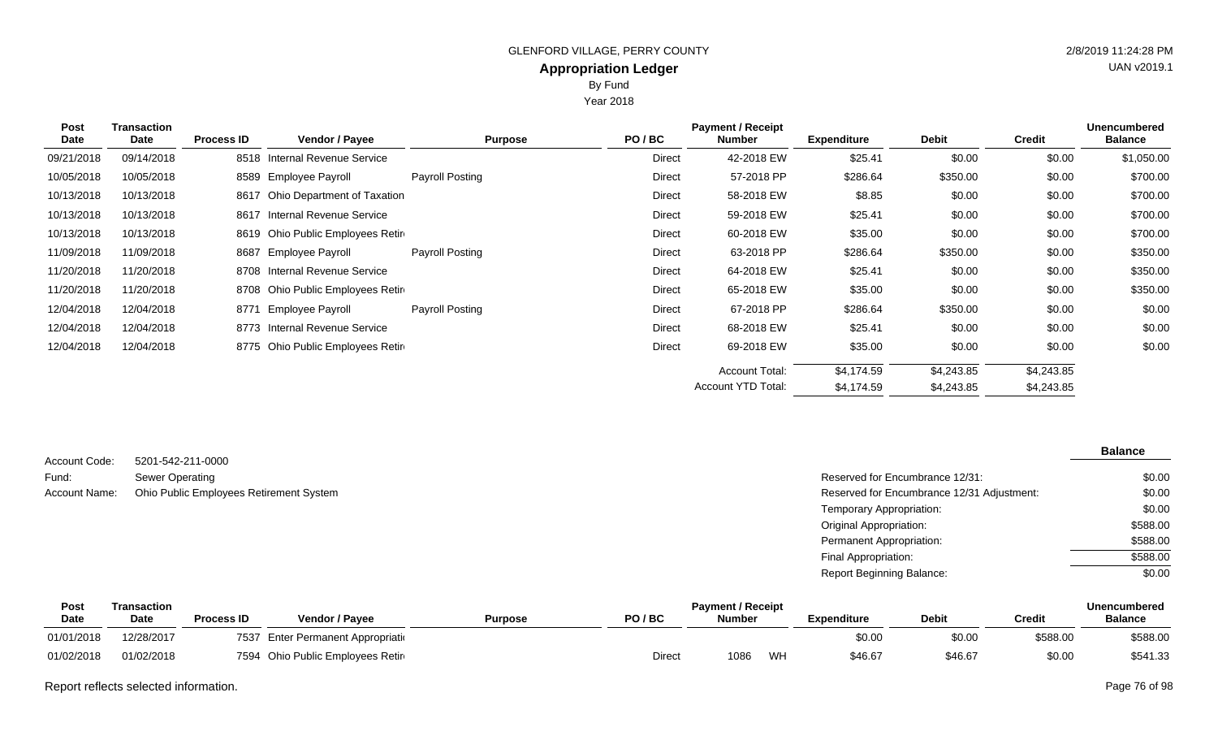GLENFORD VILLAGE, PERRY COUNTY

**Appropriation Ledger**

By Fund

Year 2018

| Post Date | Transaction Date | Process ID | Vendor / Payee | Purpose | PO / BC | Payment / Receipt Number | Expenditure | Debit | Credit | Unencumbered Balance |
|---|---|---|---|---|---|---|---|---|---|---|
| 09/21/2018 | 09/14/2018 | 8518 | Internal Revenue Service | | Direct | 42-2018 EW | $25.41 | $0.00 | $0.00 | $1,050.00 |
| 10/05/2018 | 10/05/2018 | 8589 | Employee Payroll | Payroll Posting | Direct | 57-2018 PP | $286.64 | $350.00 | $0.00 | $700.00 |
| 10/13/2018 | 10/13/2018 | 8617 | Ohio Department of Taxation | | Direct | 58-2018 EW | $8.85 | $0.00 | $0.00 | $700.00 |
| 10/13/2018 | 10/13/2018 | 8617 | Internal Revenue Service | | Direct | 59-2018 EW | $25.41 | $0.00 | $0.00 | $700.00 |
| 10/13/2018 | 10/13/2018 | 8619 | Ohio Public Employees Retir | | Direct | 60-2018 EW | $35.00 | $0.00 | $0.00 | $700.00 |
| 11/09/2018 | 11/09/2018 | 8687 | Employee Payroll | Payroll Posting | Direct | 63-2018 PP | $286.64 | $350.00 | $0.00 | $350.00 |
| 11/20/2018 | 11/20/2018 | 8708 | Internal Revenue Service | | Direct | 64-2018 EW | $25.41 | $0.00 | $0.00 | $350.00 |
| 11/20/2018 | 11/20/2018 | 8708 | Ohio Public Employees Retir | | Direct | 65-2018 EW | $35.00 | $0.00 | $0.00 | $350.00 |
| 12/04/2018 | 12/04/2018 | 8771 | Employee Payroll | Payroll Posting | Direct | 67-2018 PP | $286.64 | $350.00 | $0.00 | $0.00 |
| 12/04/2018 | 12/04/2018 | 8773 | Internal Revenue Service | | Direct | 68-2018 EW | $25.41 | $0.00 | $0.00 | $0.00 |
| 12/04/2018 | 12/04/2018 | 8775 | Ohio Public Employees Retir | | Direct | 69-2018 EW | $35.00 | $0.00 | $0.00 | $0.00 |
| | | | | | | Account Total: | $4,174.59 | $4,243.85 | $4,243.85 | |
| | | | | | | Account YTD Total: | $4,174.59 | $4,243.85 | $4,243.85 | |

Account Code: 5201-542-211-0000
Fund: Sewer Operating
Account Name: Ohio Public Employees Retirement System

| | Balance |
|---|---|
| Reserved for Encumbrance 12/31: | $0.00 |
| Reserved for Encumbrance 12/31 Adjustment: | $0.00 |
| Temporary Appropriation: | $0.00 |
| Original Appropriation: | $588.00 |
| Permanent Appropriation: | $588.00 |
| Final Appropriation: | $588.00 |
| Report Beginning Balance: | $0.00 |

| Post Date | Transaction Date | Process ID | Vendor / Payee | Purpose | PO / BC | Payment / Receipt Number | Expenditure | Debit | Credit | Unencumbered Balance |
|---|---|---|---|---|---|---|---|---|---|---|
| 01/01/2018 | 12/28/2017 | 7537 | Enter Permanent Appropriati | | | | $0.00 | $0.00 | $588.00 | $588.00 |
| 01/02/2018 | 01/02/2018 | 7594 | Ohio Public Employees Retir | | Direct | 1086 WH | $46.67 | $46.67 | $0.00 | $541.33 |

Report reflects selected information.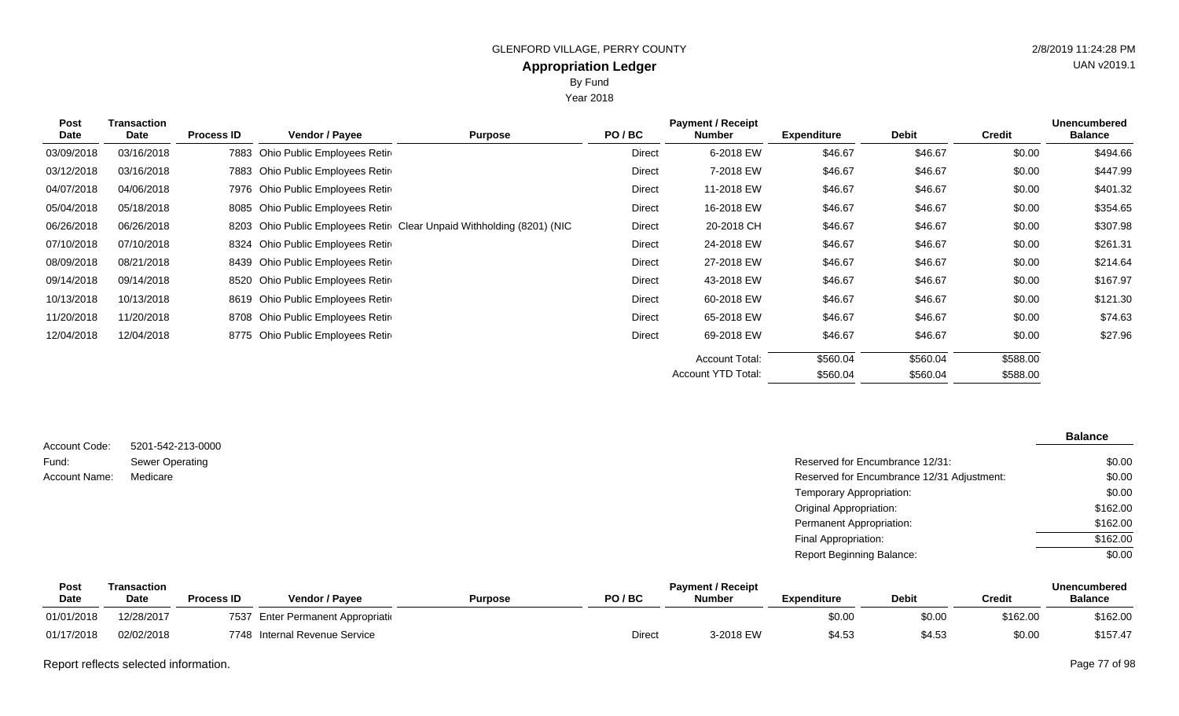# GLENFORD VILLAGE, PERRY COUNTY

## Appropriation Ledger

By Fund

Year 2018

| Post Date | Transaction Date | Process ID | Vendor / Payee | Purpose | PO / BC | Payment / Receipt Number | Expenditure | Debit | Credit | Unencumbered Balance |
|---|---|---|---|---|---|---|---|---|---|---|
| 03/09/2018 | 03/16/2018 | 7883 | Ohio Public Employees Retir | | Direct | 6-2018 EW | $46.67 | $46.67 | $0.00 | $494.66 |
| 03/12/2018 | 03/16/2018 | 7883 | Ohio Public Employees Retir | | Direct | 7-2018 EW | $46.67 | $46.67 | $0.00 | $447.99 |
| 04/07/2018 | 04/06/2018 | 7976 | Ohio Public Employees Retir | | Direct | 11-2018 EW | $46.67 | $46.67 | $0.00 | $401.32 |
| 05/04/2018 | 05/18/2018 | 8085 | Ohio Public Employees Retir | | Direct | 16-2018 EW | $46.67 | $46.67 | $0.00 | $354.65 |
| 06/26/2018 | 06/26/2018 | 8203 | Ohio Public Employees Retir | Clear Unpaid Withholding (8201) (NIC | Direct | 20-2018 CH | $46.67 | $46.67 | $0.00 | $307.98 |
| 07/10/2018 | 07/10/2018 | 8324 | Ohio Public Employees Retir | | Direct | 24-2018 EW | $46.67 | $46.67 | $0.00 | $261.31 |
| 08/09/2018 | 08/21/2018 | 8439 | Ohio Public Employees Retir | | Direct | 27-2018 EW | $46.67 | $46.67 | $0.00 | $214.64 |
| 09/14/2018 | 09/14/2018 | 8520 | Ohio Public Employees Retir | | Direct | 43-2018 EW | $46.67 | $46.67 | $0.00 | $167.97 |
| 10/13/2018 | 10/13/2018 | 8619 | Ohio Public Employees Retir | | Direct | 60-2018 EW | $46.67 | $46.67 | $0.00 | $121.30 |
| 11/20/2018 | 11/20/2018 | 8708 | Ohio Public Employees Retir | | Direct | 65-2018 EW | $46.67 | $46.67 | $0.00 | $74.63 |
| 12/04/2018 | 12/04/2018 | 8775 | Ohio Public Employees Retir | | Direct | 69-2018 EW | $46.67 | $46.67 | $0.00 | $27.96 |
| | | | | | | Account Total: | $560.04 | $560.04 | $588.00 | |
| | | | | | | Account YTD Total: | $560.04 | $560.04 | $588.00 | |

Account Code: 5201-542-213-0000
Fund: Sewer Operating
Account Name: Medicare

| | Balance |
|---|---|
| Reserved for Encumbrance 12/31: | $0.00 |
| Reserved for Encumbrance 12/31 Adjustment: | $0.00 |
| Temporary Appropriation: | $0.00 |
| Original Appropriation: | $162.00 |
| Permanent Appropriation: | $162.00 |
| Final Appropriation: | $162.00 |
| Report Beginning Balance: | $0.00 |

| Post Date | Transaction Date | Process ID | Vendor / Payee | Purpose | PO / BC | Payment / Receipt Number | Expenditure | Debit | Credit | Unencumbered Balance |
|---|---|---|---|---|---|---|---|---|---|---|
| 01/01/2018 | 12/28/2017 | 7537 | Enter Permanent Appropriati | | | | $0.00 | $0.00 | $162.00 | $162.00 |
| 01/17/2018 | 02/02/2018 | 7748 | Internal Revenue Service | | Direct | 3-2018 EW | $4.53 | $4.53 | $0.00 | $157.47 |

Report reflects selected information.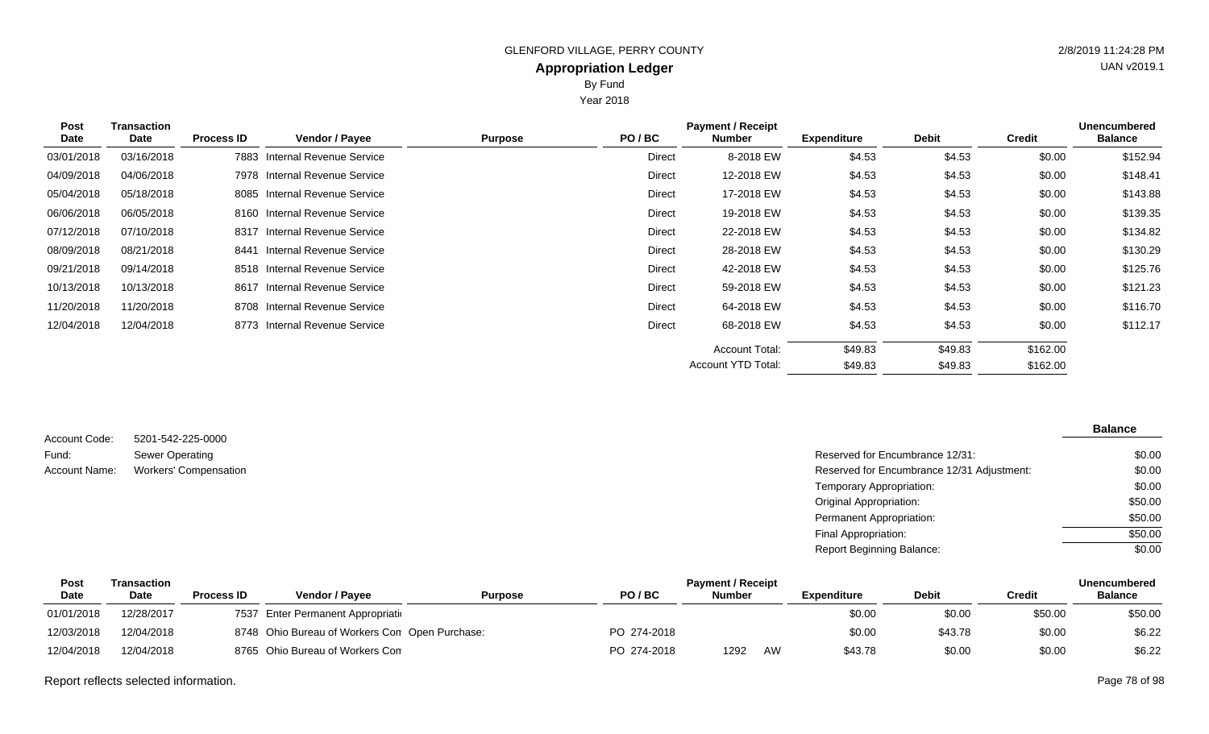| Post Date | Transaction Date | Process ID | Vendor / Payee | Purpose | PO / BC | Payment / Receipt Number | Expenditure | Debit | Credit | Unencumbered Balance |
|---|---|---|---|---|---|---|---|---|---|---|
| 03/01/2018 | 03/16/2018 | 7883 | Internal Revenue Service | | Direct | 8-2018 EW | $4.53 | $4.53 | $0.00 | $152.94 |
| 04/09/2018 | 04/06/2018 | 7978 | Internal Revenue Service | | Direct | 12-2018 EW | $4.53 | $4.53 | $0.00 | $148.41 |
| 05/04/2018 | 05/18/2018 | 8085 | Internal Revenue Service | | Direct | 17-2018 EW | $4.53 | $4.53 | $0.00 | $143.88 |
| 06/06/2018 | 06/05/2018 | 8160 | Internal Revenue Service | | Direct | 19-2018 EW | $4.53 | $4.53 | $0.00 | $139.35 |
| 07/12/2018 | 07/10/2018 | 8317 | Internal Revenue Service | | Direct | 22-2018 EW | $4.53 | $4.53 | $0.00 | $134.82 |
| 08/09/2018 | 08/21/2018 | 8441 | Internal Revenue Service | | Direct | 28-2018 EW | $4.53 | $4.53 | $0.00 | $130.29 |
| 09/21/2018 | 09/14/2018 | 8518 | Internal Revenue Service | | Direct | 42-2018 EW | $4.53 | $4.53 | $0.00 | $125.76 |
| 10/13/2018 | 10/13/2018 | 8617 | Internal Revenue Service | | Direct | 59-2018 EW | $4.53 | $4.53 | $0.00 | $121.23 |
| 11/20/2018 | 11/20/2018 | 8708 | Internal Revenue Service | | Direct | 64-2018 EW | $4.53 | $4.53 | $0.00 | $116.70 |
| 12/04/2018 | 12/04/2018 | 8773 | Internal Revenue Service | | Direct | 68-2018 EW | $4.53 | $4.53 | $0.00 | $112.17 |
| | | | | | | Account Total: | $49.83 | $49.83 | $162.00 | |
| | | | | | | Account YTD Total: | $49.83 | $49.83 | $162.00 | |

Account Code: 5201-542-225-0000
Fund: Sewer Operating
Account Name: Workers' Compensation

| | Balance |
|---|---|
| Reserved for Encumbrance 12/31: | $0.00 |
| Reserved for Encumbrance 12/31 Adjustment: | $0.00 |
| Temporary Appropriation: | $0.00 |
| Original Appropriation: | $50.00 |
| Permanent Appropriation: | $50.00 |
| Final Appropriation: | $50.00 |
| Report Beginning Balance: | $0.00 |

| Post Date | Transaction Date | Process ID | Vendor / Payee | Purpose | PO / BC | Payment / Receipt Number | Expenditure | Debit | Credit | Unencumbered Balance |
|---|---|---|---|---|---|---|---|---|---|---|
| 01/01/2018 | 12/28/2017 | 7537 | Enter Permanent Appropriati | | | | $0.00 | $0.00 | $50.00 | $50.00 |
| 12/03/2018 | 12/04/2018 | 8748 | Ohio Bureau of Workers Con | Open Purchase: | PO 274-2018 | | $0.00 | $43.78 | $0.00 | $6.22 |
| 12/04/2018 | 12/04/2018 | 8765 | Ohio Bureau of Workers Con | | PO 274-2018 | 1292 AW | $43.78 | $0.00 | $0.00 | $6.22 |

Report reflects selected information.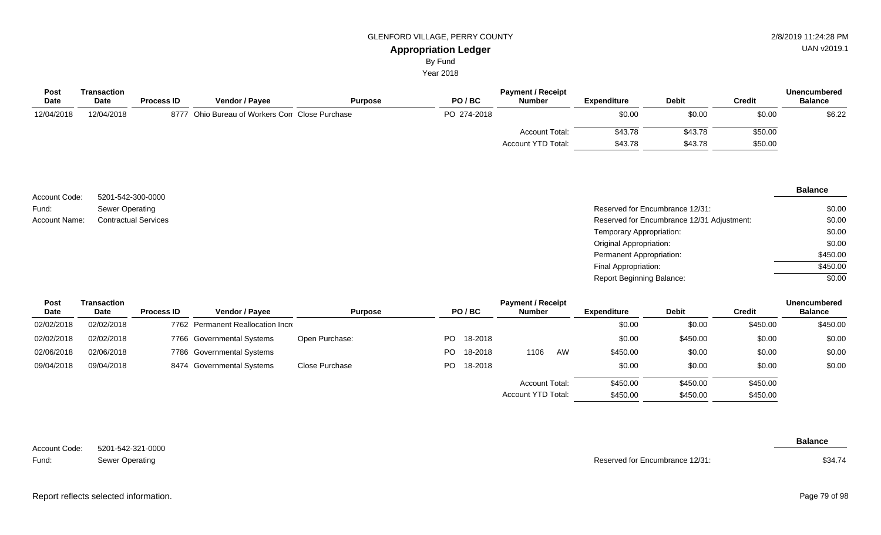GLENFORD VILLAGE, PERRY COUNTY

**Appropriation Ledger**

By Fund

Year 2018

| Post Date | Transaction Date | Process ID | Vendor / Payee | Purpose | PO / BC | Payment / Receipt Number | Expenditure | Debit | Credit | Unencumbered Balance |
|---|---|---|---|---|---|---|---|---|---|---|
| 12/04/2018 | 12/04/2018 | 8777 | Ohio Bureau of Workers Con | Close Purchase | PO 274-2018 | | $0.00 | $0.00 | $0.00 | $6.22 |
| | | | | | | Account Total: | $43.78 | $43.78 | $50.00 | |
| | | | | | | Account YTD Total: | $43.78 | $43.78 | $50.00 | |

Account Code: 5201-542-300-0000
Fund: Sewer Operating
Account Name: Contractual Services

| | Balance |
|---|---|
| Reserved for Encumbrance 12/31: | $0.00 |
| Reserved for Encumbrance 12/31 Adjustment: | $0.00 |
| Temporary Appropriation: | $0.00 |
| Original Appropriation: | $0.00 |
| Permanent Appropriation: | $450.00 |
| Final Appropriation: | $450.00 |
| Report Beginning Balance: | $0.00 |

| Post Date | Transaction Date | Process ID | Vendor / Payee | Purpose | PO / BC | Payment / Receipt Number | Expenditure | Debit | Credit | Unencumbered Balance |
|---|---|---|---|---|---|---|---|---|---|---|
| 02/02/2018 | 02/02/2018 | 7762 | Permanent Reallocation Incre | | | | $0.00 | $0.00 | $450.00 | $450.00 |
| 02/02/2018 | 02/02/2018 | 7766 | Governmental Systems | Open Purchase: | PO 18-2018 | | $0.00 | $450.00 | $0.00 | $0.00 |
| 02/06/2018 | 02/06/2018 | 7786 | Governmental Systems | | PO 18-2018 | 1106 AW | $450.00 | $0.00 | $0.00 | $0.00 |
| 09/04/2018 | 09/04/2018 | 8474 | Governmental Systems | Close Purchase | PO 18-2018 | | $0.00 | $0.00 | $0.00 | $0.00 |
| | | | | | | Account Total: | $450.00 | $450.00 | $450.00 | |
| | | | | | | Account YTD Total: | $450.00 | $450.00 | $450.00 | |

Account Code: 5201-542-321-0000
Fund: Sewer Operating

| | Balance |
|---|---|
| Reserved for Encumbrance 12/31: | $34.74 |

Report reflects selected information.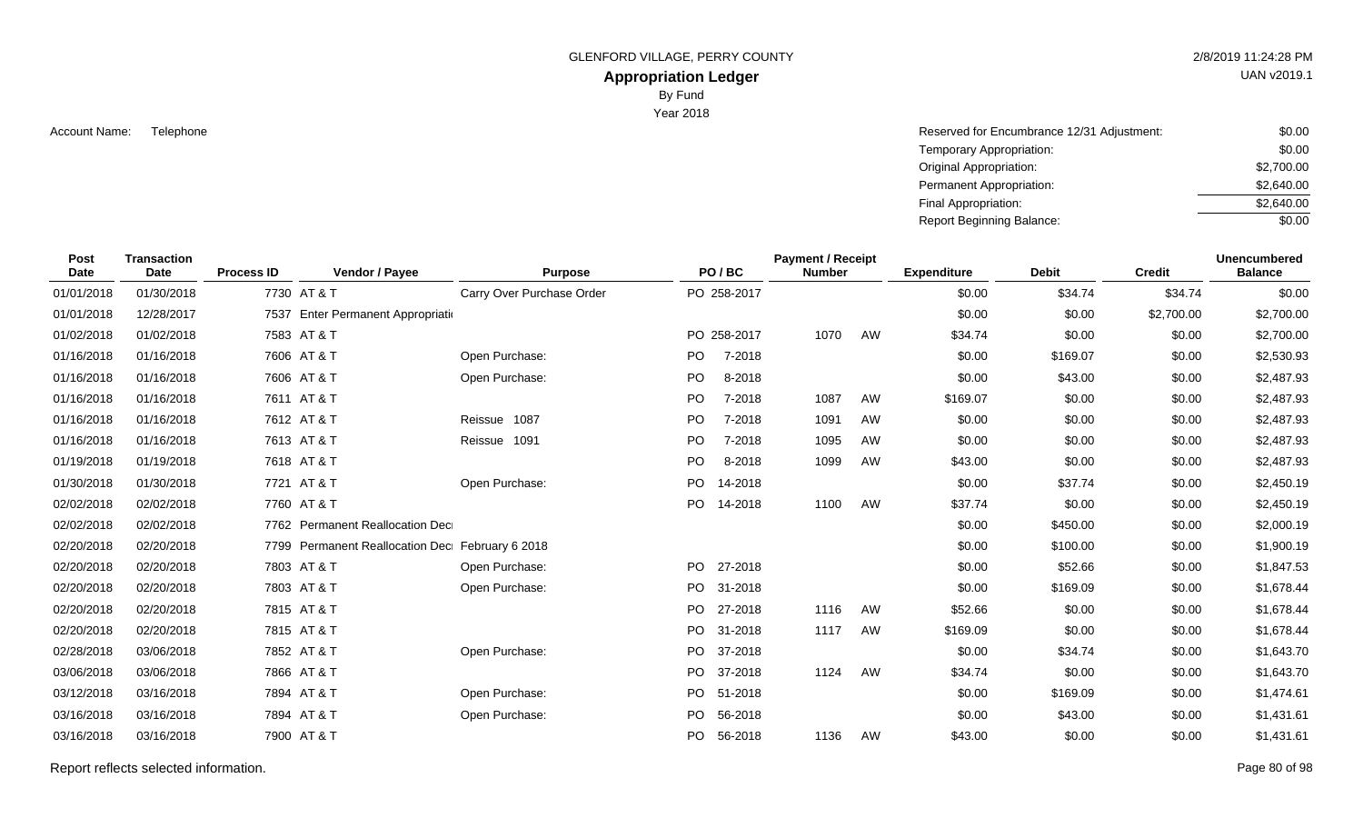GLENFORD VILLAGE, PERRY COUNTY

# Appropriation Ledger

By Fund

Year 2018

Account Name: Telephone

| | |
|---|---|
| Reserved for Encumbrance 12/31 Adjustment: | $0.00 |
| Temporary Appropriation: | $0.00 |
| Original Appropriation: | $2,700.00 |
| Permanent Appropriation: | $2,640.00 |
| Final Appropriation: | $2,640.00 |
| Report Beginning Balance: | $0.00 |

| Post Date | Transaction Date | Process ID | Vendor / Payee | Purpose | PO / BC | | Payment / Receipt Number | | Expenditure | Debit | Credit | Unencumbered Balance |
|---|---|---|---|---|---|---|---|---|---|---|---|---|
| 01/01/2018 | 01/30/2018 | 7730 | AT & T | Carry Over Purchase Order | PO | 258-2017 | | | $0.00 | $34.74 | $34.74 | $0.00 |
| 01/01/2018 | 12/28/2017 | 7537 | Enter Permanent Appropriati | | | | | | $0.00 | $0.00 | $2,700.00 | $2,700.00 |
| 01/02/2018 | 01/02/2018 | 7583 | AT & T | | PO | 258-2017 | 1070 | AW | $34.74 | $0.00 | $0.00 | $2,700.00 |
| 01/16/2018 | 01/16/2018 | 7606 | AT & T | Open Purchase: | PO | 7-2018 | | | $0.00 | $169.07 | $0.00 | $2,530.93 |
| 01/16/2018 | 01/16/2018 | 7606 | AT & T | Open Purchase: | PO | 8-2018 | | | $0.00 | $43.00 | $0.00 | $2,487.93 |
| 01/16/2018 | 01/16/2018 | 7611 | AT & T | | PO | 7-2018 | 1087 | AW | $169.07 | $0.00 | $0.00 | $2,487.93 |
| 01/16/2018 | 01/16/2018 | 7612 | AT & T | Reissue 1087 | PO | 7-2018 | 1091 | AW | $0.00 | $0.00 | $0.00 | $2,487.93 |
| 01/16/2018 | 01/16/2018 | 7613 | AT & T | Reissue 1091 | PO | 7-2018 | 1095 | AW | $0.00 | $0.00 | $0.00 | $2,487.93 |
| 01/19/2018 | 01/19/2018 | 7618 | AT & T | | PO | 8-2018 | 1099 | AW | $43.00 | $0.00 | $0.00 | $2,487.93 |
| 01/30/2018 | 01/30/2018 | 7721 | AT & T | Open Purchase: | PO | 14-2018 | | | $0.00 | $37.74 | $0.00 | $2,450.19 |
| 02/02/2018 | 02/02/2018 | 7760 | AT & T | | PO | 14-2018 | 1100 | AW | $37.74 | $0.00 | $0.00 | $2,450.19 |
| 02/02/2018 | 02/02/2018 | 7762 | Permanent Reallocation Dec | | | | | | $0.00 | $450.00 | $0.00 | $2,000.19 |
| 02/20/2018 | 02/20/2018 | 7799 | Permanent Reallocation Dec | February 6 2018 | | | | | $0.00 | $100.00 | $0.00 | $1,900.19 |
| 02/20/2018 | 02/20/2018 | 7803 | AT & T | Open Purchase: | PO | 27-2018 | | | $0.00 | $52.66 | $0.00 | $1,847.53 |
| 02/20/2018 | 02/20/2018 | 7803 | AT & T | Open Purchase: | PO | 31-2018 | | | $0.00 | $169.09 | $0.00 | $1,678.44 |
| 02/20/2018 | 02/20/2018 | 7815 | AT & T | | PO | 27-2018 | 1116 | AW | $52.66 | $0.00 | $0.00 | $1,678.44 |
| 02/20/2018 | 02/20/2018 | 7815 | AT & T | | PO | 31-2018 | 1117 | AW | $169.09 | $0.00 | $0.00 | $1,678.44 |
| 02/28/2018 | 03/06/2018 | 7852 | AT & T | Open Purchase: | PO | 37-2018 | | | $0.00 | $34.74 | $0.00 | $1,643.70 |
| 03/06/2018 | 03/06/2018 | 7866 | AT & T | | PO | 37-2018 | 1124 | AW | $34.74 | $0.00 | $0.00 | $1,643.70 |
| 03/12/2018 | 03/16/2018 | 7894 | AT & T | Open Purchase: | PO | 51-2018 | | | $0.00 | $169.09 | $0.00 | $1,474.61 |
| 03/16/2018 | 03/16/2018 | 7894 | AT & T | Open Purchase: | PO | 56-2018 | | | $0.00 | $43.00 | $0.00 | $1,431.61 |
| 03/16/2018 | 03/16/2018 | 7900 | AT & T | | PO | 56-2018 | 1136 | AW | $43.00 | $0.00 | $0.00 | $1,431.61 |

Report reflects selected information.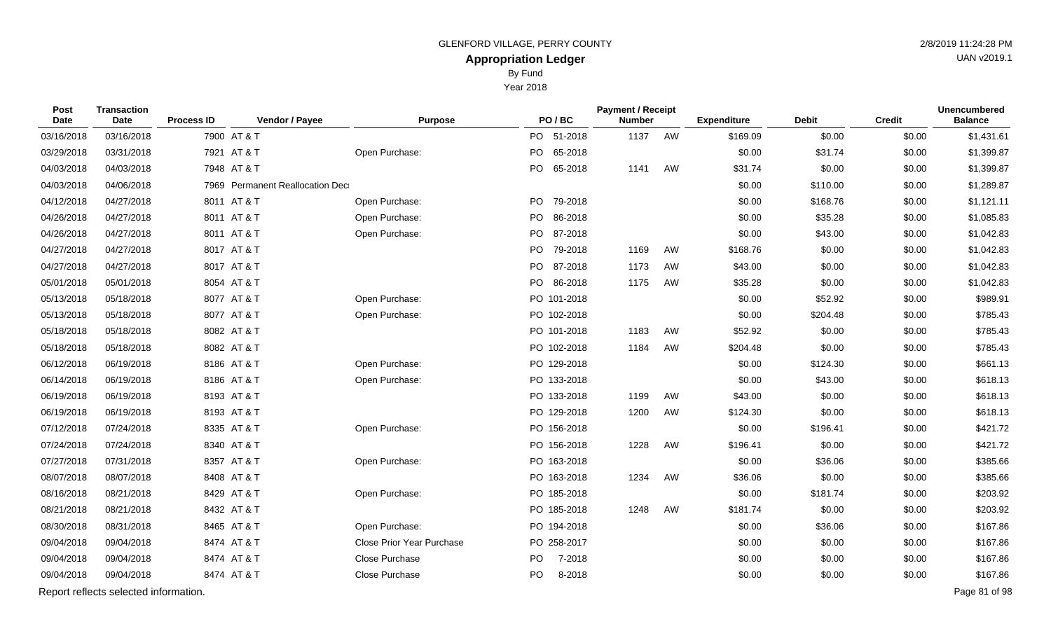GLENFORD VILLAGE, PERRY COUNTY

# Appropriation Ledger

By Fund

Year 2018

| Post Date | Transaction Date | Process ID | Vendor / Payee | Purpose | PO / BC | Payment / Receipt Number | | Expenditure | Debit | Credit | Unencumbered Balance |
|---|---|---|---|---|---|---|---|---|---|---|---|
| 03/16/2018 | 03/16/2018 | 7900 | AT & T | | PO 51-2018 | 1137 | AW | $169.09 | $0.00 | $0.00 | $1,431.61 |
| 03/29/2018 | 03/31/2018 | 7921 | AT & T | Open Purchase: | PO 65-2018 | | | $0.00 | $31.74 | $0.00 | $1,399.87 |
| 04/03/2018 | 04/03/2018 | 7948 | AT & T | | PO 65-2018 | 1141 | AW | $31.74 | $0.00 | $0.00 | $1,399.87 |
| 04/03/2018 | 04/06/2018 | 7969 | Permanent Reallocation Dec | | | | | $0.00 | $110.00 | $0.00 | $1,289.87 |
| 04/12/2018 | 04/27/2018 | 8011 | AT & T | Open Purchase: | PO 79-2018 | | | $0.00 | $168.76 | $0.00 | $1,121.11 |
| 04/26/2018 | 04/27/2018 | 8011 | AT & T | Open Purchase: | PO 86-2018 | | | $0.00 | $35.28 | $0.00 | $1,085.83 |
| 04/26/2018 | 04/27/2018 | 8011 | AT & T | Open Purchase: | PO 87-2018 | | | $0.00 | $43.00 | $0.00 | $1,042.83 |
| 04/27/2018 | 04/27/2018 | 8017 | AT & T | | PO 79-2018 | 1169 | AW | $168.76 | $0.00 | $0.00 | $1,042.83 |
| 04/27/2018 | 04/27/2018 | 8017 | AT & T | | PO 87-2018 | 1173 | AW | $43.00 | $0.00 | $0.00 | $1,042.83 |
| 05/01/2018 | 05/01/2018 | 8054 | AT & T | | PO 86-2018 | 1175 | AW | $35.28 | $0.00 | $0.00 | $1,042.83 |
| 05/13/2018 | 05/18/2018 | 8077 | AT & T | Open Purchase: | PO 101-2018 | | | $0.00 | $52.92 | $0.00 | $989.91 |
| 05/13/2018 | 05/18/2018 | 8077 | AT & T | Open Purchase: | PO 102-2018 | | | $0.00 | $204.48 | $0.00 | $785.43 |
| 05/18/2018 | 05/18/2018 | 8082 | AT & T | | PO 101-2018 | 1183 | AW | $52.92 | $0.00 | $0.00 | $785.43 |
| 05/18/2018 | 05/18/2018 | 8082 | AT & T | | PO 102-2018 | 1184 | AW | $204.48 | $0.00 | $0.00 | $785.43 |
| 06/12/2018 | 06/19/2018 | 8186 | AT & T | Open Purchase: | PO 129-2018 | | | $0.00 | $124.30 | $0.00 | $661.13 |
| 06/14/2018 | 06/19/2018 | 8186 | AT & T | Open Purchase: | PO 133-2018 | | | $0.00 | $43.00 | $0.00 | $618.13 |
| 06/19/2018 | 06/19/2018 | 8193 | AT & T | | PO 133-2018 | 1199 | AW | $43.00 | $0.00 | $0.00 | $618.13 |
| 06/19/2018 | 06/19/2018 | 8193 | AT & T | | PO 129-2018 | 1200 | AW | $124.30 | $0.00 | $0.00 | $618.13 |
| 07/12/2018 | 07/24/2018 | 8335 | AT & T | Open Purchase: | PO 156-2018 | | | $0.00 | $196.41 | $0.00 | $421.72 |
| 07/24/2018 | 07/24/2018 | 8340 | AT & T | | PO 156-2018 | 1228 | AW | $196.41 | $0.00 | $0.00 | $421.72 |
| 07/27/2018 | 07/31/2018 | 8357 | AT & T | Open Purchase: | PO 163-2018 | | | $0.00 | $36.06 | $0.00 | $385.66 |
| 08/07/2018 | 08/07/2018 | 8408 | AT & T | | PO 163-2018 | 1234 | AW | $36.06 | $0.00 | $0.00 | $385.66 |
| 08/16/2018 | 08/21/2018 | 8429 | AT & T | Open Purchase: | PO 185-2018 | | | $0.00 | $181.74 | $0.00 | $203.92 |
| 08/21/2018 | 08/21/2018 | 8432 | AT & T | | PO 185-2018 | 1248 | AW | $181.74 | $0.00 | $0.00 | $203.92 |
| 08/30/2018 | 08/31/2018 | 8465 | AT & T | Open Purchase: | PO 194-2018 | | | $0.00 | $36.06 | $0.00 | $167.86 |
| 09/04/2018 | 09/04/2018 | 8474 | AT & T | Close Prior Year Purchase | PO 258-2017 | | | $0.00 | $0.00 | $0.00 | $167.86 |
| 09/04/2018 | 09/04/2018 | 8474 | AT & T | Close Purchase | PO 7-2018 | | | $0.00 | $0.00 | $0.00 | $167.86 |
| 09/04/2018 | 09/04/2018 | 8474 | AT & T | Close Purchase | PO 8-2018 | | | $0.00 | $0.00 | $0.00 | $167.86 |

Report reflects selected information.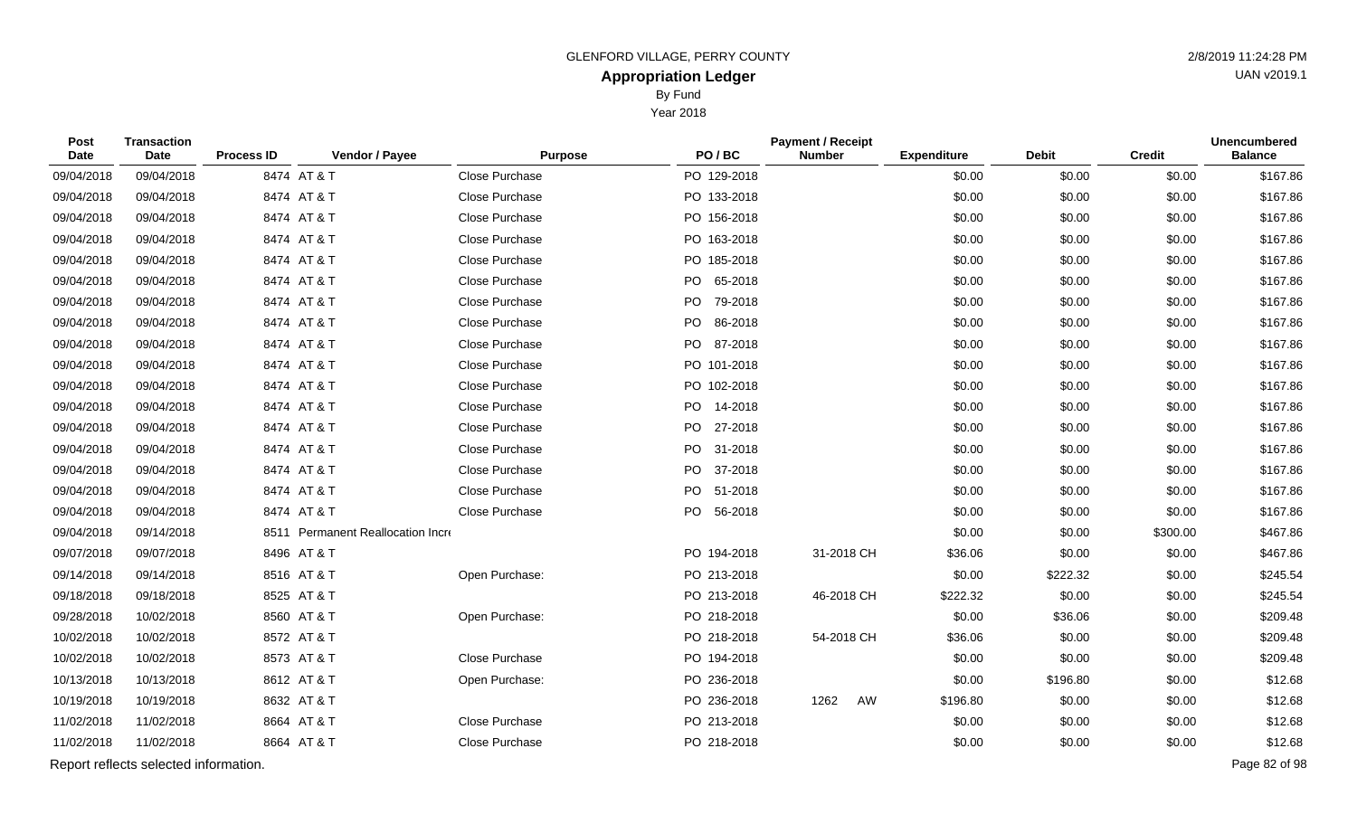GLENFORD VILLAGE, PERRY COUNTY

# Appropriation Ledger

By Fund

Year 2018

2/8/2019 11:24:28 PM

UAN v2019.1

| Post Date | Transaction Date | Process ID | Vendor / Payee | Purpose | PO / BC | Payment / Receipt Number | Expenditure | Debit | Credit | Unencumbered Balance |
|---|---|---|---|---|---|---|---|---|---|---|
| 09/04/2018 | 09/04/2018 | 8474 | AT & T | Close Purchase | PO 129-2018 | | $0.00 | $0.00 | $0.00 | $167.86 |
| 09/04/2018 | 09/04/2018 | 8474 | AT & T | Close Purchase | PO 133-2018 | | $0.00 | $0.00 | $0.00 | $167.86 |
| 09/04/2018 | 09/04/2018 | 8474 | AT & T | Close Purchase | PO 156-2018 | | $0.00 | $0.00 | $0.00 | $167.86 |
| 09/04/2018 | 09/04/2018 | 8474 | AT & T | Close Purchase | PO 163-2018 | | $0.00 | $0.00 | $0.00 | $167.86 |
| 09/04/2018 | 09/04/2018 | 8474 | AT & T | Close Purchase | PO 185-2018 | | $0.00 | $0.00 | $0.00 | $167.86 |
| 09/04/2018 | 09/04/2018 | 8474 | AT & T | Close Purchase | PO 65-2018 | | $0.00 | $0.00 | $0.00 | $167.86 |
| 09/04/2018 | 09/04/2018 | 8474 | AT & T | Close Purchase | PO 79-2018 | | $0.00 | $0.00 | $0.00 | $167.86 |
| 09/04/2018 | 09/04/2018 | 8474 | AT & T | Close Purchase | PO 86-2018 | | $0.00 | $0.00 | $0.00 | $167.86 |
| 09/04/2018 | 09/04/2018 | 8474 | AT & T | Close Purchase | PO 87-2018 | | $0.00 | $0.00 | $0.00 | $167.86 |
| 09/04/2018 | 09/04/2018 | 8474 | AT & T | Close Purchase | PO 101-2018 | | $0.00 | $0.00 | $0.00 | $167.86 |
| 09/04/2018 | 09/04/2018 | 8474 | AT & T | Close Purchase | PO 102-2018 | | $0.00 | $0.00 | $0.00 | $167.86 |
| 09/04/2018 | 09/04/2018 | 8474 | AT & T | Close Purchase | PO 14-2018 | | $0.00 | $0.00 | $0.00 | $167.86 |
| 09/04/2018 | 09/04/2018 | 8474 | AT & T | Close Purchase | PO 27-2018 | | $0.00 | $0.00 | $0.00 | $167.86 |
| 09/04/2018 | 09/04/2018 | 8474 | AT & T | Close Purchase | PO 31-2018 | | $0.00 | $0.00 | $0.00 | $167.86 |
| 09/04/2018 | 09/04/2018 | 8474 | AT & T | Close Purchase | PO 37-2018 | | $0.00 | $0.00 | $0.00 | $167.86 |
| 09/04/2018 | 09/04/2018 | 8474 | AT & T | Close Purchase | PO 51-2018 | | $0.00 | $0.00 | $0.00 | $167.86 |
| 09/04/2018 | 09/04/2018 | 8474 | AT & T | Close Purchase | PO 56-2018 | | $0.00 | $0.00 | $0.00 | $167.86 |
| 09/04/2018 | 09/14/2018 | 8511 | Permanent Reallocation Incr | | | | $0.00 | $0.00 | $300.00 | $467.86 |
| 09/07/2018 | 09/07/2018 | 8496 | AT & T | | PO 194-2018 | 31-2018 CH | $36.06 | $0.00 | $0.00 | $467.86 |
| 09/14/2018 | 09/14/2018 | 8516 | AT & T | Open Purchase: | PO 213-2018 | | $0.00 | $222.32 | $0.00 | $245.54 |
| 09/18/2018 | 09/18/2018 | 8525 | AT & T | | PO 213-2018 | 46-2018 CH | $222.32 | $0.00 | $0.00 | $245.54 |
| 09/28/2018 | 10/02/2018 | 8560 | AT & T | Open Purchase: | PO 218-2018 | | $0.00 | $36.06 | $0.00 | $209.48 |
| 10/02/2018 | 10/02/2018 | 8572 | AT & T | | PO 218-2018 | 54-2018 CH | $36.06 | $0.00 | $0.00 | $209.48 |
| 10/02/2018 | 10/02/2018 | 8573 | AT & T | Close Purchase | PO 194-2018 | | $0.00 | $0.00 | $0.00 | $209.48 |
| 10/13/2018 | 10/13/2018 | 8612 | AT & T | Open Purchase: | PO 236-2018 | | $0.00 | $196.80 | $0.00 | $12.68 |
| 10/19/2018 | 10/19/2018 | 8632 | AT & T | | PO 236-2018 | 1262 AW | $196.80 | $0.00 | $0.00 | $12.68 |
| 11/02/2018 | 11/02/2018 | 8664 | AT & T | Close Purchase | PO 213-2018 | | $0.00 | $0.00 | $0.00 | $12.68 |
| 11/02/2018 | 11/02/2018 | 8664 | AT & T | Close Purchase | PO 218-2018 | | $0.00 | $0.00 | $0.00 | $12.68 |

Report reflects selected information.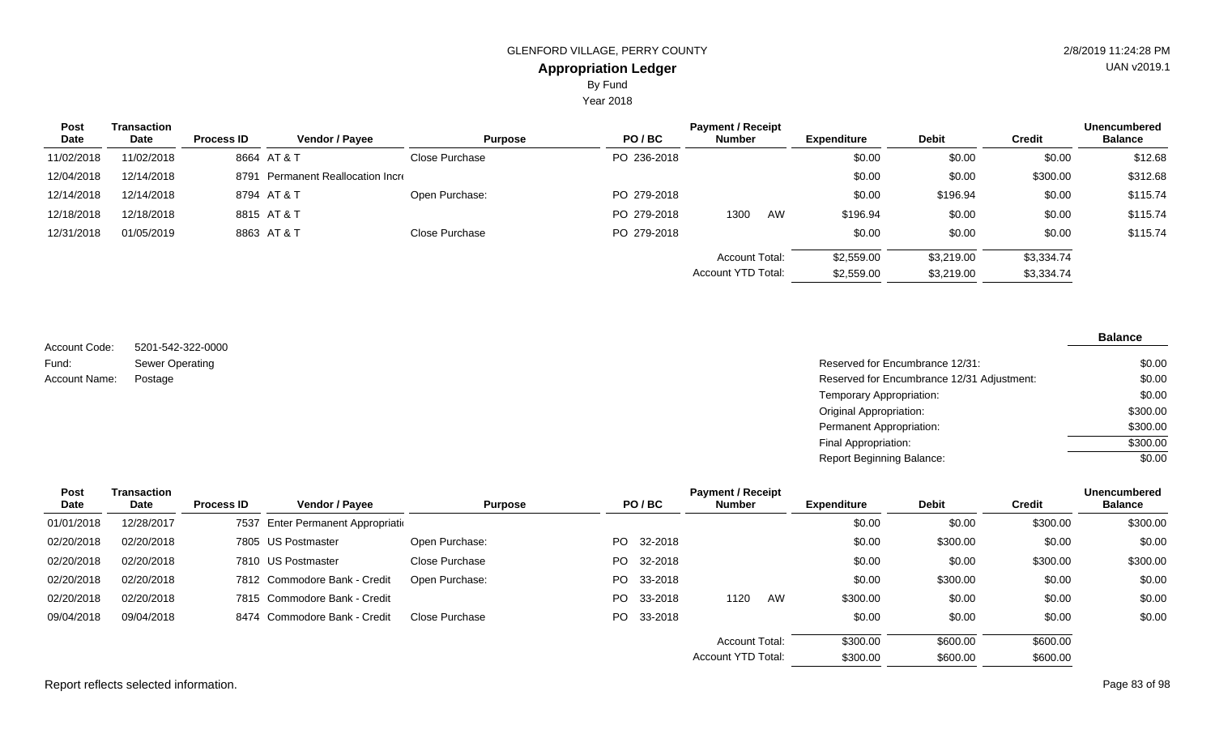GLENFORD VILLAGE, PERRY COUNTY

## Appropriation Ledger

By Fund

Year 2018

| Post Date | Transaction Date | Process ID | Vendor / Payee | Purpose | PO / BC | Payment / Receipt Number | | Expenditure | Debit | Credit | Unencumbered Balance |
|---|---|---|---|---|---|---|---|---|---|---|---|
| 11/02/2018 | 11/02/2018 | 8664 | AT & T | Close Purchase | PO 236-2018 | | | $0.00 | $0.00 | $0.00 | $12.68 |
| 12/04/2018 | 12/14/2018 | 8791 | Permanent Reallocation Incr | | | | | $0.00 | $0.00 | $300.00 | $312.68 |
| 12/14/2018 | 12/14/2018 | 8794 | AT & T | Open Purchase: | PO 279-2018 | | | $0.00 | $196.94 | $0.00 | $115.74 |
| 12/18/2018 | 12/18/2018 | 8815 | AT & T | | PO 279-2018 | 1300 | AW | $196.94 | $0.00 | $0.00 | $115.74 |
| 12/31/2018 | 01/05/2019 | 8863 | AT & T | Close Purchase | PO 279-2018 | | | $0.00 | $0.00 | $0.00 | $115.74 |
| | | | | | | Account Total: | | $2,559.00 | $3,219.00 | $3,334.74 | |
| | | | | | | Account YTD Total: | | $2,559.00 | $3,219.00 | $3,334.74 | |

Account Code: 5201-542-322-0000
Fund: Sewer Operating
Account Name: Postage

| | Balance |
|---|---|
| Reserved for Encumbrance 12/31: | $0.00 |
| Reserved for Encumbrance 12/31 Adjustment: | $0.00 |
| Temporary Appropriation: | $0.00 |
| Original Appropriation: | $300.00 |
| Permanent Appropriation: | $300.00 |
| Final Appropriation: | $300.00 |
| Report Beginning Balance: | $0.00 |

| Post Date | Transaction Date | Process ID | Vendor / Payee | Purpose | PO / BC | Payment / Receipt Number | | Expenditure | Debit | Credit | Unencumbered Balance |
|---|---|---|---|---|---|---|---|---|---|---|---|
| 01/01/2018 | 12/28/2017 | 7537 | Enter Permanent Appropriati | | | | | $0.00 | $0.00 | $300.00 | $300.00 |
| 02/20/2018 | 02/20/2018 | 7805 | US Postmaster | Open Purchase: | PO 32-2018 | | | $0.00 | $300.00 | $0.00 | $0.00 |
| 02/20/2018 | 02/20/2018 | 7810 | US Postmaster | Close Purchase | PO 32-2018 | | | $0.00 | $0.00 | $300.00 | $300.00 |
| 02/20/2018 | 02/20/2018 | 7812 | Commodore Bank - Credit | Open Purchase: | PO 33-2018 | | | $0.00 | $300.00 | $0.00 | $0.00 |
| 02/20/2018 | 02/20/2018 | 7815 | Commodore Bank - Credit | | PO 33-2018 | 1120 | AW | $300.00 | $0.00 | $0.00 | $0.00 |
| 09/04/2018 | 09/04/2018 | 8474 | Commodore Bank - Credit | Close Purchase | PO 33-2018 | | | $0.00 | $0.00 | $0.00 | $0.00 |
| | | | | | | Account Total: | | $300.00 | $600.00 | $600.00 | |
| | | | | | | Account YTD Total: | | $300.00 | $600.00 | $600.00 | |

Report reflects selected information.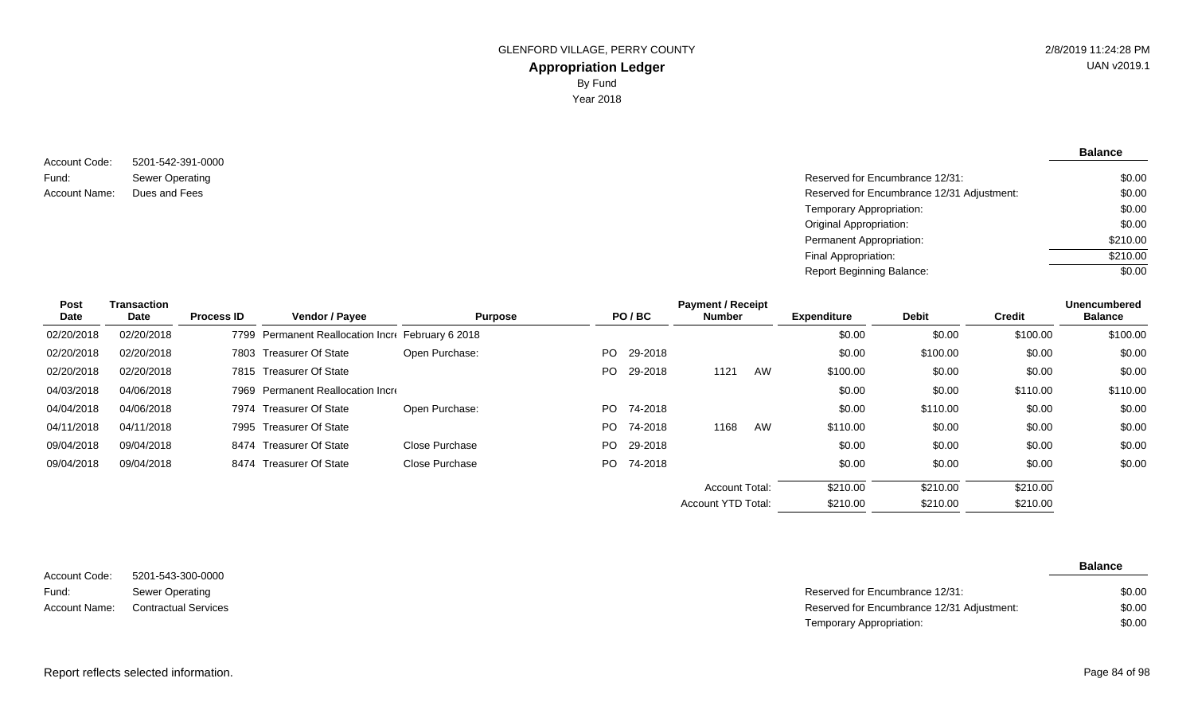GLENFORD VILLAGE, PERRY COUNTY
**Appropriation Ledger**
By Fund
Year 2018

2/8/2019 11:24:28 PM
UAN v2019.1

Account Code: 5201-542-391-0000
Fund: Sewer Operating
Account Name: Dues and Fees

| | **Balance** |
|---|---|
| Reserved for Encumbrance 12/31: | $0.00 |
| Reserved for Encumbrance 12/31 Adjustment: | $0.00 |
| Temporary Appropriation: | $0.00 |
| Original Appropriation: | $0.00 |
| Permanent Appropriation: | $210.00 |
| Final Appropriation: | $210.00 |
| Report Beginning Balance: | $0.00 |

| Post Date | Transaction Date | Process ID | Vendor / Payee | Purpose | PO / BC | Payment / Receipt Number | Expenditure | Debit | Credit | Unencumbered Balance |
|---|---|---|---|---|---|---|---|---|---|---|
| 02/20/2018 | 02/20/2018 | 7799 | Permanent Reallocation Incr | February 6 2018 | | | $0.00 | $0.00 | $100.00 | $100.00 |
| 02/20/2018 | 02/20/2018 | 7803 | Treasurer Of State | Open Purchase: | PO 29-2018 | | $0.00 | $100.00 | $0.00 | $0.00 |
| 02/20/2018 | 02/20/2018 | 7815 | Treasurer Of State | | PO 29-2018 | 1121 AW | $100.00 | $0.00 | $0.00 | $0.00 |
| 04/03/2018 | 04/06/2018 | 7969 | Permanent Reallocation Incr | | | | $0.00 | $0.00 | $110.00 | $110.00 |
| 04/04/2018 | 04/06/2018 | 7974 | Treasurer Of State | Open Purchase: | PO 74-2018 | | $0.00 | $110.00 | $0.00 | $0.00 |
| 04/11/2018 | 04/11/2018 | 7995 | Treasurer Of State | | PO 74-2018 | 1168 AW | $110.00 | $0.00 | $0.00 | $0.00 |
| 09/04/2018 | 09/04/2018 | 8474 | Treasurer Of State | Close Purchase | PO 29-2018 | | $0.00 | $0.00 | $0.00 | $0.00 |
| 09/04/2018 | 09/04/2018 | 8474 | Treasurer Of State | Close Purchase | PO 74-2018 | | $0.00 | $0.00 | $0.00 | $0.00 |
| | | | | | | Account Total: | $210.00 | $210.00 | $210.00 | |
| | | | | | | Account YTD Total: | $210.00 | $210.00 | $210.00 | |

Account Code: 5201-543-300-0000
Fund: Sewer Operating
Account Name: Contractual Services

| | **Balance** |
|---|---|
| Reserved for Encumbrance 12/31: | $0.00 |
| Reserved for Encumbrance 12/31 Adjustment: | $0.00 |
| Temporary Appropriation: | $0.00 |

Report reflects selected information.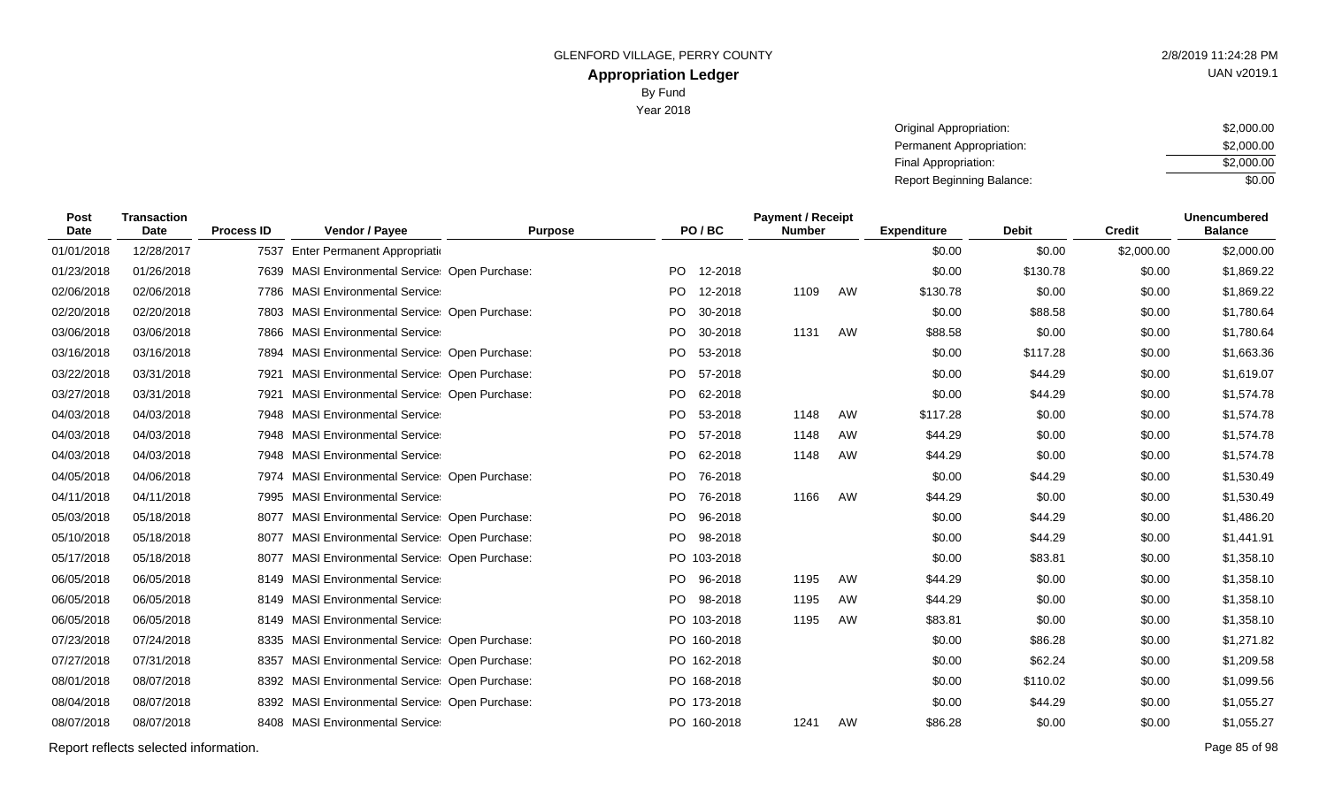GLENFORD VILLAGE, PERRY COUNTY

# Appropriation Ledger

By Fund

Year 2018

| | |
|---|---|
| Original Appropriation: | $2,000.00 |
| Permanent Appropriation: | $2,000.00 |
| Final Appropriation: | $2,000.00 |
| Report Beginning Balance: | $0.00 |

| Post Date | Transaction Date | Process ID | Vendor / Payee | Purpose | PO / BC | Payment / Receipt Number | | Expenditure | Debit | Credit | Unencumbered Balance |
|---|---|---|---|---|---|---|---|---|---|---|---|
| 01/01/2018 | 12/28/2017 | 7537 | Enter Permanent Appropriati | | | | | $0.00 | $0.00 | $2,000.00 | $2,000.00 |
| 01/23/2018 | 01/26/2018 | 7639 | MASI Environmental Service | Open Purchase: | PO 12-2018 | | | $0.00 | $130.78 | $0.00 | $1,869.22 |
| 02/06/2018 | 02/06/2018 | 7786 | MASI Environmental Service | | PO 12-2018 | 1109 | AW | $130.78 | $0.00 | $0.00 | $1,869.22 |
| 02/20/2018 | 02/20/2018 | 7803 | MASI Environmental Service | Open Purchase: | PO 30-2018 | | | $0.00 | $88.58 | $0.00 | $1,780.64 |
| 03/06/2018 | 03/06/2018 | 7866 | MASI Environmental Service | | PO 30-2018 | 1131 | AW | $88.58 | $0.00 | $0.00 | $1,780.64 |
| 03/16/2018 | 03/16/2018 | 7894 | MASI Environmental Service | Open Purchase: | PO 53-2018 | | | $0.00 | $117.28 | $0.00 | $1,663.36 |
| 03/22/2018 | 03/31/2018 | 7921 | MASI Environmental Service | Open Purchase: | PO 57-2018 | | | $0.00 | $44.29 | $0.00 | $1,619.07 |
| 03/27/2018 | 03/31/2018 | 7921 | MASI Environmental Service | Open Purchase: | PO 62-2018 | | | $0.00 | $44.29 | $0.00 | $1,574.78 |
| 04/03/2018 | 04/03/2018 | 7948 | MASI Environmental Service | | PO 53-2018 | 1148 | AW | $117.28 | $0.00 | $0.00 | $1,574.78 |
| 04/03/2018 | 04/03/2018 | 7948 | MASI Environmental Service | | PO 57-2018 | 1148 | AW | $44.29 | $0.00 | $0.00 | $1,574.78 |
| 04/03/2018 | 04/03/2018 | 7948 | MASI Environmental Service | | PO 62-2018 | 1148 | AW | $44.29 | $0.00 | $0.00 | $1,574.78 |
| 04/05/2018 | 04/06/2018 | 7974 | MASI Environmental Service | Open Purchase: | PO 76-2018 | | | $0.00 | $44.29 | $0.00 | $1,530.49 |
| 04/11/2018 | 04/11/2018 | 7995 | MASI Environmental Service | | PO 76-2018 | 1166 | AW | $44.29 | $0.00 | $0.00 | $1,530.49 |
| 05/03/2018 | 05/18/2018 | 8077 | MASI Environmental Service | Open Purchase: | PO 96-2018 | | | $0.00 | $44.29 | $0.00 | $1,486.20 |
| 05/10/2018 | 05/18/2018 | 8077 | MASI Environmental Service | Open Purchase: | PO 98-2018 | | | $0.00 | $44.29 | $0.00 | $1,441.91 |
| 05/17/2018 | 05/18/2018 | 8077 | MASI Environmental Service | Open Purchase: | PO 103-2018 | | | $0.00 | $83.81 | $0.00 | $1,358.10 |
| 06/05/2018 | 06/05/2018 | 8149 | MASI Environmental Service | | PO 96-2018 | 1195 | AW | $44.29 | $0.00 | $0.00 | $1,358.10 |
| 06/05/2018 | 06/05/2018 | 8149 | MASI Environmental Service | | PO 98-2018 | 1195 | AW | $44.29 | $0.00 | $0.00 | $1,358.10 |
| 06/05/2018 | 06/05/2018 | 8149 | MASI Environmental Service | | PO 103-2018 | 1195 | AW | $83.81 | $0.00 | $0.00 | $1,358.10 |
| 07/23/2018 | 07/24/2018 | 8335 | MASI Environmental Service | Open Purchase: | PO 160-2018 | | | $0.00 | $86.28 | $0.00 | $1,271.82 |
| 07/27/2018 | 07/31/2018 | 8357 | MASI Environmental Service | Open Purchase: | PO 162-2018 | | | $0.00 | $62.24 | $0.00 | $1,209.58 |
| 08/01/2018 | 08/07/2018 | 8392 | MASI Environmental Service | Open Purchase: | PO 168-2018 | | | $0.00 | $110.02 | $0.00 | $1,099.56 |
| 08/04/2018 | 08/07/2018 | 8392 | MASI Environmental Service | Open Purchase: | PO 173-2018 | | | $0.00 | $44.29 | $0.00 | $1,055.27 |
| 08/07/2018 | 08/07/2018 | 8408 | MASI Environmental Service | | PO 160-2018 | 1241 | AW | $86.28 | $0.00 | $0.00 | $1,055.27 |

Report reflects selected information.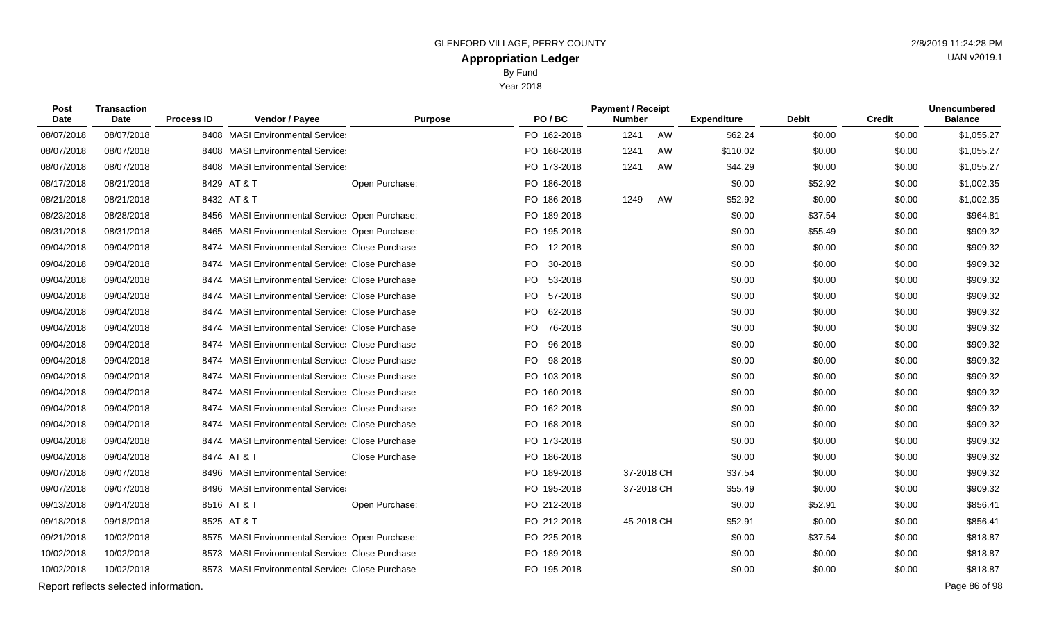GLENFORD VILLAGE, PERRY COUNTY

# Appropriation Ledger

By Fund

Year 2018

| Post Date | Transaction Date | Process ID | Vendor / Payee | Purpose | PO / BC | Payment / Receipt Number | | Expenditure | Debit | Credit | Unencumbered Balance |
|---|---|---|---|---|---|---|---|---|---|---|---|
| 08/07/2018 | 08/07/2018 | 8408 | MASI Environmental Service | | PO 162-2018 | 1241 | AW | $62.24 | $0.00 | $0.00 | $1,055.27 |
| 08/07/2018 | 08/07/2018 | 8408 | MASI Environmental Service | | PO 168-2018 | 1241 | AW | $110.02 | $0.00 | $0.00 | $1,055.27 |
| 08/07/2018 | 08/07/2018 | 8408 | MASI Environmental Service | | PO 173-2018 | 1241 | AW | $44.29 | $0.00 | $0.00 | $1,055.27 |
| 08/17/2018 | 08/21/2018 | 8429 | AT & T | Open Purchase: | PO 186-2018 | | | $0.00 | $52.92 | $0.00 | $1,002.35 |
| 08/21/2018 | 08/21/2018 | 8432 | AT & T | | PO 186-2018 | 1249 | AW | $52.92 | $0.00 | $0.00 | $1,002.35 |
| 08/23/2018 | 08/28/2018 | 8456 | MASI Environmental Service | Open Purchase: | PO 189-2018 | | | $0.00 | $37.54 | $0.00 | $964.81 |
| 08/31/2018 | 08/31/2018 | 8465 | MASI Environmental Service | Open Purchase: | PO 195-2018 | | | $0.00 | $55.49 | $0.00 | $909.32 |
| 09/04/2018 | 09/04/2018 | 8474 | MASI Environmental Service | Close Purchase | PO 12-2018 | | | $0.00 | $0.00 | $0.00 | $909.32 |
| 09/04/2018 | 09/04/2018 | 8474 | MASI Environmental Service | Close Purchase | PO 30-2018 | | | $0.00 | $0.00 | $0.00 | $909.32 |
| 09/04/2018 | 09/04/2018 | 8474 | MASI Environmental Service | Close Purchase | PO 53-2018 | | | $0.00 | $0.00 | $0.00 | $909.32 |
| 09/04/2018 | 09/04/2018 | 8474 | MASI Environmental Service | Close Purchase | PO 57-2018 | | | $0.00 | $0.00 | $0.00 | $909.32 |
| 09/04/2018 | 09/04/2018 | 8474 | MASI Environmental Service | Close Purchase | PO 62-2018 | | | $0.00 | $0.00 | $0.00 | $909.32 |
| 09/04/2018 | 09/04/2018 | 8474 | MASI Environmental Service | Close Purchase | PO 76-2018 | | | $0.00 | $0.00 | $0.00 | $909.32 |
| 09/04/2018 | 09/04/2018 | 8474 | MASI Environmental Service | Close Purchase | PO 96-2018 | | | $0.00 | $0.00 | $0.00 | $909.32 |
| 09/04/2018 | 09/04/2018 | 8474 | MASI Environmental Service | Close Purchase | PO 98-2018 | | | $0.00 | $0.00 | $0.00 | $909.32 |
| 09/04/2018 | 09/04/2018 | 8474 | MASI Environmental Service | Close Purchase | PO 103-2018 | | | $0.00 | $0.00 | $0.00 | $909.32 |
| 09/04/2018 | 09/04/2018 | 8474 | MASI Environmental Service | Close Purchase | PO 160-2018 | | | $0.00 | $0.00 | $0.00 | $909.32 |
| 09/04/2018 | 09/04/2018 | 8474 | MASI Environmental Service | Close Purchase | PO 162-2018 | | | $0.00 | $0.00 | $0.00 | $909.32 |
| 09/04/2018 | 09/04/2018 | 8474 | MASI Environmental Service | Close Purchase | PO 168-2018 | | | $0.00 | $0.00 | $0.00 | $909.32 |
| 09/04/2018 | 09/04/2018 | 8474 | MASI Environmental Service | Close Purchase | PO 173-2018 | | | $0.00 | $0.00 | $0.00 | $909.32 |
| 09/04/2018 | 09/04/2018 | 8474 | AT & T | Close Purchase | PO 186-2018 | | | $0.00 | $0.00 | $0.00 | $909.32 |
| 09/07/2018 | 09/07/2018 | 8496 | MASI Environmental Service | | PO 189-2018 | 37-2018 | CH | $37.54 | $0.00 | $0.00 | $909.32 |
| 09/07/2018 | 09/07/2018 | 8496 | MASI Environmental Service | | PO 195-2018 | 37-2018 | CH | $55.49 | $0.00 | $0.00 | $909.32 |
| 09/13/2018 | 09/14/2018 | 8516 | AT & T | Open Purchase: | PO 212-2018 | | | $0.00 | $52.91 | $0.00 | $856.41 |
| 09/18/2018 | 09/18/2018 | 8525 | AT & T | | PO 212-2018 | 45-2018 | CH | $52.91 | $0.00 | $0.00 | $856.41 |
| 09/21/2018 | 10/02/2018 | 8575 | MASI Environmental Service | Open Purchase: | PO 225-2018 | | | $0.00 | $37.54 | $0.00 | $818.87 |
| 10/02/2018 | 10/02/2018 | 8573 | MASI Environmental Service | Close Purchase | PO 189-2018 | | | $0.00 | $0.00 | $0.00 | $818.87 |
| 10/02/2018 | 10/02/2018 | 8573 | MASI Environmental Service | Close Purchase | PO 195-2018 | | | $0.00 | $0.00 | $0.00 | $818.87 |

Report reflects selected information.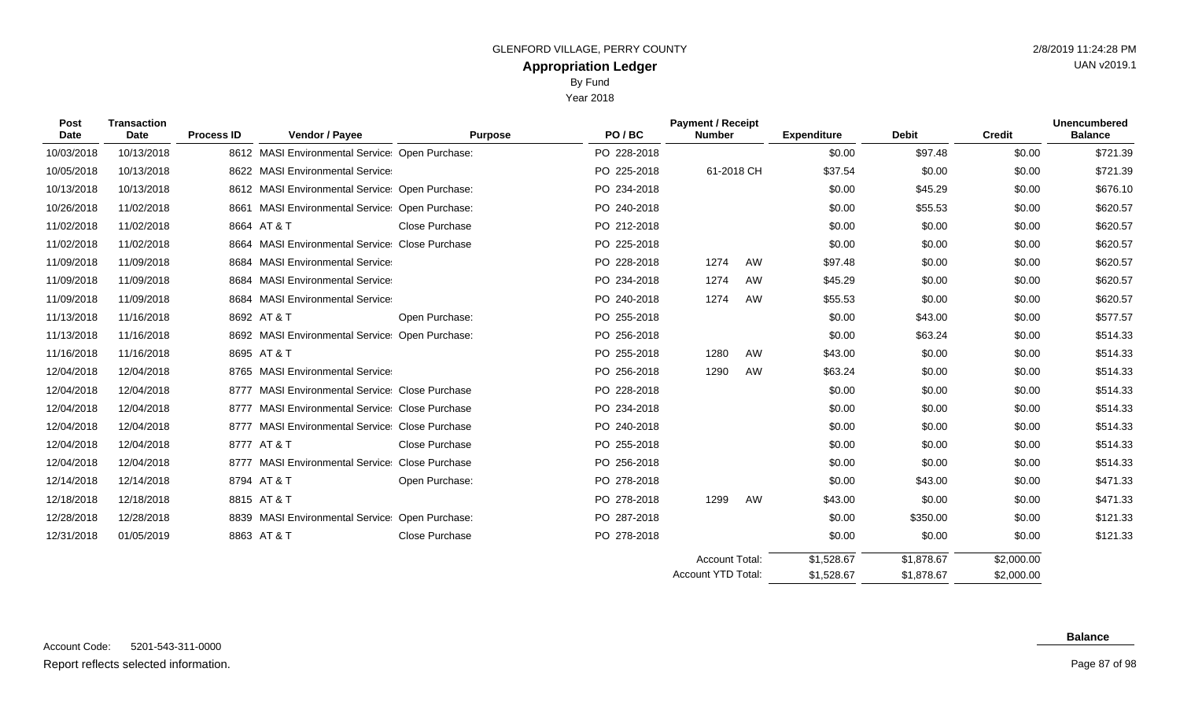GLENFORD VILLAGE, PERRY COUNTY

# Appropriation Ledger

By Fund

Year 2018

| Post Date | Transaction Date | Process ID | Vendor / Payee | Purpose | PO / BC | Payment / Receipt Number | | Expenditure | Debit | Credit | Unencumbered Balance |
|---|---|---|---|---|---|---|---|---|---|---|---|
| 10/03/2018 | 10/13/2018 | 8612 | MASI Environmental Service | Open Purchase: | PO 228-2018 | | | $0.00 | $97.48 | $0.00 | $721.39 |
| 10/05/2018 | 10/13/2018 | 8622 | MASI Environmental Service | | PO 225-2018 | 61-2018 CH | | $37.54 | $0.00 | $0.00 | $721.39 |
| 10/13/2018 | 10/13/2018 | 8612 | MASI Environmental Service | Open Purchase: | PO 234-2018 | | | $0.00 | $45.29 | $0.00 | $676.10 |
| 10/26/2018 | 11/02/2018 | 8661 | MASI Environmental Service | Open Purchase: | PO 240-2018 | | | $0.00 | $55.53 | $0.00 | $620.57 |
| 11/02/2018 | 11/02/2018 | 8664 | AT & T | Close Purchase | PO 212-2018 | | | $0.00 | $0.00 | $0.00 | $620.57 |
| 11/02/2018 | 11/02/2018 | 8664 | MASI Environmental Service | Close Purchase | PO 225-2018 | | | $0.00 | $0.00 | $0.00 | $620.57 |
| 11/09/2018 | 11/09/2018 | 8684 | MASI Environmental Service | | PO 228-2018 | 1274 | AW | $97.48 | $0.00 | $0.00 | $620.57 |
| 11/09/2018 | 11/09/2018 | 8684 | MASI Environmental Service | | PO 234-2018 | 1274 | AW | $45.29 | $0.00 | $0.00 | $620.57 |
| 11/09/2018 | 11/09/2018 | 8684 | MASI Environmental Service | | PO 240-2018 | 1274 | AW | $55.53 | $0.00 | $0.00 | $620.57 |
| 11/13/2018 | 11/16/2018 | 8692 | AT & T | Open Purchase: | PO 255-2018 | | | $0.00 | $43.00 | $0.00 | $577.57 |
| 11/13/2018 | 11/16/2018 | 8692 | MASI Environmental Service | Open Purchase: | PO 256-2018 | | | $0.00 | $63.24 | $0.00 | $514.33 |
| 11/16/2018 | 11/16/2018 | 8695 | AT & T | | PO 255-2018 | 1280 | AW | $43.00 | $0.00 | $0.00 | $514.33 |
| 12/04/2018 | 12/04/2018 | 8765 | MASI Environmental Service | | PO 256-2018 | 1290 | AW | $63.24 | $0.00 | $0.00 | $514.33 |
| 12/04/2018 | 12/04/2018 | 8777 | MASI Environmental Service | Close Purchase | PO 228-2018 | | | $0.00 | $0.00 | $0.00 | $514.33 |
| 12/04/2018 | 12/04/2018 | 8777 | MASI Environmental Service | Close Purchase | PO 234-2018 | | | $0.00 | $0.00 | $0.00 | $514.33 |
| 12/04/2018 | 12/04/2018 | 8777 | MASI Environmental Service | Close Purchase | PO 240-2018 | | | $0.00 | $0.00 | $0.00 | $514.33 |
| 12/04/2018 | 12/04/2018 | 8777 | AT & T | Close Purchase | PO 255-2018 | | | $0.00 | $0.00 | $0.00 | $514.33 |
| 12/04/2018 | 12/04/2018 | 8777 | MASI Environmental Service | Close Purchase | PO 256-2018 | | | $0.00 | $0.00 | $0.00 | $514.33 |
| 12/14/2018 | 12/14/2018 | 8794 | AT & T | Open Purchase: | PO 278-2018 | | | $0.00 | $43.00 | $0.00 | $471.33 |
| 12/18/2018 | 12/18/2018 | 8815 | AT & T | | PO 278-2018 | 1299 | AW | $43.00 | $0.00 | $0.00 | $471.33 |
| 12/28/2018 | 12/28/2018 | 8839 | MASI Environmental Service | Open Purchase: | PO 287-2018 | | | $0.00 | $350.00 | $0.00 | $121.33 |
| 12/31/2018 | 01/05/2019 | 8863 | AT & T | Close Purchase | PO 278-2018 | | | $0.00 | $0.00 | $0.00 | $121.33 |
| | | | | | | Account Total: | | $1,528.67 | $1,878.67 | $2,000.00 | |
| | | | | | | Account YTD Total: | | $1,528.67 | $1,878.67 | $2,000.00 | |

**Balance**

Account Code: 5201-543-311-0000

Report reflects selected information.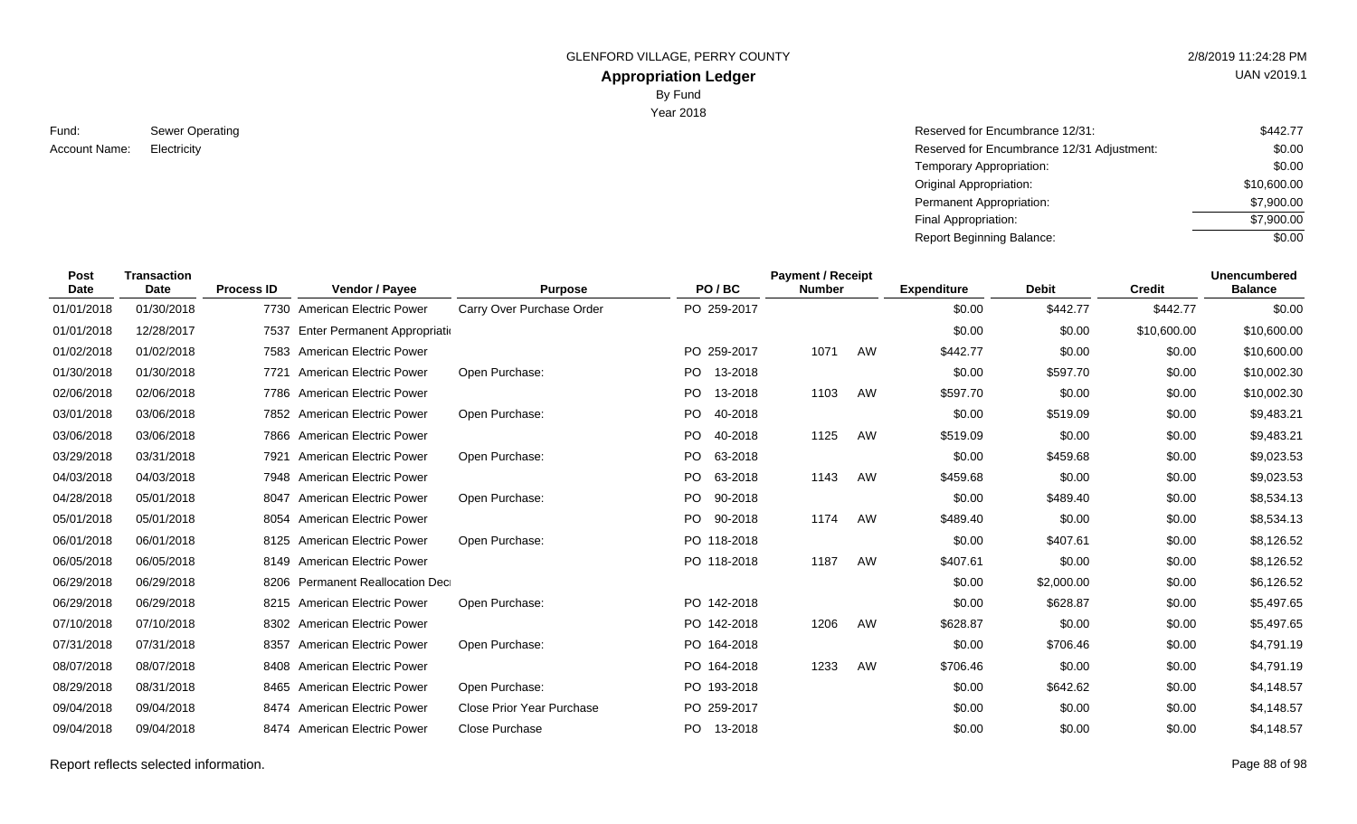GLENFORD VILLAGE, PERRY COUNTY

# Appropriation Ledger

By Fund

Year 2018

2/8/2019 11:24:28 PM

UAN v2019.1

Fund: Sewer Operating

Account Name: Electricity

| | |
|---|---|
| Reserved for Encumbrance 12/31: | $442.77 |
| Reserved for Encumbrance 12/31 Adjustment: | $0.00 |
| Temporary Appropriation: | $0.00 |
| Original Appropriation: | $10,600.00 |
| Permanent Appropriation: | $7,900.00 |
| Final Appropriation: | $7,900.00 |
| Report Beginning Balance: | $0.00 |

| Post Date | Transaction Date | Process ID | Vendor / Payee | Purpose | PO / BC | Payment / Receipt Number | | Expenditure | Debit | Credit | Unencumbered Balance |
|---|---|---|---|---|---|---|---|---|---|---|---|
| 01/01/2018 | 01/30/2018 | 7730 | American Electric Power | Carry Over Purchase Order | PO 259-2017 | | | $0.00 | $442.77 | $442.77 | $0.00 |
| 01/01/2018 | 12/28/2017 | 7537 | Enter Permanent Appropriati | | | | | $0.00 | $0.00 | $10,600.00 | $10,600.00 |
| 01/02/2018 | 01/02/2018 | 7583 | American Electric Power | | PO 259-2017 | 1071 | AW | $442.77 | $0.00 | $0.00 | $10,600.00 |
| 01/30/2018 | 01/30/2018 | 7721 | American Electric Power | Open Purchase: | PO 13-2018 | | | $0.00 | $597.70 | $0.00 | $10,002.30 |
| 02/06/2018 | 02/06/2018 | 7786 | American Electric Power | | PO 13-2018 | 1103 | AW | $597.70 | $0.00 | $0.00 | $10,002.30 |
| 03/01/2018 | 03/06/2018 | 7852 | American Electric Power | Open Purchase: | PO 40-2018 | | | $0.00 | $519.09 | $0.00 | $9,483.21 |
| 03/06/2018 | 03/06/2018 | 7866 | American Electric Power | | PO 40-2018 | 1125 | AW | $519.09 | $0.00 | $0.00 | $9,483.21 |
| 03/29/2018 | 03/31/2018 | 7921 | American Electric Power | Open Purchase: | PO 63-2018 | | | $0.00 | $459.68 | $0.00 | $9,023.53 |
| 04/03/2018 | 04/03/2018 | 7948 | American Electric Power | | PO 63-2018 | 1143 | AW | $459.68 | $0.00 | $0.00 | $9,023.53 |
| 04/28/2018 | 05/01/2018 | 8047 | American Electric Power | Open Purchase: | PO 90-2018 | | | $0.00 | $489.40 | $0.00 | $8,534.13 |
| 05/01/2018 | 05/01/2018 | 8054 | American Electric Power | | PO 90-2018 | 1174 | AW | $489.40 | $0.00 | $0.00 | $8,534.13 |
| 06/01/2018 | 06/01/2018 | 8125 | American Electric Power | Open Purchase: | PO 118-2018 | | | $0.00 | $407.61 | $0.00 | $8,126.52 |
| 06/05/2018 | 06/05/2018 | 8149 | American Electric Power | | PO 118-2018 | 1187 | AW | $407.61 | $0.00 | $0.00 | $8,126.52 |
| 06/29/2018 | 06/29/2018 | 8206 | Permanent Reallocation Decr | | | | | $0.00 | $2,000.00 | $0.00 | $6,126.52 |
| 06/29/2018 | 06/29/2018 | 8215 | American Electric Power | Open Purchase: | PO 142-2018 | | | $0.00 | $628.87 | $0.00 | $5,497.65 |
| 07/10/2018 | 07/10/2018 | 8302 | American Electric Power | | PO 142-2018 | 1206 | AW | $628.87 | $0.00 | $0.00 | $5,497.65 |
| 07/31/2018 | 07/31/2018 | 8357 | American Electric Power | Open Purchase: | PO 164-2018 | | | $0.00 | $706.46 | $0.00 | $4,791.19 |
| 08/07/2018 | 08/07/2018 | 8408 | American Electric Power | | PO 164-2018 | 1233 | AW | $706.46 | $0.00 | $0.00 | $4,791.19 |
| 08/29/2018 | 08/31/2018 | 8465 | American Electric Power | Open Purchase: | PO 193-2018 | | | $0.00 | $642.62 | $0.00 | $4,148.57 |
| 09/04/2018 | 09/04/2018 | 8474 | American Electric Power | Close Prior Year Purchase | PO 259-2017 | | | $0.00 | $0.00 | $0.00 | $4,148.57 |
| 09/04/2018 | 09/04/2018 | 8474 | American Electric Power | Close Purchase | PO 13-2018 | | | $0.00 | $0.00 | $0.00 | $4,148.57 |

Report reflects selected information.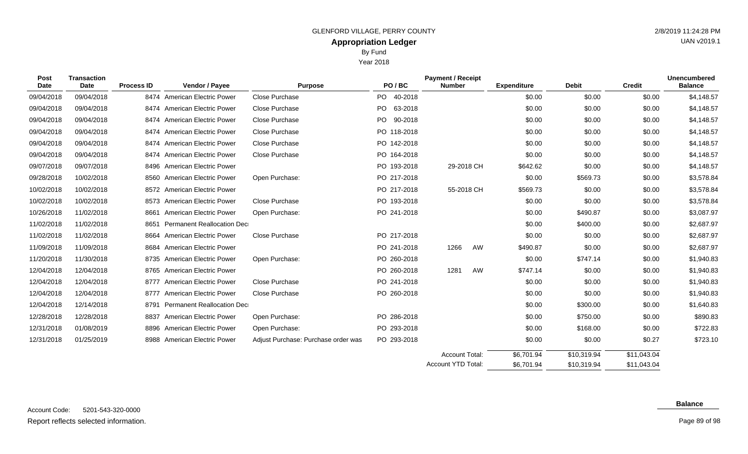GLENFORD VILLAGE, PERRY COUNTY

**Appropriation Ledger**

By Fund

Year 2018

| Post Date | Transaction Date | Process ID | Vendor / Payee | Purpose | PO / BC | Payment / Receipt Number | Expenditure | Debit | Credit | Unencumbered Balance |
|---|---|---|---|---|---|---|---|---|---|---|
| 09/04/2018 | 09/04/2018 | 8474 | American Electric Power | Close Purchase | PO 40-2018 | | $0.00 | $0.00 | $0.00 | $4,148.57 |
| 09/04/2018 | 09/04/2018 | 8474 | American Electric Power | Close Purchase | PO 63-2018 | | $0.00 | $0.00 | $0.00 | $4,148.57 |
| 09/04/2018 | 09/04/2018 | 8474 | American Electric Power | Close Purchase | PO 90-2018 | | $0.00 | $0.00 | $0.00 | $4,148.57 |
| 09/04/2018 | 09/04/2018 | 8474 | American Electric Power | Close Purchase | PO 118-2018 | | $0.00 | $0.00 | $0.00 | $4,148.57 |
| 09/04/2018 | 09/04/2018 | 8474 | American Electric Power | Close Purchase | PO 142-2018 | | $0.00 | $0.00 | $0.00 | $4,148.57 |
| 09/04/2018 | 09/04/2018 | 8474 | American Electric Power | Close Purchase | PO 164-2018 | | $0.00 | $0.00 | $0.00 | $4,148.57 |
| 09/07/2018 | 09/07/2018 | 8496 | American Electric Power | | PO 193-2018 | 29-2018 CH | $642.62 | $0.00 | $0.00 | $4,148.57 |
| 09/28/2018 | 10/02/2018 | 8560 | American Electric Power | Open Purchase: | PO 217-2018 | | $0.00 | $569.73 | $0.00 | $3,578.84 |
| 10/02/2018 | 10/02/2018 | 8572 | American Electric Power | | PO 217-2018 | 55-2018 CH | $569.73 | $0.00 | $0.00 | $3,578.84 |
| 10/02/2018 | 10/02/2018 | 8573 | American Electric Power | Close Purchase | PO 193-2018 | | $0.00 | $0.00 | $0.00 | $3,578.84 |
| 10/26/2018 | 11/02/2018 | 8661 | American Electric Power | Open Purchase: | PO 241-2018 | | $0.00 | $490.87 | $0.00 | $3,087.97 |
| 11/02/2018 | 11/02/2018 | 8651 | Permanent Reallocation Decr | | | | $0.00 | $400.00 | $0.00 | $2,687.97 |
| 11/02/2018 | 11/02/2018 | 8664 | American Electric Power | Close Purchase | PO 217-2018 | | $0.00 | $0.00 | $0.00 | $2,687.97 |
| 11/09/2018 | 11/09/2018 | 8684 | American Electric Power | | PO 241-2018 | 1266 AW | $490.87 | $0.00 | $0.00 | $2,687.97 |
| 11/20/2018 | 11/30/2018 | 8735 | American Electric Power | Open Purchase: | PO 260-2018 | | $0.00 | $747.14 | $0.00 | $1,940.83 |
| 12/04/2018 | 12/04/2018 | 8765 | American Electric Power | | PO 260-2018 | 1281 AW | $747.14 | $0.00 | $0.00 | $1,940.83 |
| 12/04/2018 | 12/04/2018 | 8777 | American Electric Power | Close Purchase | PO 241-2018 | | $0.00 | $0.00 | $0.00 | $1,940.83 |
| 12/04/2018 | 12/04/2018 | 8777 | American Electric Power | Close Purchase | PO 260-2018 | | $0.00 | $0.00 | $0.00 | $1,940.83 |
| 12/04/2018 | 12/14/2018 | 8791 | Permanent Reallocation Decr | | | | $0.00 | $300.00 | $0.00 | $1,640.83 |
| 12/28/2018 | 12/28/2018 | 8837 | American Electric Power | Open Purchase: | PO 286-2018 | | $0.00 | $750.00 | $0.00 | $890.83 |
| 12/31/2018 | 01/08/2019 | 8896 | American Electric Power | Open Purchase: | PO 293-2018 | | $0.00 | $168.00 | $0.00 | $722.83 |
| 12/31/2018 | 01/25/2019 | 8988 | American Electric Power | Adjust Purchase: Purchase order was | PO 293-2018 | | $0.00 | $0.00 | $0.27 | $723.10 |
| | | | | | | Account Total: | $6,701.94 | $10,319.94 | $11,043.04 | |
| | | | | | | Account YTD Total: | $6,701.94 | $10,319.94 | $11,043.04 | |

**Balance**

Account Code: 5201-543-320-0000

Report reflects selected information.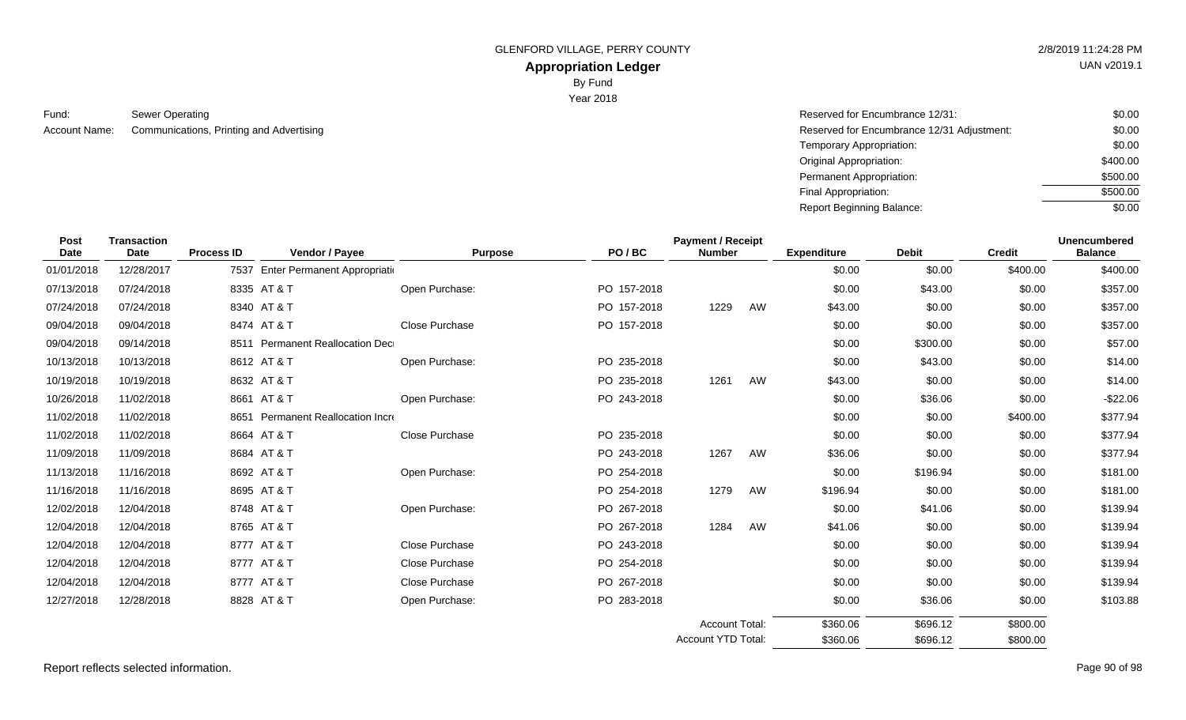GLENFORD VILLAGE, PERRY COUNTY

## Appropriation Ledger

By Fund

Year 2018

2/8/2019 11:24:28 PM

UAN v2019.1

Fund: Sewer Operating

Account Name: Communications, Printing and Advertising

| | |
|---|---|
| Reserved for Encumbrance 12/31: | $0.00 |
| Reserved for Encumbrance 12/31 Adjustment: | $0.00 |
| Temporary Appropriation: | $0.00 |
| Original Appropriation: | $400.00 |
| Permanent Appropriation: | $500.00 |
| Final Appropriation: | $500.00 |
| Report Beginning Balance: | $0.00 |

| Post Date | Transaction Date | Process ID | Vendor / Payee | Purpose | PO / BC | Payment / Receipt Number | | Expenditure | Debit | Credit | Unencumbered Balance |
|---|---|---|---|---|---|---|---|---|---|---|---|
| 01/01/2018 | 12/28/2017 | 7537 | Enter Permanent Appropriati | | | | | $0.00 | $0.00 | $400.00 | $400.00 |
| 07/13/2018 | 07/24/2018 | 8335 | AT & T | Open Purchase: | PO 157-2018 | | | $0.00 | $43.00 | $0.00 | $357.00 |
| 07/24/2018 | 07/24/2018 | 8340 | AT & T | | PO 157-2018 | 1229 | AW | $43.00 | $0.00 | $0.00 | $357.00 |
| 09/04/2018 | 09/04/2018 | 8474 | AT & T | Close Purchase | PO 157-2018 | | | $0.00 | $0.00 | $0.00 | $357.00 |
| 09/04/2018 | 09/14/2018 | 8511 | Permanent Reallocation Dec | | | | | $0.00 | $300.00 | $0.00 | $57.00 |
| 10/13/2018 | 10/13/2018 | 8612 | AT & T | Open Purchase: | PO 235-2018 | | | $0.00 | $43.00 | $0.00 | $14.00 |
| 10/19/2018 | 10/19/2018 | 8632 | AT & T | | PO 235-2018 | 1261 | AW | $43.00 | $0.00 | $0.00 | $14.00 |
| 10/26/2018 | 11/02/2018 | 8661 | AT & T | Open Purchase: | PO 243-2018 | | | $0.00 | $36.06 | $0.00 | -$22.06 |
| 11/02/2018 | 11/02/2018 | 8651 | Permanent Reallocation Incr | | | | | $0.00 | $0.00 | $400.00 | $377.94 |
| 11/02/2018 | 11/02/2018 | 8664 | AT & T | Close Purchase | PO 235-2018 | | | $0.00 | $0.00 | $0.00 | $377.94 |
| 11/09/2018 | 11/09/2018 | 8684 | AT & T | | PO 243-2018 | 1267 | AW | $36.06 | $0.00 | $0.00 | $377.94 |
| 11/13/2018 | 11/16/2018 | 8692 | AT & T | Open Purchase: | PO 254-2018 | | | $0.00 | $196.94 | $0.00 | $181.00 |
| 11/16/2018 | 11/16/2018 | 8695 | AT & T | | PO 254-2018 | 1279 | AW | $196.94 | $0.00 | $0.00 | $181.00 |
| 12/02/2018 | 12/04/2018 | 8748 | AT & T | Open Purchase: | PO 267-2018 | | | $0.00 | $41.06 | $0.00 | $139.94 |
| 12/04/2018 | 12/04/2018 | 8765 | AT & T | | PO 267-2018 | 1284 | AW | $41.06 | $0.00 | $0.00 | $139.94 |
| 12/04/2018 | 12/04/2018 | 8777 | AT & T | Close Purchase | PO 243-2018 | | | $0.00 | $0.00 | $0.00 | $139.94 |
| 12/04/2018 | 12/04/2018 | 8777 | AT & T | Close Purchase | PO 254-2018 | | | $0.00 | $0.00 | $0.00 | $139.94 |
| 12/04/2018 | 12/04/2018 | 8777 | AT & T | Close Purchase | PO 267-2018 | | | $0.00 | $0.00 | $0.00 | $139.94 |
| 12/27/2018 | 12/28/2018 | 8828 | AT & T | Open Purchase: | PO 283-2018 | | | $0.00 | $36.06 | $0.00 | $103.88 |
| | | | | | | Account Total: | | $360.06 | $696.12 | $800.00 | |
| | | | | | | Account YTD Total: | | $360.06 | $696.12 | $800.00 | |

Report reflects selected information.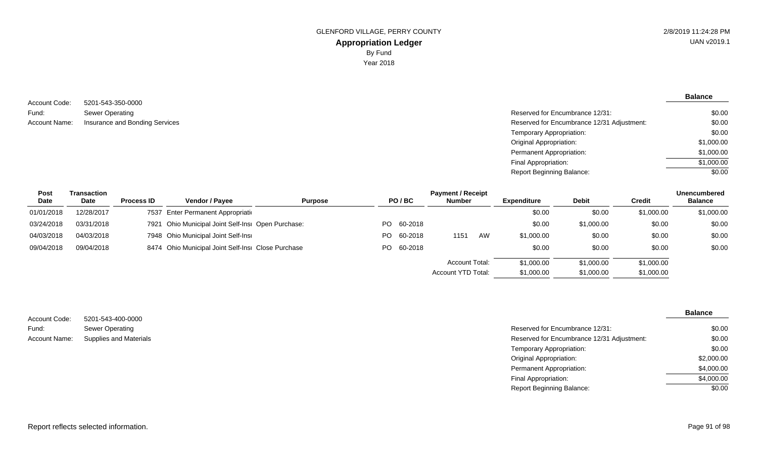GLENFORD VILLAGE, PERRY COUNTY

# Appropriation Ledger

By Fund

Year 2018

2/8/2019 11:24:28 PM
UAN v2019.1

Account Code: 5201-543-350-0000
Fund: Sewer Operating
Account Name: Insurance and Bonding Services

| | Balance |
|---|---|
| Reserved for Encumbrance 12/31: | $0.00 |
| Reserved for Encumbrance 12/31 Adjustment: | $0.00 |
| Temporary Appropriation: | $0.00 |
| Original Appropriation: | $1,000.00 |
| Permanent Appropriation: | $1,000.00 |
| Final Appropriation: | $1,000.00 |
| Report Beginning Balance: | $0.00 |

| Post Date | Transaction Date | Process ID | Vendor / Payee | Purpose | PO / BC | Payment / Receipt Number | Expenditure | Debit | Credit | Unencumbered Balance |
|---|---|---|---|---|---|---|---|---|---|---|
| 01/01/2018 | 12/28/2017 | 7537 | Enter Permanent Appropriati | | | | $0.00 | $0.00 | $1,000.00 | $1,000.00 |
| 03/24/2018 | 03/31/2018 | 7921 | Ohio Municipal Joint Self-Insı | Open Purchase: | PO 60-2018 | | $0.00 | $1,000.00 | $0.00 | $0.00 |
| 04/03/2018 | 04/03/2018 | 7948 | Ohio Municipal Joint Self-Insı | | PO 60-2018 | 1151 AW | $1,000.00 | $0.00 | $0.00 | $0.00 |
| 09/04/2018 | 09/04/2018 | 8474 | Ohio Municipal Joint Self-Insı | Close Purchase | PO 60-2018 | | $0.00 | $0.00 | $0.00 | $0.00 |
| | | | | | | Account Total: | $1,000.00 | $1,000.00 | $1,000.00 | |
| | | | | | | Account YTD Total: | $1,000.00 | $1,000.00 | $1,000.00 | |

Account Code: 5201-543-400-0000
Fund: Sewer Operating
Account Name: Supplies and Materials

| | Balance |
|---|---|
| Reserved for Encumbrance 12/31: | $0.00 |
| Reserved for Encumbrance 12/31 Adjustment: | $0.00 |
| Temporary Appropriation: | $0.00 |
| Original Appropriation: | $2,000.00 |
| Permanent Appropriation: | $4,000.00 |
| Final Appropriation: | $4,000.00 |
| Report Beginning Balance: | $0.00 |

Report reflects selected information.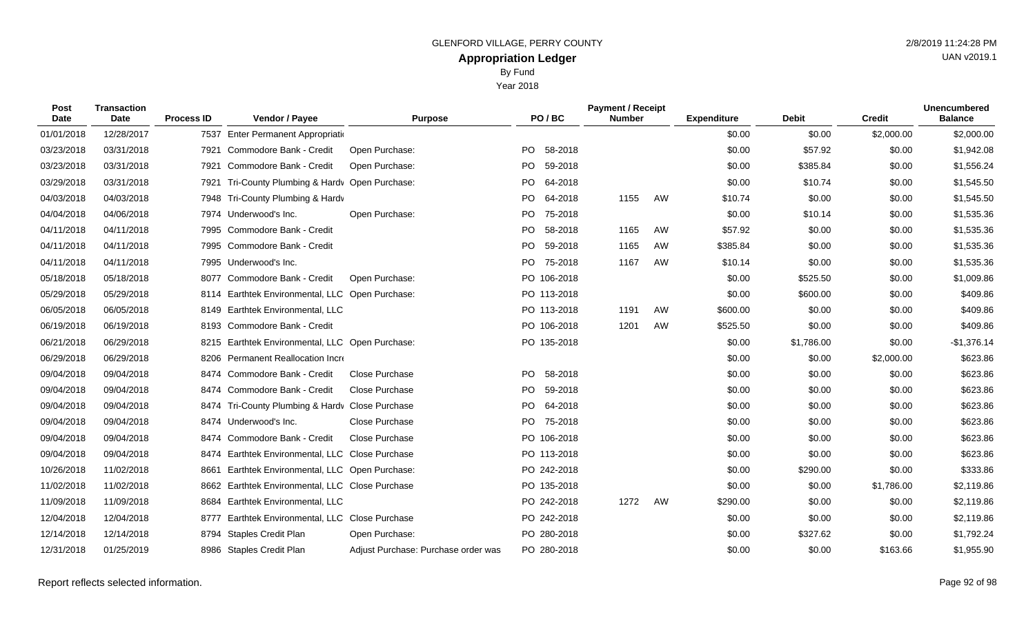GLENFORD VILLAGE, PERRY COUNTY

# Appropriation Ledger

By Fund

Year 2018

| Post Date | Transaction Date | Process ID | Vendor / Payee | Purpose | PO / BC | Payment / Receipt Number | | Expenditure | Debit | Credit | Unencumbered Balance |
|---|---|---|---|---|---|---|---|---|---|---|---|
| 01/01/2018 | 12/28/2017 | 7537 | Enter Permanent Appropriati | | | | | $0.00 | $0.00 | $2,000.00 | $2,000.00 |
| 03/23/2018 | 03/31/2018 | 7921 | Commodore Bank - Credit | Open Purchase: | PO 58-2018 | | | $0.00 | $57.92 | $0.00 | $1,942.08 |
| 03/23/2018 | 03/31/2018 | 7921 | Commodore Bank - Credit | Open Purchase: | PO 59-2018 | | | $0.00 | $385.84 | $0.00 | $1,556.24 |
| 03/29/2018 | 03/31/2018 | 7921 | Tri-County Plumbing & Hardv | Open Purchase: | PO 64-2018 | | | $0.00 | $10.74 | $0.00 | $1,545.50 |
| 04/03/2018 | 04/03/2018 | 7948 | Tri-County Plumbing & Hardv | | PO 64-2018 | 1155 | AW | $10.74 | $0.00 | $0.00 | $1,545.50 |
| 04/04/2018 | 04/06/2018 | 7974 | Underwood's Inc. | Open Purchase: | PO 75-2018 | | | $0.00 | $10.14 | $0.00 | $1,535.36 |
| 04/11/2018 | 04/11/2018 | 7995 | Commodore Bank - Credit | | PO 58-2018 | 1165 | AW | $57.92 | $0.00 | $0.00 | $1,535.36 |
| 04/11/2018 | 04/11/2018 | 7995 | Commodore Bank - Credit | | PO 59-2018 | 1165 | AW | $385.84 | $0.00 | $0.00 | $1,535.36 |
| 04/11/2018 | 04/11/2018 | 7995 | Underwood's Inc. | | PO 75-2018 | 1167 | AW | $10.14 | $0.00 | $0.00 | $1,535.36 |
| 05/18/2018 | 05/18/2018 | 8077 | Commodore Bank - Credit | Open Purchase: | PO 106-2018 | | | $0.00 | $525.50 | $0.00 | $1,009.86 |
| 05/29/2018 | 05/29/2018 | 8114 | Earthtek Environmental, LLC | Open Purchase: | PO 113-2018 | | | $0.00 | $600.00 | $0.00 | $409.86 |
| 06/05/2018 | 06/05/2018 | 8149 | Earthtek Environmental, LLC | | PO 113-2018 | 1191 | AW | $600.00 | $0.00 | $0.00 | $409.86 |
| 06/19/2018 | 06/19/2018 | 8193 | Commodore Bank - Credit | | PO 106-2018 | 1201 | AW | $525.50 | $0.00 | $0.00 | $409.86 |
| 06/21/2018 | 06/29/2018 | 8215 | Earthtek Environmental, LLC | Open Purchase: | PO 135-2018 | | | $0.00 | $1,786.00 | $0.00 | -$1,376.14 |
| 06/29/2018 | 06/29/2018 | 8206 | Permanent Reallocation Incr | | | | | $0.00 | $0.00 | $2,000.00 | $623.86 |
| 09/04/2018 | 09/04/2018 | 8474 | Commodore Bank - Credit | Close Purchase | PO 58-2018 | | | $0.00 | $0.00 | $0.00 | $623.86 |
| 09/04/2018 | 09/04/2018 | 8474 | Commodore Bank - Credit | Close Purchase | PO 59-2018 | | | $0.00 | $0.00 | $0.00 | $623.86 |
| 09/04/2018 | 09/04/2018 | 8474 | Tri-County Plumbing & Hardv | Close Purchase | PO 64-2018 | | | $0.00 | $0.00 | $0.00 | $623.86 |
| 09/04/2018 | 09/04/2018 | 8474 | Underwood's Inc. | Close Purchase | PO 75-2018 | | | $0.00 | $0.00 | $0.00 | $623.86 |
| 09/04/2018 | 09/04/2018 | 8474 | Commodore Bank - Credit | Close Purchase | PO 106-2018 | | | $0.00 | $0.00 | $0.00 | $623.86 |
| 09/04/2018 | 09/04/2018 | 8474 | Earthtek Environmental, LLC | Close Purchase | PO 113-2018 | | | $0.00 | $0.00 | $0.00 | $623.86 |
| 10/26/2018 | 11/02/2018 | 8661 | Earthtek Environmental, LLC | Open Purchase: | PO 242-2018 | | | $0.00 | $290.00 | $0.00 | $333.86 |
| 11/02/2018 | 11/02/2018 | 8662 | Earthtek Environmental, LLC | Close Purchase | PO 135-2018 | | | $0.00 | $0.00 | $1,786.00 | $2,119.86 |
| 11/09/2018 | 11/09/2018 | 8684 | Earthtek Environmental, LLC | | PO 242-2018 | 1272 | AW | $290.00 | $0.00 | $0.00 | $2,119.86 |
| 12/04/2018 | 12/04/2018 | 8777 | Earthtek Environmental, LLC | Close Purchase | PO 242-2018 | | | $0.00 | $0.00 | $0.00 | $2,119.86 |
| 12/14/2018 | 12/14/2018 | 8794 | Staples Credit Plan | Open Purchase: | PO 280-2018 | | | $0.00 | $327.62 | $0.00 | $1,792.24 |
| 12/31/2018 | 01/25/2019 | 8986 | Staples Credit Plan | Adjust Purchase: Purchase order was | PO 280-2018 | | | $0.00 | $0.00 | $163.66 | $1,955.90 |

Report reflects selected information.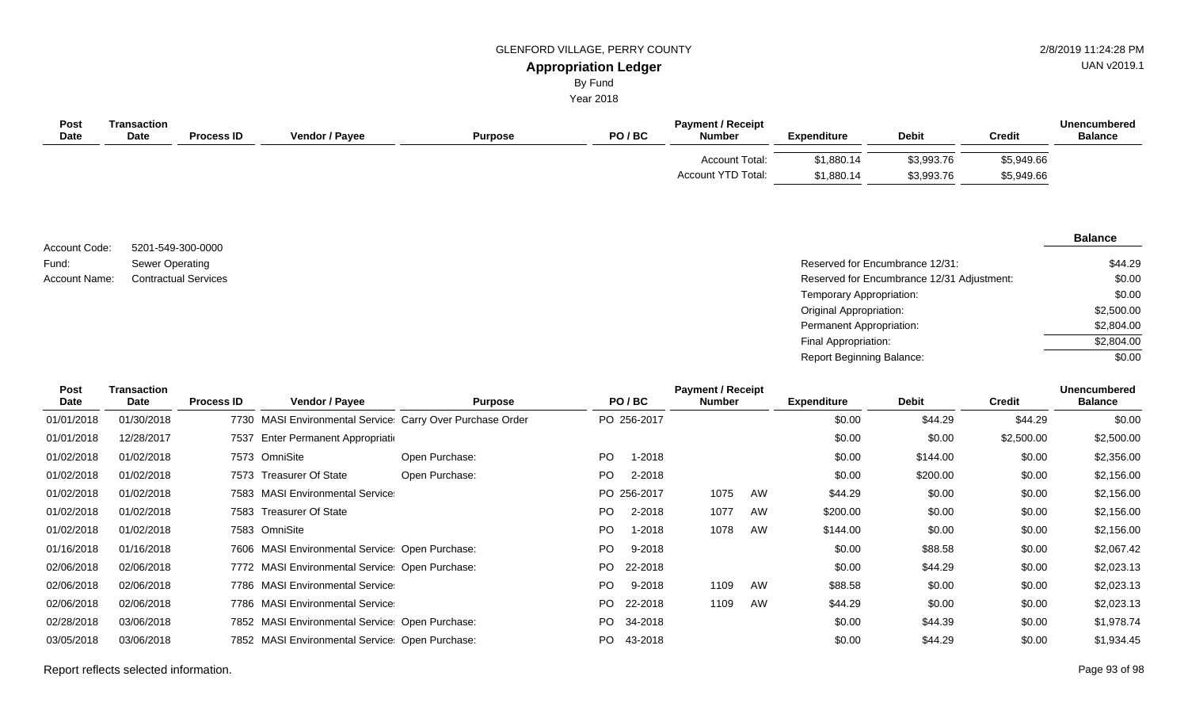GLENFORD VILLAGE, PERRY COUNTY

# Appropriation Ledger

By Fund

Year 2018

| Post Date | Transaction Date | Process ID | Vendor / Payee | Purpose | PO / BC | Payment / Receipt Number | Expenditure | Debit | Credit | Unencumbered Balance |
|---|---|---|---|---|---|---|---|---|---|---|
| | | | | | | Account Total: | $1,880.14 | $3,993.76 | $5,949.66 | |
| | | | | | | Account YTD Total: | $1,880.14 | $3,993.76 | $5,949.66 | |

Account Code: 5201-549-300-0000
Fund: Sewer Operating
Account Name: Contractual Services

| | Balance |
|---|---|
| Reserved for Encumbrance 12/31: | $44.29 |
| Reserved for Encumbrance 12/31 Adjustment: | $0.00 |
| Temporary Appropriation: | $0.00 |
| Original Appropriation: | $2,500.00 |
| Permanent Appropriation: | $2,804.00 |
| Final Appropriation: | $2,804.00 |
| Report Beginning Balance: | $0.00 |

| Post Date | Transaction Date | Process ID | Vendor / Payee | Purpose | PO / BC | Payment / Receipt Number | Expenditure | Debit | Credit | Unencumbered Balance |
|---|---|---|---|---|---|---|---|---|---|---|
| 01/01/2018 | 01/30/2018 | 7730 | MASI Environmental Service | Carry Over Purchase Order | PO 256-2017 | | $0.00 | $44.29 | $44.29 | $0.00 |
| 01/01/2018 | 12/28/2017 | 7537 | Enter Permanent Appropriati | | | | $0.00 | $0.00 | $2,500.00 | $2,500.00 |
| 01/02/2018 | 01/02/2018 | 7573 | OmniSite | Open Purchase: | PO 1-2018 | | $0.00 | $144.00 | $0.00 | $2,356.00 |
| 01/02/2018 | 01/02/2018 | 7573 | Treasurer Of State | Open Purchase: | PO 2-2018 | | $0.00 | $200.00 | $0.00 | $2,156.00 |
| 01/02/2018 | 01/02/2018 | 7583 | MASI Environmental Service | | PO 256-2017 | 1075 AW | $44.29 | $0.00 | $0.00 | $2,156.00 |
| 01/02/2018 | 01/02/2018 | 7583 | Treasurer Of State | | PO 2-2018 | 1077 AW | $200.00 | $0.00 | $0.00 | $2,156.00 |
| 01/02/2018 | 01/02/2018 | 7583 | OmniSite | | PO 1-2018 | 1078 AW | $144.00 | $0.00 | $0.00 | $2,156.00 |
| 01/16/2018 | 01/16/2018 | 7606 | MASI Environmental Service | Open Purchase: | PO 9-2018 | | $0.00 | $88.58 | $0.00 | $2,067.42 |
| 02/06/2018 | 02/06/2018 | 7772 | MASI Environmental Service | Open Purchase: | PO 22-2018 | | $0.00 | $44.29 | $0.00 | $2,023.13 |
| 02/06/2018 | 02/06/2018 | 7786 | MASI Environmental Service | | PO 9-2018 | 1109 AW | $88.58 | $0.00 | $0.00 | $2,023.13 |
| 02/06/2018 | 02/06/2018 | 7786 | MASI Environmental Service | | PO 22-2018 | 1109 AW | $44.29 | $0.00 | $0.00 | $2,023.13 |
| 02/28/2018 | 03/06/2018 | 7852 | MASI Environmental Service | Open Purchase: | PO 34-2018 | | $0.00 | $44.39 | $0.00 | $1,978.74 |
| 03/05/2018 | 03/06/2018 | 7852 | MASI Environmental Service | Open Purchase: | PO 43-2018 | | $0.00 | $44.29 | $0.00 | $1,934.45 |

Report reflects selected information.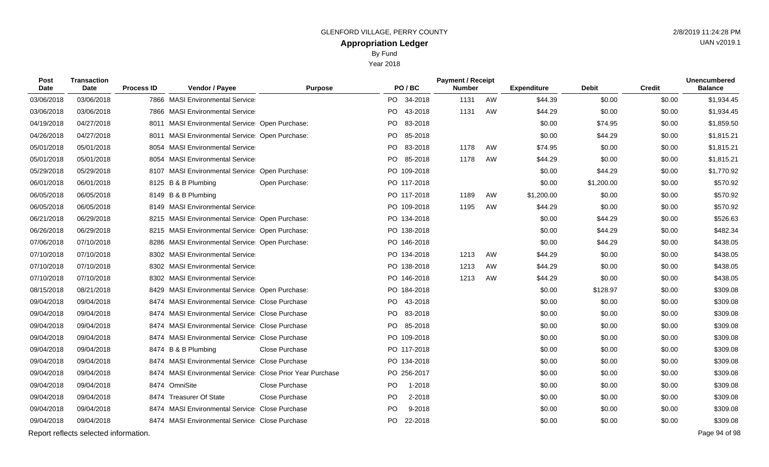GLENFORD VILLAGE, PERRY COUNTY

# Appropriation Ledger

By Fund

Year 2018

| Post Date | Transaction Date | Process ID | Vendor / Payee | Purpose | PO / BC | Payment / Receipt Number | | Expenditure | Debit | Credit | Unencumbered Balance |
|---|---|---|---|---|---|---|---|---|---|---|---|
| 03/06/2018 | 03/06/2018 | 7866 | MASI Environmental Service | | PO 34-2018 | 1131 | AW | $44.39 | $0.00 | $0.00 | $1,934.45 |
| 03/06/2018 | 03/06/2018 | 7866 | MASI Environmental Service | | PO 43-2018 | 1131 | AW | $44.29 | $0.00 | $0.00 | $1,934.45 |
| 04/19/2018 | 04/27/2018 | 8011 | MASI Environmental Service | Open Purchase: | PO 83-2018 | | | $0.00 | $74.95 | $0.00 | $1,859.50 |
| 04/26/2018 | 04/27/2018 | 8011 | MASI Environmental Service | Open Purchase: | PO 85-2018 | | | $0.00 | $44.29 | $0.00 | $1,815.21 |
| 05/01/2018 | 05/01/2018 | 8054 | MASI Environmental Service | | PO 83-2018 | 1178 | AW | $74.95 | $0.00 | $0.00 | $1,815.21 |
| 05/01/2018 | 05/01/2018 | 8054 | MASI Environmental Service | | PO 85-2018 | 1178 | AW | $44.29 | $0.00 | $0.00 | $1,815.21 |
| 05/29/2018 | 05/29/2018 | 8107 | MASI Environmental Service | Open Purchase: | PO 109-2018 | | | $0.00 | $44.29 | $0.00 | $1,770.92 |
| 06/01/2018 | 06/01/2018 | 8125 | B & B Plumbing | Open Purchase: | PO 117-2018 | | | $0.00 | $1,200.00 | $0.00 | $570.92 |
| 06/05/2018 | 06/05/2018 | 8149 | B & B Plumbing | | PO 117-2018 | 1189 | AW | $1,200.00 | $0.00 | $0.00 | $570.92 |
| 06/05/2018 | 06/05/2018 | 8149 | MASI Environmental Service | | PO 109-2018 | 1195 | AW | $44.29 | $0.00 | $0.00 | $570.92 |
| 06/21/2018 | 06/29/2018 | 8215 | MASI Environmental Service | Open Purchase: | PO 134-2018 | | | $0.00 | $44.29 | $0.00 | $526.63 |
| 06/26/2018 | 06/29/2018 | 8215 | MASI Environmental Service | Open Purchase: | PO 138-2018 | | | $0.00 | $44.29 | $0.00 | $482.34 |
| 07/06/2018 | 07/10/2018 | 8286 | MASI Environmental Service | Open Purchase: | PO 146-2018 | | | $0.00 | $44.29 | $0.00 | $438.05 |
| 07/10/2018 | 07/10/2018 | 8302 | MASI Environmental Service | | PO 134-2018 | 1213 | AW | $44.29 | $0.00 | $0.00 | $438.05 |
| 07/10/2018 | 07/10/2018 | 8302 | MASI Environmental Service | | PO 138-2018 | 1213 | AW | $44.29 | $0.00 | $0.00 | $438.05 |
| 07/10/2018 | 07/10/2018 | 8302 | MASI Environmental Service | | PO 146-2018 | 1213 | AW | $44.29 | $0.00 | $0.00 | $438.05 |
| 08/15/2018 | 08/21/2018 | 8429 | MASI Environmental Service | Open Purchase: | PO 184-2018 | | | $0.00 | $128.97 | $0.00 | $309.08 |
| 09/04/2018 | 09/04/2018 | 8474 | MASI Environmental Service | Close Purchase | PO 43-2018 | | | $0.00 | $0.00 | $0.00 | $309.08 |
| 09/04/2018 | 09/04/2018 | 8474 | MASI Environmental Service | Close Purchase | PO 83-2018 | | | $0.00 | $0.00 | $0.00 | $309.08 |
| 09/04/2018 | 09/04/2018 | 8474 | MASI Environmental Service | Close Purchase | PO 85-2018 | | | $0.00 | $0.00 | $0.00 | $309.08 |
| 09/04/2018 | 09/04/2018 | 8474 | MASI Environmental Service | Close Purchase | PO 109-2018 | | | $0.00 | $0.00 | $0.00 | $309.08 |
| 09/04/2018 | 09/04/2018 | 8474 | B & B Plumbing | Close Purchase | PO 117-2018 | | | $0.00 | $0.00 | $0.00 | $309.08 |
| 09/04/2018 | 09/04/2018 | 8474 | MASI Environmental Service | Close Purchase | PO 134-2018 | | | $0.00 | $0.00 | $0.00 | $309.08 |
| 09/04/2018 | 09/04/2018 | 8474 | MASI Environmental Service | Close Prior Year Purchase | PO 256-2017 | | | $0.00 | $0.00 | $0.00 | $309.08 |
| 09/04/2018 | 09/04/2018 | 8474 | OmniSite | Close Purchase | PO 1-2018 | | | $0.00 | $0.00 | $0.00 | $309.08 |
| 09/04/2018 | 09/04/2018 | 8474 | Treasurer Of State | Close Purchase | PO 2-2018 | | | $0.00 | $0.00 | $0.00 | $309.08 |
| 09/04/2018 | 09/04/2018 | 8474 | MASI Environmental Service | Close Purchase | PO 9-2018 | | | $0.00 | $0.00 | $0.00 | $309.08 |
| 09/04/2018 | 09/04/2018 | 8474 | MASI Environmental Service | Close Purchase | PO 22-2018 | | | $0.00 | $0.00 | $0.00 | $309.08 |

Report reflects selected information.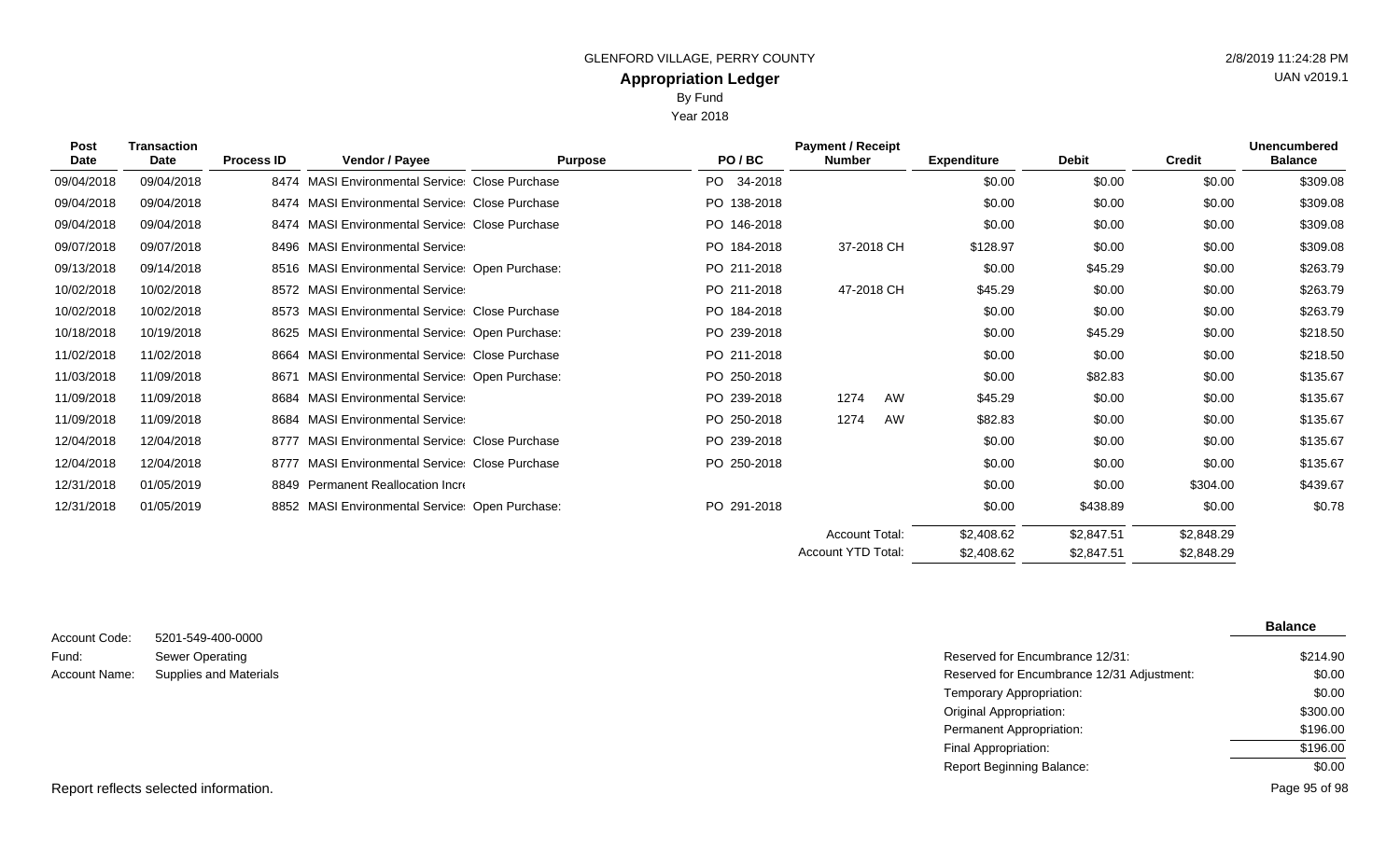GLENFORD VILLAGE, PERRY COUNTY

2/8/2019 11:24:28 PM

UAN v2019.1

## Appropriation Ledger

By Fund

Year 2018

| Post Date | Transaction Date | Process ID | Vendor / Payee | Purpose | PO / BC | Payment / Receipt Number | Expenditure | Debit | Credit | Unencumbered Balance |
|---|---|---|---|---|---|---|---|---|---|---|
| 09/04/2018 | 09/04/2018 | 8474 | MASI Environmental Service | Close Purchase | PO 34-2018 | | $0.00 | $0.00 | $0.00 | $309.08 |
| 09/04/2018 | 09/04/2018 | 8474 | MASI Environmental Service | Close Purchase | PO 138-2018 | | $0.00 | $0.00 | $0.00 | $309.08 |
| 09/04/2018 | 09/04/2018 | 8474 | MASI Environmental Service | Close Purchase | PO 146-2018 | | $0.00 | $0.00 | $0.00 | $309.08 |
| 09/07/2018 | 09/07/2018 | 8496 | MASI Environmental Service | | PO 184-2018 | 37-2018 CH | $128.97 | $0.00 | $0.00 | $309.08 |
| 09/13/2018 | 09/14/2018 | 8516 | MASI Environmental Service | Open Purchase: | PO 211-2018 | | $0.00 | $45.29 | $0.00 | $263.79 |
| 10/02/2018 | 10/02/2018 | 8572 | MASI Environmental Service | | PO 211-2018 | 47-2018 CH | $45.29 | $0.00 | $0.00 | $263.79 |
| 10/02/2018 | 10/02/2018 | 8573 | MASI Environmental Service | Close Purchase | PO 184-2018 | | $0.00 | $0.00 | $0.00 | $263.79 |
| 10/18/2018 | 10/19/2018 | 8625 | MASI Environmental Service | Open Purchase: | PO 239-2018 | | $0.00 | $45.29 | $0.00 | $218.50 |
| 11/02/2018 | 11/02/2018 | 8664 | MASI Environmental Service | Close Purchase | PO 211-2018 | | $0.00 | $0.00 | $0.00 | $218.50 |
| 11/03/2018 | 11/09/2018 | 8671 | MASI Environmental Service | Open Purchase: | PO 250-2018 | | $0.00 | $82.83 | $0.00 | $135.67 |
| 11/09/2018 | 11/09/2018 | 8684 | MASI Environmental Service | | PO 239-2018 | 1274 AW | $45.29 | $0.00 | $0.00 | $135.67 |
| 11/09/2018 | 11/09/2018 | 8684 | MASI Environmental Service | | PO 250-2018 | 1274 AW | $82.83 | $0.00 | $0.00 | $135.67 |
| 12/04/2018 | 12/04/2018 | 8777 | MASI Environmental Service | Close Purchase | PO 239-2018 | | $0.00 | $0.00 | $0.00 | $135.67 |
| 12/04/2018 | 12/04/2018 | 8777 | MASI Environmental Service | Close Purchase | PO 250-2018 | | $0.00 | $0.00 | $0.00 | $135.67 |
| 12/31/2018 | 01/05/2019 | 8849 | Permanent Reallocation Incr | | | | $0.00 | $0.00 | $304.00 | $439.67 |
| 12/31/2018 | 01/05/2019 | 8852 | MASI Environmental Service | Open Purchase: | PO 291-2018 | | $0.00 | $438.89 | $0.00 | $0.78 |
| | | | | | | Account Total: | $2,408.62 | $2,847.51 | $2,848.29 | |
| | | | | | | Account YTD Total: | $2,408.62 | $2,847.51 | $2,848.29 | |

Account Code: 5201-549-400-0000
Fund: Sewer Operating
Account Name: Supplies and Materials

| | Balance |
|---|---|
| Reserved for Encumbrance 12/31: | $214.90 |
| Reserved for Encumbrance 12/31 Adjustment: | $0.00 |
| Temporary Appropriation: | $0.00 |
| Original Appropriation: | $300.00 |
| Permanent Appropriation: | $196.00 |
| Final Appropriation: | $196.00 |
| Report Beginning Balance: | $0.00 |

Report reflects selected information.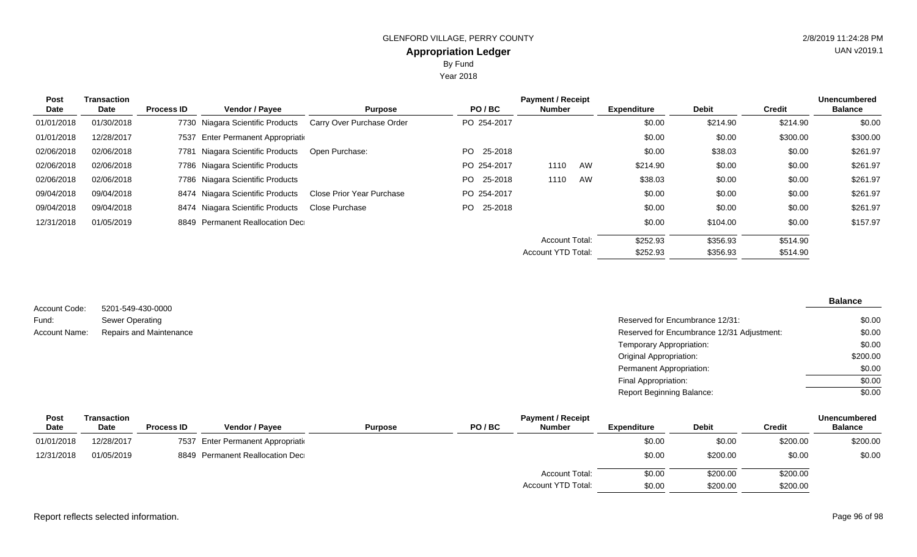GLENFORD VILLAGE, PERRY COUNTY

**Appropriation Ledger**

By Fund

Year 2018

2/8/2019 11:24:28 PM

UAN v2019.1

| Post Date | Transaction Date | Process ID | Vendor / Payee | Purpose | PO / BC | Payment / Receipt Number | | Expenditure | Debit | Credit | Unencumbered Balance |
|---|---|---|---|---|---|---|---|---|---|---|---|
| 01/01/2018 | 01/30/2018 | 7730 | Niagara Scientific Products | Carry Over Purchase Order | PO 254-2017 | | | $0.00 | $214.90 | $214.90 | $0.00 |
| 01/01/2018 | 12/28/2017 | 7537 | Enter Permanent Appropriati | | | | | $0.00 | $0.00 | $300.00 | $300.00 |
| 02/06/2018 | 02/06/2018 | 7781 | Niagara Scientific Products | Open Purchase: | PO 25-2018 | | | $0.00 | $38.03 | $0.00 | $261.97 |
| 02/06/2018 | 02/06/2018 | 7786 | Niagara Scientific Products | | PO 254-2017 | 1110 | AW | $214.90 | $0.00 | $0.00 | $261.97 |
| 02/06/2018 | 02/06/2018 | 7786 | Niagara Scientific Products | | PO 25-2018 | 1110 | AW | $38.03 | $0.00 | $0.00 | $261.97 |
| 09/04/2018 | 09/04/2018 | 8474 | Niagara Scientific Products | Close Prior Year Purchase | PO 254-2017 | | | $0.00 | $0.00 | $0.00 | $261.97 |
| 09/04/2018 | 09/04/2018 | 8474 | Niagara Scientific Products | Close Purchase | PO 25-2018 | | | $0.00 | $0.00 | $0.00 | $261.97 |
| 12/31/2018 | 01/05/2019 | 8849 | Permanent Reallocation Dec | | | | | $0.00 | $104.00 | $0.00 | $157.97 |
| | | | | | | Account Total: | | $252.93 | $356.93 | $514.90 | |
| | | | | | | Account YTD Total: | | $252.93 | $356.93 | $514.90 | |

Account Code: 5201-549-430-0000

Fund: Sewer Operating

Account Name: Repairs and Maintenance

| | Balance |
|---|---|
| Reserved for Encumbrance 12/31: | $0.00 |
| Reserved for Encumbrance 12/31 Adjustment: | $0.00 |
| Temporary Appropriation: | $0.00 |
| Original Appropriation: | $200.00 |
| Permanent Appropriation: | $0.00 |
| Final Appropriation: | $0.00 |
| Report Beginning Balance: | $0.00 |

| Post Date | Transaction Date | Process ID | Vendor / Payee | Purpose | PO / BC | Payment / Receipt Number | Expenditure | Debit | Credit | Unencumbered Balance |
|---|---|---|---|---|---|---|---|---|---|---|
| 01/01/2018 | 12/28/2017 | 7537 | Enter Permanent Appropriati | | | | $0.00 | $0.00 | $200.00 | $200.00 |
| 12/31/2018 | 01/05/2019 | 8849 | Permanent Reallocation Dec | | | | $0.00 | $200.00 | $0.00 | $0.00 |
| | | | | | | Account Total: | $0.00 | $200.00 | $200.00 | |
| | | | | | | Account YTD Total: | $0.00 | $200.00 | $200.00 | |

Report reflects selected information.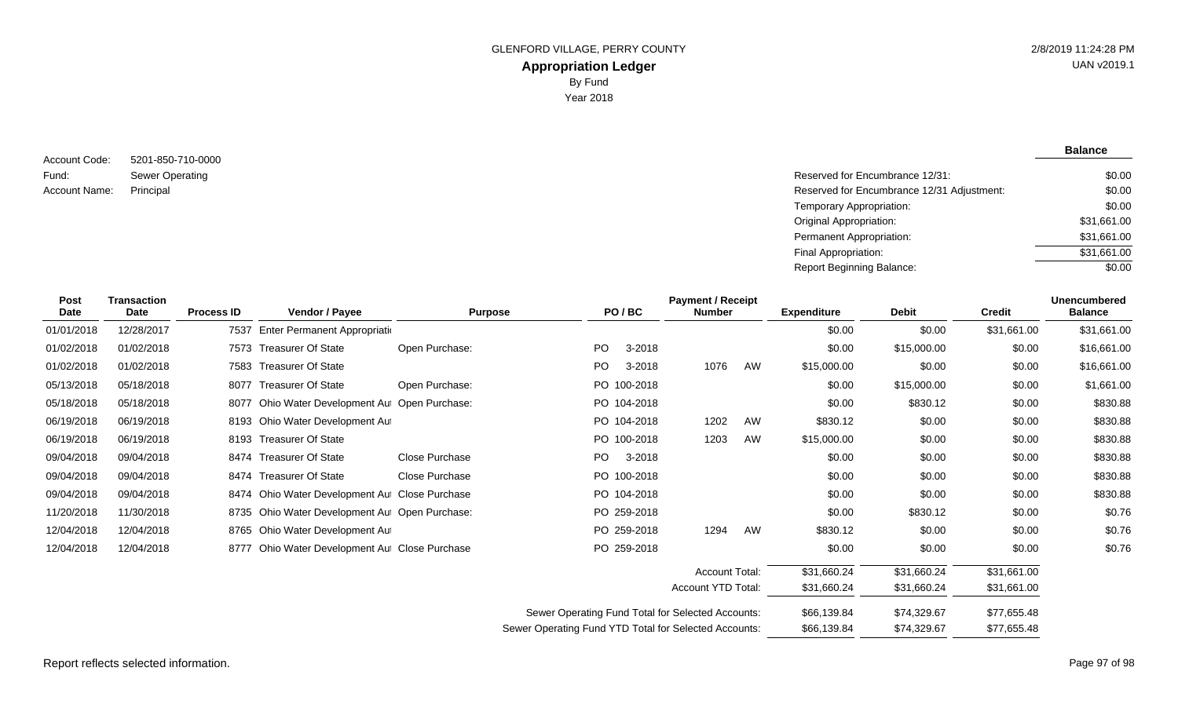GLENFORD VILLAGE, PERRY COUNTY

**Appropriation Ledger**

By Fund

Year 2018

2/8/2019 11:24:28 PM

UAN v2019.1

Account Code: 5201-850-710-0000

Fund: Sewer Operating

Account Name: Principal

| | **Balance** |
|---|---|
| Reserved for Encumbrance 12/31: | $0.00 |
| Reserved for Encumbrance 12/31 Adjustment: | $0.00 |
| Temporary Appropriation: | $0.00 |
| Original Appropriation: | $31,661.00 |
| Permanent Appropriation: | $31,661.00 |
| Final Appropriation: | $31,661.00 |
| Report Beginning Balance: | $0.00 |

| Post Date | Transaction Date | Process ID | Vendor / Payee | Purpose | PO / BC | Payment / Receipt Number | Expenditure | Debit | Credit | Unencumbered Balance |
|---|---|---|---|---|---|---|---|---|---|---|
| 01/01/2018 | 12/28/2017 | 7537 | Enter Permanent Appropriati | | | | $0.00 | $0.00 | $31,661.00 | $31,661.00 |
| 01/02/2018 | 01/02/2018 | 7573 | Treasurer Of State | Open Purchase: | PO 3-2018 | | $0.00 | $15,000.00 | $0.00 | $16,661.00 |
| 01/02/2018 | 01/02/2018 | 7583 | Treasurer Of State | | PO 3-2018 | 1076 AW | $15,000.00 | $0.00 | $0.00 | $16,661.00 |
| 05/13/2018 | 05/18/2018 | 8077 | Treasurer Of State | Open Purchase: | PO 100-2018 | | $0.00 | $15,000.00 | $0.00 | $1,661.00 |
| 05/18/2018 | 05/18/2018 | 8077 | Ohio Water Development Aut | Open Purchase: | PO 104-2018 | | $0.00 | $830.12 | $0.00 | $830.88 |
| 06/19/2018 | 06/19/2018 | 8193 | Ohio Water Development Aut | | PO 104-2018 | 1202 AW | $830.12 | $0.00 | $0.00 | $830.88 |
| 06/19/2018 | 06/19/2018 | 8193 | Treasurer Of State | | PO 100-2018 | 1203 AW | $15,000.00 | $0.00 | $0.00 | $830.88 |
| 09/04/2018 | 09/04/2018 | 8474 | Treasurer Of State | Close Purchase | PO 3-2018 | | $0.00 | $0.00 | $0.00 | $830.88 |
| 09/04/2018 | 09/04/2018 | 8474 | Treasurer Of State | Close Purchase | PO 100-2018 | | $0.00 | $0.00 | $0.00 | $830.88 |
| 09/04/2018 | 09/04/2018 | 8474 | Ohio Water Development Aut | Close Purchase | PO 104-2018 | | $0.00 | $0.00 | $0.00 | $830.88 |
| 11/20/2018 | 11/30/2018 | 8735 | Ohio Water Development Aut | Open Purchase: | PO 259-2018 | | $0.00 | $830.12 | $0.00 | $0.76 |
| 12/04/2018 | 12/04/2018 | 8765 | Ohio Water Development Aut | | PO 259-2018 | 1294 AW | $830.12 | $0.00 | $0.00 | $0.76 |
| 12/04/2018 | 12/04/2018 | 8777 | Ohio Water Development Aut | Close Purchase | PO 259-2018 | | $0.00 | $0.00 | $0.00 | $0.76 |
| | | | | | | Account Total: | $31,660.24 | $31,660.24 | $31,661.00 | |
| | | | | | | Account YTD Total: | $31,660.24 | $31,660.24 | $31,661.00 | |
| | | | | | | Sewer Operating Fund Total for Selected Accounts: | $66,139.84 | $74,329.67 | $77,655.48 | |
| | | | | | | Sewer Operating Fund YTD Total for Selected Accounts: | $66,139.84 | $74,329.67 | $77,655.48 | |

Report reflects selected information.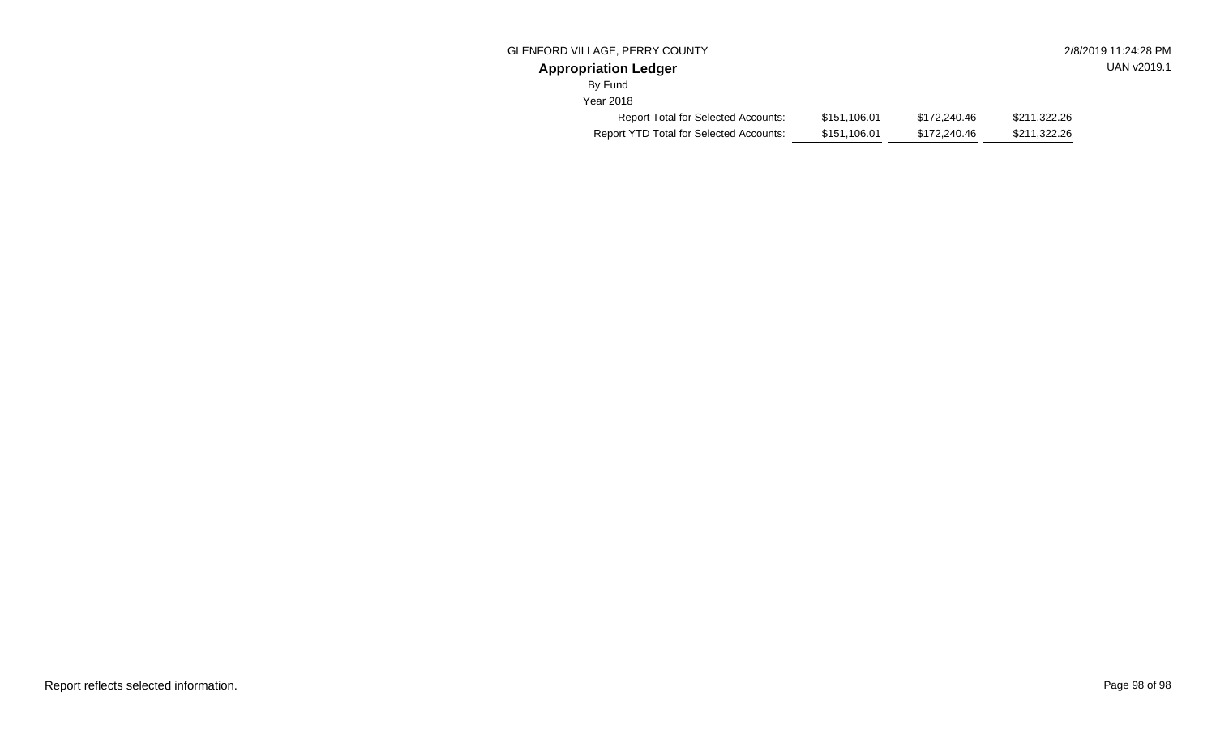GLENFORD VILLAGE, PERRY COUNTY

## Appropriation Ledger

By Fund

Year 2018

| | | | |
|---|---|---|---|
| Report Total for Selected Accounts: | $151,106.01 | $172,240.46 | $211,322.26 |
| Report YTD Total for Selected Accounts: | $151,106.01 | $172,240.46 | $211,322.26 |

Report reflects selected information.